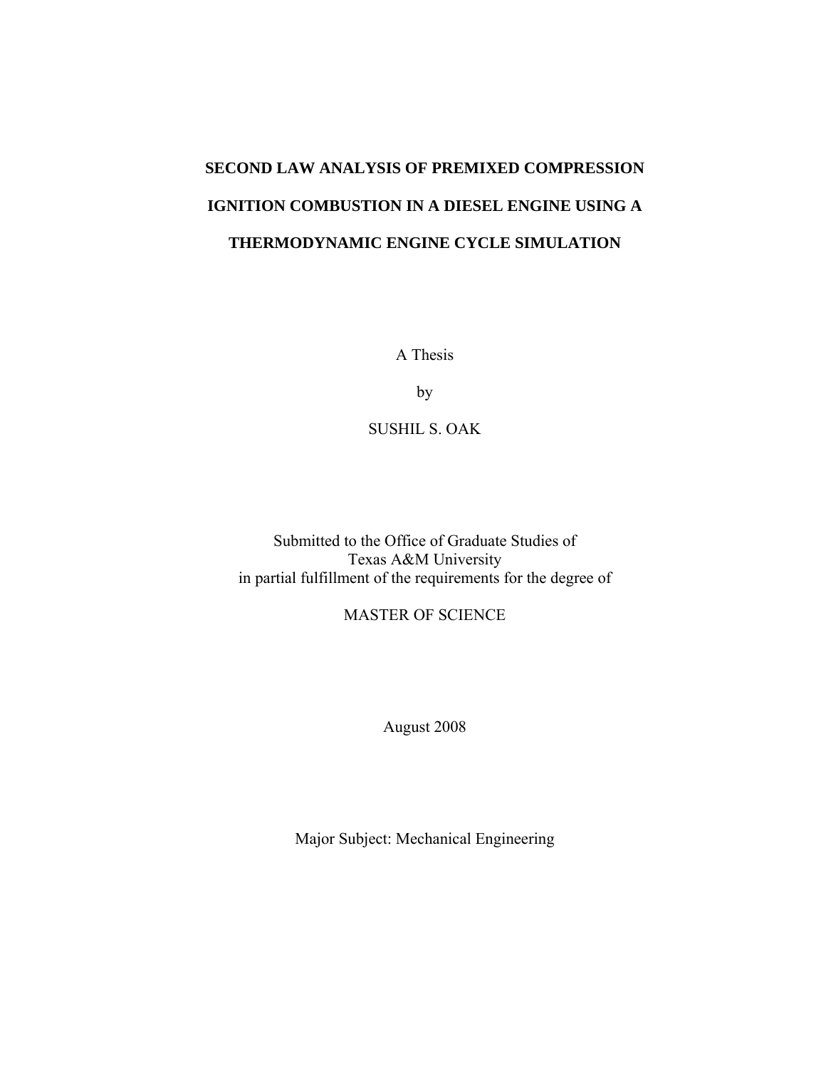# SECOND LAW ANALYSIS OF PREMIXED COMPRESSION IGNITION COMBUSTION IN A DIESEL ENGINE USING A THERMODYNAMIC ENGINE CYCLE SIMULATION

A Thesis

by

SUSHIL S. OAK

Submitted to the Office of Graduate Studies of
Texas A&M University
in partial fulfillment of the requirements for the degree of

MASTER OF SCIENCE

August 2008

Major Subject: Mechanical Engineering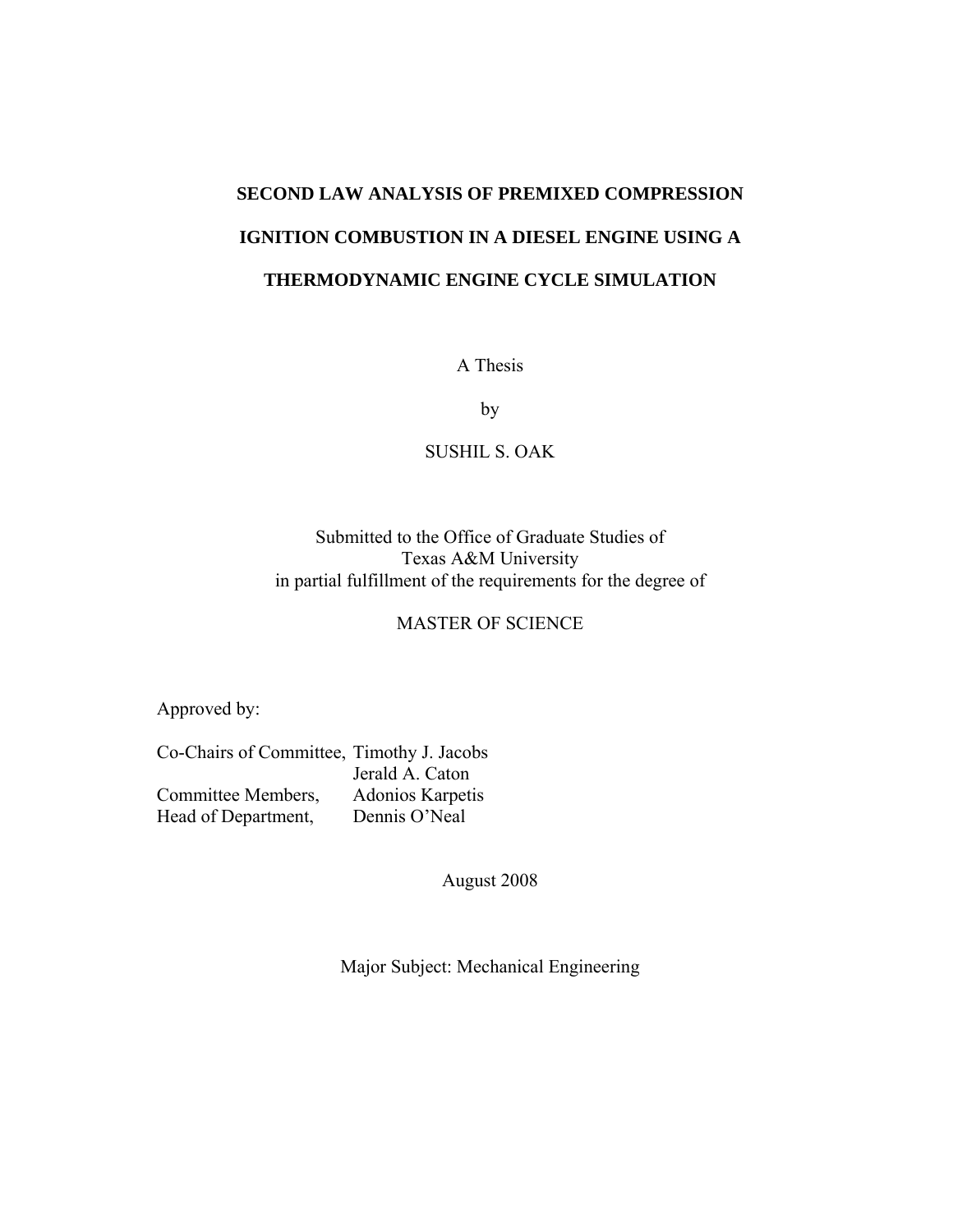**SECOND LAW ANALYSIS OF PREMIXED COMPRESSION**

**IGNITION COMBUSTION IN A DIESEL ENGINE USING A**

**THERMODYNAMIC ENGINE CYCLE SIMULATION**

A Thesis

by

SUSHIL S. OAK

Submitted to the Office of Graduate Studies of
Texas A&M University
in partial fulfillment of the requirements for the degree of

MASTER OF SCIENCE

Approved by:

| | |
|---|---|
| Co-Chairs of Committee, | Timothy J. Jacobs |
| | Jerald A. Caton |
| Committee Members, | Adonios Karpetis |
| Head of Department, | Dennis O'Neal |

August 2008

Major Subject: Mechanical Engineering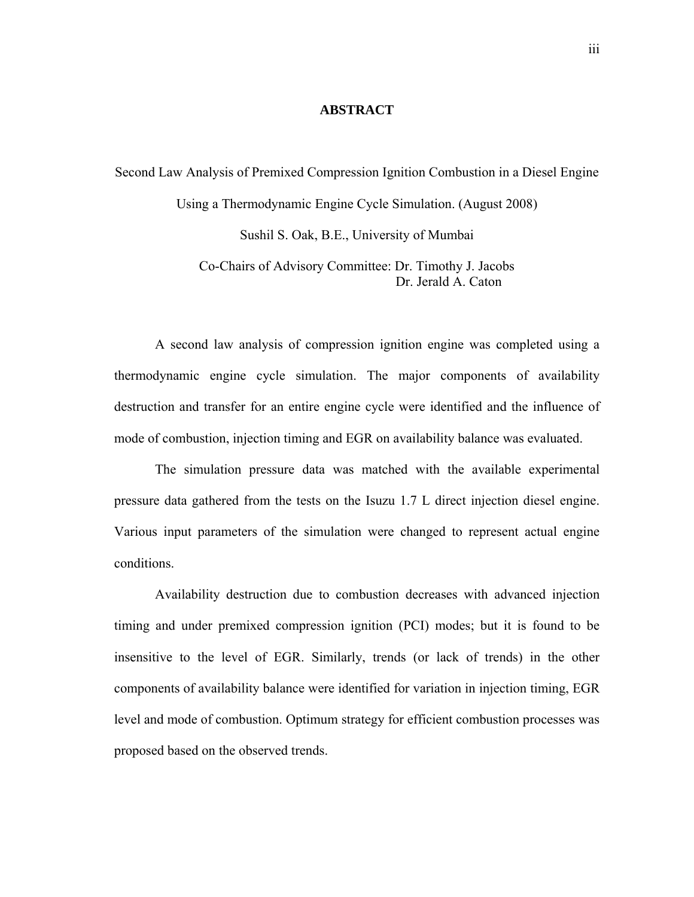# ABSTRACT

Second Law Analysis of Premixed Compression Ignition Combustion in a Diesel Engine Using a Thermodynamic Engine Cycle Simulation. (August 2008)

Sushil S. Oak, B.E., University of Mumbai

Co-Chairs of Advisory Committee: Dr. Timothy J. Jacobs
Dr. Jerald A. Caton

A second law analysis of compression ignition engine was completed using a thermodynamic engine cycle simulation. The major components of availability destruction and transfer for an entire engine cycle were identified and the influence of mode of combustion, injection timing and EGR on availability balance was evaluated.

The simulation pressure data was matched with the available experimental pressure data gathered from the tests on the Isuzu 1.7 L direct injection diesel engine. Various input parameters of the simulation were changed to represent actual engine conditions.

Availability destruction due to combustion decreases with advanced injection timing and under premixed compression ignition (PCI) modes; but it is found to be insensitive to the level of EGR. Similarly, trends (or lack of trends) in the other components of availability balance were identified for variation in injection timing, EGR level and mode of combustion. Optimum strategy for efficient combustion processes was proposed based on the observed trends.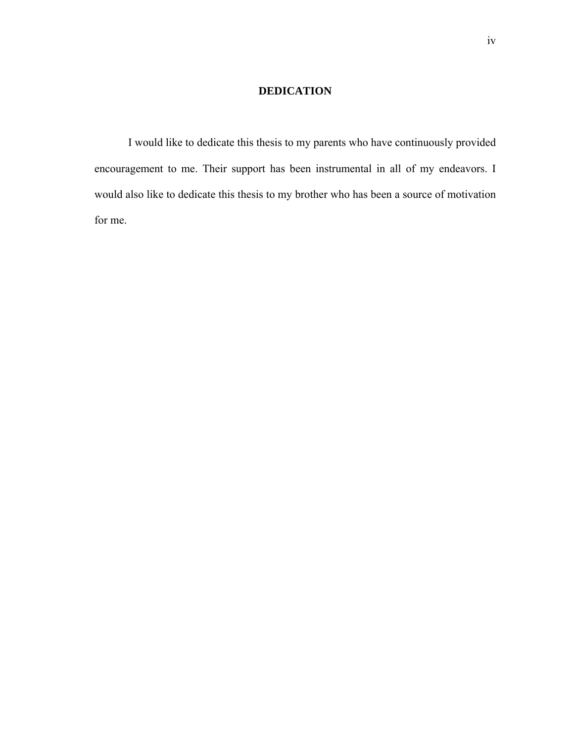# DEDICATION

I would like to dedicate this thesis to my parents who have continuously provided encouragement to me. Their support has been instrumental in all of my endeavors. I would also like to dedicate this thesis to my brother who has been a source of motivation for me.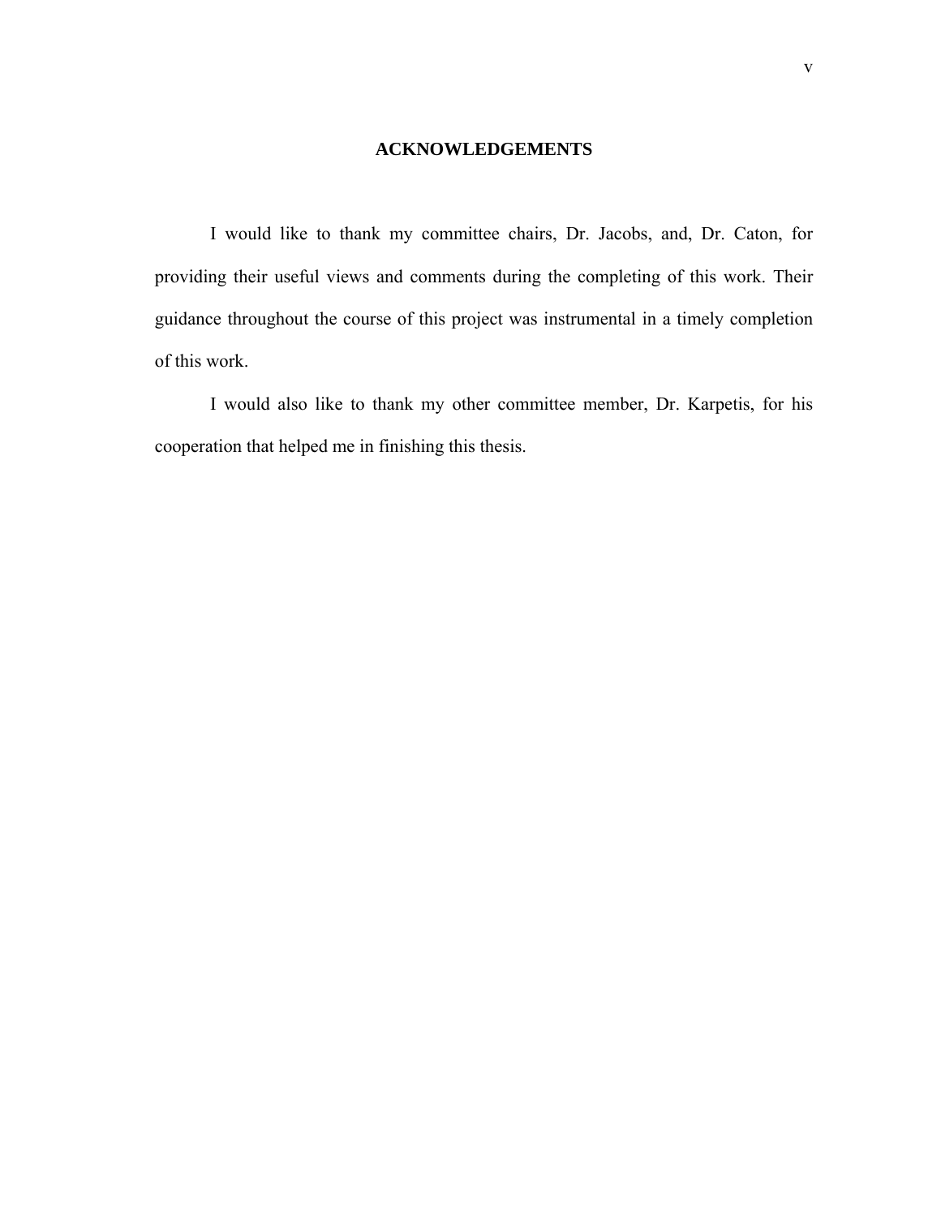# ACKNOWLEDGEMENTS

I would like to thank my committee chairs, Dr. Jacobs, and, Dr. Caton, for providing their useful views and comments during the completing of this work. Their guidance throughout the course of this project was instrumental in a timely completion of this work.

I would also like to thank my other committee member, Dr. Karpetis, for his cooperation that helped me in finishing this thesis.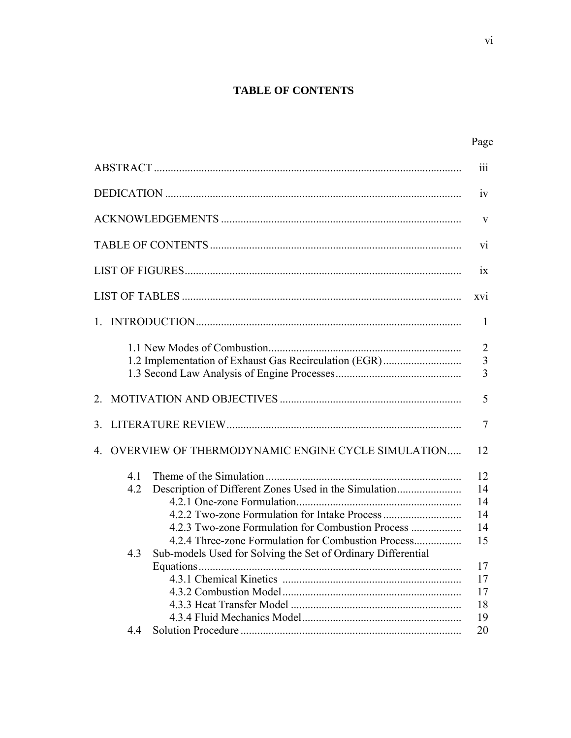# TABLE OF CONTENTS

| | Page |
|---|---|
| ABSTRACT | iii |
| DEDICATION | iv |
| ACKNOWLEDGEMENTS | v |
| TABLE OF CONTENTS | vi |
| LIST OF FIGURES | ix |
| LIST OF TABLES | xvi |
| 1. INTRODUCTION | 1 |
| 1.1 New Modes of Combustion | 2 |
| 1.2 Implementation of Exhaust Gas Recirculation (EGR) | 3 |
| 1.3 Second Law Analysis of Engine Processes | 3 |
| 2. MOTIVATION AND OBJECTIVES | 5 |
| 3. LITERATURE REVIEW | 7 |
| 4. OVERVIEW OF THERMODYNAMIC ENGINE CYCLE SIMULATION | 12 |
| 4.1 Theme of the Simulation | 12 |
| 4.2 Description of Different Zones Used in the Simulation | 14 |
| 4.2.1 One-zone Formulation | 14 |
| 4.2.2 Two-zone Formulation for Intake Process | 14 |
| 4.2.3 Two-zone Formulation for Combustion Process | 14 |
| 4.2.4 Three-zone Formulation for Combustion Process | 15 |
| 4.3 Sub-models Used for Solving the Set of Ordinary Differential Equations | 17 |
| 4.3.1 Chemical Kinetics | 17 |
| 4.3.2 Combustion Model | 17 |
| 4.3.3 Heat Transfer Model | 18 |
| 4.3.4 Fluid Mechanics Model | 19 |
| 4.4 Solution Procedure | 20 |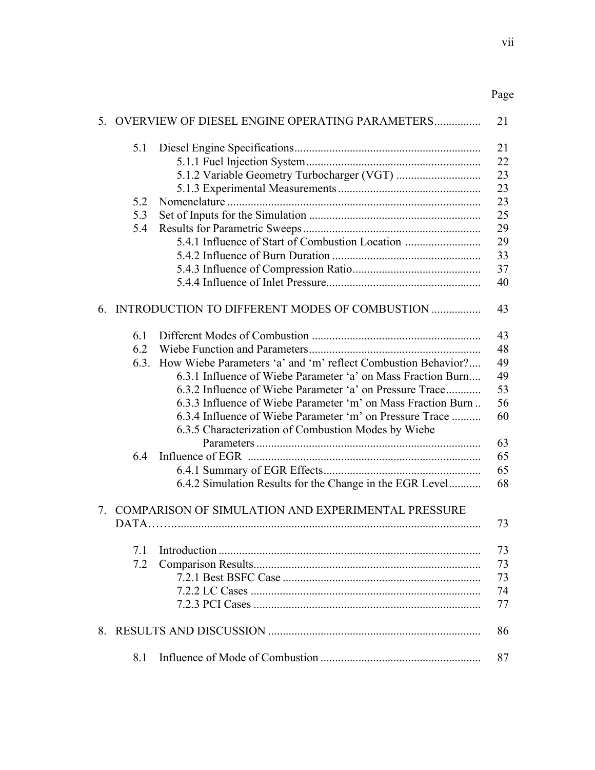| | Page |
|---|---|
| 5. OVERVIEW OF DIESEL ENGINE OPERATING PARAMETERS | 21 |
| 5.1 Diesel Engine Specifications | 21 |
| 5.1.1 Fuel Injection System | 22 |
| 5.1.2 Variable Geometry Turbocharger (VGT) | 23 |
| 5.1.3 Experimental Measurements | 23 |
| 5.2 Nomenclature | 23 |
| 5.3 Set of Inputs for the Simulation | 25 |
| 5.4 Results for Parametric Sweeps | 29 |
| 5.4.1 Influence of Start of Combustion Location | 29 |
| 5.4.2 Influence of Burn Duration | 33 |
| 5.4.3 Influence of Compression Ratio | 37 |
| 5.4.4 Influence of Inlet Pressure | 40 |
| 6. INTRODUCTION TO DIFFERENT MODES OF COMBUSTION | 43 |
| 6.1 Different Modes of Combustion | 43 |
| 6.2 Wiebe Function and Parameters | 48 |
| 6.3. How Wiebe Parameters 'a' and 'm' reflect Combustion Behavior? | 49 |
| 6.3.1 Influence of Wiebe Parameter 'a' on Mass Fraction Burn | 49 |
| 6.3.2 Influence of Wiebe Parameter 'a' on Pressure Trace | 53 |
| 6.3.3 Influence of Wiebe Parameter 'm' on Mass Fraction Burn | 56 |
| 6.3.4 Influence of Wiebe Parameter 'm' on Pressure Trace | 60 |
| 6.3.5 Characterization of Combustion Modes by Wiebe Parameters | 63 |
| 6.4 Influence of EGR | 65 |
| 6.4.1 Summary of EGR Effects | 65 |
| 6.4.2 Simulation Results for the Change in the EGR Level | 68 |
| 7. COMPARISON OF SIMULATION AND EXPERIMENTAL PRESSURE DATA | 73 |
| 7.1 Introduction | 73 |
| 7.2 Comparison Results | 73 |
| 7.2.1 Best BSFC Case | 73 |
| 7.2.2 LC Cases | 74 |
| 7.2.3 PCI Cases | 77 |
| 8. RESULTS AND DISCUSSION | 86 |
| 8.1 Influence of Mode of Combustion | 87 |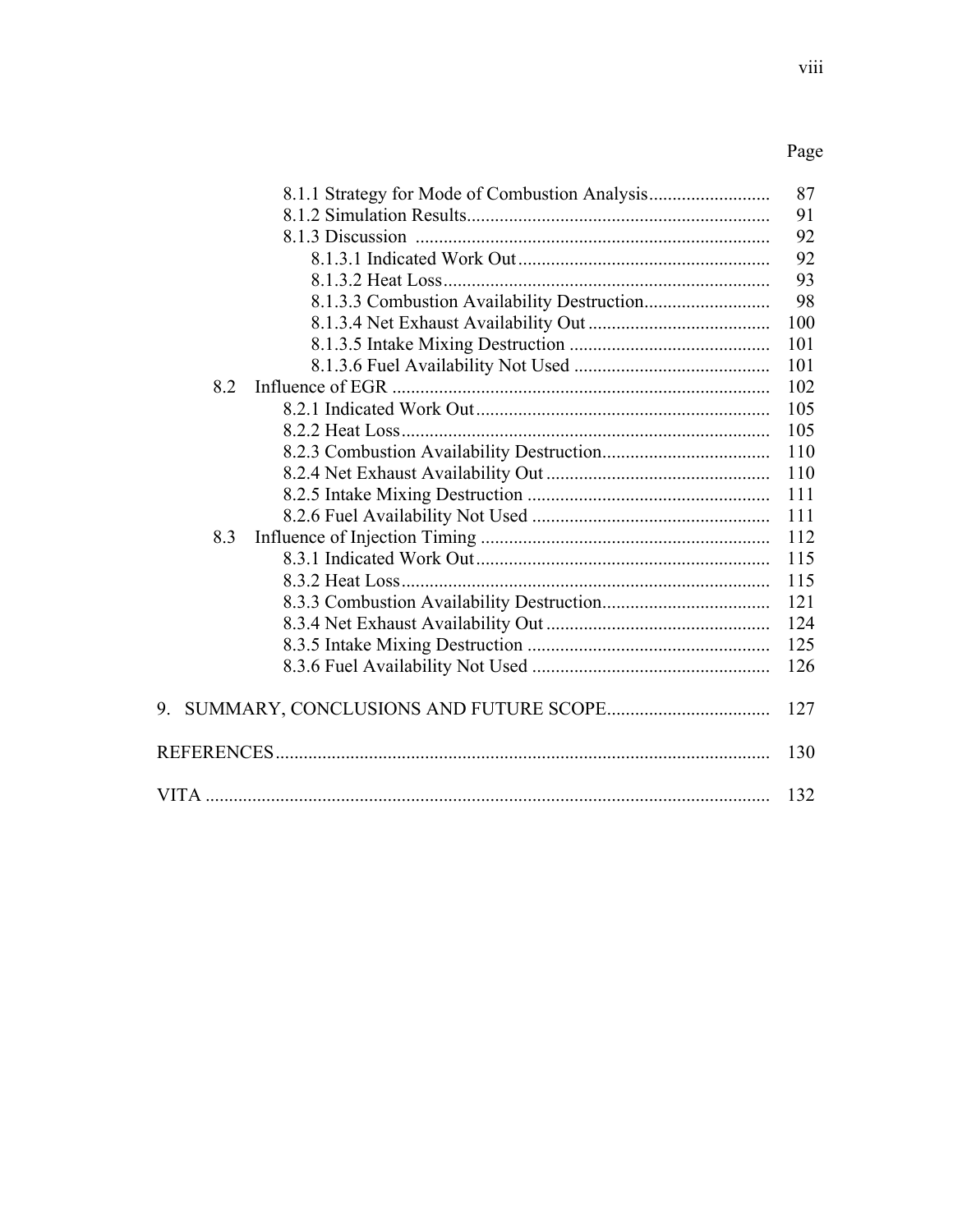| | Page |
|---|---|
| 8.1.1 Strategy for Mode of Combustion Analysis | 87 |
| 8.1.2 Simulation Results | 91 |
| 8.1.3 Discussion | 92 |
| 8.1.3.1 Indicated Work Out | 92 |
| 8.1.3.2 Heat Loss | 93 |
| 8.1.3.3 Combustion Availability Destruction | 98 |
| 8.1.3.4 Net Exhaust Availability Out | 100 |
| 8.1.3.5 Intake Mixing Destruction | 101 |
| 8.1.3.6 Fuel Availability Not Used | 101 |
| 8.2 Influence of EGR | 102 |
| 8.2.1 Indicated Work Out | 105 |
| 8.2.2 Heat Loss | 105 |
| 8.2.3 Combustion Availability Destruction | 110 |
| 8.2.4 Net Exhaust Availability Out | 110 |
| 8.2.5 Intake Mixing Destruction | 111 |
| 8.2.6 Fuel Availability Not Used | 111 |
| 8.3 Influence of Injection Timing | 112 |
| 8.3.1 Indicated Work Out | 115 |
| 8.3.2 Heat Loss | 115 |
| 8.3.3 Combustion Availability Destruction | 121 |
| 8.3.4 Net Exhaust Availability Out | 124 |
| 8.3.5 Intake Mixing Destruction | 125 |
| 8.3.6 Fuel Availability Not Used | 126 |
| 9. SUMMARY, CONCLUSIONS AND FUTURE SCOPE | 127 |
| REFERENCES | 130 |
| VITA | 132 |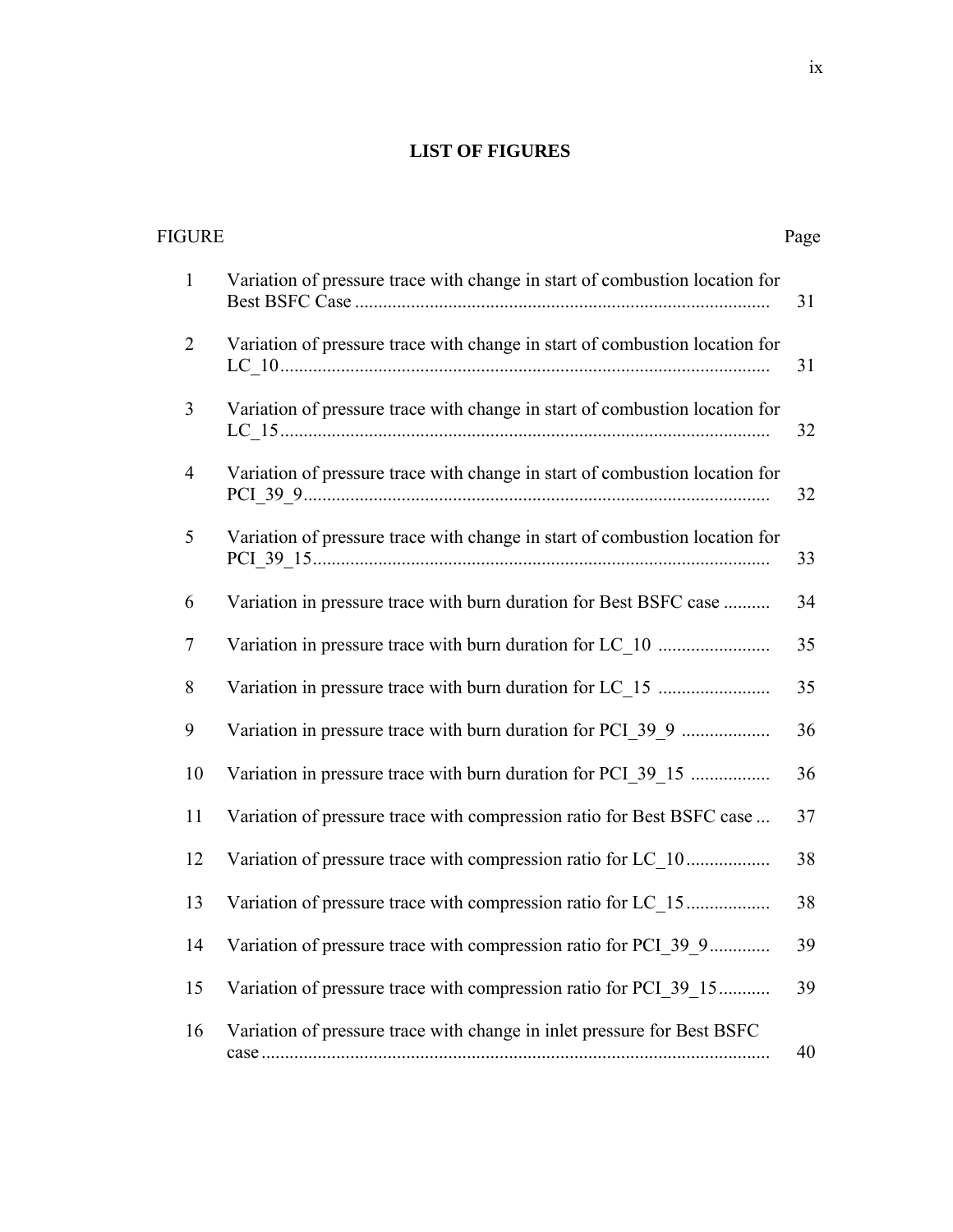# LIST OF FIGURES

| FIGURE | | Page |
|---|---|---|
| 1 | Variation of pressure trace with change in start of combustion location for Best BSFC Case | 31 |
| 2 | Variation of pressure trace with change in start of combustion location for LC_10 | 31 |
| 3 | Variation of pressure trace with change in start of combustion location for LC_15 | 32 |
| 4 | Variation of pressure trace with change in start of combustion location for PCI_39_9 | 32 |
| 5 | Variation of pressure trace with change in start of combustion location for PCI_39_15 | 33 |
| 6 | Variation in pressure trace with burn duration for Best BSFC case | 34 |
| 7 | Variation in pressure trace with burn duration for LC_10 | 35 |
| 8 | Variation in pressure trace with burn duration for LC_15 | 35 |
| 9 | Variation in pressure trace with burn duration for PCI_39_9 | 36 |
| 10 | Variation in pressure trace with burn duration for PCI_39_15 | 36 |
| 11 | Variation of pressure trace with compression ratio for Best BSFC case | 37 |
| 12 | Variation of pressure trace with compression ratio for LC_10 | 38 |
| 13 | Variation of pressure trace with compression ratio for LC_15 | 38 |
| 14 | Variation of pressure trace with compression ratio for PCI_39_9 | 39 |
| 15 | Variation of pressure trace with compression ratio for PCI_39_15 | 39 |
| 16 | Variation of pressure trace with change in inlet pressure for Best BSFC case | 40 |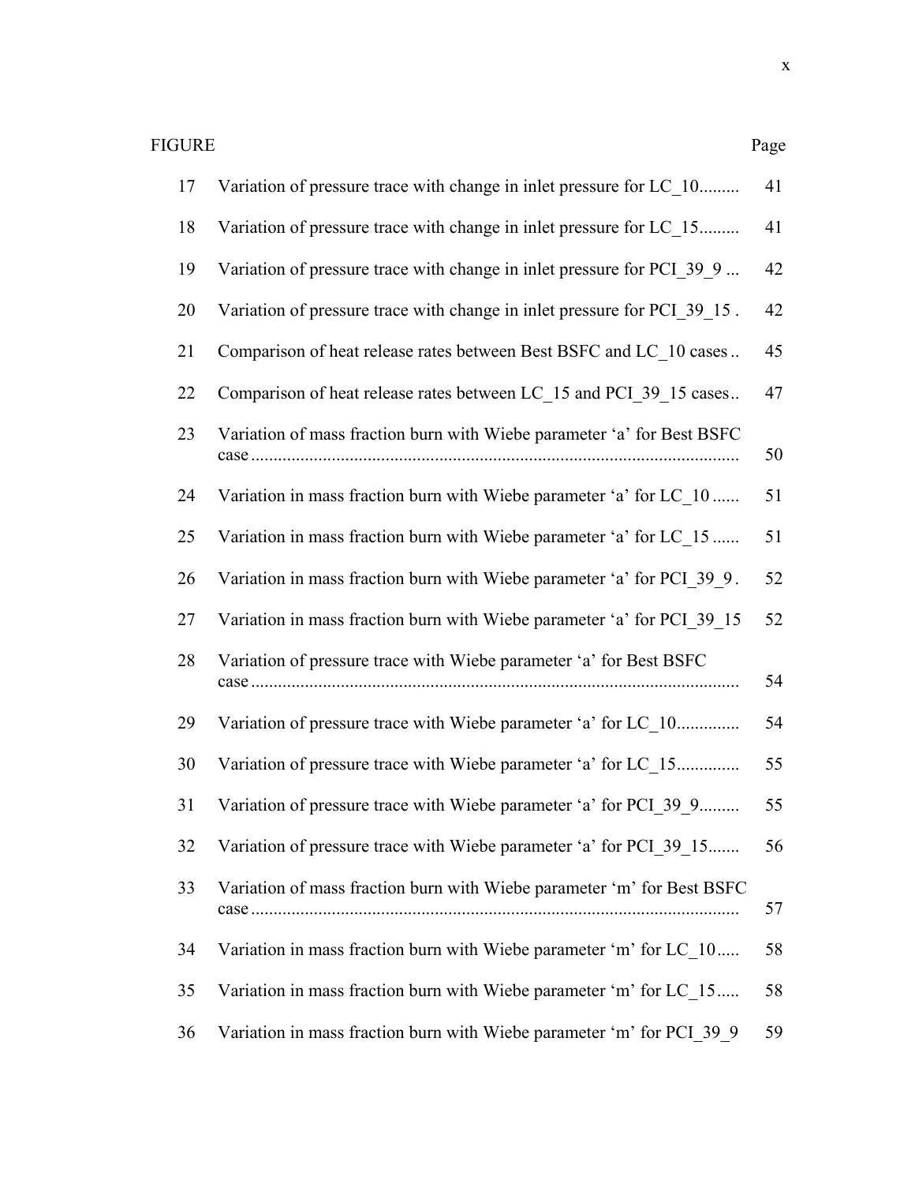| FIGURE | | Page |
|---|---|---|
| 17 | Variation of pressure trace with change in inlet pressure for LC_10 | 41 |
| 18 | Variation of pressure trace with change in inlet pressure for LC_15 | 41 |
| 19 | Variation of pressure trace with change in inlet pressure for PCI_39_9 | 42 |
| 20 | Variation of pressure trace with change in inlet pressure for PCI_39_15 | 42 |
| 21 | Comparison of heat release rates between Best BSFC and LC_10 cases | 45 |
| 22 | Comparison of heat release rates between LC_15 and PCI_39_15 cases | 47 |
| 23 | Variation of mass fraction burn with Wiebe parameter 'a' for Best BSFC case | 50 |
| 24 | Variation in mass fraction burn with Wiebe parameter 'a' for LC_10 | 51 |
| 25 | Variation in mass fraction burn with Wiebe parameter 'a' for LC_15 | 51 |
| 26 | Variation in mass fraction burn with Wiebe parameter 'a' for PCI_39_9 | 52 |
| 27 | Variation in mass fraction burn with Wiebe parameter 'a' for PCI_39_15 | 52 |
| 28 | Variation of pressure trace with Wiebe parameter 'a' for Best BSFC case | 54 |
| 29 | Variation of pressure trace with Wiebe parameter 'a' for LC_10 | 54 |
| 30 | Variation of pressure trace with Wiebe parameter 'a' for LC_15 | 55 |
| 31 | Variation of pressure trace with Wiebe parameter 'a' for PCI_39_9 | 55 |
| 32 | Variation of pressure trace with Wiebe parameter 'a' for PCI_39_15 | 56 |
| 33 | Variation of mass fraction burn with Wiebe parameter 'm' for Best BSFC case | 57 |
| 34 | Variation in mass fraction burn with Wiebe parameter 'm' for LC_10 | 58 |
| 35 | Variation in mass fraction burn with Wiebe parameter 'm' for LC_15 | 58 |
| 36 | Variation in mass fraction burn with Wiebe parameter 'm' for PCI_39_9 | 59 |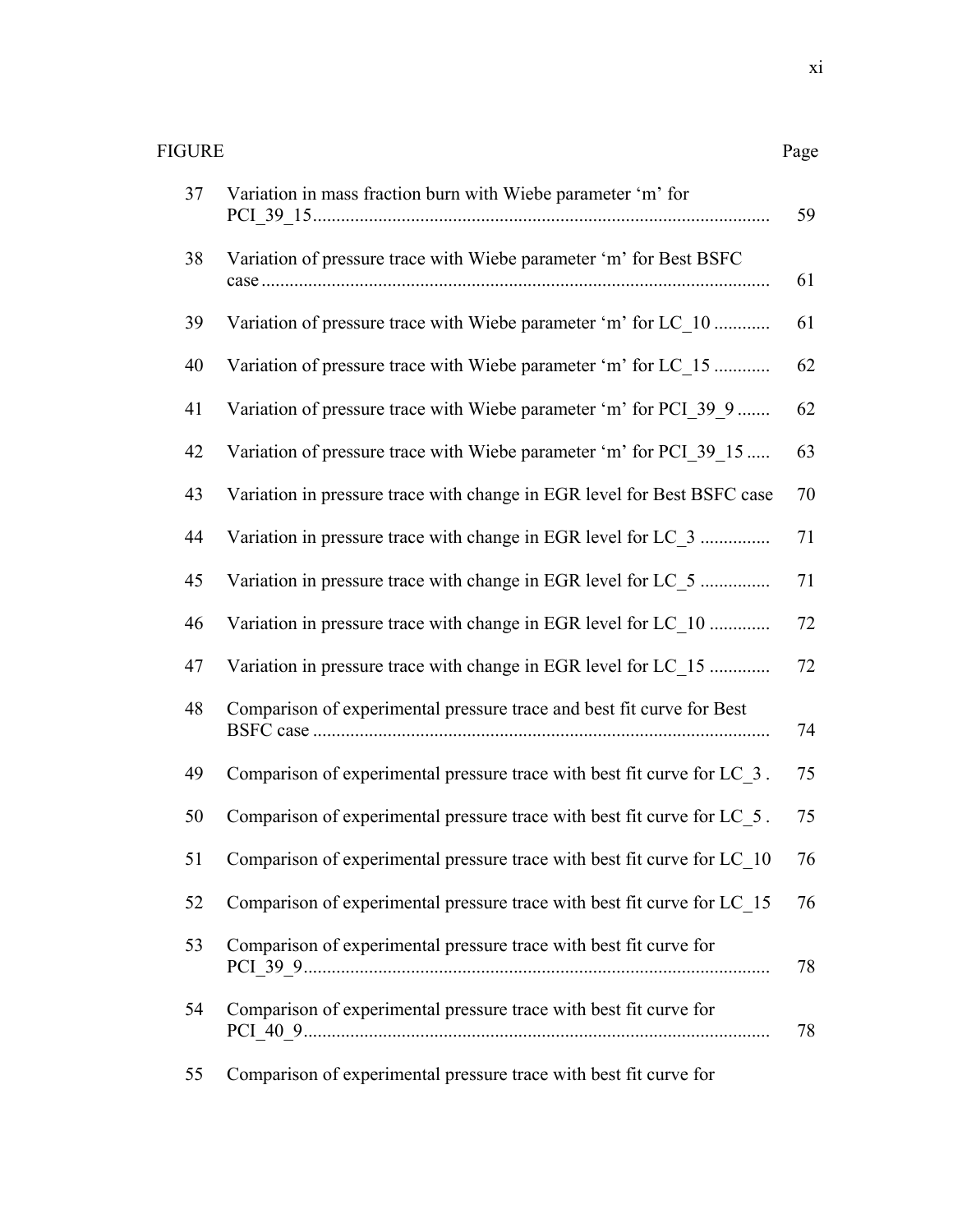| FIGURE | | Page |
|---|---|---|
| 37 | Variation in mass fraction burn with Wiebe parameter ‘m’ for PCI_39_15 | 59 |
| 38 | Variation of pressure trace with Wiebe parameter ‘m’ for Best BSFC case | 61 |
| 39 | Variation of pressure trace with Wiebe parameter ‘m’ for LC_10 | 61 |
| 40 | Variation of pressure trace with Wiebe parameter ‘m’ for LC_15 | 62 |
| 41 | Variation of pressure trace with Wiebe parameter ‘m’ for PCI_39_9 | 62 |
| 42 | Variation of pressure trace with Wiebe parameter ‘m’ for PCI_39_15 | 63 |
| 43 | Variation in pressure trace with change in EGR level for Best BSFC case | 70 |
| 44 | Variation in pressure trace with change in EGR level for LC_3 | 71 |
| 45 | Variation in pressure trace with change in EGR level for LC_5 | 71 |
| 46 | Variation in pressure trace with change in EGR level for LC_10 | 72 |
| 47 | Variation in pressure trace with change in EGR level for LC_15 | 72 |
| 48 | Comparison of experimental pressure trace and best fit curve for Best BSFC case | 74 |
| 49 | Comparison of experimental pressure trace with best fit curve for LC_3 | 75 |
| 50 | Comparison of experimental pressure trace with best fit curve for LC_5 | 75 |
| 51 | Comparison of experimental pressure trace with best fit curve for LC_10 | 76 |
| 52 | Comparison of experimental pressure trace with best fit curve for LC_15 | 76 |
| 53 | Comparison of experimental pressure trace with best fit curve for PCI_39_9 | 78 |
| 54 | Comparison of experimental pressure trace with best fit curve for PCI_40_9 | 78 |
| 55 | Comparison of experimental pressure trace with best fit curve for | |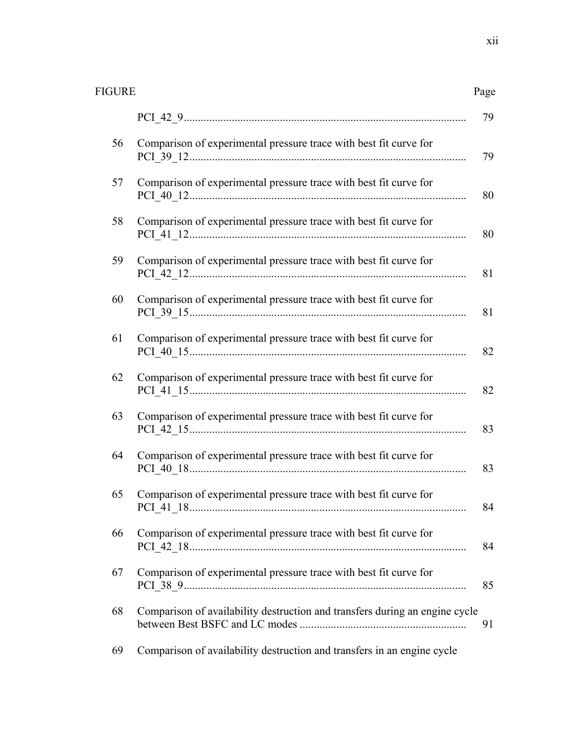| FIGURE | | Page |
|---|---|---|
| | PCI_42_9 | 79 |
| 56 | Comparison of experimental pressure trace with best fit curve for PCI_39_12 | 79 |
| 57 | Comparison of experimental pressure trace with best fit curve for PCI_40_12 | 80 |
| 58 | Comparison of experimental pressure trace with best fit curve for PCI_41_12 | 80 |
| 59 | Comparison of experimental pressure trace with best fit curve for PCI_42_12 | 81 |
| 60 | Comparison of experimental pressure trace with best fit curve for PCI_39_15 | 81 |
| 61 | Comparison of experimental pressure trace with best fit curve for PCI_40_15 | 82 |
| 62 | Comparison of experimental pressure trace with best fit curve for PCI_41_15 | 82 |
| 63 | Comparison of experimental pressure trace with best fit curve for PCI_42_15 | 83 |
| 64 | Comparison of experimental pressure trace with best fit curve for PCI_40_18 | 83 |
| 65 | Comparison of experimental pressure trace with best fit curve for PCI_41_18 | 84 |
| 66 | Comparison of experimental pressure trace with best fit curve for PCI_42_18 | 84 |
| 67 | Comparison of experimental pressure trace with best fit curve for PCI_38_9 | 85 |
| 68 | Comparison of availability destruction and transfers during an engine cycle between Best BSFC and LC modes | 91 |
| 69 | Comparison of availability destruction and transfers in an engine cycle | |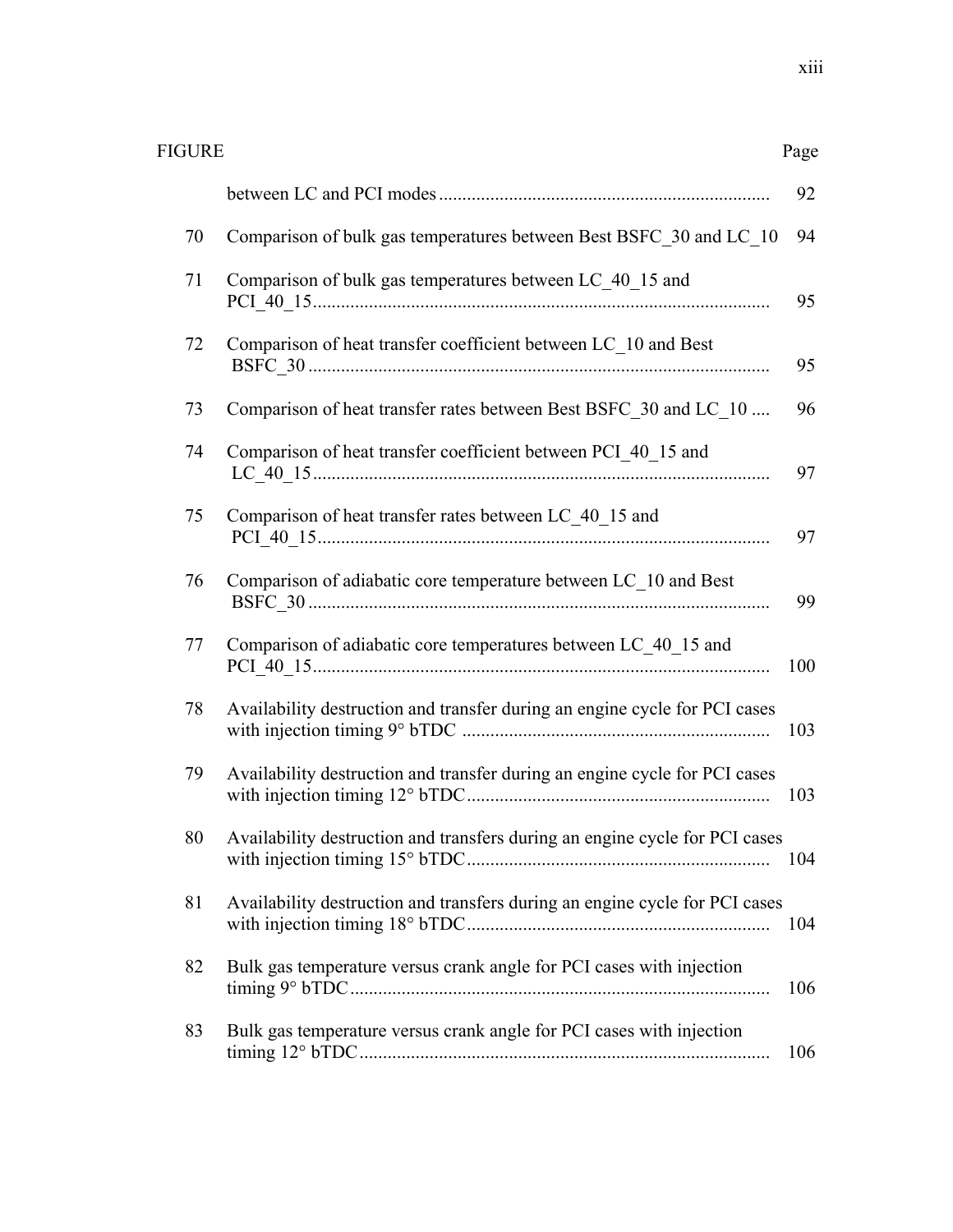| FIGURE | | Page |
|---|---|---|
| | between LC and PCI modes | 92 |
| 70 | Comparison of bulk gas temperatures between Best BSFC_30 and LC_10 | 94 |
| 71 | Comparison of bulk gas temperatures between LC_40_15 and PCI_40_15 | 95 |
| 72 | Comparison of heat transfer coefficient between LC_10 and Best BSFC_30 | 95 |
| 73 | Comparison of heat transfer rates between Best BSFC_30 and LC_10 | 96 |
| 74 | Comparison of heat transfer coefficient between PCI_40_15 and LC_40_15 | 97 |
| 75 | Comparison of heat transfer rates between LC_40_15 and PCI_40_15 | 97 |
| 76 | Comparison of adiabatic core temperature between LC_10 and Best BSFC_30 | 99 |
| 77 | Comparison of adiabatic core temperatures between LC_40_15 and PCI_40_15 | 100 |
| 78 | Availability destruction and transfer during an engine cycle for PCI cases with injection timing 9° bTDC | 103 |
| 79 | Availability destruction and transfer during an engine cycle for PCI cases with injection timing 12° bTDC | 103 |
| 80 | Availability destruction and transfers during an engine cycle for PCI cases with injection timing 15° bTDC | 104 |
| 81 | Availability destruction and transfers during an engine cycle for PCI cases with injection timing 18° bTDC | 104 |
| 82 | Bulk gas temperature versus crank angle for PCI cases with injection timing 9° bTDC | 106 |
| 83 | Bulk gas temperature versus crank angle for PCI cases with injection timing 12° bTDC | 106 |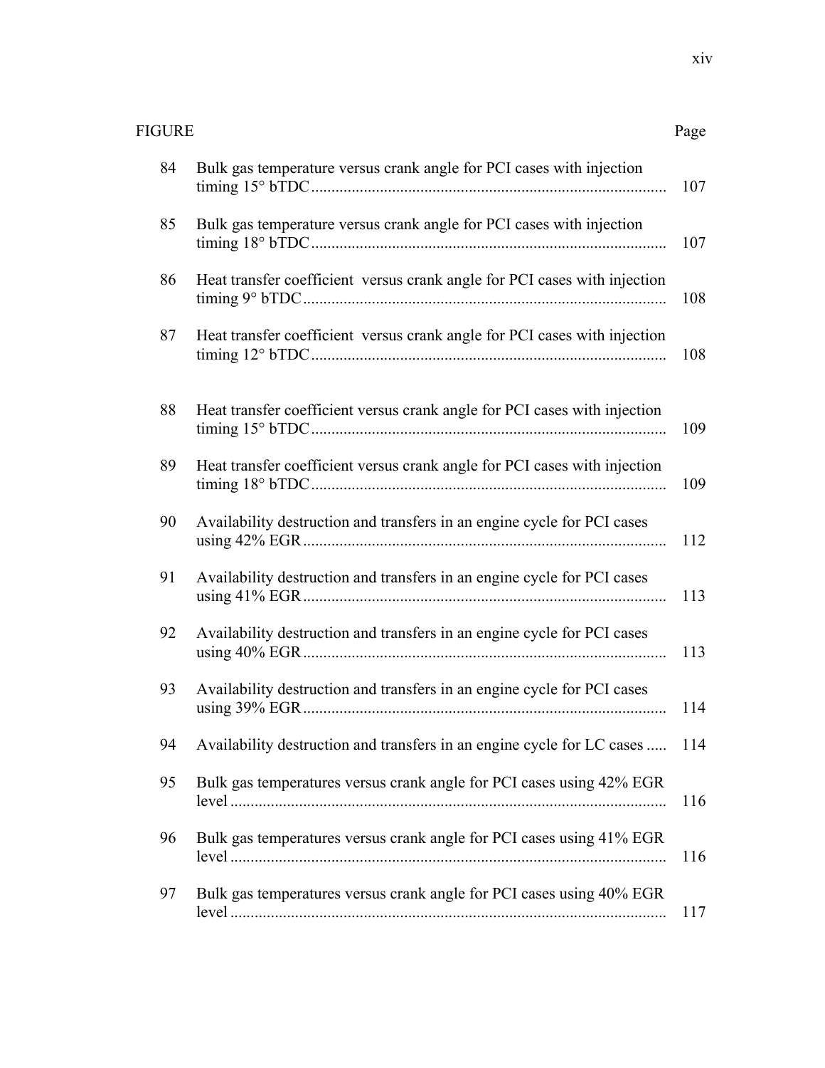| FIGURE | | Page |
|---|---|---|
| 84 | Bulk gas temperature versus crank angle for PCI cases with injection timing 15° bTDC | 107 |
| 85 | Bulk gas temperature versus crank angle for PCI cases with injection timing 18° bTDC | 107 |
| 86 | Heat transfer coefficient versus crank angle for PCI cases with injection timing 9° bTDC | 108 |
| 87 | Heat transfer coefficient versus crank angle for PCI cases with injection timing 12° bTDC | 108 |
| 88 | Heat transfer coefficient versus crank angle for PCI cases with injection timing 15° bTDC | 109 |
| 89 | Heat transfer coefficient versus crank angle for PCI cases with injection timing 18° bTDC | 109 |
| 90 | Availability destruction and transfers in an engine cycle for PCI cases using 42% EGR | 112 |
| 91 | Availability destruction and transfers in an engine cycle for PCI cases using 41% EGR | 113 |
| 92 | Availability destruction and transfers in an engine cycle for PCI cases using 40% EGR | 113 |
| 93 | Availability destruction and transfers in an engine cycle for PCI cases using 39% EGR | 114 |
| 94 | Availability destruction and transfers in an engine cycle for LC cases | 114 |
| 95 | Bulk gas temperatures versus crank angle for PCI cases using 42% EGR level | 116 |
| 96 | Bulk gas temperatures versus crank angle for PCI cases using 41% EGR level | 116 |
| 97 | Bulk gas temperatures versus crank angle for PCI cases using 40% EGR level | 117 |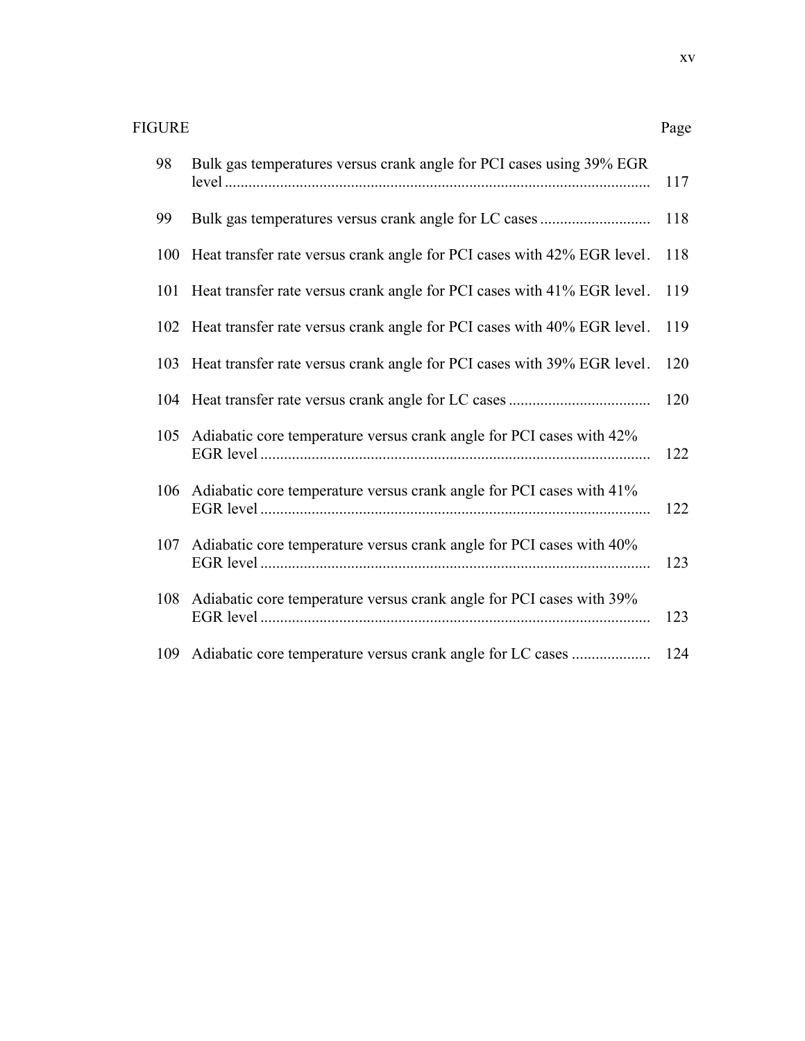| FIGURE | | Page |
|---|---|---|
| 98 | Bulk gas temperatures versus crank angle for PCI cases using 39% EGR level | 117 |
| 99 | Bulk gas temperatures versus crank angle for LC cases | 118 |
| 100 | Heat transfer rate versus crank angle for PCI cases with 42% EGR level | 118 |
| 101 | Heat transfer rate versus crank angle for PCI cases with 41% EGR level | 119 |
| 102 | Heat transfer rate versus crank angle for PCI cases with 40% EGR level | 119 |
| 103 | Heat transfer rate versus crank angle for PCI cases with 39% EGR level | 120 |
| 104 | Heat transfer rate versus crank angle for LC cases | 120 |
| 105 | Adiabatic core temperature versus crank angle for PCI cases with 42% EGR level | 122 |
| 106 | Adiabatic core temperature versus crank angle for PCI cases with 41% EGR level | 122 |
| 107 | Adiabatic core temperature versus crank angle for PCI cases with 40% EGR level | 123 |
| 108 | Adiabatic core temperature versus crank angle for PCI cases with 39% EGR level | 123 |
| 109 | Adiabatic core temperature versus crank angle for LC cases | 124 |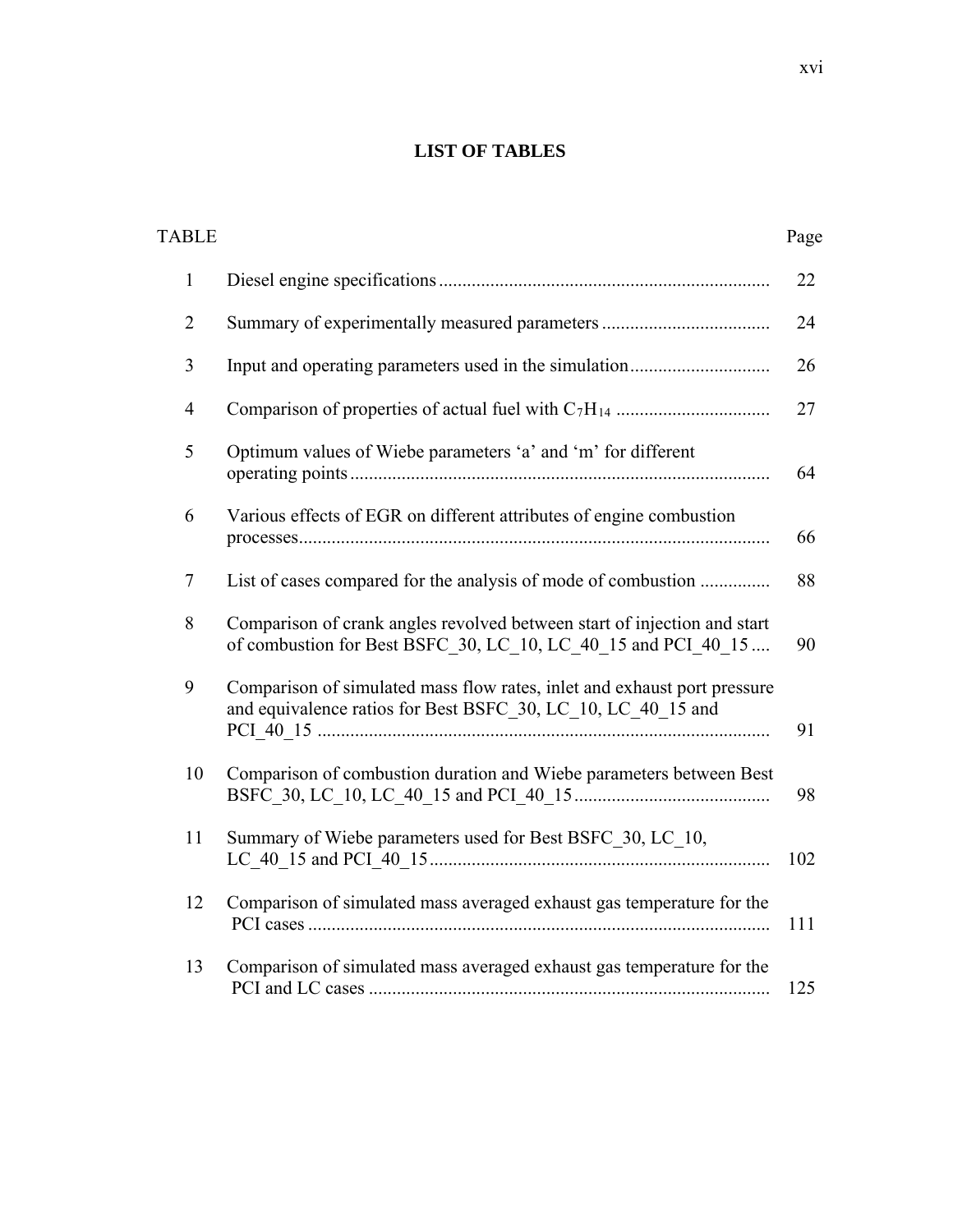# LIST OF TABLES

| TABLE | | Page |
|---|---|---|
| 1 | Diesel engine specifications | 22 |
| 2 | Summary of experimentally measured parameters | 24 |
| 3 | Input and operating parameters used in the simulation | 26 |
| 4 | Comparison of properties of actual fuel with $C_7H_{14}$ | 27 |
| 5 | Optimum values of Wiebe parameters 'a' and 'm' for different operating points | 64 |
| 6 | Various effects of EGR on different attributes of engine combustion processes | 66 |
| 7 | List of cases compared for the analysis of mode of combustion | 88 |
| 8 | Comparison of crank angles revolved between start of injection and start of combustion for Best BSFC_30, LC_10, LC_40_15 and PCI_40_15 | 90 |
| 9 | Comparison of simulated mass flow rates, inlet and exhaust port pressure and equivalence ratios for Best BSFC_30, LC_10, LC_40_15 and PCI_40_15 | 91 |
| 10 | Comparison of combustion duration and Wiebe parameters between Best BSFC_30, LC_10, LC_40_15 and PCI_40_15 | 98 |
| 11 | Summary of Wiebe parameters used for Best BSFC_30, LC_10, LC_40_15 and PCI_40_15 | 102 |
| 12 | Comparison of simulated mass averaged exhaust gas temperature for the PCI cases | 111 |
| 13 | Comparison of simulated mass averaged exhaust gas temperature for the PCI and LC cases | 125 |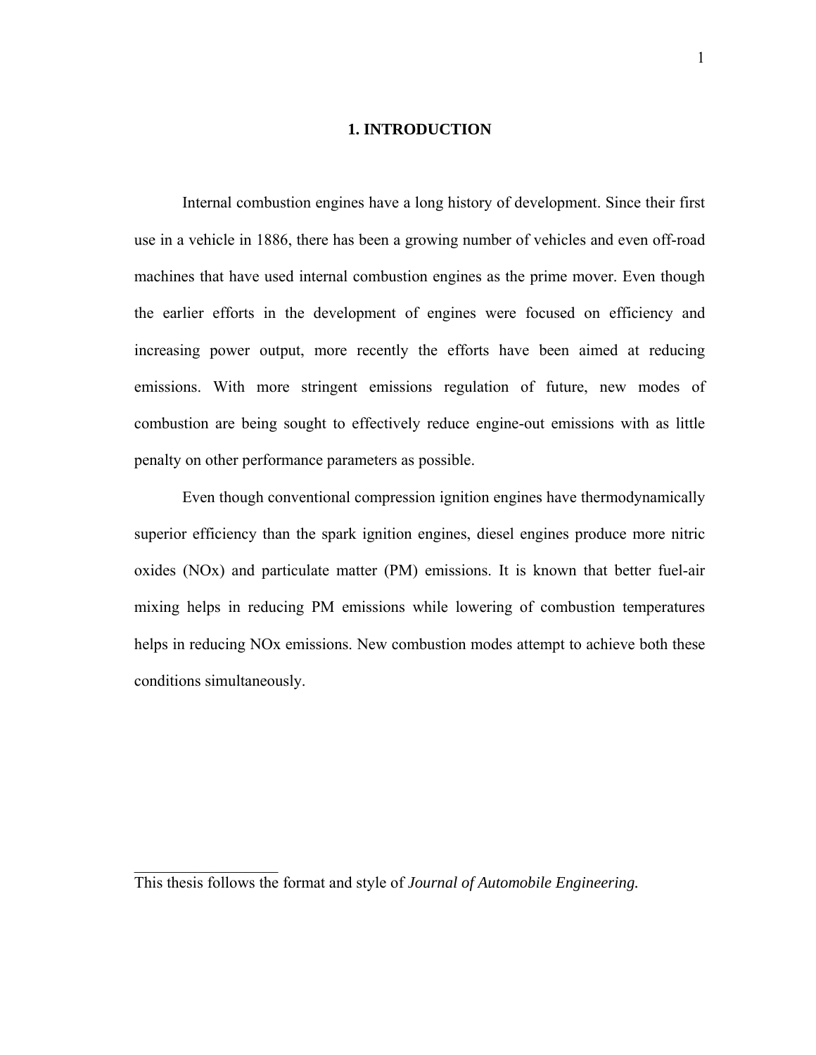# 1. INTRODUCTION

Internal combustion engines have a long history of development. Since their first use in a vehicle in 1886, there has been a growing number of vehicles and even off-road machines that have used internal combustion engines as the prime mover. Even though the earlier efforts in the development of engines were focused on efficiency and increasing power output, more recently the efforts have been aimed at reducing emissions. With more stringent emissions regulation of future, new modes of combustion are being sought to effectively reduce engine-out emissions with as little penalty on other performance parameters as possible.

Even though conventional compression ignition engines have thermodynamically superior efficiency than the spark ignition engines, diesel engines produce more nitric oxides (NOx) and particulate matter (PM) emissions. It is known that better fuel-air mixing helps in reducing PM emissions while lowering of combustion temperatures helps in reducing NOx emissions. New combustion modes attempt to achieve both these conditions simultaneously.

____________________

This thesis follows the format and style of *Journal of Automobile Engineering.*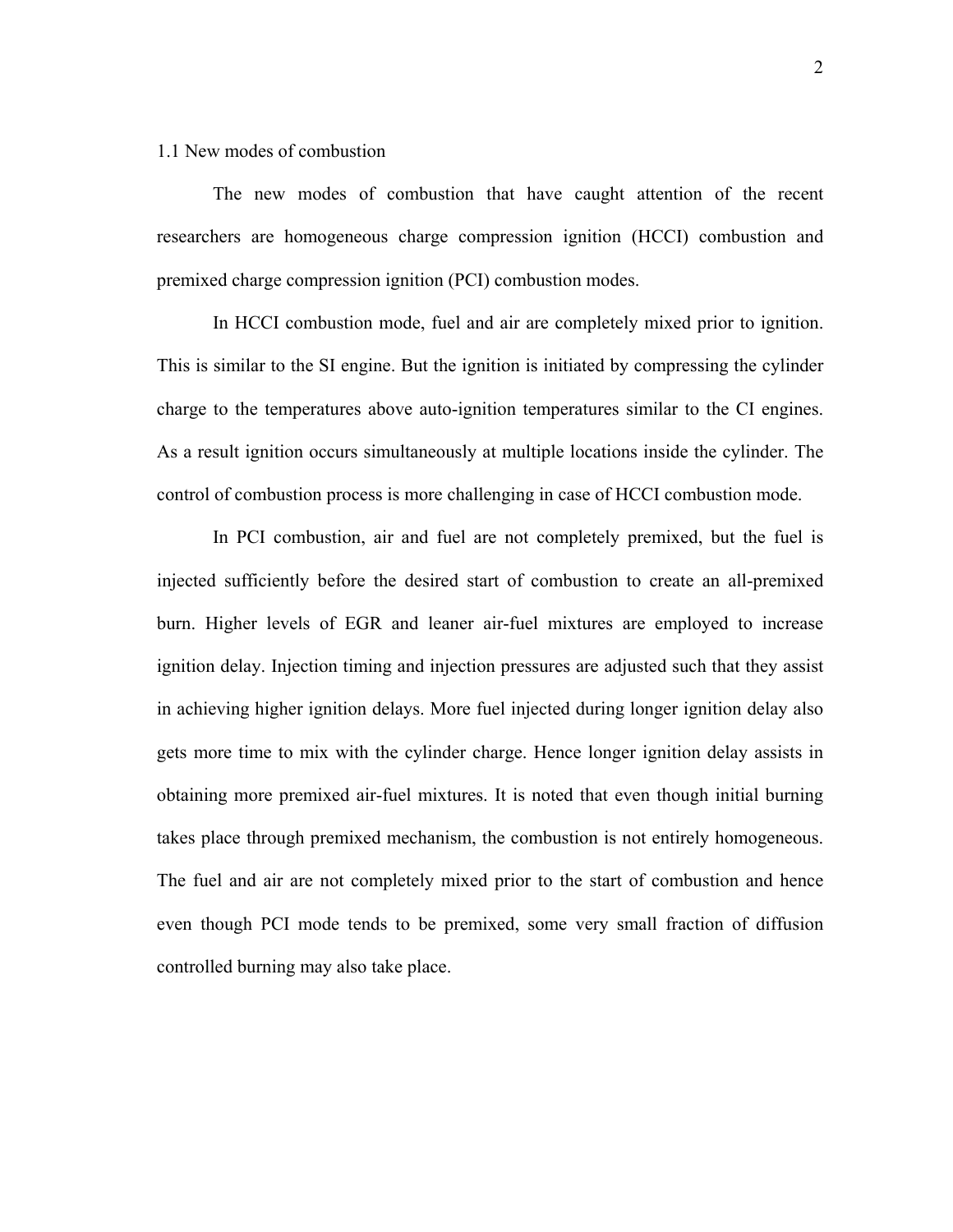## 1.1 New modes of combustion

The new modes of combustion that have caught attention of the recent researchers are homogeneous charge compression ignition (HCCI) combustion and premixed charge compression ignition (PCI) combustion modes.

In HCCI combustion mode, fuel and air are completely mixed prior to ignition. This is similar to the SI engine. But the ignition is initiated by compressing the cylinder charge to the temperatures above auto-ignition temperatures similar to the CI engines. As a result ignition occurs simultaneously at multiple locations inside the cylinder. The control of combustion process is more challenging in case of HCCI combustion mode.

In PCI combustion, air and fuel are not completely premixed, but the fuel is injected sufficiently before the desired start of combustion to create an all-premixed burn. Higher levels of EGR and leaner air-fuel mixtures are employed to increase ignition delay. Injection timing and injection pressures are adjusted such that they assist in achieving higher ignition delays. More fuel injected during longer ignition delay also gets more time to mix with the cylinder charge. Hence longer ignition delay assists in obtaining more premixed air-fuel mixtures. It is noted that even though initial burning takes place through premixed mechanism, the combustion is not entirely homogeneous. The fuel and air are not completely mixed prior to the start of combustion and hence even though PCI mode tends to be premixed, some very small fraction of diffusion controlled burning may also take place.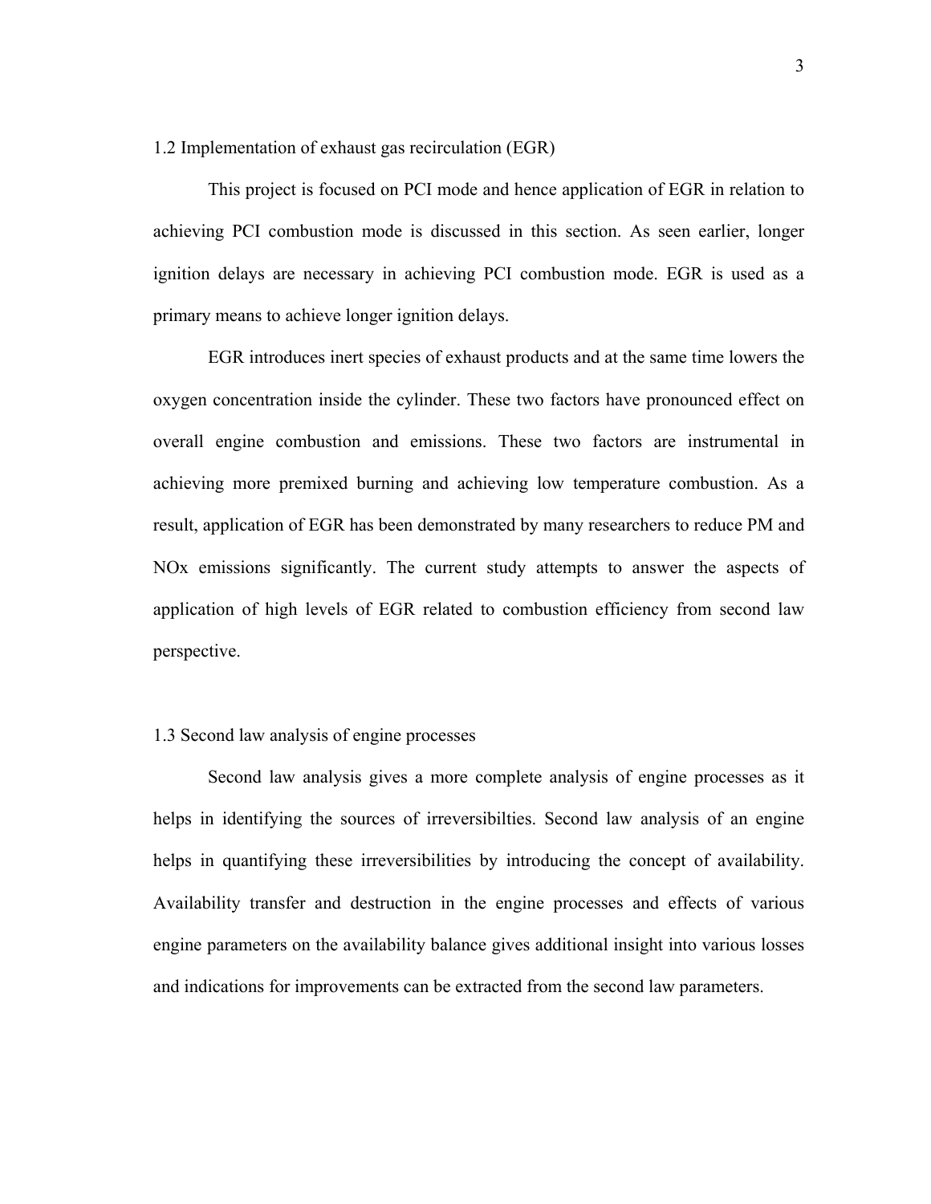## 1.2 Implementation of exhaust gas recirculation (EGR)

This project is focused on PCI mode and hence application of EGR in relation to achieving PCI combustion mode is discussed in this section. As seen earlier, longer ignition delays are necessary in achieving PCI combustion mode. EGR is used as a primary means to achieve longer ignition delays.

EGR introduces inert species of exhaust products and at the same time lowers the oxygen concentration inside the cylinder. These two factors have pronounced effect on overall engine combustion and emissions. These two factors are instrumental in achieving more premixed burning and achieving low temperature combustion. As a result, application of EGR has been demonstrated by many researchers to reduce PM and NOx emissions significantly. The current study attempts to answer the aspects of application of high levels of EGR related to combustion efficiency from second law perspective.

## 1.3 Second law analysis of engine processes

Second law analysis gives a more complete analysis of engine processes as it helps in identifying the sources of irreversibilties. Second law analysis of an engine helps in quantifying these irreversibilities by introducing the concept of availability. Availability transfer and destruction in the engine processes and effects of various engine parameters on the availability balance gives additional insight into various losses and indications for improvements can be extracted from the second law parameters.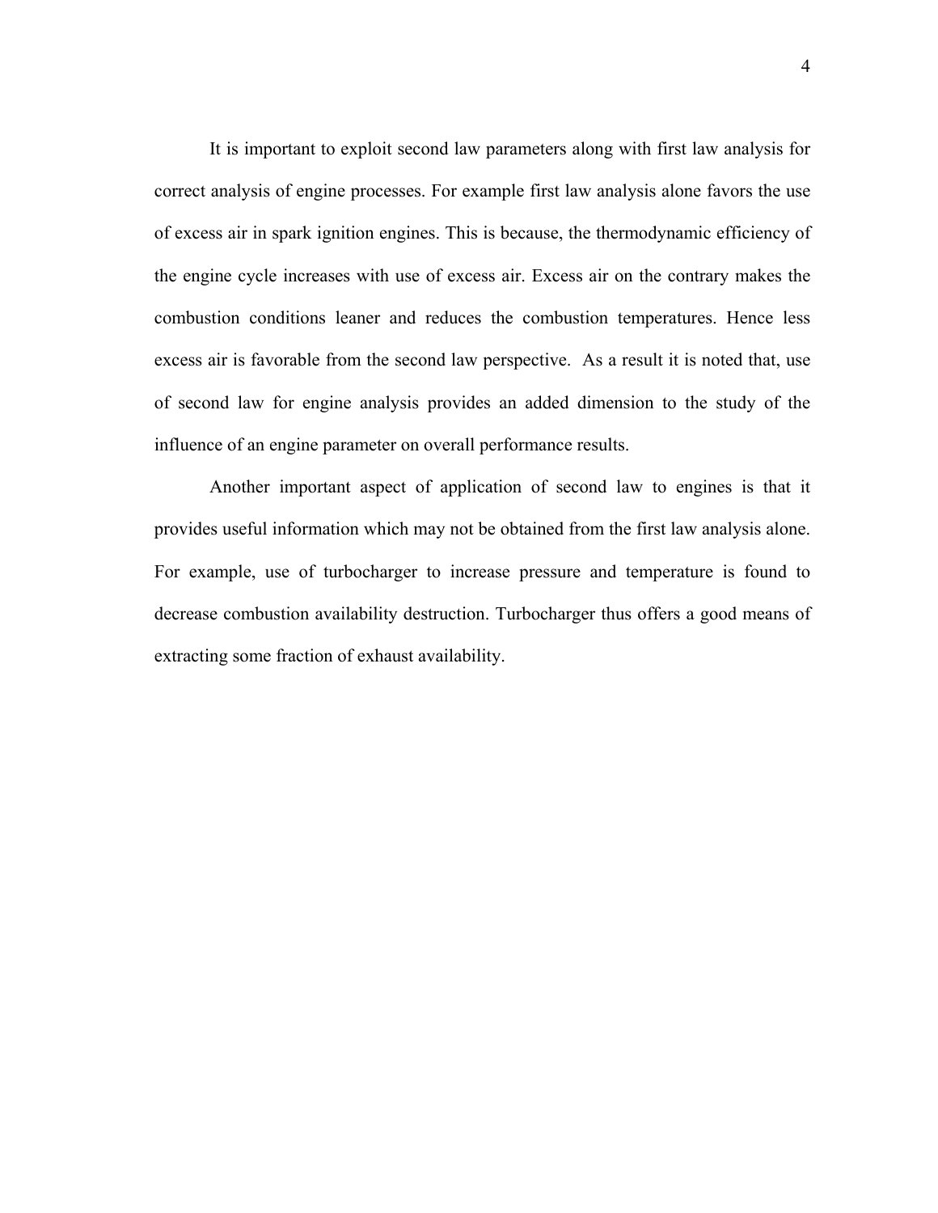It is important to exploit second law parameters along with first law analysis for correct analysis of engine processes. For example first law analysis alone favors the use of excess air in spark ignition engines. This is because, the thermodynamic efficiency of the engine cycle increases with use of excess air. Excess air on the contrary makes the combustion conditions leaner and reduces the combustion temperatures. Hence less excess air is favorable from the second law perspective. As a result it is noted that, use of second law for engine analysis provides an added dimension to the study of the influence of an engine parameter on overall performance results.

Another important aspect of application of second law to engines is that it provides useful information which may not be obtained from the first law analysis alone. For example, use of turbocharger to increase pressure and temperature is found to decrease combustion availability destruction. Turbocharger thus offers a good means of extracting some fraction of exhaust availability.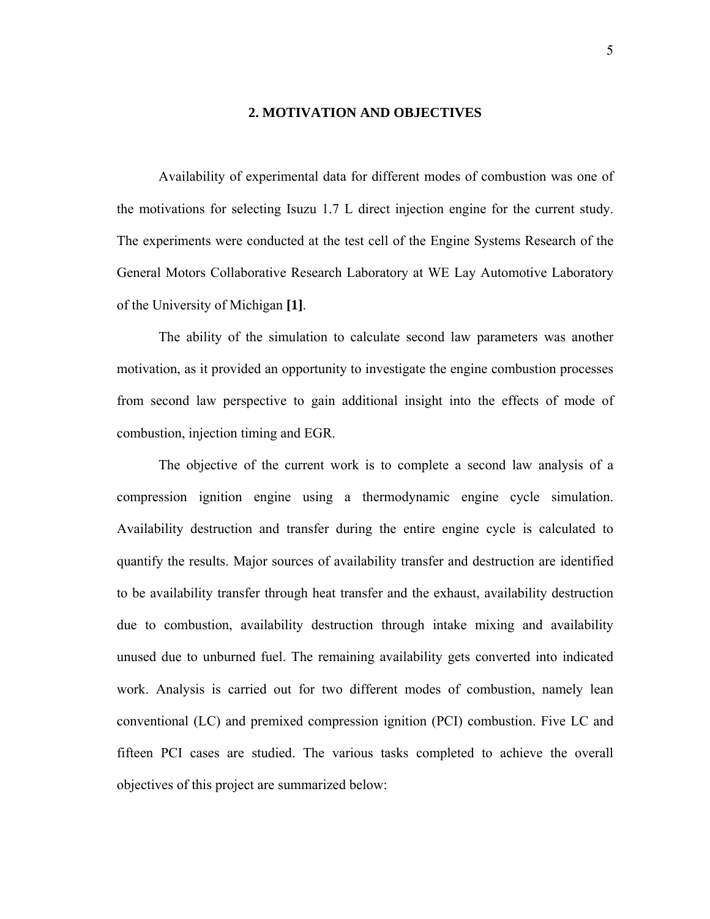## 2. MOTIVATION AND OBJECTIVES

Availability of experimental data for different modes of combustion was one of the motivations for selecting Isuzu 1.7 L direct injection engine for the current study. The experiments were conducted at the test cell of the Engine Systems Research of the General Motors Collaborative Research Laboratory at WE Lay Automotive Laboratory of the University of Michigan **[1]**.

The ability of the simulation to calculate second law parameters was another motivation, as it provided an opportunity to investigate the engine combustion processes from second law perspective to gain additional insight into the effects of mode of combustion, injection timing and EGR.

The objective of the current work is to complete a second law analysis of a compression ignition engine using a thermodynamic engine cycle simulation. Availability destruction and transfer during the entire engine cycle is calculated to quantify the results. Major sources of availability transfer and destruction are identified to be availability transfer through heat transfer and the exhaust, availability destruction due to combustion, availability destruction through intake mixing and availability unused due to unburned fuel. The remaining availability gets converted into indicated work. Analysis is carried out for two different modes of combustion, namely lean conventional (LC) and premixed compression ignition (PCI) combustion. Five LC and fifteen PCI cases are studied. The various tasks completed to achieve the overall objectives of this project are summarized below: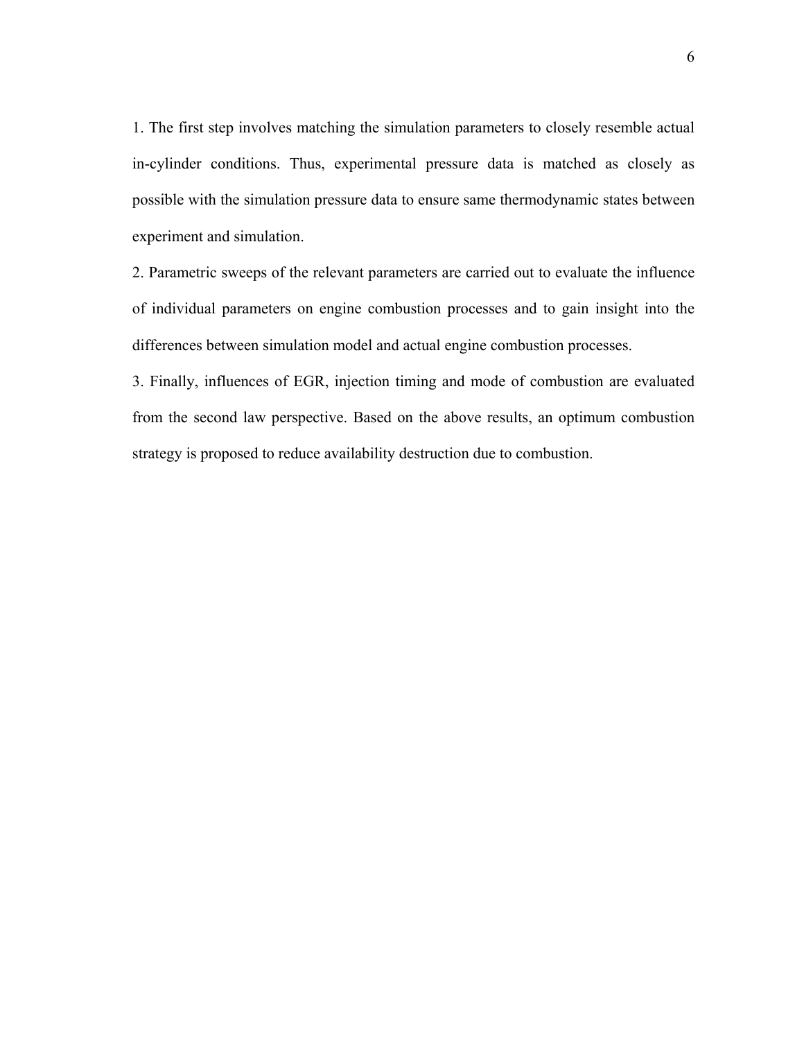1. The first step involves matching the simulation parameters to closely resemble actual in-cylinder conditions. Thus, experimental pressure data is matched as closely as possible with the simulation pressure data to ensure same thermodynamic states between experiment and simulation.

2. Parametric sweeps of the relevant parameters are carried out to evaluate the influence of individual parameters on engine combustion processes and to gain insight into the differences between simulation model and actual engine combustion processes.

3. Finally, influences of EGR, injection timing and mode of combustion are evaluated from the second law perspective. Based on the above results, an optimum combustion strategy is proposed to reduce availability destruction due to combustion.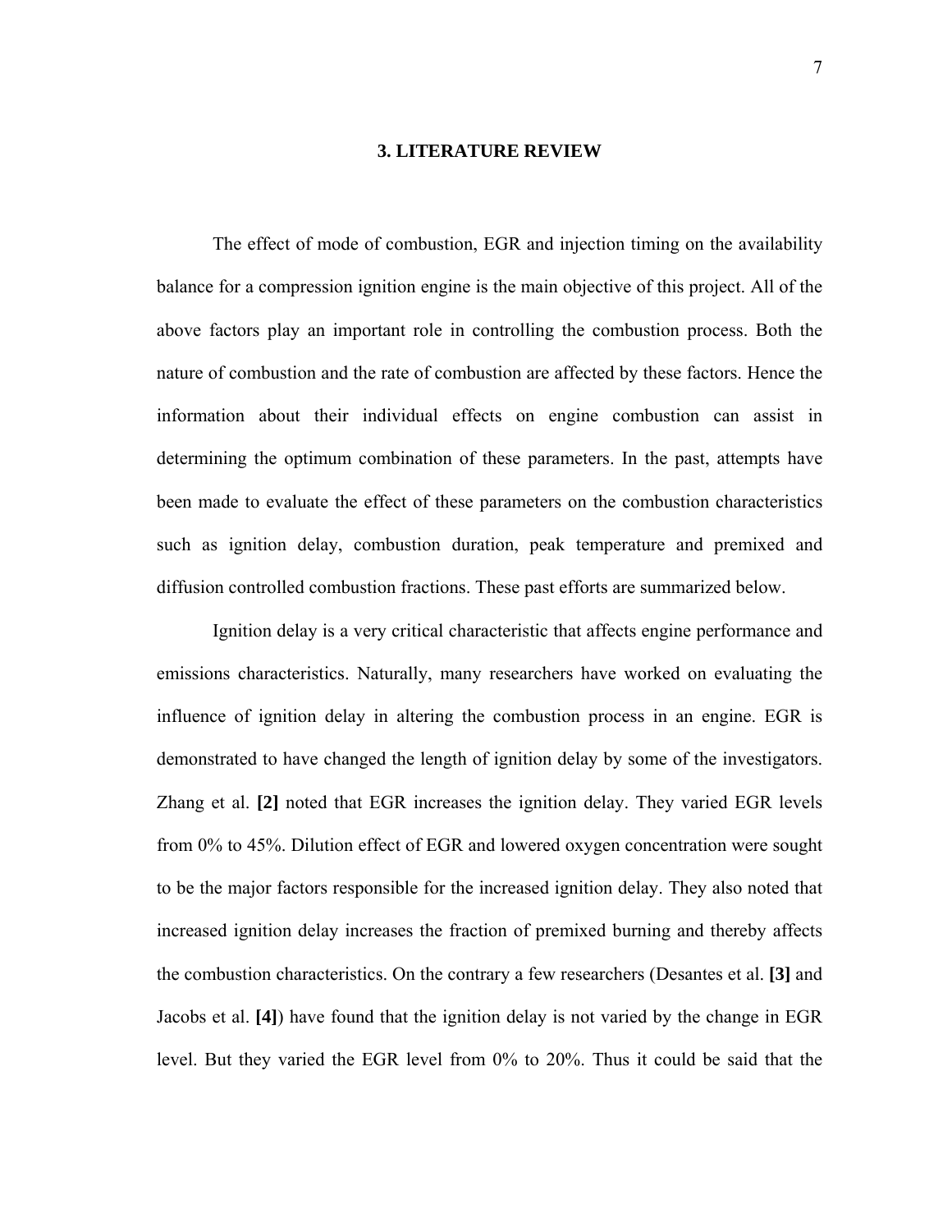# 3. LITERATURE REVIEW

The effect of mode of combustion, EGR and injection timing on the availability balance for a compression ignition engine is the main objective of this project. All of the above factors play an important role in controlling the combustion process. Both the nature of combustion and the rate of combustion are affected by these factors. Hence the information about their individual effects on engine combustion can assist in determining the optimum combination of these parameters. In the past, attempts have been made to evaluate the effect of these parameters on the combustion characteristics such as ignition delay, combustion duration, peak temperature and premixed and diffusion controlled combustion fractions. These past efforts are summarized below.

Ignition delay is a very critical characteristic that affects engine performance and emissions characteristics. Naturally, many researchers have worked on evaluating the influence of ignition delay in altering the combustion process in an engine. EGR is demonstrated to have changed the length of ignition delay by some of the investigators. Zhang et al. **[2]** noted that EGR increases the ignition delay. They varied EGR levels from 0% to 45%. Dilution effect of EGR and lowered oxygen concentration were sought to be the major factors responsible for the increased ignition delay. They also noted that increased ignition delay increases the fraction of premixed burning and thereby affects the combustion characteristics. On the contrary a few researchers (Desantes et al. **[3]** and Jacobs et al. **[4]**) have found that the ignition delay is not varied by the change in EGR level. But they varied the EGR level from 0% to 20%. Thus it could be said that the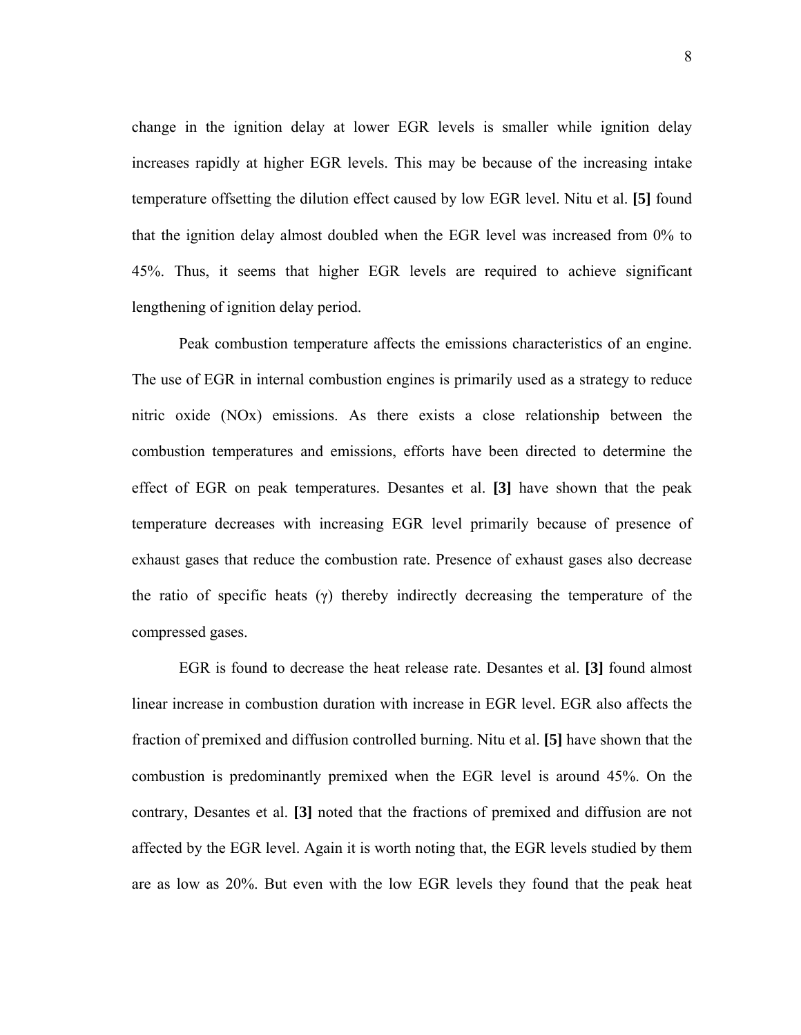change in the ignition delay at lower EGR levels is smaller while ignition delay increases rapidly at higher EGR levels. This may be because of the increasing intake temperature offsetting the dilution effect caused by low EGR level. Nitu et al. **[5]** found that the ignition delay almost doubled when the EGR level was increased from 0% to 45%. Thus, it seems that higher EGR levels are required to achieve significant lengthening of ignition delay period.

Peak combustion temperature affects the emissions characteristics of an engine. The use of EGR in internal combustion engines is primarily used as a strategy to reduce nitric oxide (NOx) emissions. As there exists a close relationship between the combustion temperatures and emissions, efforts have been directed to determine the effect of EGR on peak temperatures. Desantes et al. **[3]** have shown that the peak temperature decreases with increasing EGR level primarily because of presence of exhaust gases that reduce the combustion rate. Presence of exhaust gases also decrease the ratio of specific heats ($\gamma$) thereby indirectly decreasing the temperature of the compressed gases.

EGR is found to decrease the heat release rate. Desantes et al. **[3]** found almost linear increase in combustion duration with increase in EGR level. EGR also affects the fraction of premixed and diffusion controlled burning. Nitu et al. **[5]** have shown that the combustion is predominantly premixed when the EGR level is around 45%. On the contrary, Desantes et al. **[3]** noted that the fractions of premixed and diffusion are not affected by the EGR level. Again it is worth noting that, the EGR levels studied by them are as low as 20%. But even with the low EGR levels they found that the peak heat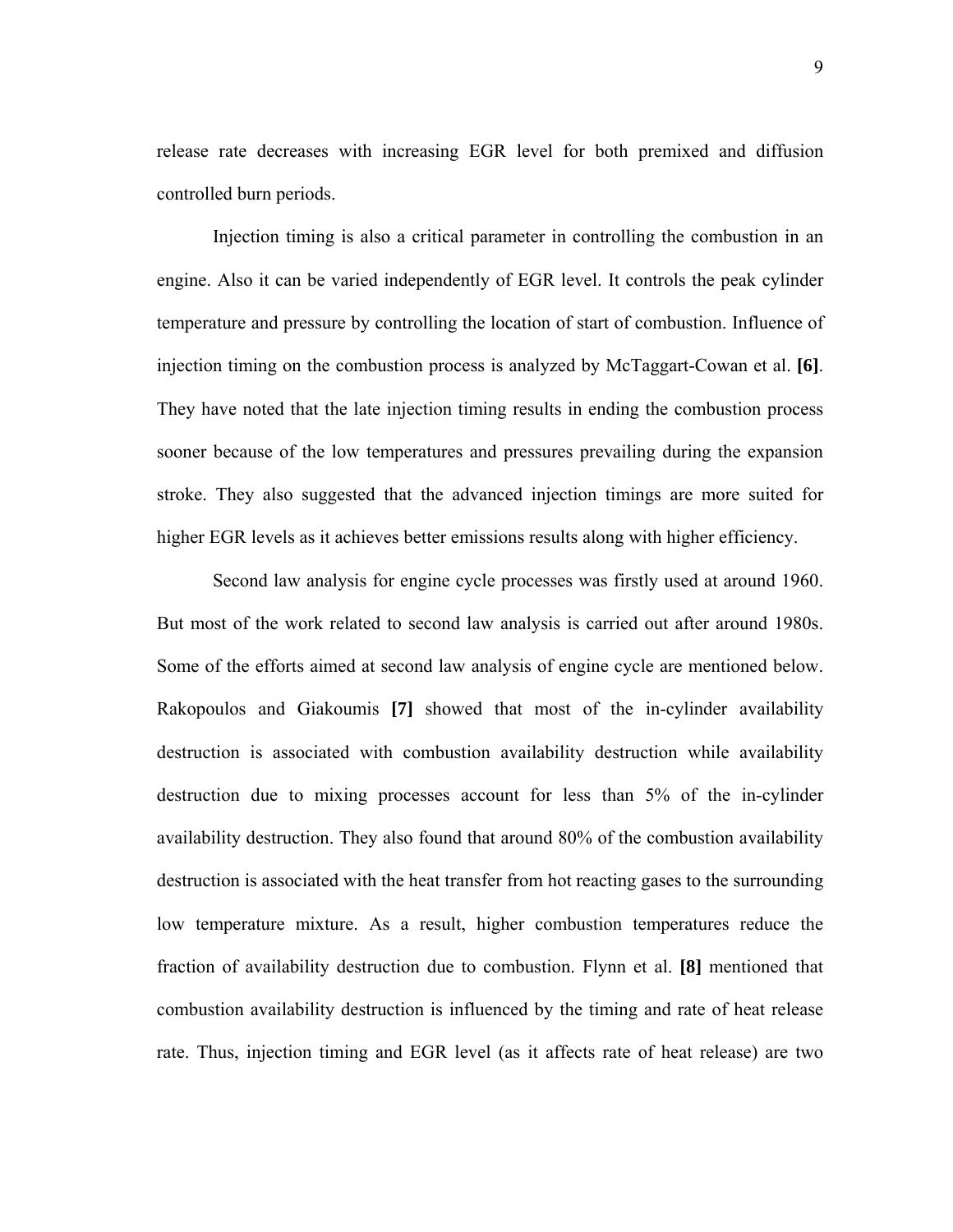release rate decreases with increasing EGR level for both premixed and diffusion controlled burn periods.

Injection timing is also a critical parameter in controlling the combustion in an engine. Also it can be varied independently of EGR level. It controls the peak cylinder temperature and pressure by controlling the location of start of combustion. Influence of injection timing on the combustion process is analyzed by McTaggart-Cowan et al. **[6]**. They have noted that the late injection timing results in ending the combustion process sooner because of the low temperatures and pressures prevailing during the expansion stroke. They also suggested that the advanced injection timings are more suited for higher EGR levels as it achieves better emissions results along with higher efficiency.

Second law analysis for engine cycle processes was firstly used at around 1960. But most of the work related to second law analysis is carried out after around 1980s. Some of the efforts aimed at second law analysis of engine cycle are mentioned below. Rakopoulos and Giakoumis **[7]** showed that most of the in-cylinder availability destruction is associated with combustion availability destruction while availability destruction due to mixing processes account for less than 5% of the in-cylinder availability destruction. They also found that around 80% of the combustion availability destruction is associated with the heat transfer from hot reacting gases to the surrounding low temperature mixture. As a result, higher combustion temperatures reduce the fraction of availability destruction due to combustion. Flynn et al. **[8]** mentioned that combustion availability destruction is influenced by the timing and rate of heat release rate. Thus, injection timing and EGR level (as it affects rate of heat release) are two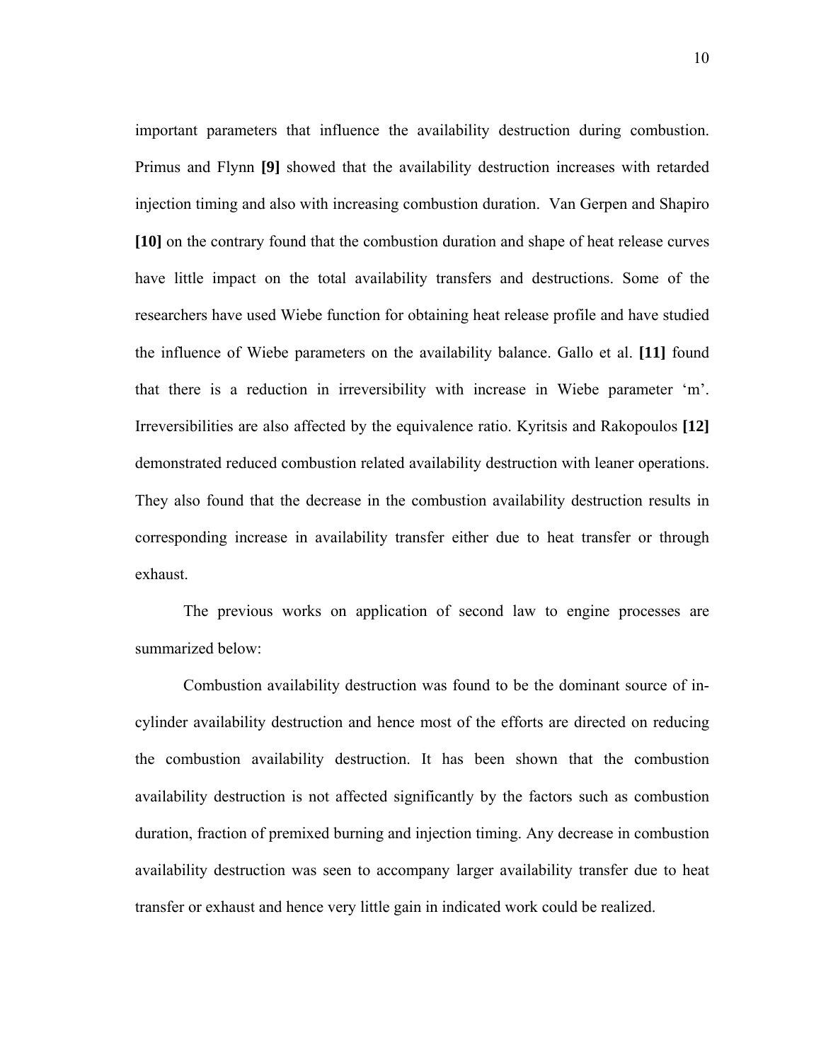important parameters that influence the availability destruction during combustion. Primus and Flynn **[9]** showed that the availability destruction increases with retarded injection timing and also with increasing combustion duration. Van Gerpen and Shapiro **[10]** on the contrary found that the combustion duration and shape of heat release curves have little impact on the total availability transfers and destructions. Some of the researchers have used Wiebe function for obtaining heat release profile and have studied the influence of Wiebe parameters on the availability balance. Gallo et al. **[11]** found that there is a reduction in irreversibility with increase in Wiebe parameter 'm'. Irreversibilities are also affected by the equivalence ratio. Kyritsis and Rakopoulos **[12]** demonstrated reduced combustion related availability destruction with leaner operations. They also found that the decrease in the combustion availability destruction results in corresponding increase in availability transfer either due to heat transfer or through exhaust.

The previous works on application of second law to engine processes are summarized below:

Combustion availability destruction was found to be the dominant source of in-cylinder availability destruction and hence most of the efforts are directed on reducing the combustion availability destruction. It has been shown that the combustion availability destruction is not affected significantly by the factors such as combustion duration, fraction of premixed burning and injection timing. Any decrease in combustion availability destruction was seen to accompany larger availability transfer due to heat transfer or exhaust and hence very little gain in indicated work could be realized.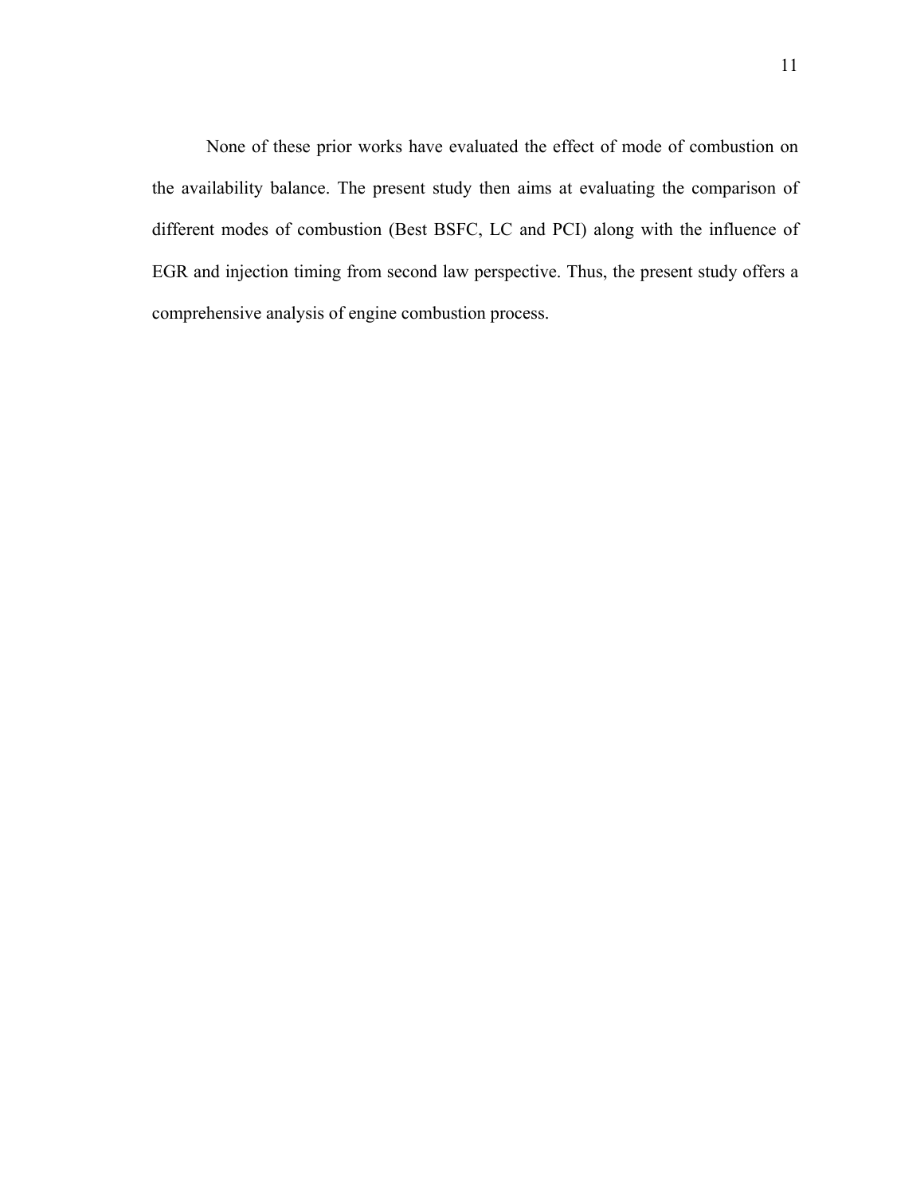None of these prior works have evaluated the effect of mode of combustion on the availability balance. The present study then aims at evaluating the comparison of different modes of combustion (Best BSFC, LC and PCI) along with the influence of EGR and injection timing from second law perspective. Thus, the present study offers a comprehensive analysis of engine combustion process.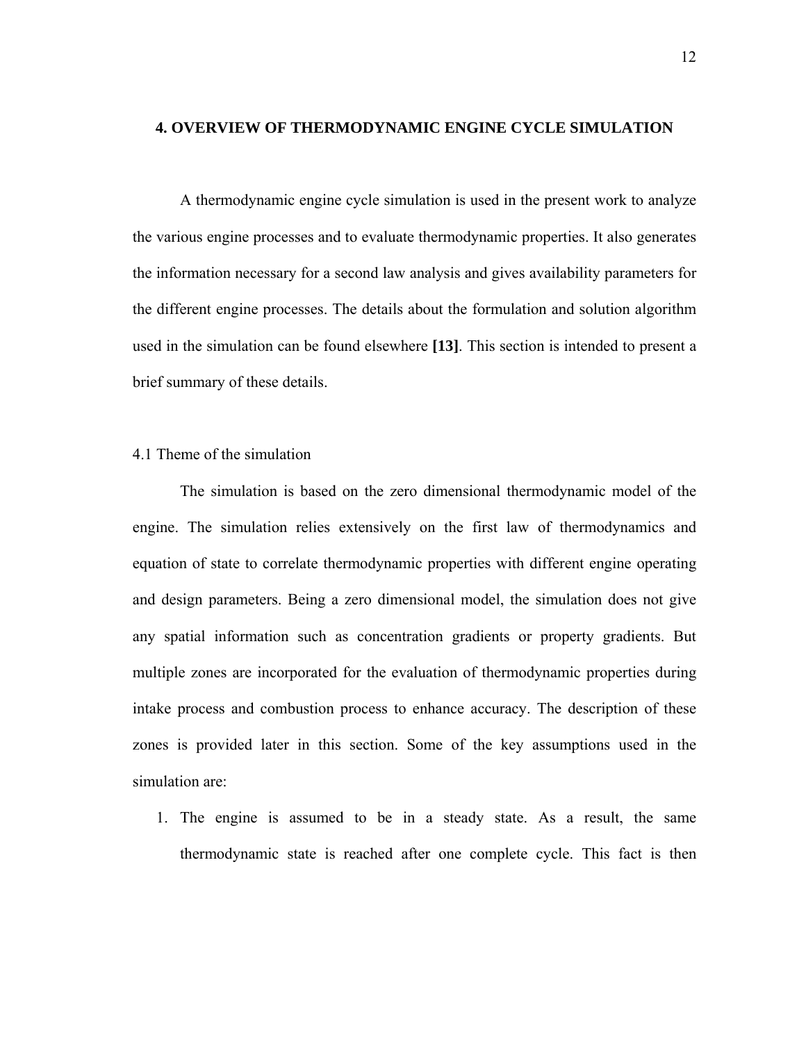# 4. OVERVIEW OF THERMODYNAMIC ENGINE CYCLE SIMULATION

A thermodynamic engine cycle simulation is used in the present work to analyze the various engine processes and to evaluate thermodynamic properties. It also generates the information necessary for a second law analysis and gives availability parameters for the different engine processes. The details about the formulation and solution algorithm used in the simulation can be found elsewhere **[13]**. This section is intended to present a brief summary of these details.

## 4.1 Theme of the simulation

The simulation is based on the zero dimensional thermodynamic model of the engine. The simulation relies extensively on the first law of thermodynamics and equation of state to correlate thermodynamic properties with different engine operating and design parameters. Being a zero dimensional model, the simulation does not give any spatial information such as concentration gradients or property gradients. But multiple zones are incorporated for the evaluation of thermodynamic properties during intake process and combustion process to enhance accuracy. The description of these zones is provided later in this section. Some of the key assumptions used in the simulation are:

1. The engine is assumed to be in a steady state. As a result, the same thermodynamic state is reached after one complete cycle. This fact is then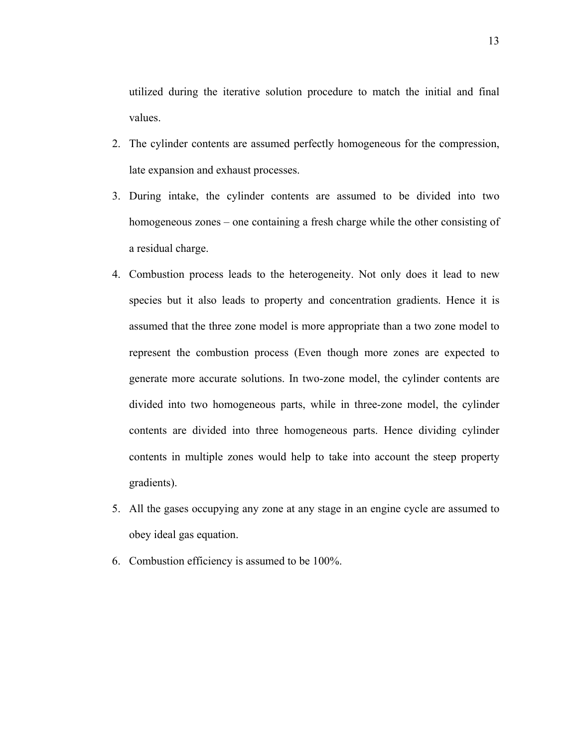utilized during the iterative solution procedure to match the initial and final values.

2. The cylinder contents are assumed perfectly homogeneous for the compression, late expansion and exhaust processes.
3. During intake, the cylinder contents are assumed to be divided into two homogeneous zones – one containing a fresh charge while the other consisting of a residual charge.
4. Combustion process leads to the heterogeneity. Not only does it lead to new species but it also leads to property and concentration gradients. Hence it is assumed that the three zone model is more appropriate than a two zone model to represent the combustion process (Even though more zones are expected to generate more accurate solutions. In two-zone model, the cylinder contents are divided into two homogeneous parts, while in three-zone model, the cylinder contents are divided into three homogeneous parts. Hence dividing cylinder contents in multiple zones would help to take into account the steep property gradients).
5. All the gases occupying any zone at any stage in an engine cycle are assumed to obey ideal gas equation.
6. Combustion efficiency is assumed to be 100%.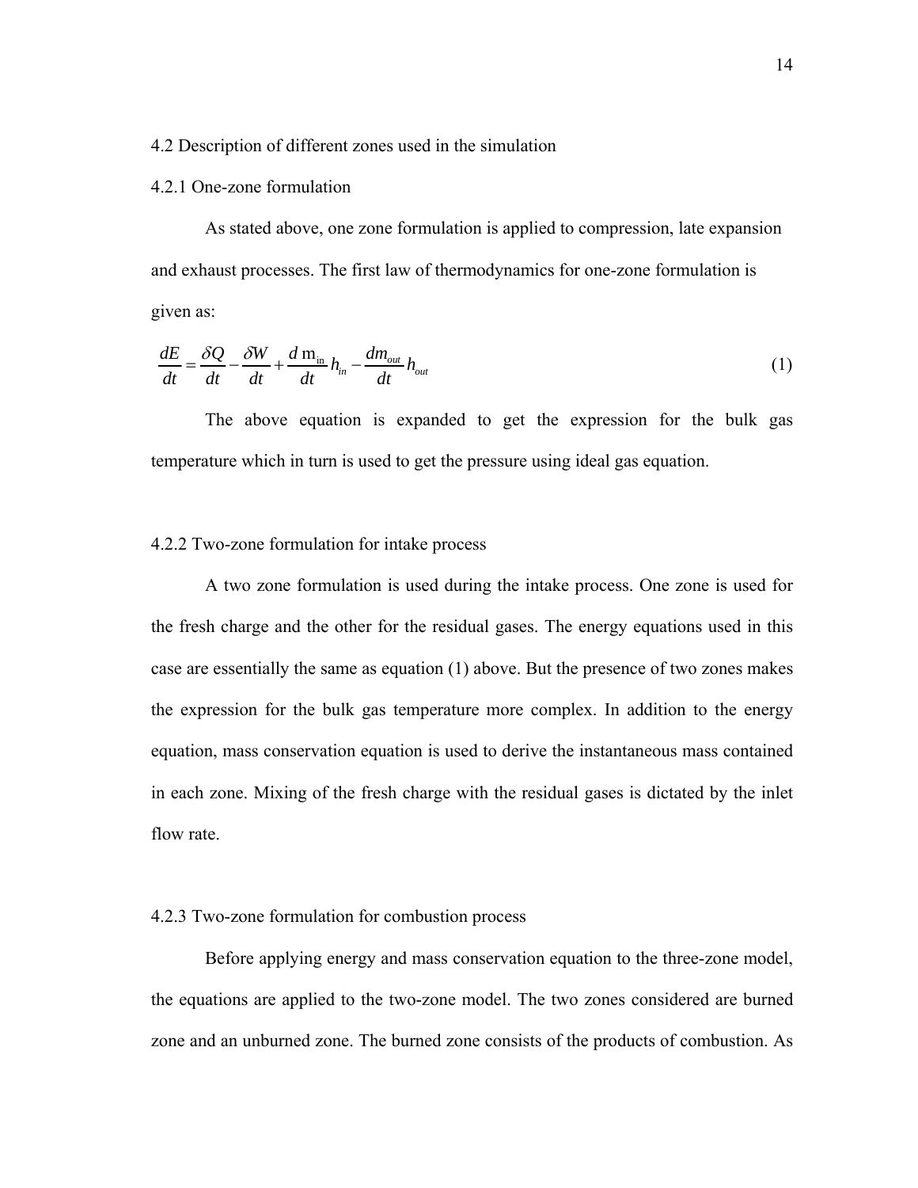### 4.2 Description of different zones used in the simulation

#### 4.2.1 One-zone formulation

As stated above, one zone formulation is applied to compression, late expansion and exhaust processes. The first law of thermodynamics for one-zone formulation is given as:

$$\frac{dE}{dt} = \frac{\delta Q}{dt} - \frac{\delta W}{dt} + \frac{d\,\mathrm{m_{in}}}{dt} h_{in} - \frac{dm_{out}}{dt} h_{out} \tag{1}$$

The above equation is expanded to get the expression for the bulk gas temperature which in turn is used to get the pressure using ideal gas equation.

#### 4.2.2 Two-zone formulation for intake process

A two zone formulation is used during the intake process. One zone is used for the fresh charge and the other for the residual gases. The energy equations used in this case are essentially the same as equation (1) above. But the presence of two zones makes the expression for the bulk gas temperature more complex. In addition to the energy equation, mass conservation equation is used to derive the instantaneous mass contained in each zone. Mixing of the fresh charge with the residual gases is dictated by the inlet flow rate.

#### 4.2.3 Two-zone formulation for combustion process

Before applying energy and mass conservation equation to the three-zone model, the equations are applied to the two-zone model. The two zones considered are burned zone and an unburned zone. The burned zone consists of the products of combustion. As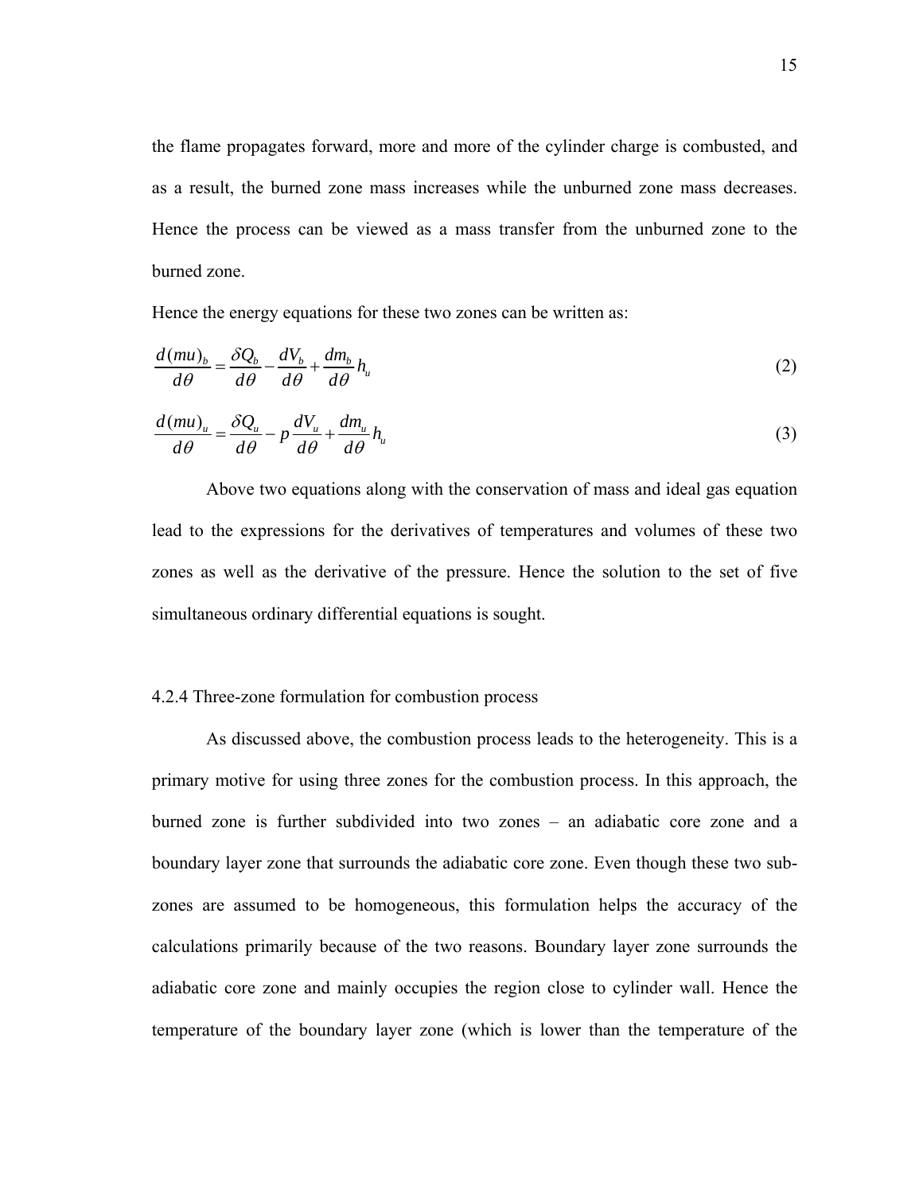the flame propagates forward, more and more of the cylinder charge is combusted, and as a result, the burned zone mass increases while the unburned zone mass decreases. Hence the process can be viewed as a mass transfer from the unburned zone to the burned zone.

Hence the energy equations for these two zones can be written as:

$$\frac{d(mu)_b}{d\theta} = \frac{\delta Q_b}{d\theta} - \frac{dV_b}{d\theta} + \frac{dm_b}{d\theta} h_u \tag{2}$$

$$\frac{d(mu)_u}{d\theta} = \frac{\delta Q_u}{d\theta} - p\frac{dV_u}{d\theta} + \frac{dm_u}{d\theta} h_u \tag{3}$$

Above two equations along with the conservation of mass and ideal gas equation lead to the expressions for the derivatives of temperatures and volumes of these two zones as well as the derivative of the pressure. Hence the solution to the set of five simultaneous ordinary differential equations is sought.

#### 4.2.4 Three-zone formulation for combustion process

As discussed above, the combustion process leads to the heterogeneity. This is a primary motive for using three zones for the combustion process. In this approach, the burned zone is further subdivided into two zones – an adiabatic core zone and a boundary layer zone that surrounds the adiabatic core zone. Even though these two sub-zones are assumed to be homogeneous, this formulation helps the accuracy of the calculations primarily because of the two reasons. Boundary layer zone surrounds the adiabatic core zone and mainly occupies the region close to cylinder wall. Hence the temperature of the boundary layer zone (which is lower than the temperature of the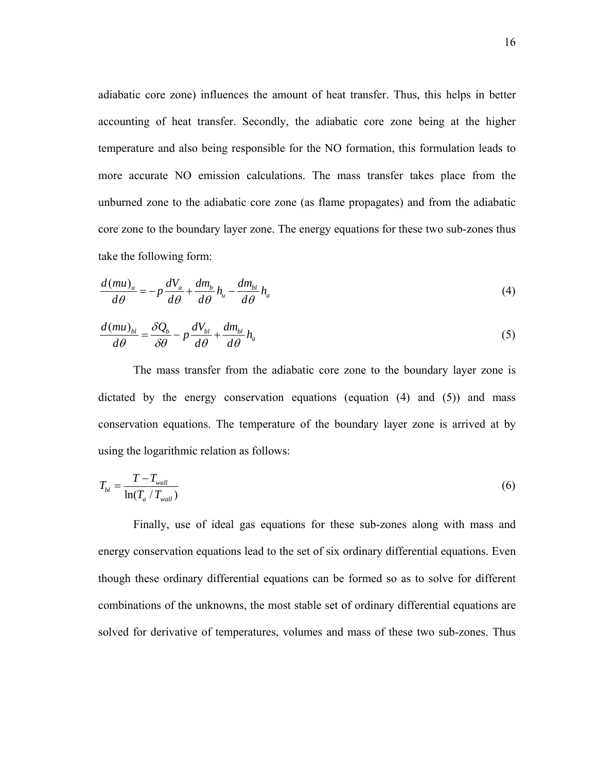adiabatic core zone) influences the amount of heat transfer. Thus, this helps in better accounting of heat transfer. Secondly, the adiabatic core zone being at the higher temperature and also being responsible for the NO formation, this formulation leads to more accurate NO emission calculations. The mass transfer takes place from the unburned zone to the adiabatic core zone (as flame propagates) and from the adiabatic core zone to the boundary layer zone. The energy equations for these two sub-zones thus take the following form:

$$\frac{d(mu)_a}{d\theta} = -p\frac{dV_a}{d\theta} + \frac{dm_b}{d\theta}h_u - \frac{dm_{bl}}{d\theta}h_a \tag{4}$$

$$\frac{d(mu)_{bl}}{d\theta} = \frac{\delta Q_b}{\delta\theta} - p\frac{dV_{bl}}{d\theta} + \frac{dm_{bl}}{d\theta}h_a \tag{5}$$

The mass transfer from the adiabatic core zone to the boundary layer zone is dictated by the energy conservation equations (equation (4) and (5)) and mass conservation equations. The temperature of the boundary layer zone is arrived at by using the logarithmic relation as follows:

$$T_{bl} = \frac{T - T_{wall}}{\ln(T_a / T_{wall})} \tag{6}$$

Finally, use of ideal gas equations for these sub-zones along with mass and energy conservation equations lead to the set of six ordinary differential equations. Even though these ordinary differential equations can be formed so as to solve for different combinations of the unknowns, the most stable set of ordinary differential equations are solved for derivative of temperatures, volumes and mass of these two sub-zones. Thus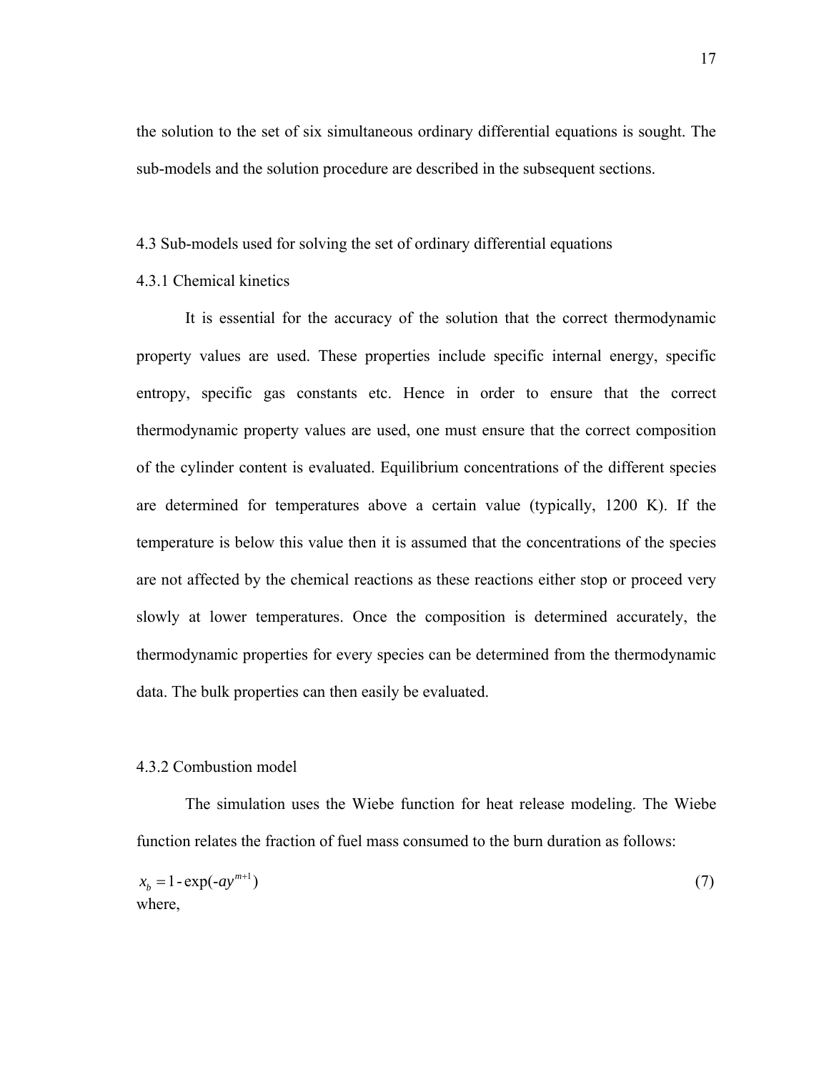the solution to the set of six simultaneous ordinary differential equations is sought. The sub-models and the solution procedure are described in the subsequent sections.

### 4.3 Sub-models used for solving the set of ordinary differential equations

#### 4.3.1 Chemical kinetics

It is essential for the accuracy of the solution that the correct thermodynamic property values are used. These properties include specific internal energy, specific entropy, specific gas constants etc. Hence in order to ensure that the correct thermodynamic property values are used, one must ensure that the correct composition of the cylinder content is evaluated. Equilibrium concentrations of the different species are determined for temperatures above a certain value (typically, 1200 K). If the temperature is below this value then it is assumed that the concentrations of the species are not affected by the chemical reactions as these reactions either stop or proceed very slowly at lower temperatures. Once the composition is determined accurately, the thermodynamic properties for every species can be determined from the thermodynamic data. The bulk properties can then easily be evaluated.

#### 4.3.2 Combustion model

The simulation uses the Wiebe function for heat release modeling. The Wiebe function relates the fraction of fuel mass consumed to the burn duration as follows:

$$x_b = 1 - \exp(-ay^{m+1}) \tag{7}$$

where,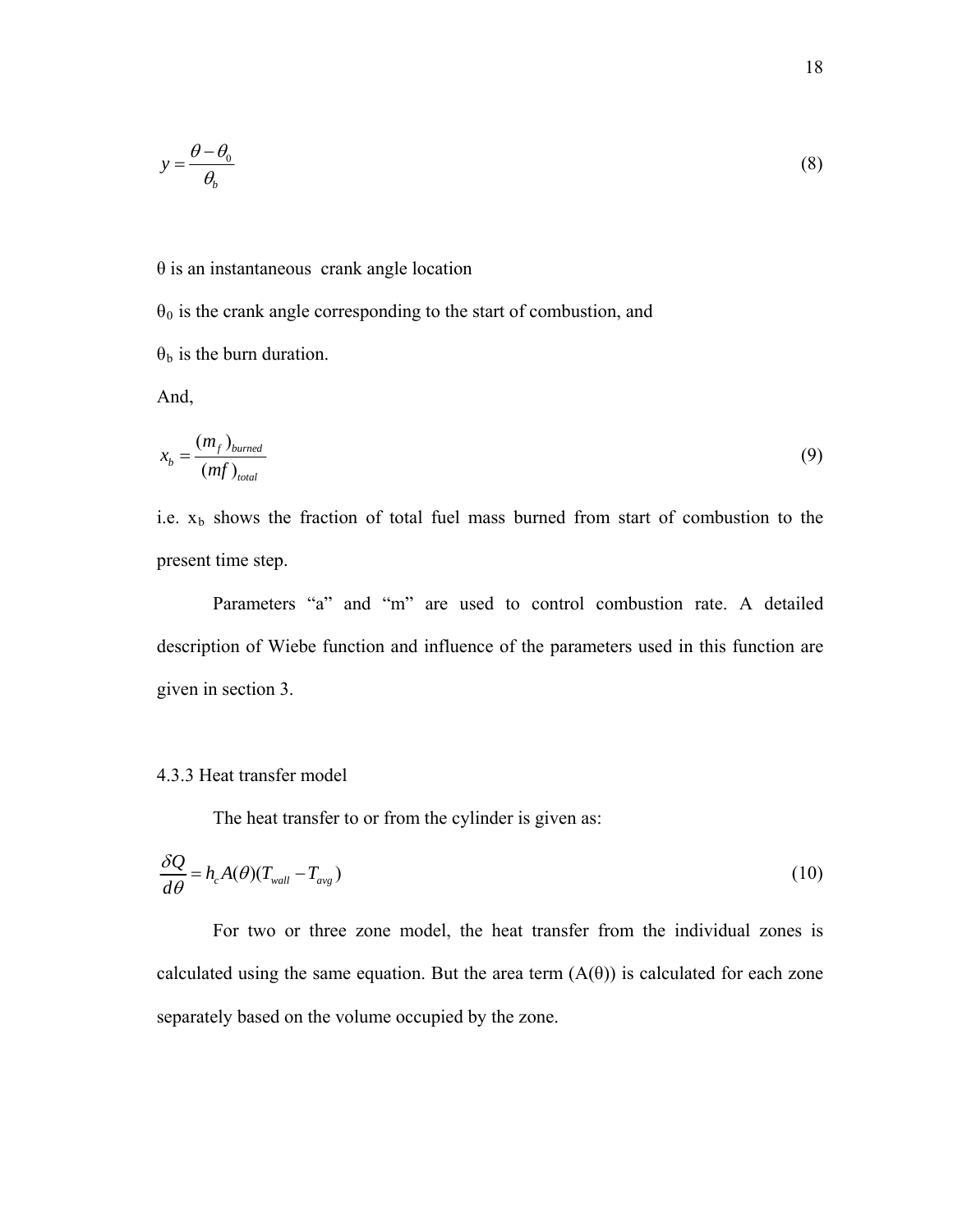$$y = \frac{\theta - \theta_0}{\theta_b} \tag{8}$$

$\theta$ is an instantaneous crank angle location

$\theta_0$ is the crank angle corresponding to the start of combustion, and

$\theta_b$ is the burn duration.

And,

$$x_b = \frac{(m_f)_{burned}}{(mf)_{total}} \tag{9}$$

i.e. $x_b$ shows the fraction of total fuel mass burned from start of combustion to the present time step.

Parameters "a" and "m" are used to control combustion rate. A detailed description of Wiebe function and influence of the parameters used in this function are given in section 3.

### 4.3.3 Heat transfer model

The heat transfer to or from the cylinder is given as:

$$\frac{\delta Q}{d\theta} = h_c A(\theta)(T_{wall} - T_{avg}) \tag{10}$$

For two or three zone model, the heat transfer from the individual zones is calculated using the same equation. But the area term ($A(\theta)$) is calculated for each zone separately based on the volume occupied by the zone.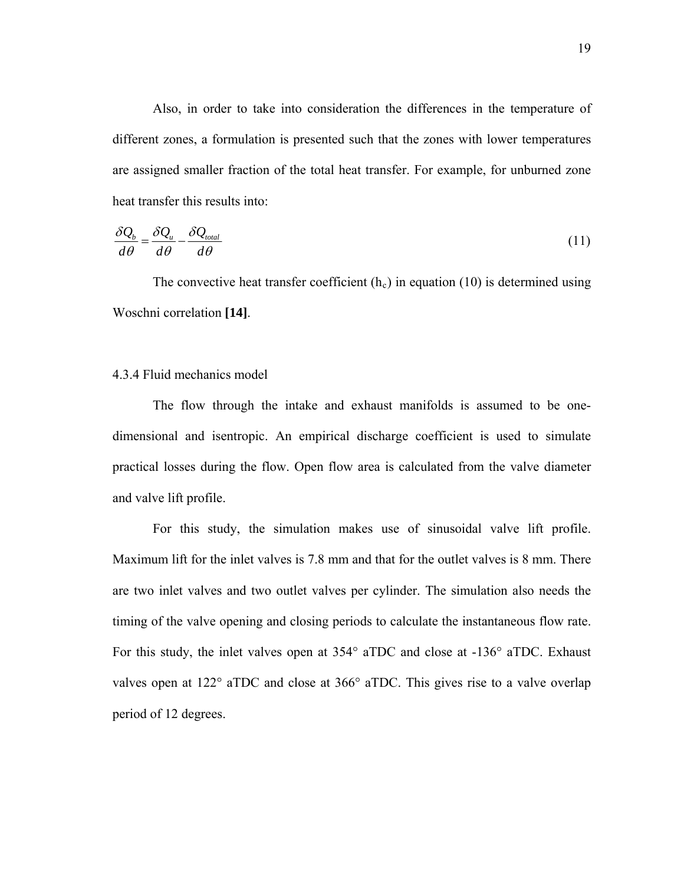Also, in order to take into consideration the differences in the temperature of different zones, a formulation is presented such that the zones with lower temperatures are assigned smaller fraction of the total heat transfer. For example, for unburned zone heat transfer this results into:

$$\frac{\delta Q_b}{d\theta} = \frac{\delta Q_u}{d\theta} - \frac{\delta Q_{total}}{d\theta} \tag{11}$$

The convective heat transfer coefficient ($h_c$) in equation (10) is determined using Woschni correlation **[14]**.

### 4.3.4 Fluid mechanics model

The flow through the intake and exhaust manifolds is assumed to be one-dimensional and isentropic. An empirical discharge coefficient is used to simulate practical losses during the flow. Open flow area is calculated from the valve diameter and valve lift profile.

For this study, the simulation makes use of sinusoidal valve lift profile. Maximum lift for the inlet valves is 7.8 mm and that for the outlet valves is 8 mm. There are two inlet valves and two outlet valves per cylinder. The simulation also needs the timing of the valve opening and closing periods to calculate the instantaneous flow rate. For this study, the inlet valves open at 354° aTDC and close at -136° aTDC. Exhaust valves open at 122° aTDC and close at 366° aTDC. This gives rise to a valve overlap period of 12 degrees.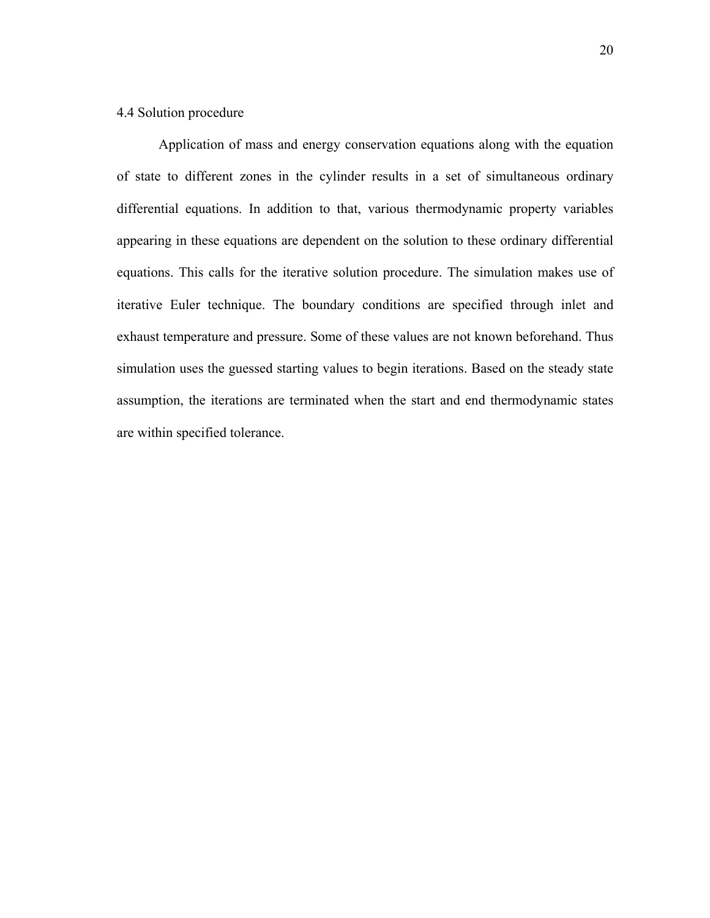### 4.4 Solution procedure

Application of mass and energy conservation equations along with the equation of state to different zones in the cylinder results in a set of simultaneous ordinary differential equations. In addition to that, various thermodynamic property variables appearing in these equations are dependent on the solution to these ordinary differential equations. This calls for the iterative solution procedure. The simulation makes use of iterative Euler technique. The boundary conditions are specified through inlet and exhaust temperature and pressure. Some of these values are not known beforehand. Thus simulation uses the guessed starting values to begin iterations. Based on the steady state assumption, the iterations are terminated when the start and end thermodynamic states are within specified tolerance.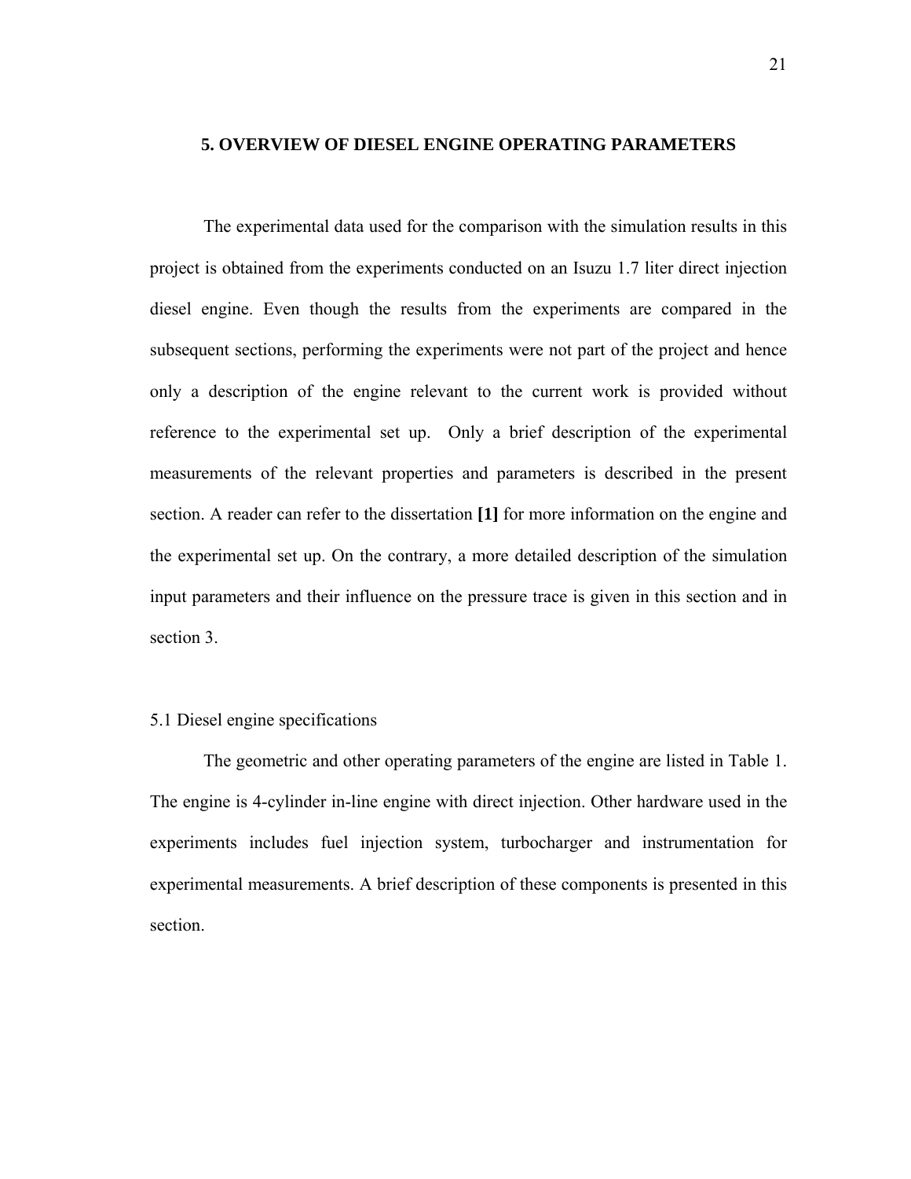# 5. OVERVIEW OF DIESEL ENGINE OPERATING PARAMETERS

The experimental data used for the comparison with the simulation results in this project is obtained from the experiments conducted on an Isuzu 1.7 liter direct injection diesel engine. Even though the results from the experiments are compared in the subsequent sections, performing the experiments were not part of the project and hence only a description of the engine relevant to the current work is provided without reference to the experimental set up. Only a brief description of the experimental measurements of the relevant properties and parameters is described in the present section. A reader can refer to the dissertation **[1]** for more information on the engine and the experimental set up. On the contrary, a more detailed description of the simulation input parameters and their influence on the pressure trace is given in this section and in section 3.

## 5.1 Diesel engine specifications

The geometric and other operating parameters of the engine are listed in Table 1. The engine is 4-cylinder in-line engine with direct injection. Other hardware used in the experiments includes fuel injection system, turbocharger and instrumentation for experimental measurements. A brief description of these components is presented in this section.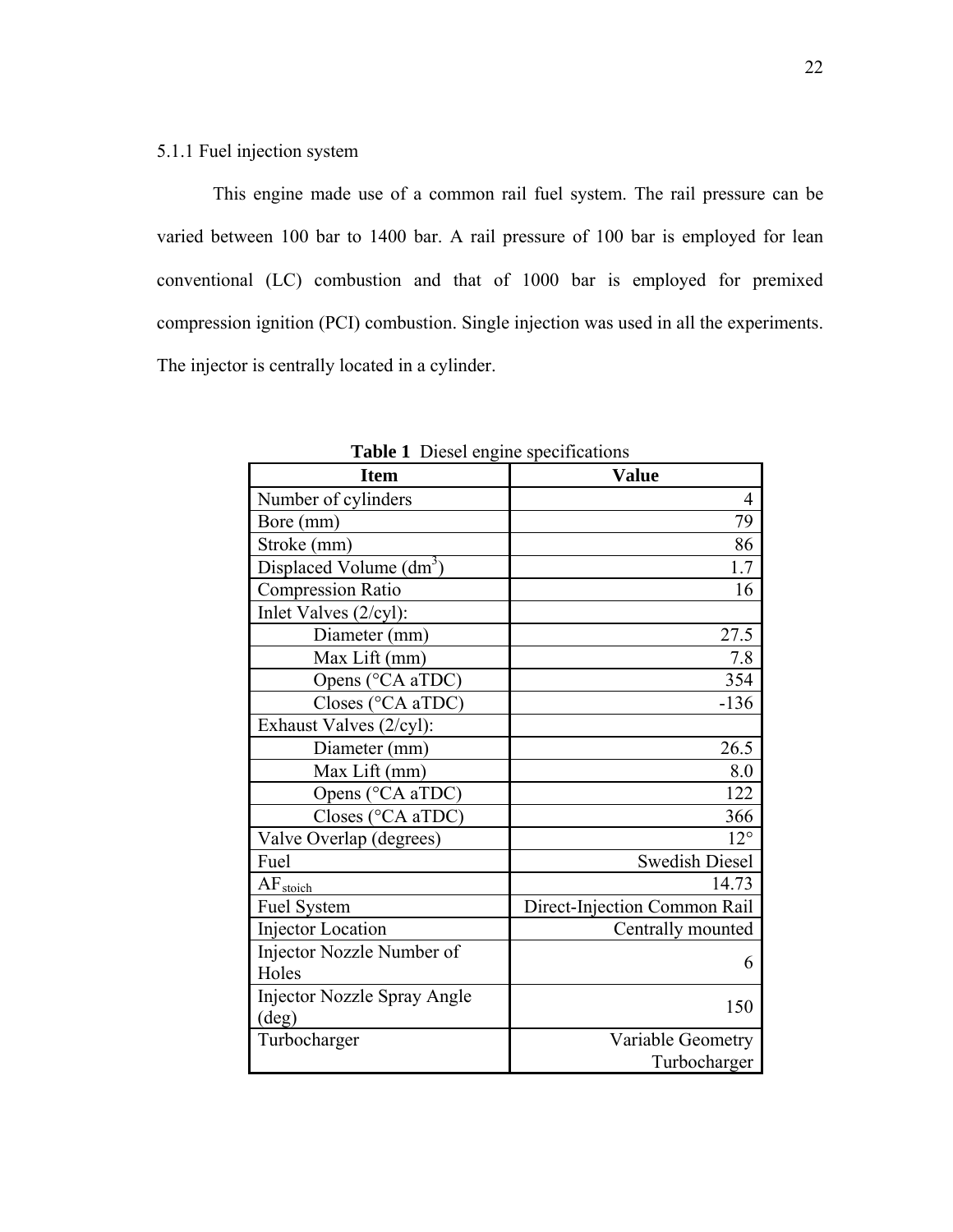### 5.1.1 Fuel injection system

This engine made use of a common rail fuel system. The rail pressure can be varied between 100 bar to 1400 bar. A rail pressure of 100 bar is employed for lean conventional (LC) combustion and that of 1000 bar is employed for premixed compression ignition (PCI) combustion. Single injection was used in all the experiments. The injector is centrally located in a cylinder.

**Table 1** Diesel engine specifications

| Item | Value |
|---|---|
| Number of cylinders | 4 |
| Bore (mm) | 79 |
| Stroke (mm) | 86 |
| Displaced Volume ($dm^3$) | 1.7 |
| Compression Ratio | 16 |
| Inlet Valves (2/cyl): | |
| Diameter (mm) | 27.5 |
| Max Lift (mm) | 7.8 |
| Opens (°CA aTDC) | 354 |
| Closes (°CA aTDC) | -136 |
| Exhaust Valves (2/cyl): | |
| Diameter (mm) | 26.5 |
| Max Lift (mm) | 8.0 |
| Opens (°CA aTDC) | 122 |
| Closes (°CA aTDC) | 366 |
| Valve Overlap (degrees) | 12° |
| Fuel | Swedish Diesel |
| $AF_{stoich}$ | 14.73 |
| Fuel System | Direct-Injection Common Rail |
| Injector Location | Centrally mounted |
| Injector Nozzle Number of Holes | 6 |
| Injector Nozzle Spray Angle (deg) | 150 |
| Turbocharger | Variable Geometry Turbocharger |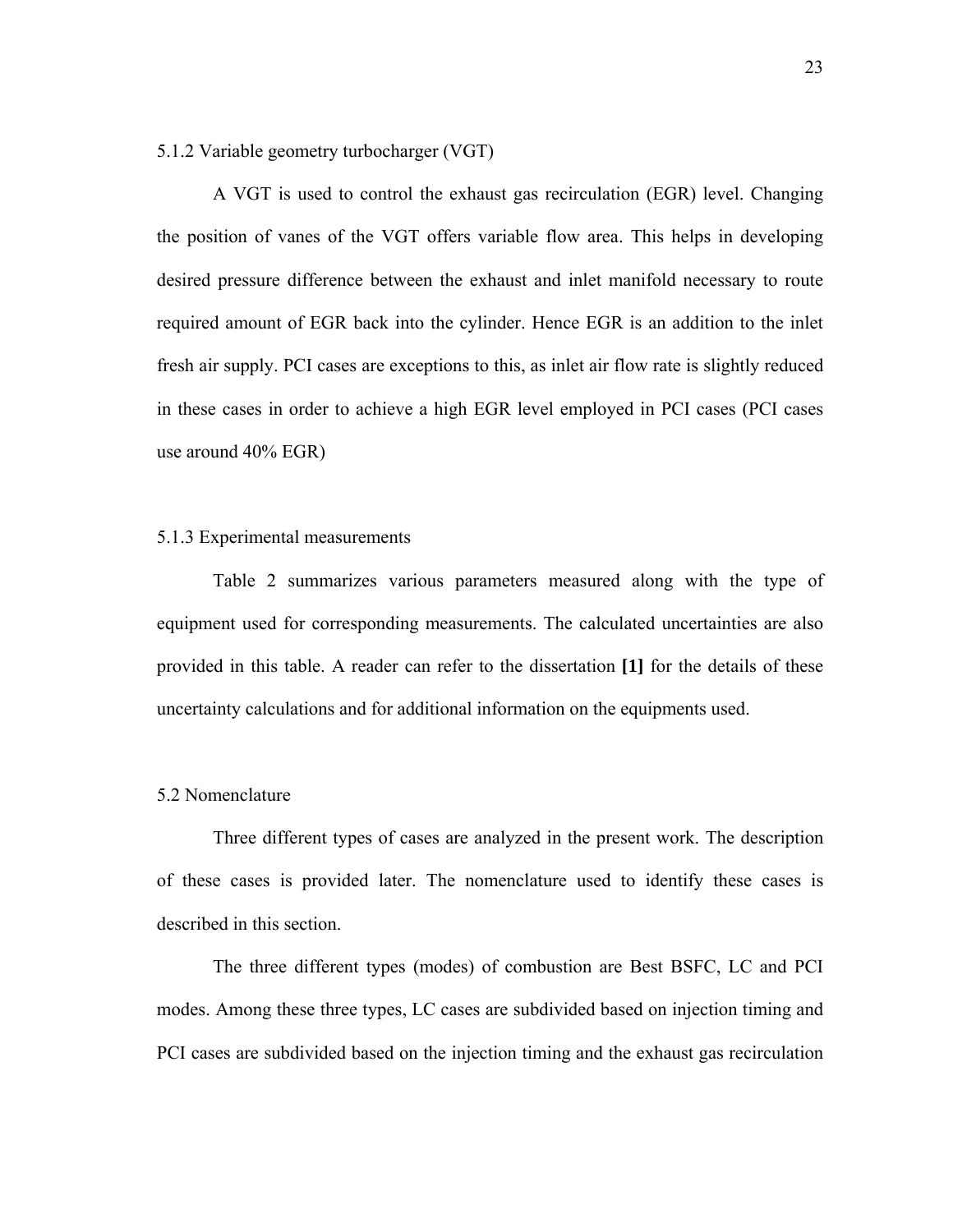### 5.1.2 Variable geometry turbocharger (VGT)

A VGT is used to control the exhaust gas recirculation (EGR) level. Changing the position of vanes of the VGT offers variable flow area. This helps in developing desired pressure difference between the exhaust and inlet manifold necessary to route required amount of EGR back into the cylinder. Hence EGR is an addition to the inlet fresh air supply. PCI cases are exceptions to this, as inlet air flow rate is slightly reduced in these cases in order to achieve a high EGR level employed in PCI cases (PCI cases use around 40% EGR)

### 5.1.3 Experimental measurements

Table 2 summarizes various parameters measured along with the type of equipment used for corresponding measurements. The calculated uncertainties are also provided in this table. A reader can refer to the dissertation **[1]** for the details of these uncertainty calculations and for additional information on the equipments used.

## 5.2 Nomenclature

Three different types of cases are analyzed in the present work. The description of these cases is provided later. The nomenclature used to identify these cases is described in this section.

The three different types (modes) of combustion are Best BSFC, LC and PCI modes. Among these three types, LC cases are subdivided based on injection timing and PCI cases are subdivided based on the injection timing and the exhaust gas recirculation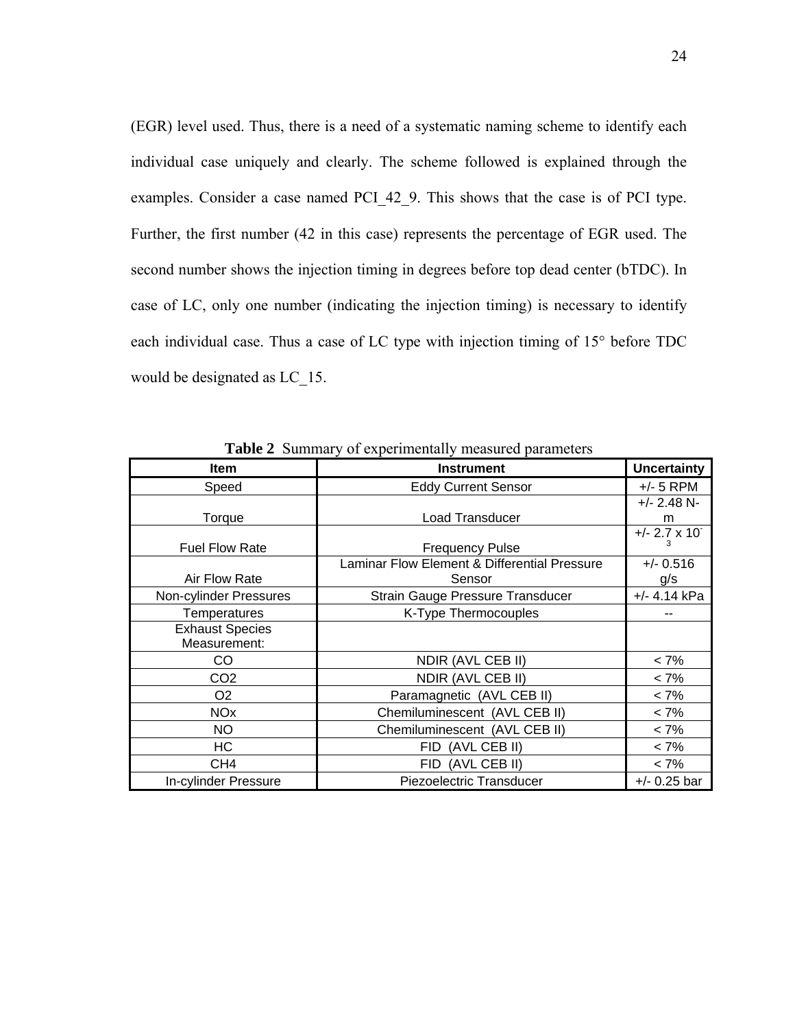(EGR) level used. Thus, there is a need of a systematic naming scheme to identify each individual case uniquely and clearly. The scheme followed is explained through the examples. Consider a case named PCI_42_9. This shows that the case is of PCI type. Further, the first number (42 in this case) represents the percentage of EGR used. The second number shows the injection timing in degrees before top dead center (bTDC). In case of LC, only one number (indicating the injection timing) is necessary to identify each individual case. Thus a case of LC type with injection timing of 15° before TDC would be designated as LC_15.

**Table 2** Summary of experimentally measured parameters

| Item | Instrument | Uncertainty |
|---|---|---|
| Speed | Eddy Current Sensor | +/- 5 RPM |
| Torque | Load Transducer | +/- 2.48 N-m |
| Fuel Flow Rate | Frequency Pulse | +/- $2.7 \times 10^{-3}$ |
| Air Flow Rate | Laminar Flow Element & Differential Pressure Sensor | +/- 0.516 g/s |
| Non-cylinder Pressures | Strain Gauge Pressure Transducer | +/- 4.14 kPa |
| Temperatures | K-Type Thermocouples | -- |
| Exhaust Species Measurement: | | |
| CO | NDIR (AVL CEB II) | < 7% |
| $CO_2$ | NDIR (AVL CEB II) | < 7% |
| $O_2$ | Paramagnetic (AVL CEB II) | < 7% |
| $NO_x$ | Chemiluminescent (AVL CEB II) | < 7% |
| NO | Chemiluminescent (AVL CEB II) | < 7% |
| HC | FID (AVL CEB II) | < 7% |
| $CH_4$ | FID (AVL CEB II) | < 7% |
| In-cylinder Pressure | Piezoelectric Transducer | +/- 0.25 bar |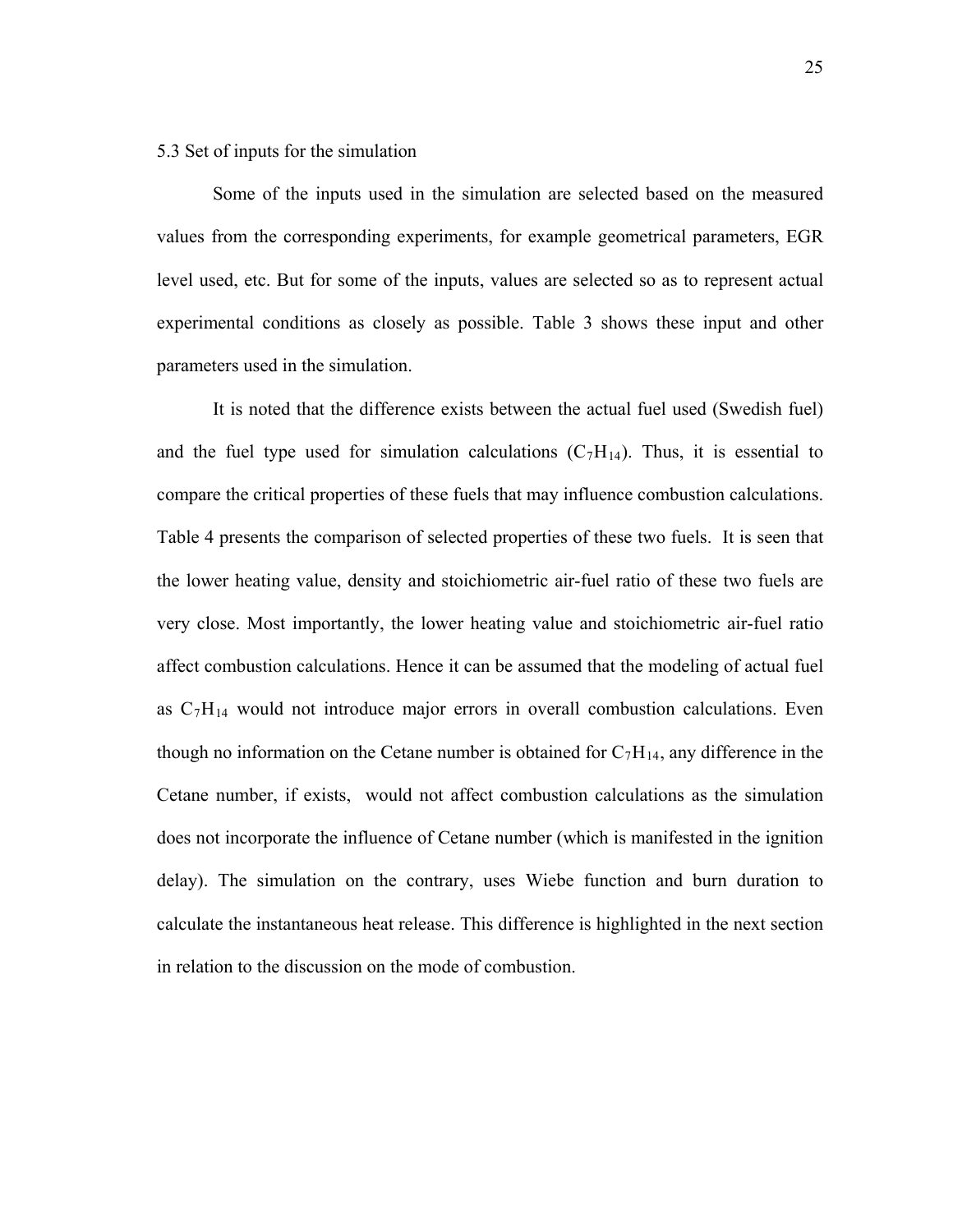## 5.3 Set of inputs for the simulation

Some of the inputs used in the simulation are selected based on the measured values from the corresponding experiments, for example geometrical parameters, EGR level used, etc. But for some of the inputs, values are selected so as to represent actual experimental conditions as closely as possible. Table 3 shows these input and other parameters used in the simulation.

It is noted that the difference exists between the actual fuel used (Swedish fuel) and the fuel type used for simulation calculations ($C_7H_{14}$). Thus, it is essential to compare the critical properties of these fuels that may influence combustion calculations. Table 4 presents the comparison of selected properties of these two fuels. It is seen that the lower heating value, density and stoichiometric air-fuel ratio of these two fuels are very close. Most importantly, the lower heating value and stoichiometric air-fuel ratio affect combustion calculations. Hence it can be assumed that the modeling of actual fuel as $C_7H_{14}$ would not introduce major errors in overall combustion calculations. Even though no information on the Cetane number is obtained for $C_7H_{14}$, any difference in the Cetane number, if exists, would not affect combustion calculations as the simulation does not incorporate the influence of Cetane number (which is manifested in the ignition delay). The simulation on the contrary, uses Wiebe function and burn duration to calculate the instantaneous heat release. This difference is highlighted in the next section in relation to the discussion on the mode of combustion.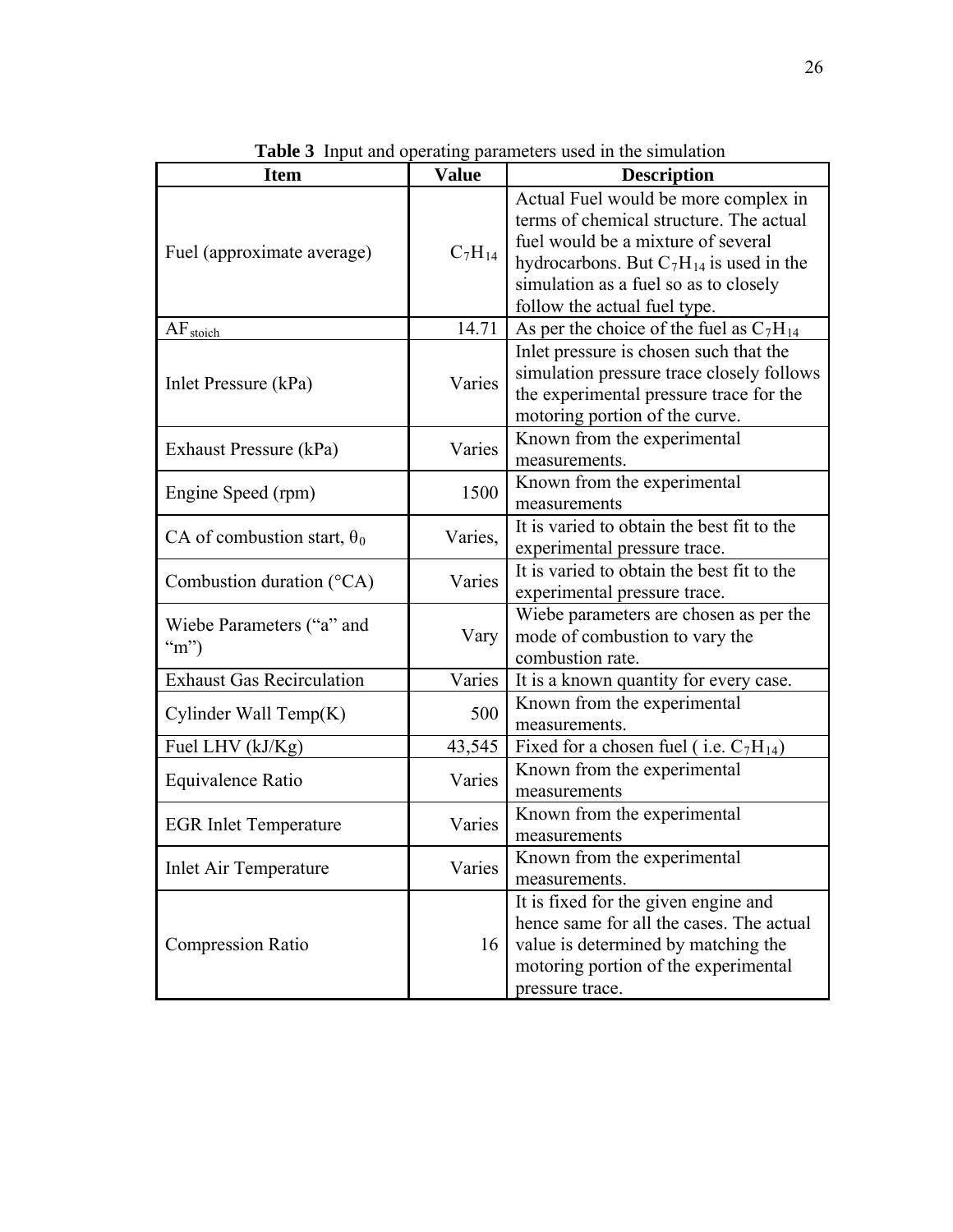**Table 3** Input and operating parameters used in the simulation

| Item | Value | Description |
|---|---|---|
| Fuel (approximate average) | $C_7H_{14}$ | Actual Fuel would be more complex in terms of chemical structure. The actual fuel would be a mixture of several hydrocarbons. But $C_7H_{14}$ is used in the simulation as a fuel so as to closely follow the actual fuel type. |
| $AF_{stoich}$ | 14.71 | As per the choice of the fuel as $C_7H_{14}$ |
| Inlet Pressure (kPa) | Varies | Inlet pressure is chosen such that the simulation pressure trace closely follows the experimental pressure trace for the motoring portion of the curve. |
| Exhaust Pressure (kPa) | Varies | Known from the experimental measurements. |
| Engine Speed (rpm) | 1500 | Known from the experimental measurements |
| CA of combustion start, $\theta_0$ | Varies, | It is varied to obtain the best fit to the experimental pressure trace. |
| Combustion duration (°CA) | Varies | It is varied to obtain the best fit to the experimental pressure trace. |
| Wiebe Parameters ("a" and "m") | Vary | Wiebe parameters are chosen as per the mode of combustion to vary the combustion rate. |
| Exhaust Gas Recirculation | Varies | It is a known quantity for every case. |
| Cylinder Wall Temp(K) | 500 | Known from the experimental measurements. |
| Fuel LHV (kJ/Kg) | 43,545 | Fixed for a chosen fuel ( i.e. $C_7H_{14}$) |
| Equivalence Ratio | Varies | Known from the experimental measurements |
| EGR Inlet Temperature | Varies | Known from the experimental measurements |
| Inlet Air Temperature | Varies | Known from the experimental measurements. |
| Compression Ratio | 16 | It is fixed for the given engine and hence same for all the cases. The actual value is determined by matching the motoring portion of the experimental pressure trace. |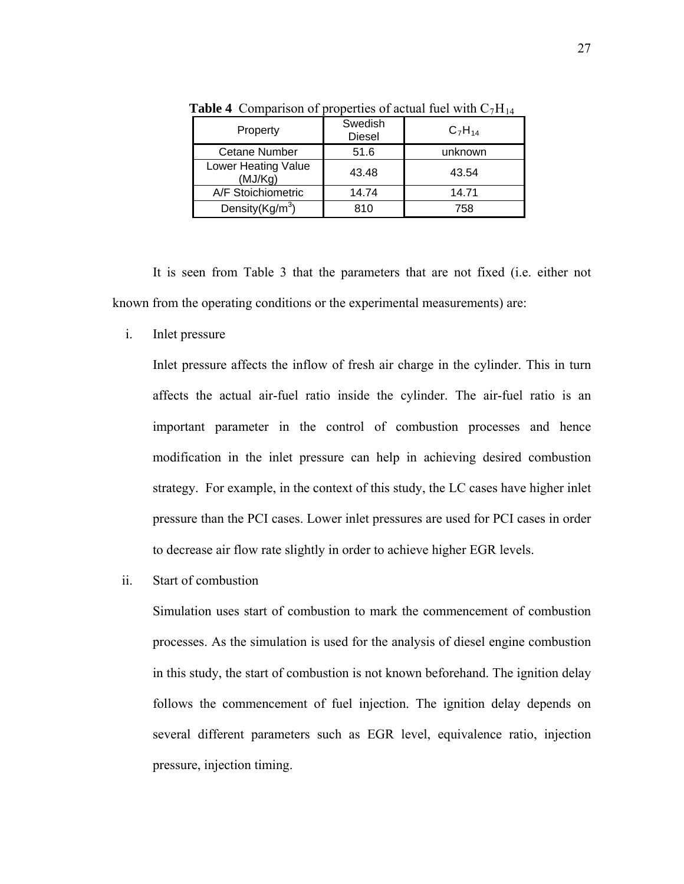**Table 4** Comparison of properties of actual fuel with $C_7H_{14}$

| Property | Swedish Diesel | $C_7H_{14}$ |
|---|---|---|
| Cetane Number | 51.6 | unknown |
| Lower Heating Value (MJ/Kg) | 43.48 | 43.54 |
| A/F Stoichiometric | 14.74 | 14.71 |
| Density(Kg/m$^3$) | 810 | 758 |

It is seen from Table 3 that the parameters that are not fixed (i.e. either not known from the operating conditions or the experimental measurements) are:

i. Inlet pressure

   Inlet pressure affects the inflow of fresh air charge in the cylinder. This in turn affects the actual air-fuel ratio inside the cylinder. The air-fuel ratio is an important parameter in the control of combustion processes and hence modification in the inlet pressure can help in achieving desired combustion strategy. For example, in the context of this study, the LC cases have higher inlet pressure than the PCI cases. Lower inlet pressures are used for PCI cases in order to decrease air flow rate slightly in order to achieve higher EGR levels.

ii. Start of combustion

   Simulation uses start of combustion to mark the commencement of combustion processes. As the simulation is used for the analysis of diesel engine combustion in this study, the start of combustion is not known beforehand. The ignition delay follows the commencement of fuel injection. The ignition delay depends on several different parameters such as EGR level, equivalence ratio, injection pressure, injection timing.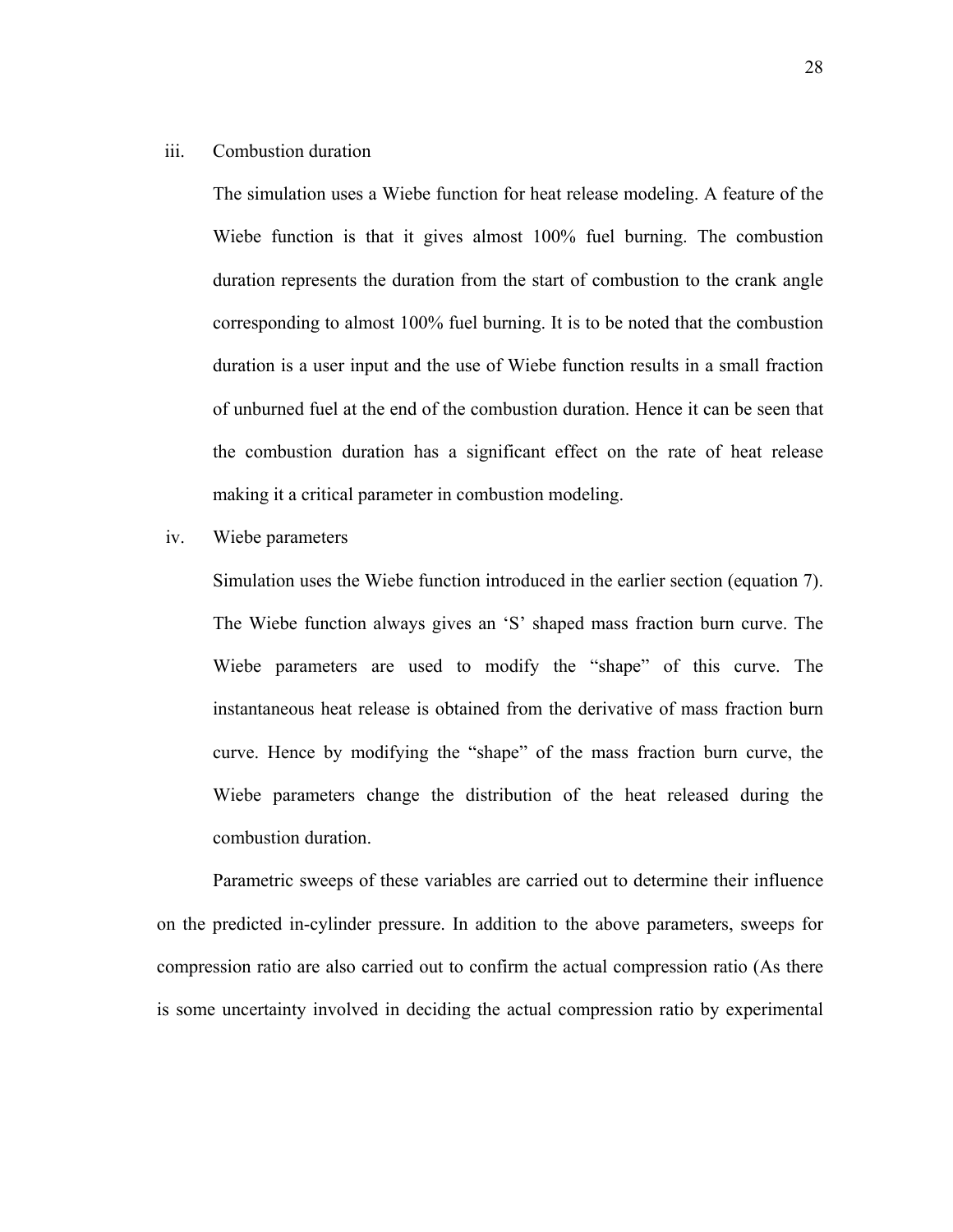iii. Combustion duration

   The simulation uses a Wiebe function for heat release modeling. A feature of the Wiebe function is that it gives almost 100% fuel burning. The combustion duration represents the duration from the start of combustion to the crank angle corresponding to almost 100% fuel burning. It is to be noted that the combustion duration is a user input and the use of Wiebe function results in a small fraction of unburned fuel at the end of the combustion duration. Hence it can be seen that the combustion duration has a significant effect on the rate of heat release making it a critical parameter in combustion modeling.

iv. Wiebe parameters

   Simulation uses the Wiebe function introduced in the earlier section (equation 7). The Wiebe function always gives an 'S' shaped mass fraction burn curve. The Wiebe parameters are used to modify the "shape" of this curve. The instantaneous heat release is obtained from the derivative of mass fraction burn curve. Hence by modifying the "shape" of the mass fraction burn curve, the Wiebe parameters change the distribution of the heat released during the combustion duration.

Parametric sweeps of these variables are carried out to determine their influence on the predicted in-cylinder pressure. In addition to the above parameters, sweeps for compression ratio are also carried out to confirm the actual compression ratio (As there is some uncertainty involved in deciding the actual compression ratio by experimental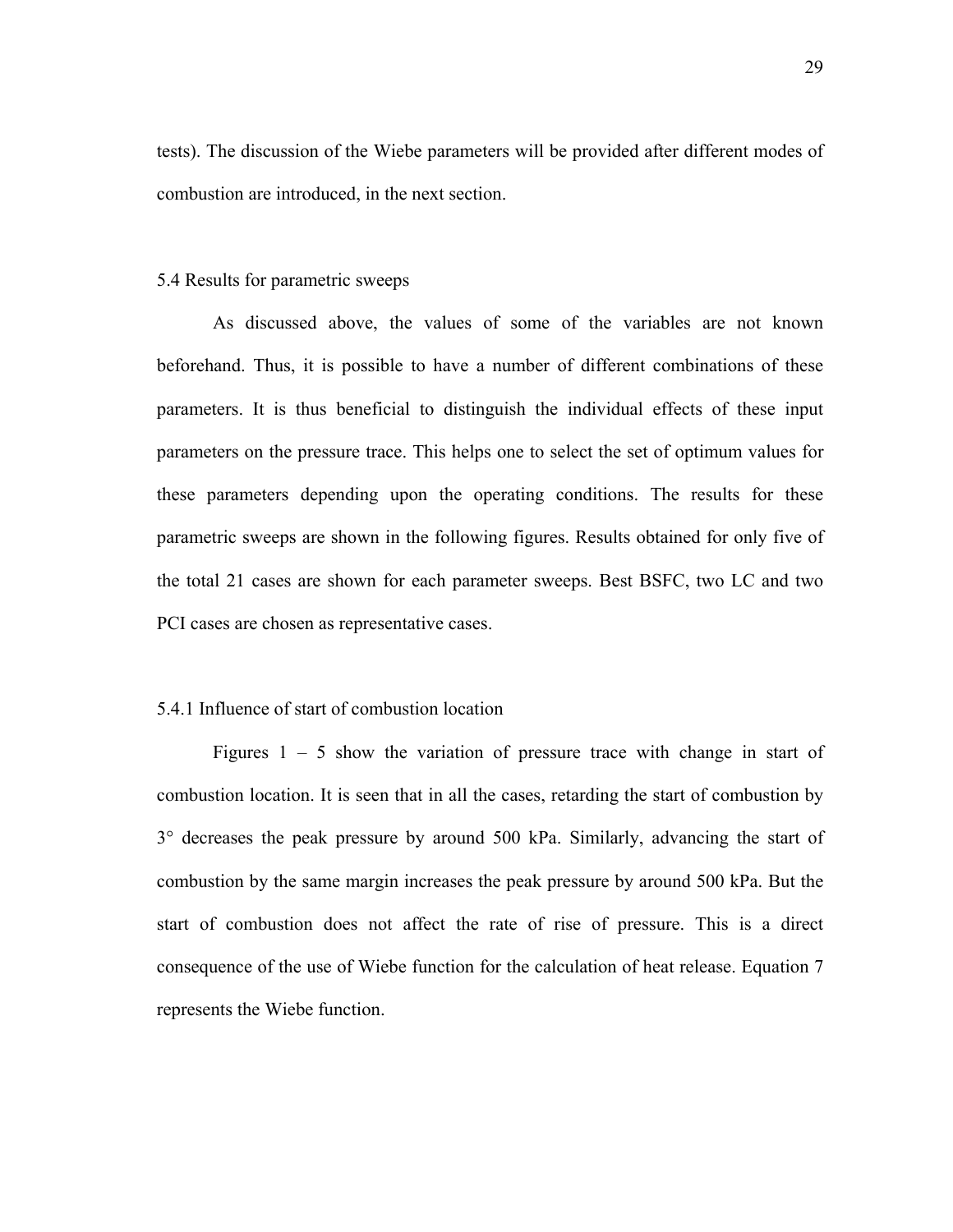tests). The discussion of the Wiebe parameters will be provided after different modes of combustion are introduced, in the next section.

### 5.4 Results for parametric sweeps

As discussed above, the values of some of the variables are not known beforehand. Thus, it is possible to have a number of different combinations of these parameters. It is thus beneficial to distinguish the individual effects of these input parameters on the pressure trace. This helps one to select the set of optimum values for these parameters depending upon the operating conditions. The results for these parametric sweeps are shown in the following figures. Results obtained for only five of the total 21 cases are shown for each parameter sweeps. Best BSFC, two LC and two PCI cases are chosen as representative cases.

#### 5.4.1 Influence of start of combustion location

Figures 1 – 5 show the variation of pressure trace with change in start of combustion location. It is seen that in all the cases, retarding the start of combustion by 3° decreases the peak pressure by around 500 kPa. Similarly, advancing the start of combustion by the same margin increases the peak pressure by around 500 kPa. But the start of combustion does not affect the rate of rise of pressure. This is a direct consequence of the use of Wiebe function for the calculation of heat release. Equation 7 represents the Wiebe function.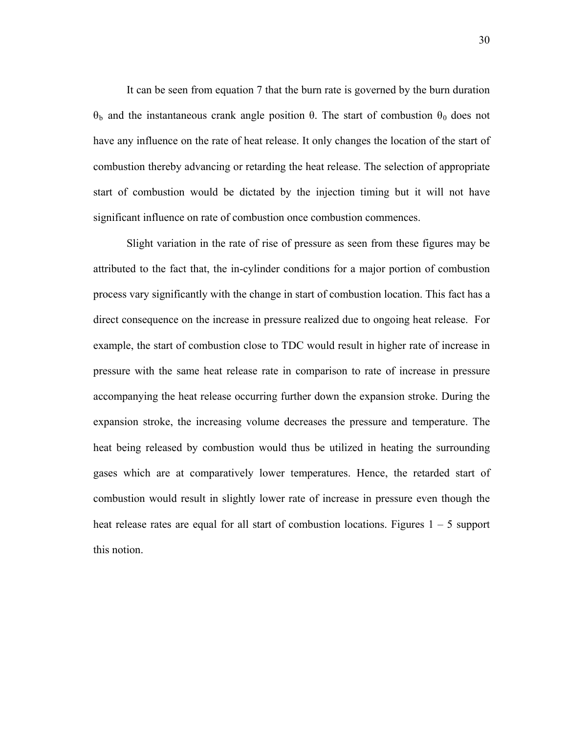It can be seen from equation 7 that the burn rate is governed by the burn duration $\theta_b$ and the instantaneous crank angle position $\theta$. The start of combustion $\theta_0$ does not have any influence on the rate of heat release. It only changes the location of the start of combustion thereby advancing or retarding the heat release. The selection of appropriate start of combustion would be dictated by the injection timing but it will not have significant influence on rate of combustion once combustion commences.

Slight variation in the rate of rise of pressure as seen from these figures may be attributed to the fact that, the in-cylinder conditions for a major portion of combustion process vary significantly with the change in start of combustion location. This fact has a direct consequence on the increase in pressure realized due to ongoing heat release. For example, the start of combustion close to TDC would result in higher rate of increase in pressure with the same heat release rate in comparison to rate of increase in pressure accompanying the heat release occurring further down the expansion stroke. During the expansion stroke, the increasing volume decreases the pressure and temperature. The heat being released by combustion would thus be utilized in heating the surrounding gases which are at comparatively lower temperatures. Hence, the retarded start of combustion would result in slightly lower rate of increase in pressure even though the heat release rates are equal for all start of combustion locations. Figures 1 – 5 support this notion.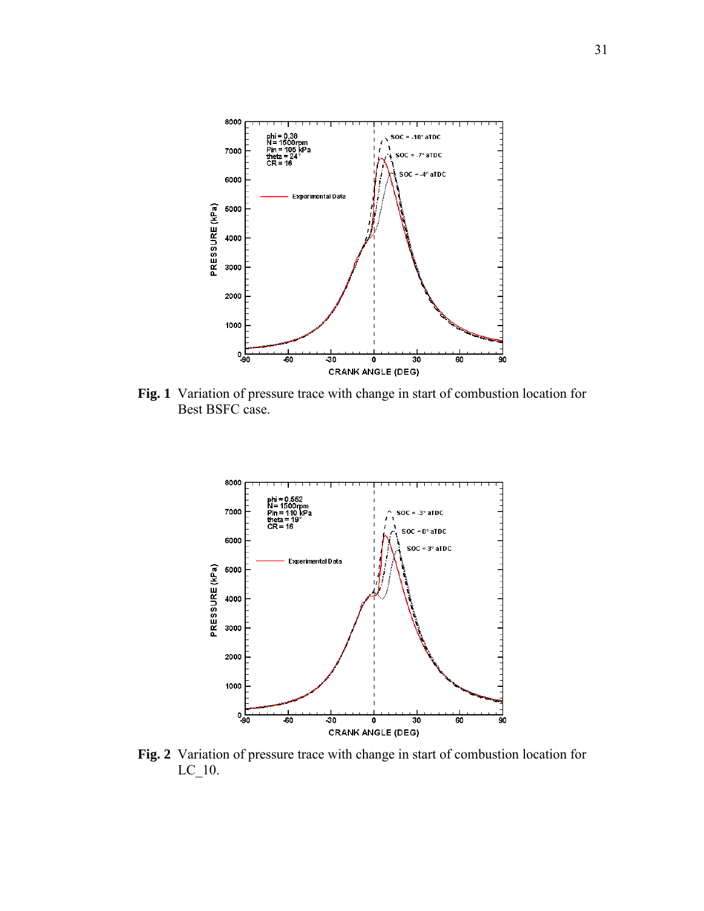**Fig. 1** Variation of pressure trace with change in start of combustion location for Best BSFC case.

**Fig. 2** Variation of pressure trace with change in start of combustion location for LC_10.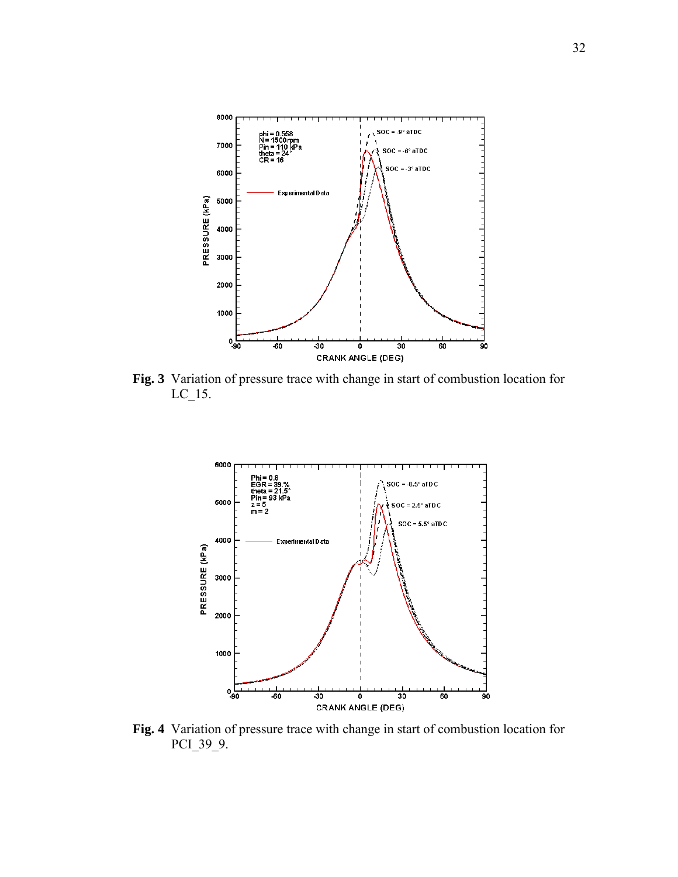**Fig. 3** Variation of pressure trace with change in start of combustion location for LC_15.

**Fig. 4** Variation of pressure trace with change in start of combustion location for PCI_39_9.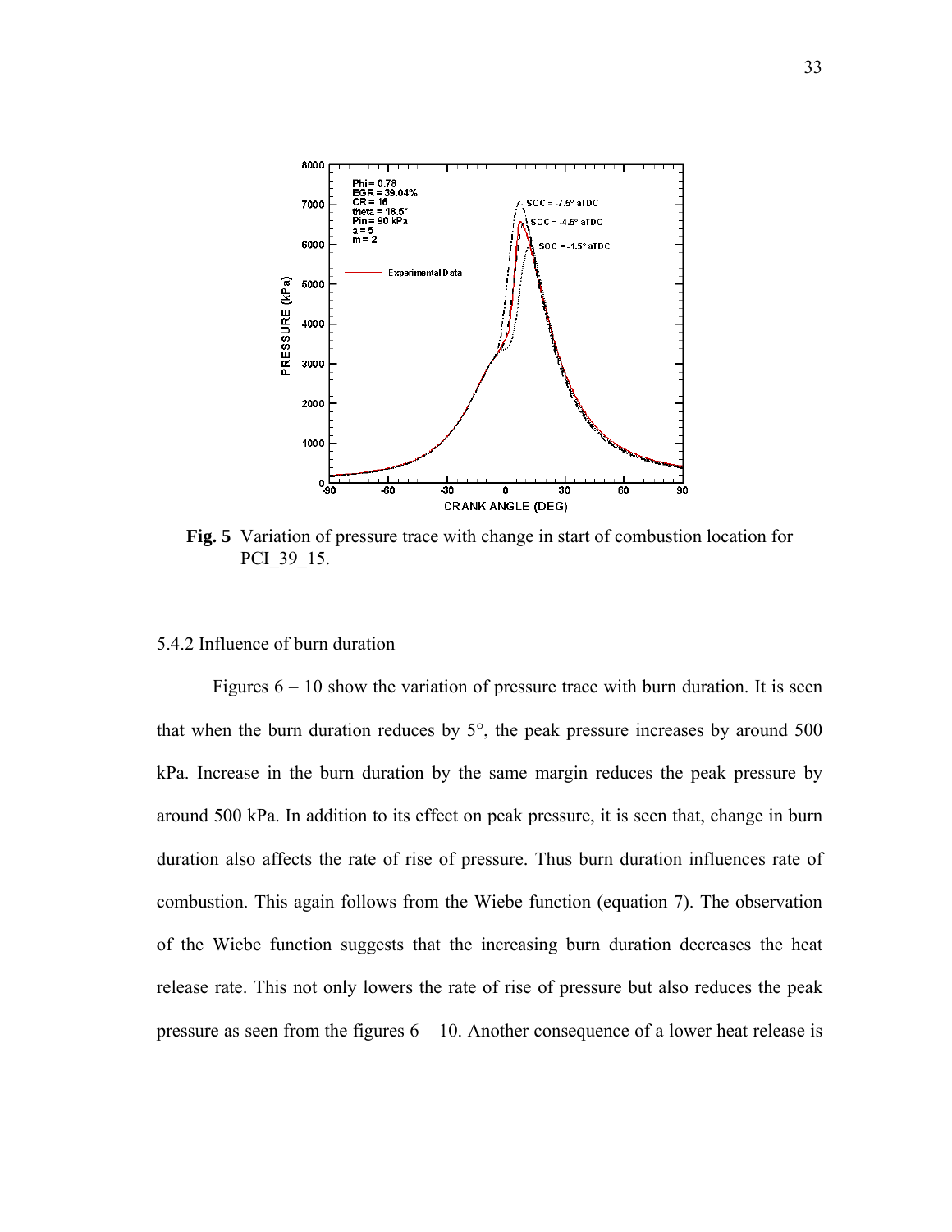**Fig. 5** Variation of pressure trace with change in start of combustion location for PCI_39_15.

5.4.2 Influence of burn duration

Figures 6 – 10 show the variation of pressure trace with burn duration. It is seen that when the burn duration reduces by 5°, the peak pressure increases by around 500 kPa. Increase in the burn duration by the same margin reduces the peak pressure by around 500 kPa. In addition to its effect on peak pressure, it is seen that, change in burn duration also affects the rate of rise of pressure. Thus burn duration influences rate of combustion. This again follows from the Wiebe function (equation 7). The observation of the Wiebe function suggests that the increasing burn duration decreases the heat release rate. This not only lowers the rate of rise of pressure but also reduces the peak pressure as seen from the figures 6 – 10. Another consequence of a lower heat release is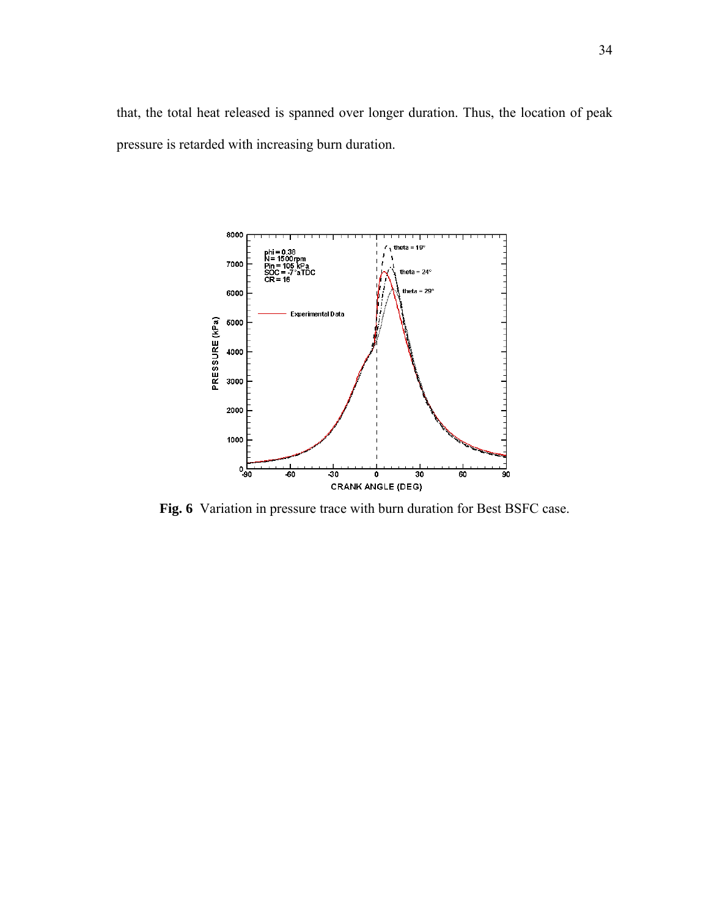that, the total heat released is spanned over longer duration. Thus, the location of peak pressure is retarded with increasing burn duration.

**Fig. 6** Variation in pressure trace with burn duration for Best BSFC case.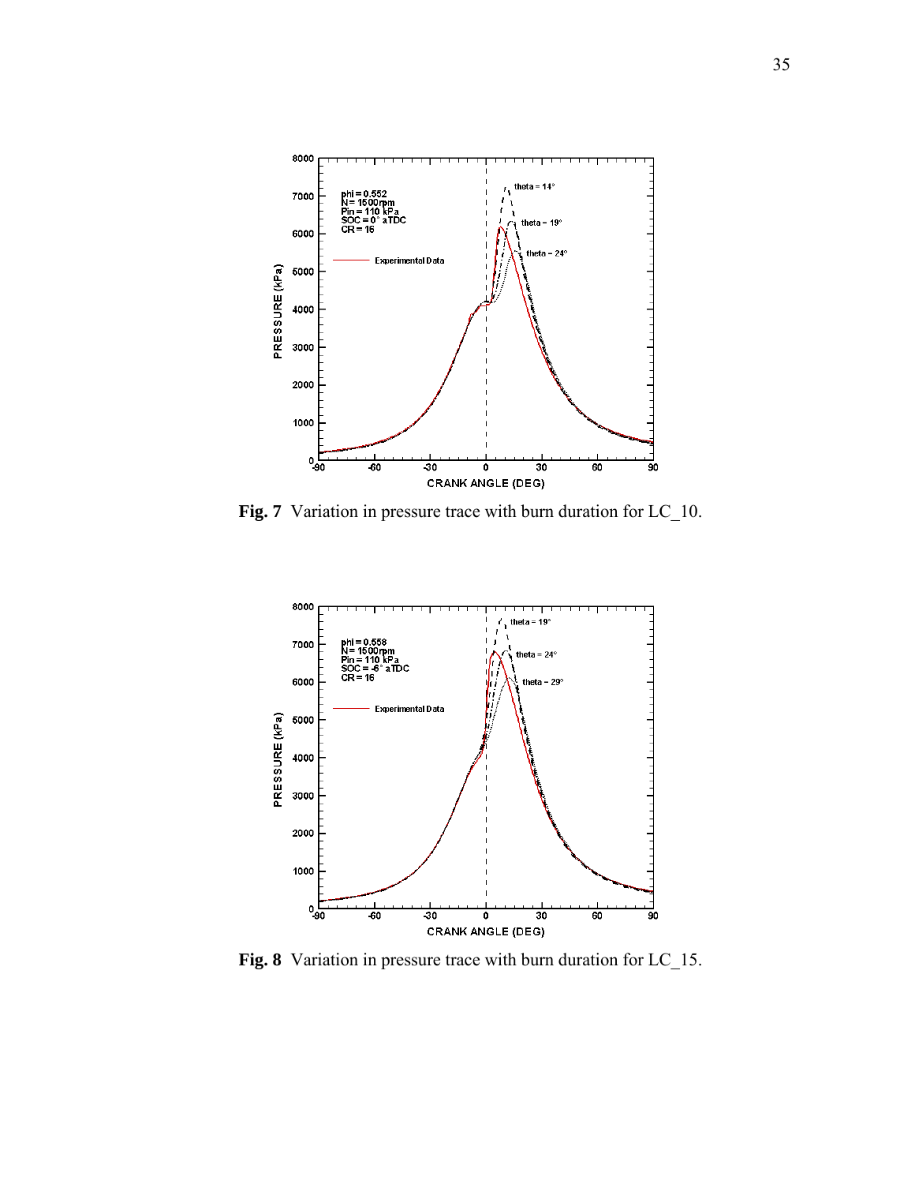**Fig. 7** Variation in pressure trace with burn duration for LC_10.

**Fig. 8** Variation in pressure trace with burn duration for LC_15.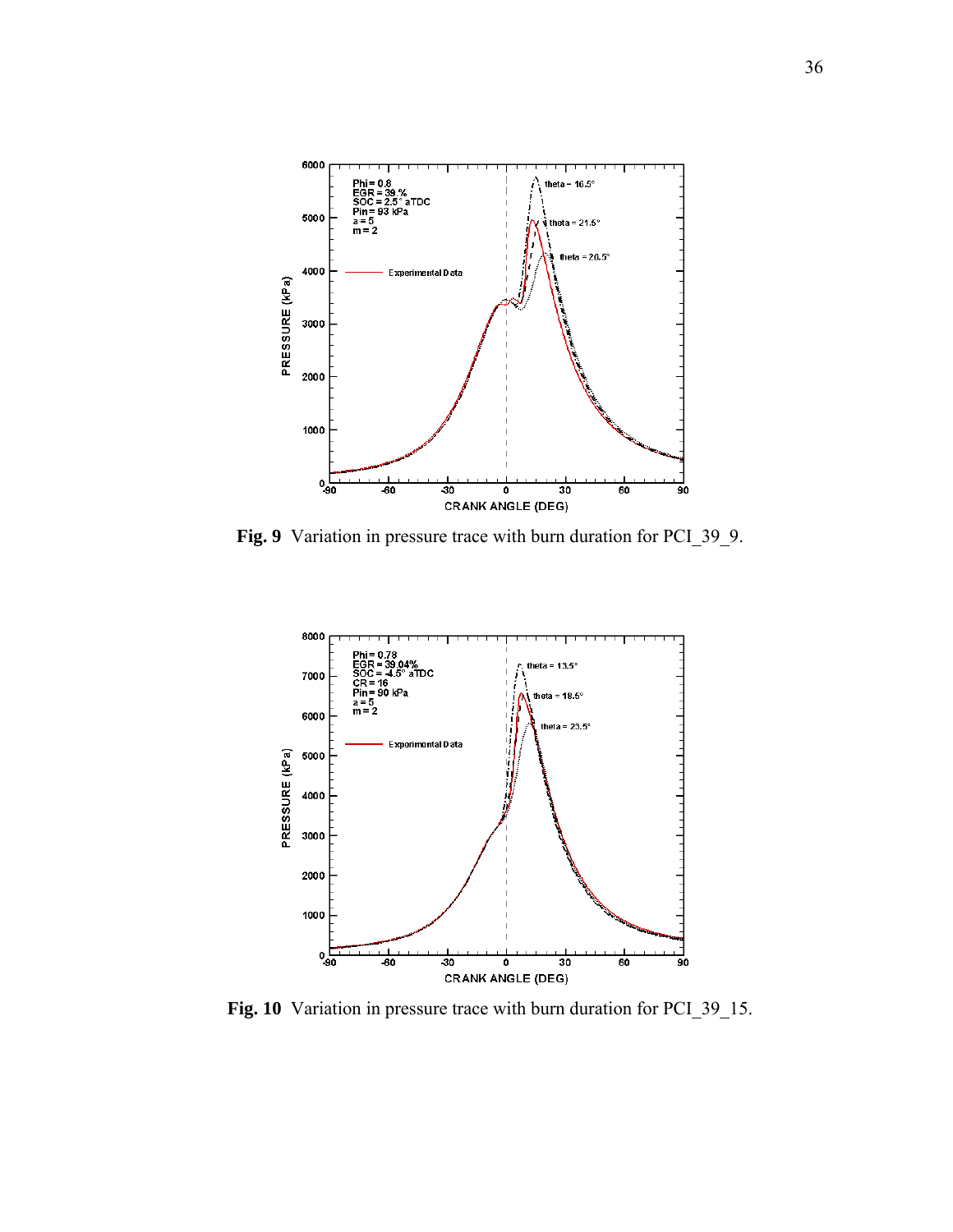**Fig. 9** Variation in pressure trace with burn duration for PCI_39_9.

**Fig. 10** Variation in pressure trace with burn duration for PCI_39_15.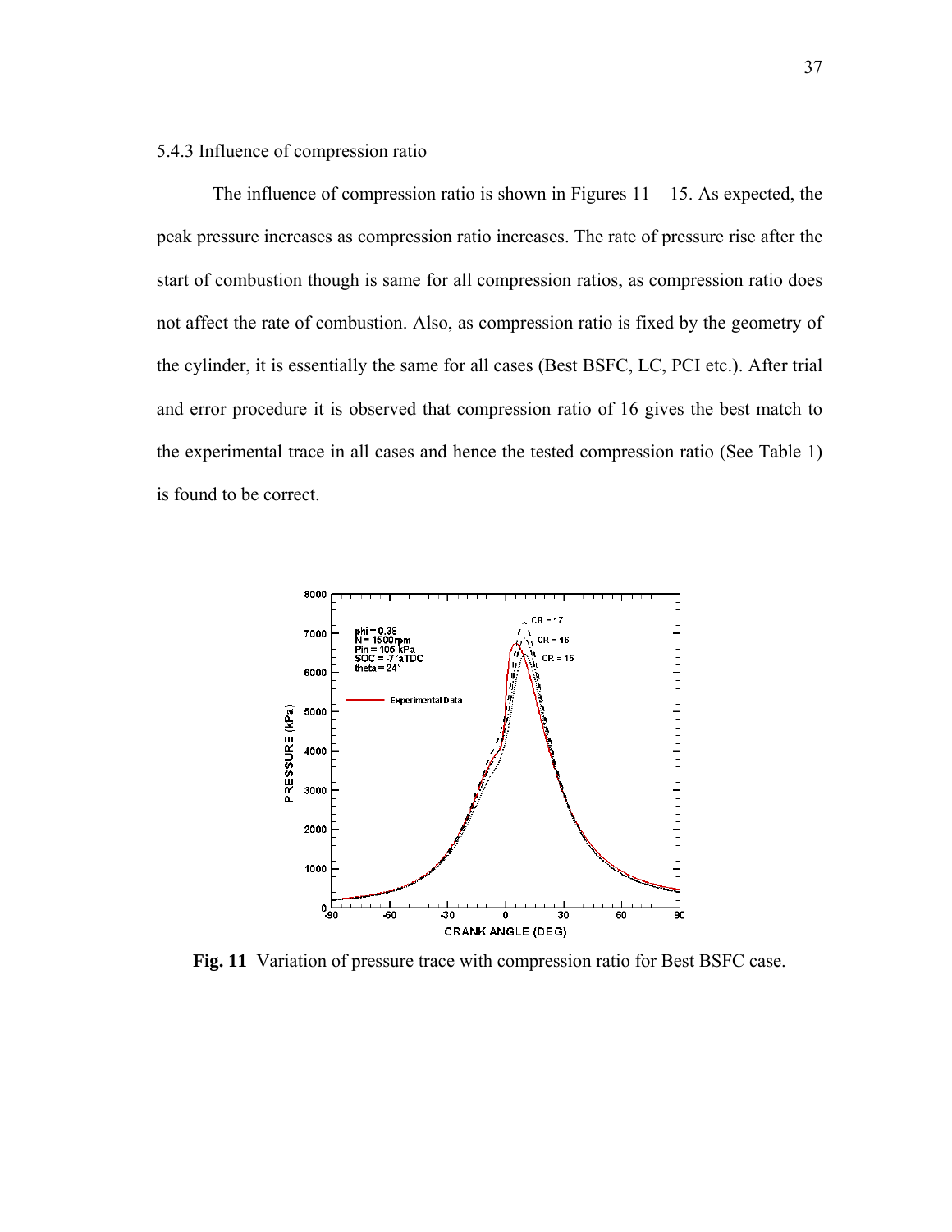5.4.3 Influence of compression ratio

The influence of compression ratio is shown in Figures 11 – 15. As expected, the peak pressure increases as compression ratio increases. The rate of pressure rise after the start of combustion though is same for all compression ratios, as compression ratio does not affect the rate of combustion. Also, as compression ratio is fixed by the geometry of the cylinder, it is essentially the same for all cases (Best BSFC, LC, PCI etc.). After trial and error procedure it is observed that compression ratio of 16 gives the best match to the experimental trace in all cases and hence the tested compression ratio (See Table 1) is found to be correct.

**Fig. 11** Variation of pressure trace with compression ratio for Best BSFC case.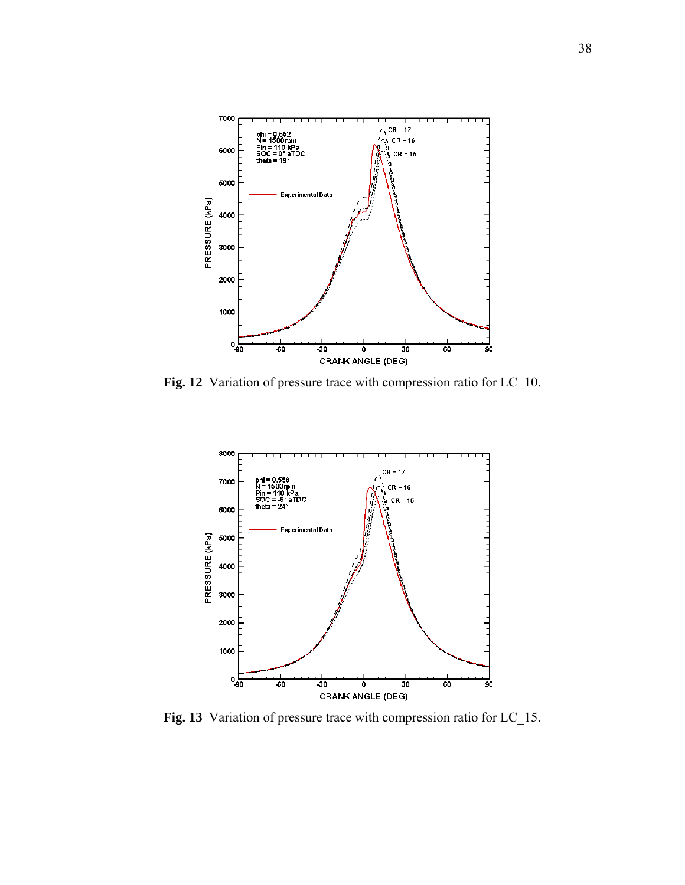**Fig. 12** Variation of pressure trace with compression ratio for LC_10.

**Fig. 13** Variation of pressure trace with compression ratio for LC_15.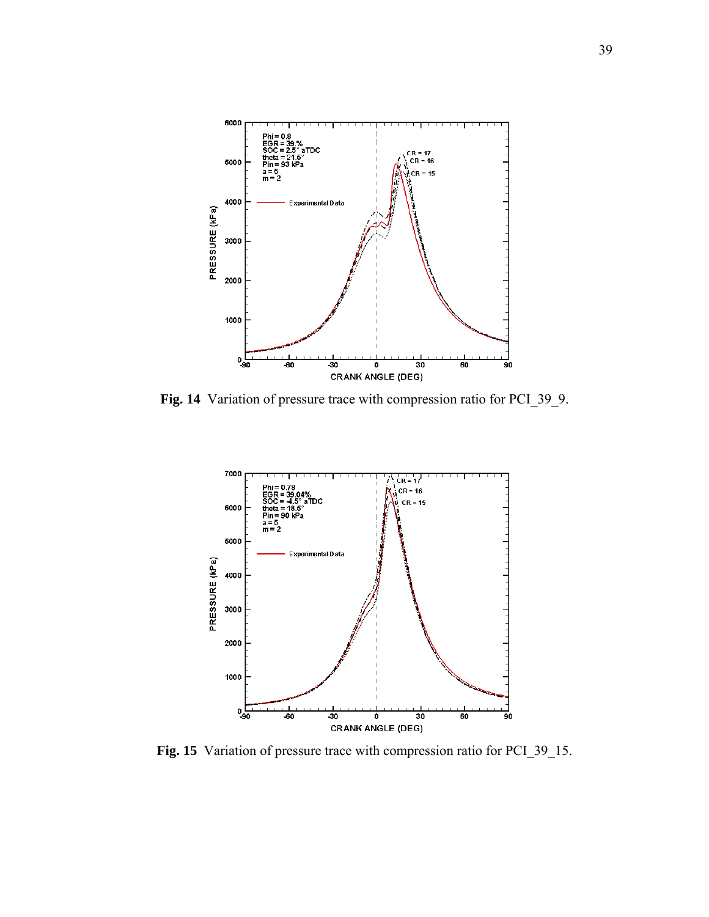**Fig. 14** Variation of pressure trace with compression ratio for PCI_39_9.

**Fig. 15** Variation of pressure trace with compression ratio for PCI_39_15.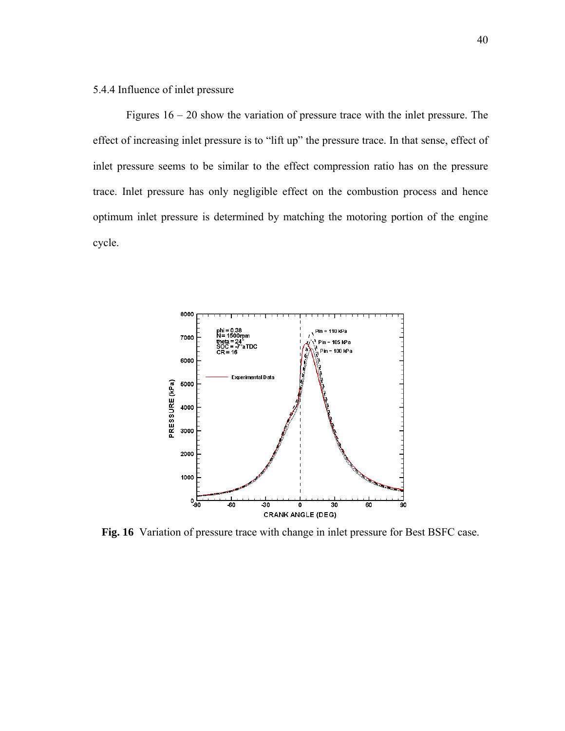5.4.4 Influence of inlet pressure

Figures 16 – 20 show the variation of pressure trace with the inlet pressure. The effect of increasing inlet pressure is to "lift up" the pressure trace. In that sense, effect of inlet pressure seems to be similar to the effect compression ratio has on the pressure trace. Inlet pressure has only negligible effect on the combustion process and hence optimum inlet pressure is determined by matching the motoring portion of the engine cycle.

**Fig. 16** Variation of pressure trace with change in inlet pressure for Best BSFC case.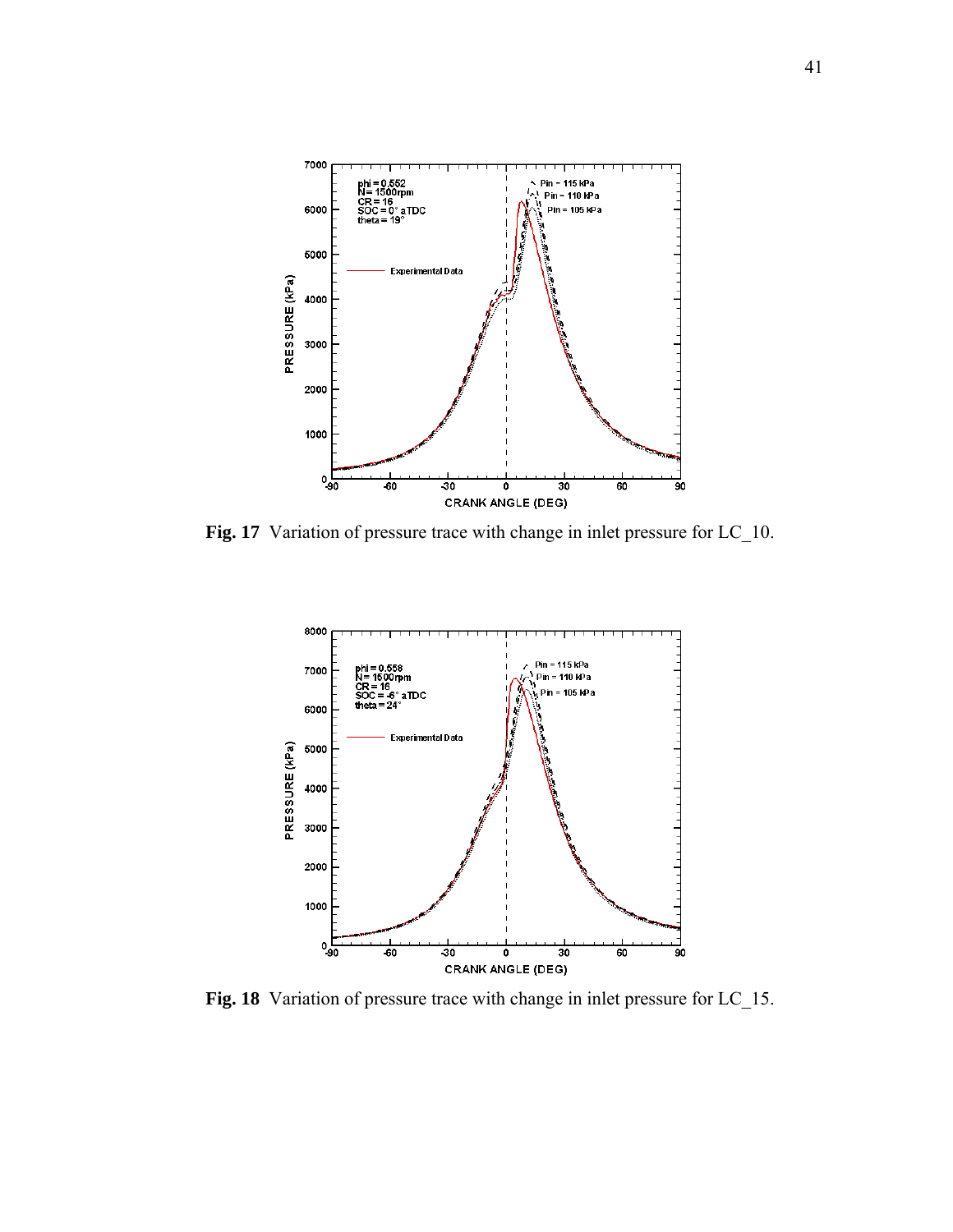**Fig. 17** Variation of pressure trace with change in inlet pressure for LC_10.

**Fig. 18** Variation of pressure trace with change in inlet pressure for LC_15.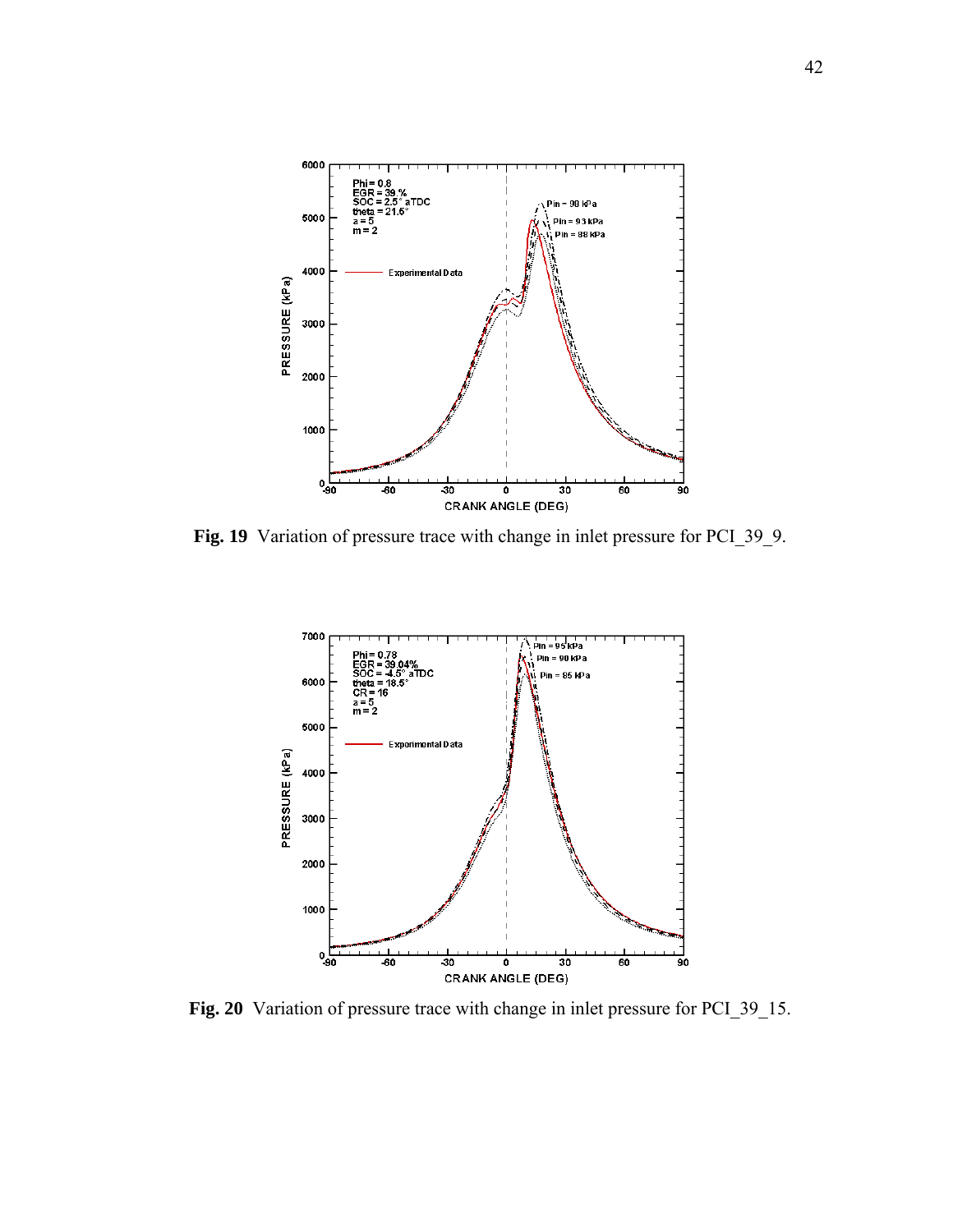**Fig. 19** Variation of pressure trace with change in inlet pressure for PCI_39_9.

**Fig. 20** Variation of pressure trace with change in inlet pressure for PCI_39_15.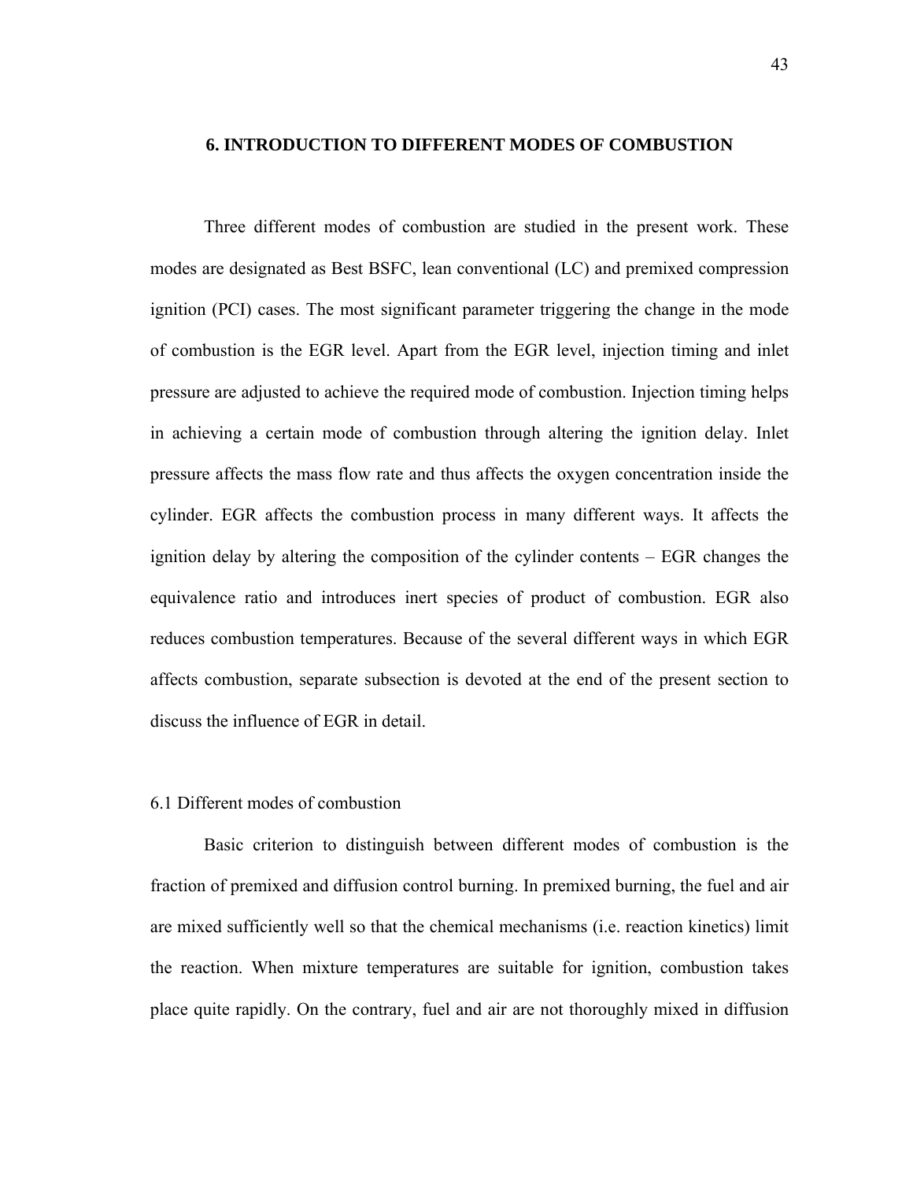# 6. INTRODUCTION TO DIFFERENT MODES OF COMBUSTION

Three different modes of combustion are studied in the present work. These modes are designated as Best BSFC, lean conventional (LC) and premixed compression ignition (PCI) cases. The most significant parameter triggering the change in the mode of combustion is the EGR level. Apart from the EGR level, injection timing and inlet pressure are adjusted to achieve the required mode of combustion. Injection timing helps in achieving a certain mode of combustion through altering the ignition delay. Inlet pressure affects the mass flow rate and thus affects the oxygen concentration inside the cylinder. EGR affects the combustion process in many different ways. It affects the ignition delay by altering the composition of the cylinder contents – EGR changes the equivalence ratio and introduces inert species of product of combustion. EGR also reduces combustion temperatures. Because of the several different ways in which EGR affects combustion, separate subsection is devoted at the end of the present section to discuss the influence of EGR in detail.

## 6.1 Different modes of combustion

Basic criterion to distinguish between different modes of combustion is the fraction of premixed and diffusion control burning. In premixed burning, the fuel and air are mixed sufficiently well so that the chemical mechanisms (i.e. reaction kinetics) limit the reaction. When mixture temperatures are suitable for ignition, combustion takes place quite rapidly. On the contrary, fuel and air are not thoroughly mixed in diffusion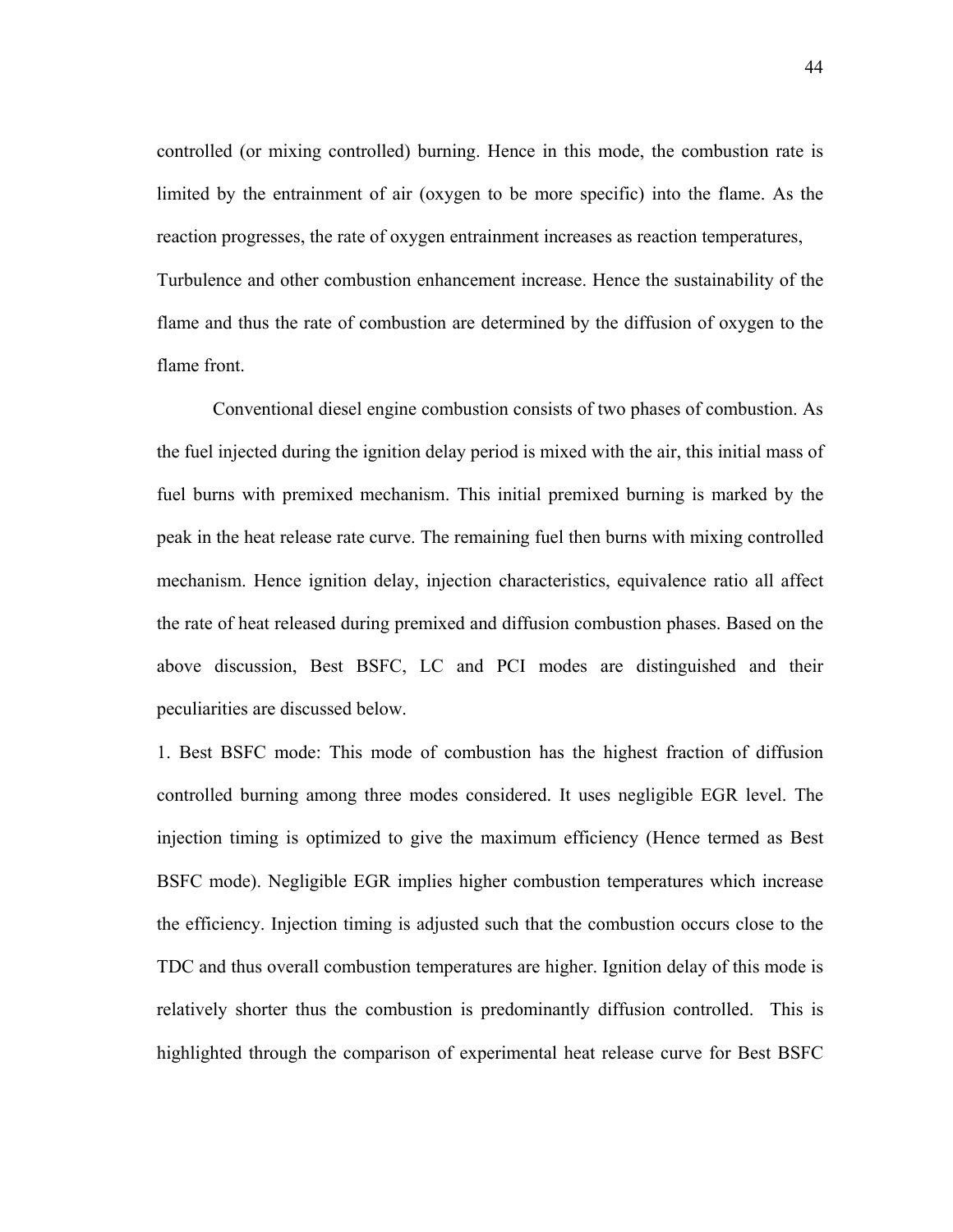controlled (or mixing controlled) burning. Hence in this mode, the combustion rate is limited by the entrainment of air (oxygen to be more specific) into the flame. As the reaction progresses, the rate of oxygen entrainment increases as reaction temperatures, Turbulence and other combustion enhancement increase. Hence the sustainability of the flame and thus the rate of combustion are determined by the diffusion of oxygen to the flame front.

Conventional diesel engine combustion consists of two phases of combustion. As the fuel injected during the ignition delay period is mixed with the air, this initial mass of fuel burns with premixed mechanism. This initial premixed burning is marked by the peak in the heat release rate curve. The remaining fuel then burns with mixing controlled mechanism. Hence ignition delay, injection characteristics, equivalence ratio all affect the rate of heat released during premixed and diffusion combustion phases. Based on the above discussion, Best BSFC, LC and PCI modes are distinguished and their peculiarities are discussed below.

1. Best BSFC mode: This mode of combustion has the highest fraction of diffusion controlled burning among three modes considered. It uses negligible EGR level. The injection timing is optimized to give the maximum efficiency (Hence termed as Best BSFC mode). Negligible EGR implies higher combustion temperatures which increase the efficiency. Injection timing is adjusted such that the combustion occurs close to the TDC and thus overall combustion temperatures are higher. Ignition delay of this mode is relatively shorter thus the combustion is predominantly diffusion controlled. This is highlighted through the comparison of experimental heat release curve for Best BSFC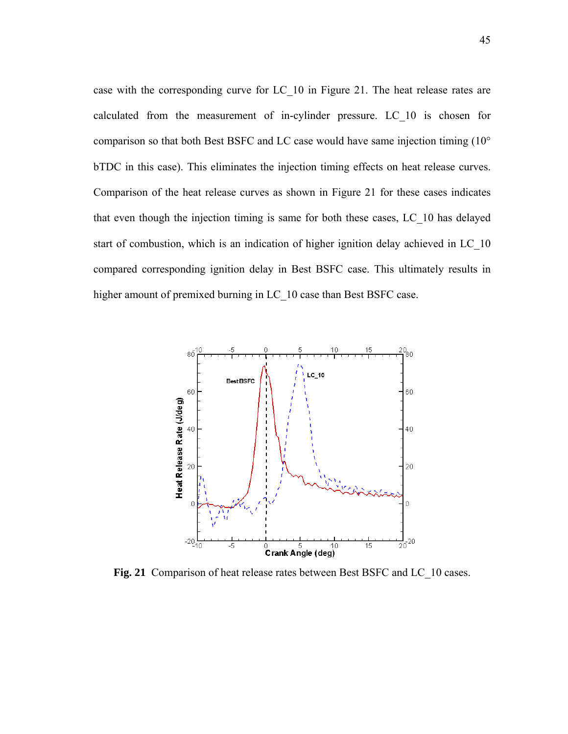case with the corresponding curve for LC_10 in Figure 21. The heat release rates are calculated from the measurement of in-cylinder pressure. LC_10 is chosen for comparison so that both Best BSFC and LC case would have same injection timing (10° bTDC in this case). This eliminates the injection timing effects on heat release curves. Comparison of the heat release curves as shown in Figure 21 for these cases indicates that even though the injection timing is same for both these cases, LC_10 has delayed start of combustion, which is an indication of higher ignition delay achieved in LC_10 compared corresponding ignition delay in Best BSFC case. This ultimately results in higher amount of premixed burning in LC_10 case than Best BSFC case.

**Fig. 21** Comparison of heat release rates between Best BSFC and LC_10 cases.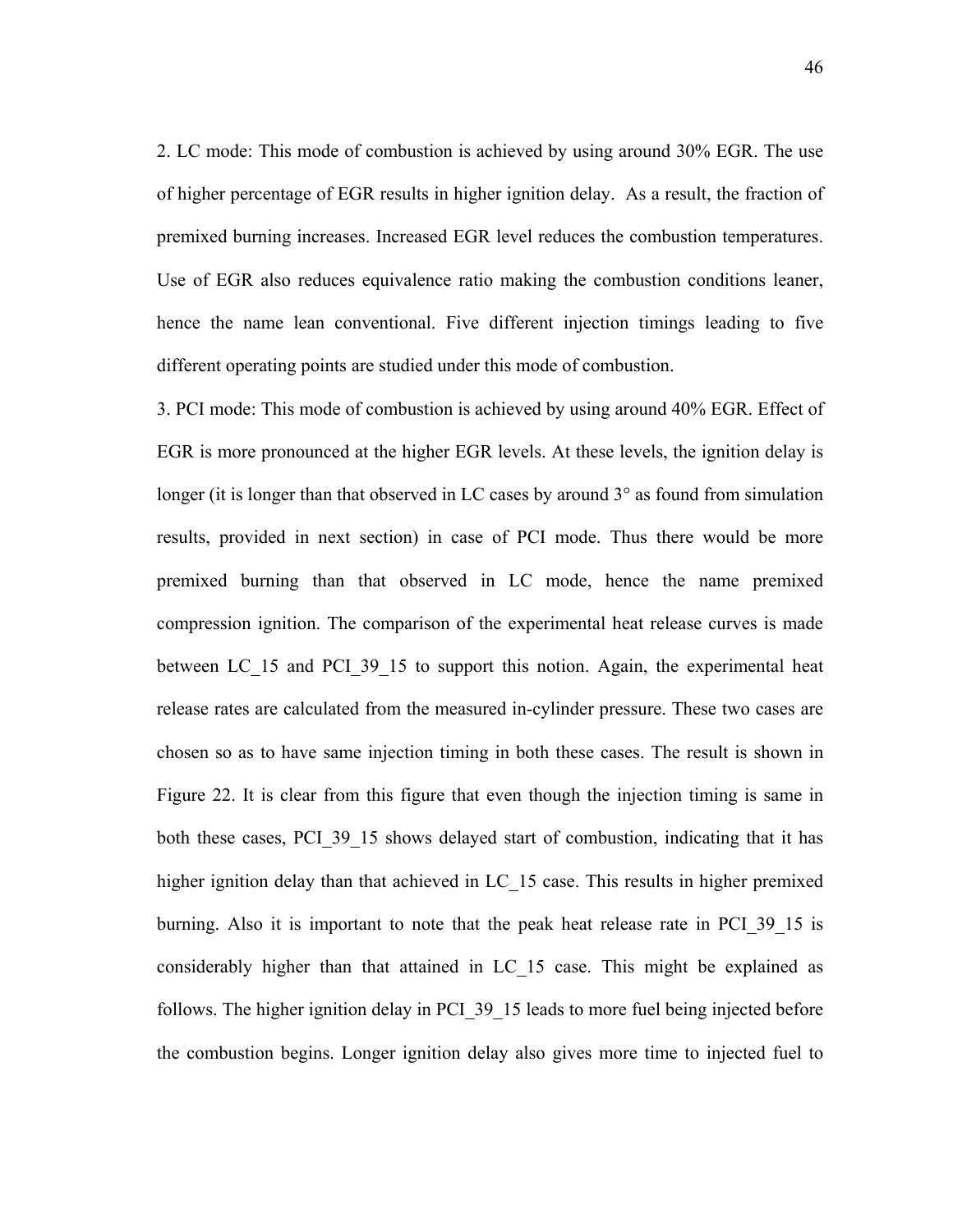2. LC mode: This mode of combustion is achieved by using around 30% EGR. The use of higher percentage of EGR results in higher ignition delay. As a result, the fraction of premixed burning increases. Increased EGR level reduces the combustion temperatures. Use of EGR also reduces equivalence ratio making the combustion conditions leaner, hence the name lean conventional. Five different injection timings leading to five different operating points are studied under this mode of combustion.

3. PCI mode: This mode of combustion is achieved by using around 40% EGR. Effect of EGR is more pronounced at the higher EGR levels. At these levels, the ignition delay is longer (it is longer than that observed in LC cases by around 3° as found from simulation results, provided in next section) in case of PCI mode. Thus there would be more premixed burning than that observed in LC mode, hence the name premixed compression ignition. The comparison of the experimental heat release curves is made between LC_15 and PCI_39_15 to support this notion. Again, the experimental heat release rates are calculated from the measured in-cylinder pressure. These two cases are chosen so as to have same injection timing in both these cases. The result is shown in Figure 22. It is clear from this figure that even though the injection timing is same in both these cases, PCI_39_15 shows delayed start of combustion, indicating that it has higher ignition delay than that achieved in LC_15 case. This results in higher premixed burning. Also it is important to note that the peak heat release rate in PCI_39_15 is considerably higher than that attained in LC_15 case. This might be explained as follows. The higher ignition delay in PCI_39_15 leads to more fuel being injected before the combustion begins. Longer ignition delay also gives more time to injected fuel to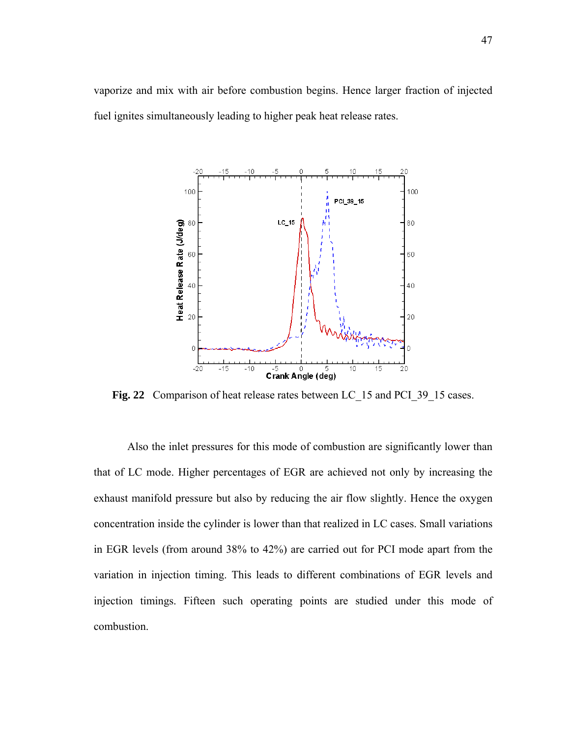vaporize and mix with air before combustion begins. Hence larger fraction of injected fuel ignites simultaneously leading to higher peak heat release rates.

**Fig. 22** Comparison of heat release rates between LC_15 and PCI_39_15 cases.

Also the inlet pressures for this mode of combustion are significantly lower than that of LC mode. Higher percentages of EGR are achieved not only by increasing the exhaust manifold pressure but also by reducing the air flow slightly. Hence the oxygen concentration inside the cylinder is lower than that realized in LC cases. Small variations in EGR levels (from around 38% to 42%) are carried out for PCI mode apart from the variation in injection timing. This leads to different combinations of EGR levels and injection timings. Fifteen such operating points are studied under this mode of combustion.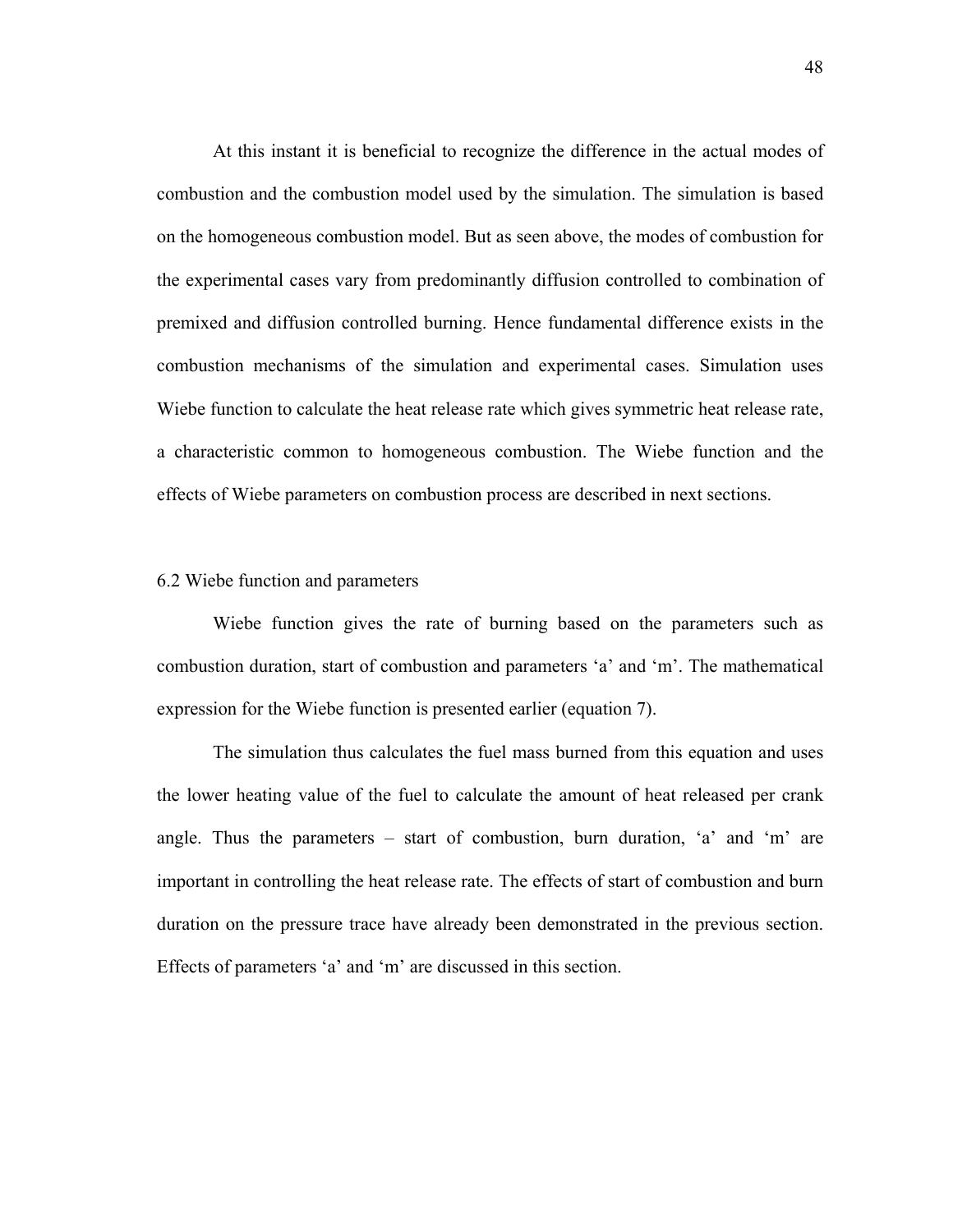At this instant it is beneficial to recognize the difference in the actual modes of combustion and the combustion model used by the simulation. The simulation is based on the homogeneous combustion model. But as seen above, the modes of combustion for the experimental cases vary from predominantly diffusion controlled to combination of premixed and diffusion controlled burning. Hence fundamental difference exists in the combustion mechanisms of the simulation and experimental cases. Simulation uses Wiebe function to calculate the heat release rate which gives symmetric heat release rate, a characteristic common to homogeneous combustion. The Wiebe function and the effects of Wiebe parameters on combustion process are described in next sections.

## 6.2 Wiebe function and parameters

Wiebe function gives the rate of burning based on the parameters such as combustion duration, start of combustion and parameters ‘a’ and ‘m’. The mathematical expression for the Wiebe function is presented earlier (equation 7).

The simulation thus calculates the fuel mass burned from this equation and uses the lower heating value of the fuel to calculate the amount of heat released per crank angle. Thus the parameters – start of combustion, burn duration, ‘a’ and ‘m’ are important in controlling the heat release rate. The effects of start of combustion and burn duration on the pressure trace have already been demonstrated in the previous section. Effects of parameters ‘a’ and ‘m’ are discussed in this section.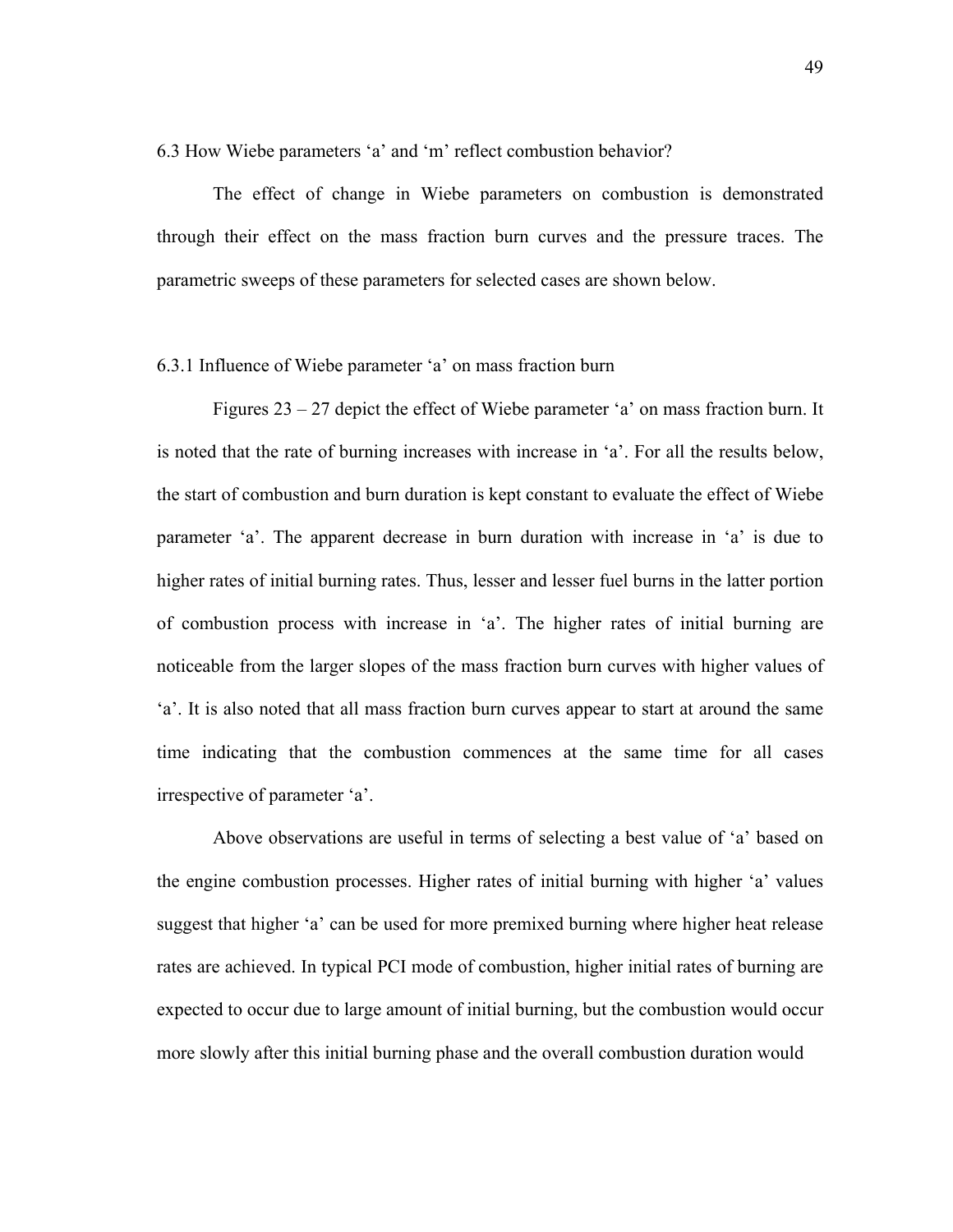## 6.3 How Wiebe parameters 'a' and 'm' reflect combustion behavior?

The effect of change in Wiebe parameters on combustion is demonstrated through their effect on the mass fraction burn curves and the pressure traces. The parametric sweeps of these parameters for selected cases are shown below.

### 6.3.1 Influence of Wiebe parameter 'a' on mass fraction burn

Figures 23 – 27 depict the effect of Wiebe parameter 'a' on mass fraction burn. It is noted that the rate of burning increases with increase in 'a'. For all the results below, the start of combustion and burn duration is kept constant to evaluate the effect of Wiebe parameter 'a'. The apparent decrease in burn duration with increase in 'a' is due to higher rates of initial burning rates. Thus, lesser and lesser fuel burns in the latter portion of combustion process with increase in 'a'. The higher rates of initial burning are noticeable from the larger slopes of the mass fraction burn curves with higher values of 'a'. It is also noted that all mass fraction burn curves appear to start at around the same time indicating that the combustion commences at the same time for all cases irrespective of parameter 'a'.

Above observations are useful in terms of selecting a best value of 'a' based on the engine combustion processes. Higher rates of initial burning with higher 'a' values suggest that higher 'a' can be used for more premixed burning where higher heat release rates are achieved. In typical PCI mode of combustion, higher initial rates of burning are expected to occur due to large amount of initial burning, but the combustion would occur more slowly after this initial burning phase and the overall combustion duration would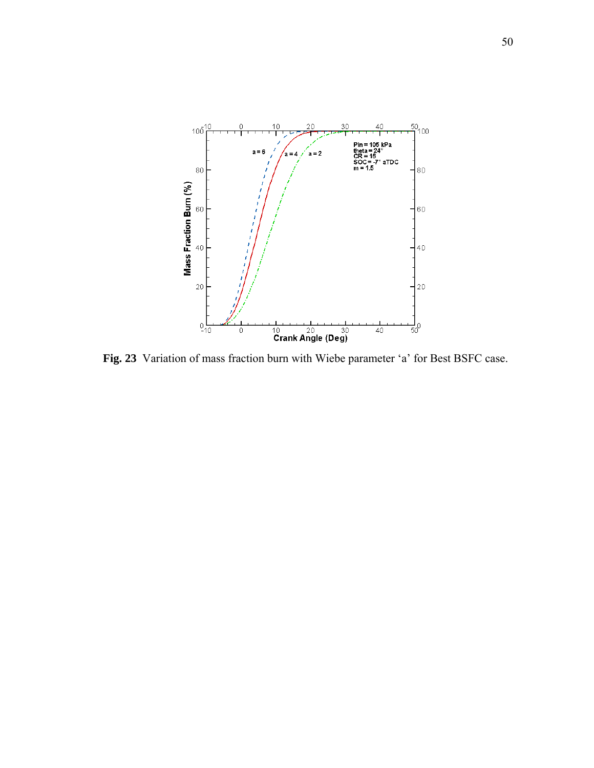**Fig. 23** Variation of mass fraction burn with Wiebe parameter ‘a’ for Best BSFC case.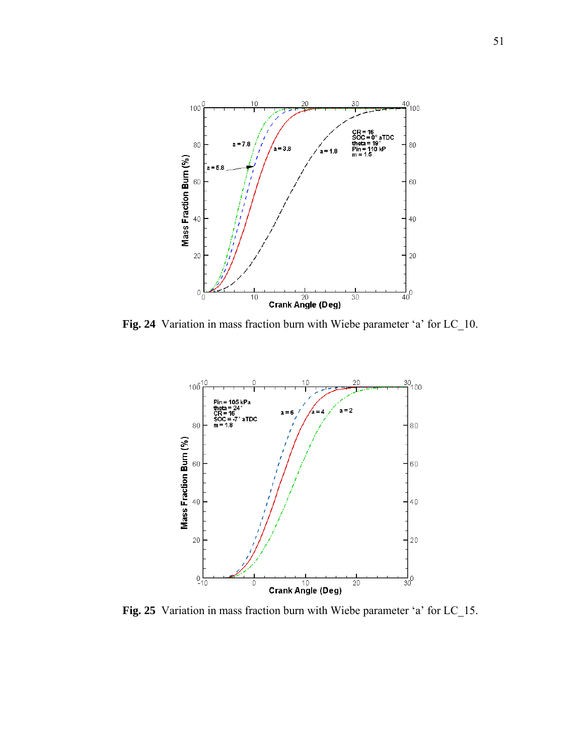**Fig. 24** Variation in mass fraction burn with Wiebe parameter 'a' for LC_10.

**Fig. 25** Variation in mass fraction burn with Wiebe parameter 'a' for LC_15.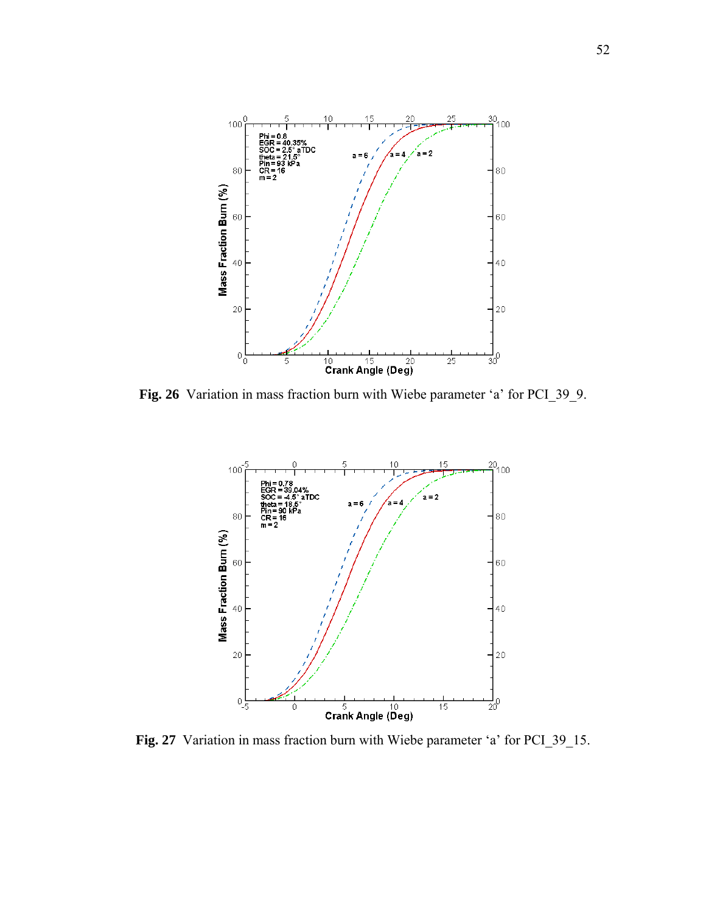**Fig. 26** Variation in mass fraction burn with Wiebe parameter 'a' for PCI_39_9.

**Fig. 27** Variation in mass fraction burn with Wiebe parameter 'a' for PCI_39_15.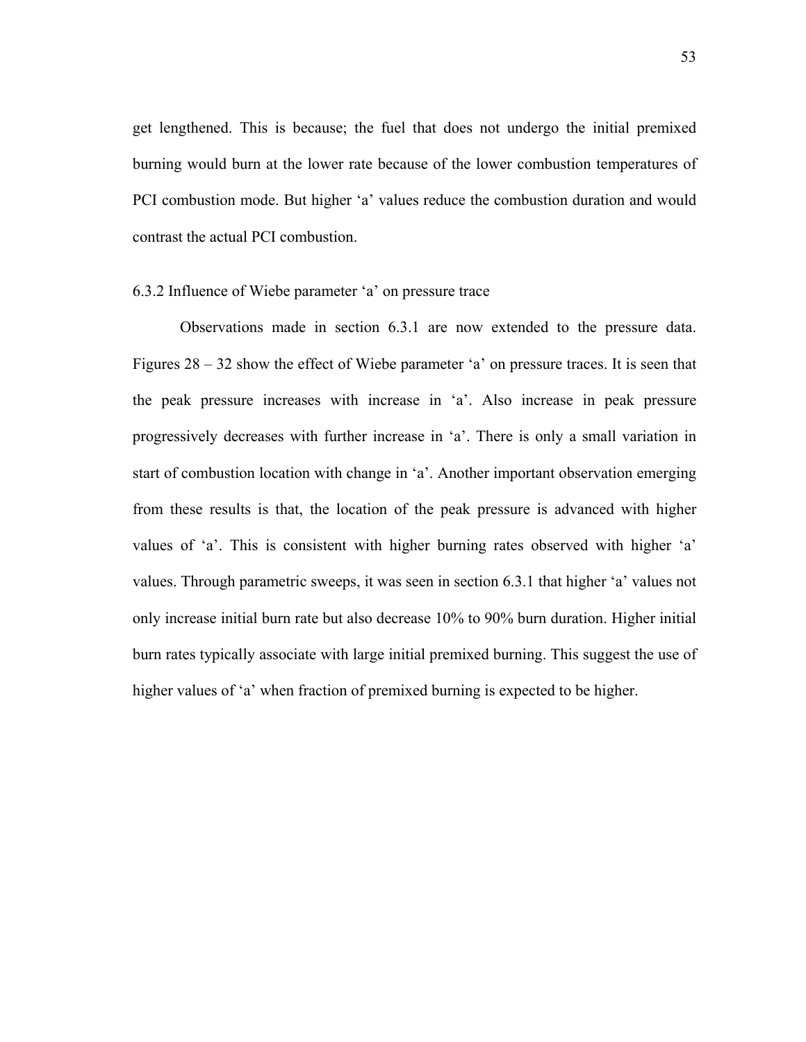get lengthened. This is because; the fuel that does not undergo the initial premixed burning would burn at the lower rate because of the lower combustion temperatures of PCI combustion mode. But higher ‘a’ values reduce the combustion duration and would contrast the actual PCI combustion.

### 6.3.2 Influence of Wiebe parameter ‘a’ on pressure trace

Observations made in section 6.3.1 are now extended to the pressure data. Figures 28 – 32 show the effect of Wiebe parameter ‘a’ on pressure traces. It is seen that the peak pressure increases with increase in ‘a’. Also increase in peak pressure progressively decreases with further increase in ‘a’. There is only a small variation in start of combustion location with change in ‘a’. Another important observation emerging from these results is that, the location of the peak pressure is advanced with higher values of ‘a’. This is consistent with higher burning rates observed with higher ‘a’ values. Through parametric sweeps, it was seen in section 6.3.1 that higher ‘a’ values not only increase initial burn rate but also decrease 10% to 90% burn duration. Higher initial burn rates typically associate with large initial premixed burning. This suggest the use of higher values of ‘a’ when fraction of premixed burning is expected to be higher.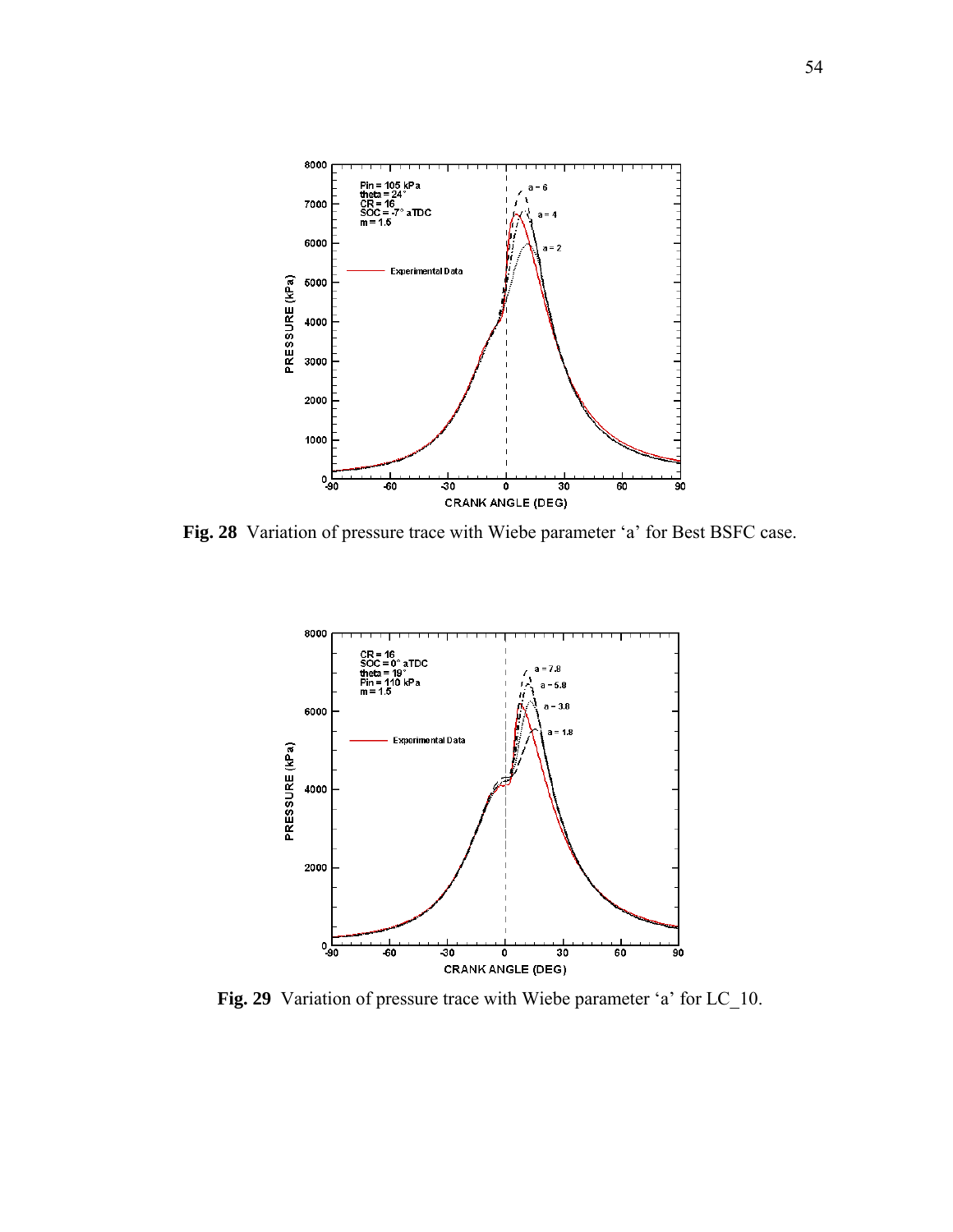**Fig. 28** Variation of pressure trace with Wiebe parameter 'a' for Best BSFC case.

**Fig. 29** Variation of pressure trace with Wiebe parameter 'a' for LC_10.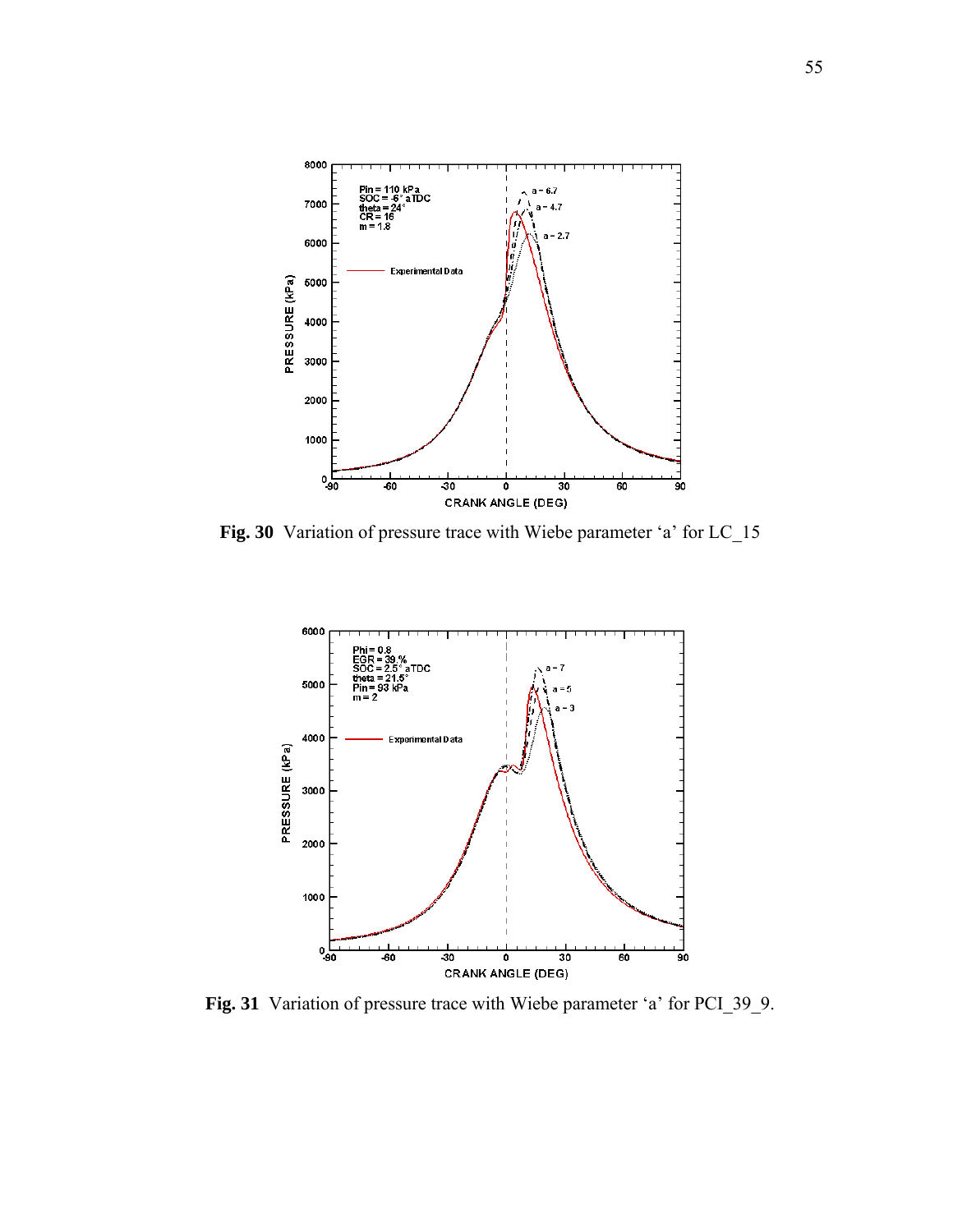**Fig. 30** Variation of pressure trace with Wiebe parameter 'a' for LC_15

**Fig. 31** Variation of pressure trace with Wiebe parameter 'a' for PCI_39_9.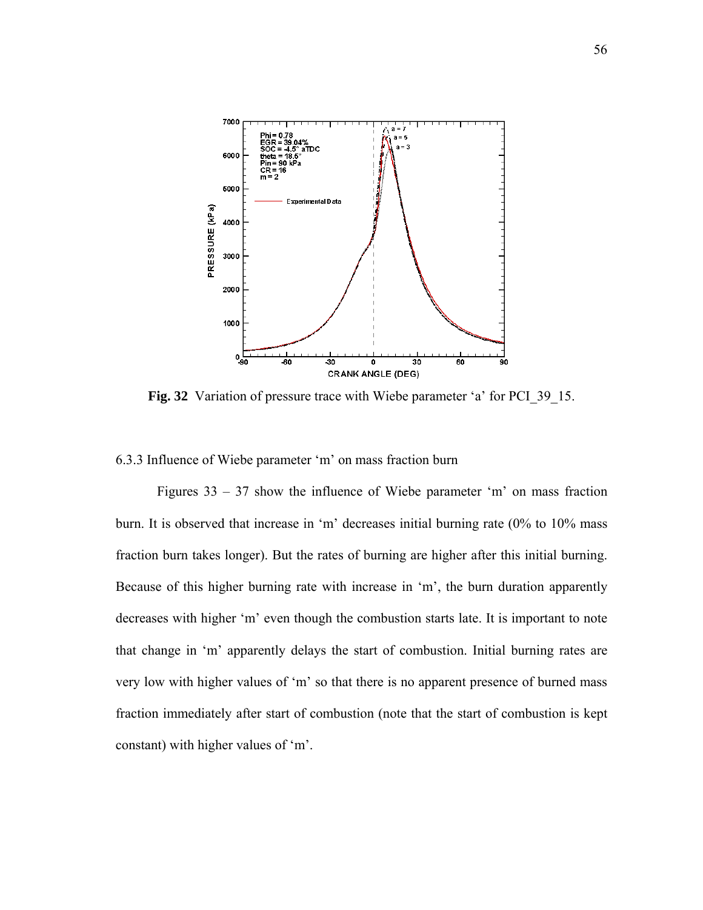**Fig. 32** Variation of pressure trace with Wiebe parameter 'a' for PCI_39_15.

6.3.3 Influence of Wiebe parameter 'm' on mass fraction burn

Figures 33 – 37 show the influence of Wiebe parameter 'm' on mass fraction burn. It is observed that increase in 'm' decreases initial burning rate (0% to 10% mass fraction burn takes longer). But the rates of burning are higher after this initial burning. Because of this higher burning rate with increase in 'm', the burn duration apparently decreases with higher 'm' even though the combustion starts late. It is important to note that change in 'm' apparently delays the start of combustion. Initial burning rates are very low with higher values of 'm' so that there is no apparent presence of burned mass fraction immediately after start of combustion (note that the start of combustion is kept constant) with higher values of 'm'.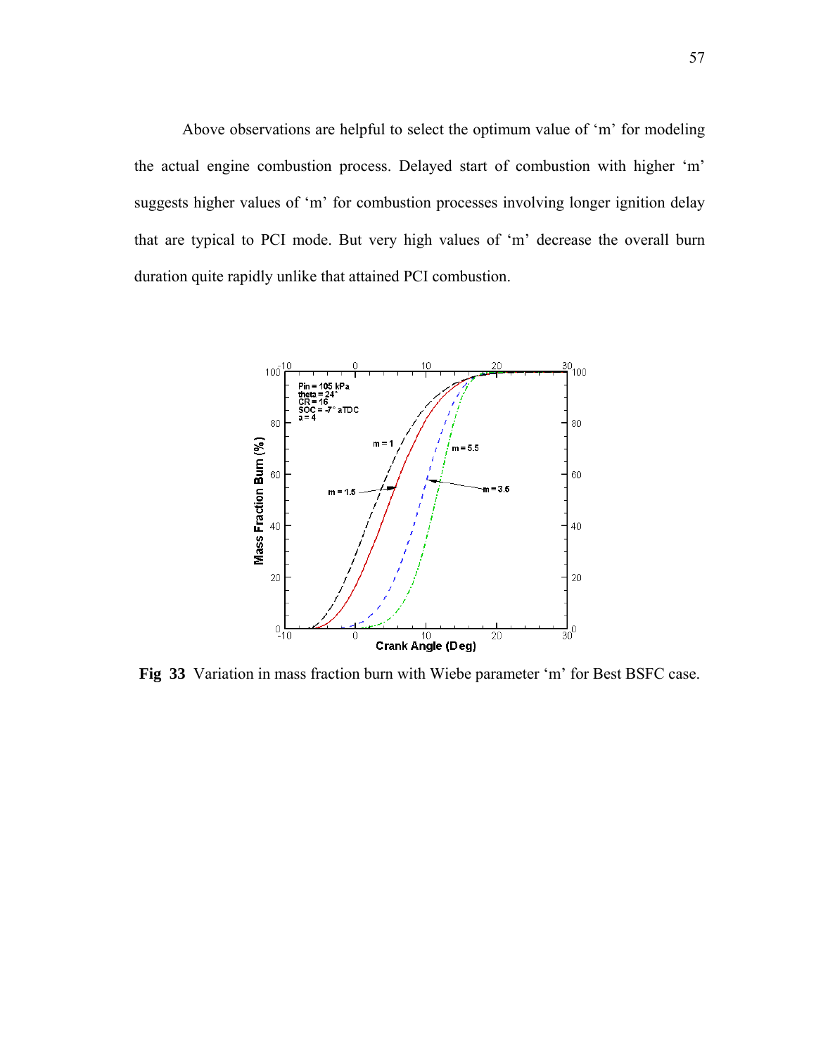Above observations are helpful to select the optimum value of ‘m’ for modeling the actual engine combustion process. Delayed start of combustion with higher ‘m’ suggests higher values of ‘m’ for combustion processes involving longer ignition delay that are typical to PCI mode. But very high values of ‘m’ decrease the overall burn duration quite rapidly unlike that attained PCI combustion.

**Fig 33** Variation in mass fraction burn with Wiebe parameter ‘m’ for Best BSFC case.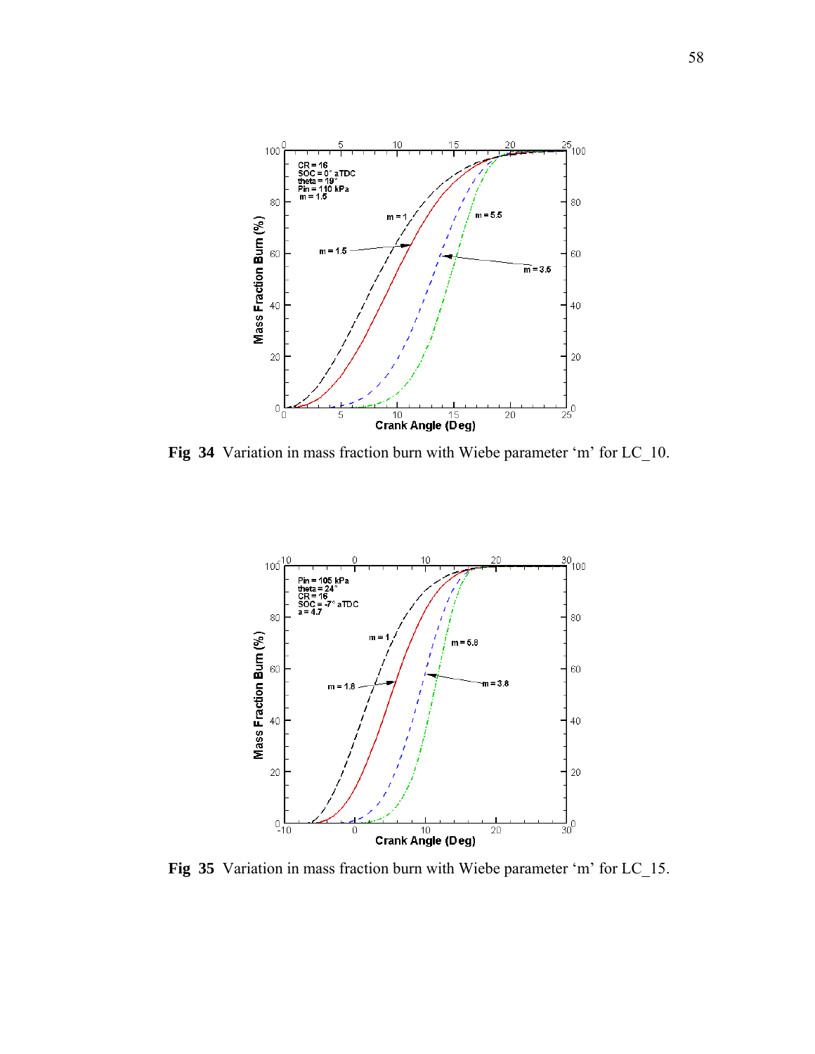**Fig 34** Variation in mass fraction burn with Wiebe parameter 'm' for LC_10.

**Fig 35** Variation in mass fraction burn with Wiebe parameter 'm' for LC_15.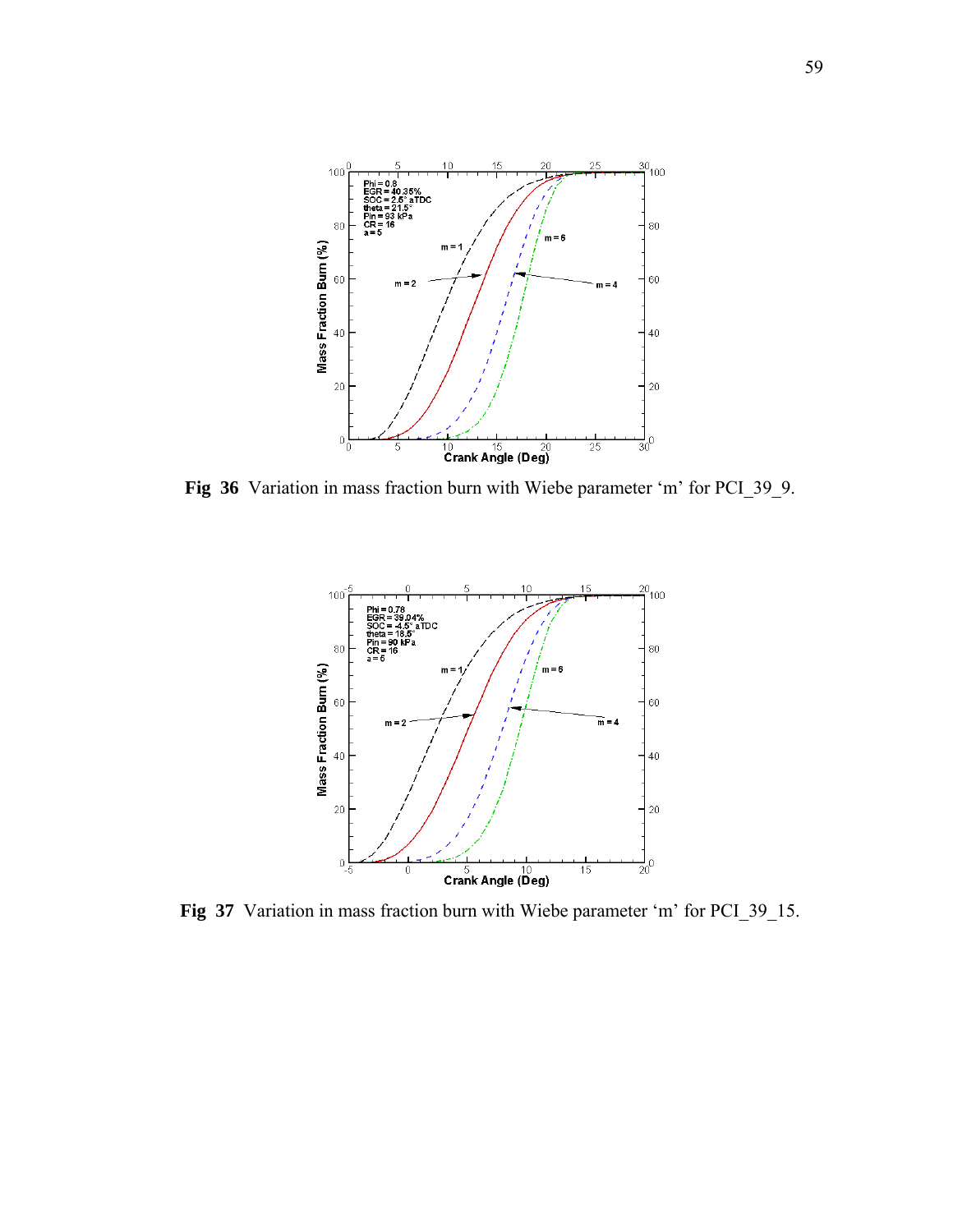**Fig 36** Variation in mass fraction burn with Wiebe parameter 'm' for PCI_39_9.

**Fig 37** Variation in mass fraction burn with Wiebe parameter 'm' for PCI_39_15.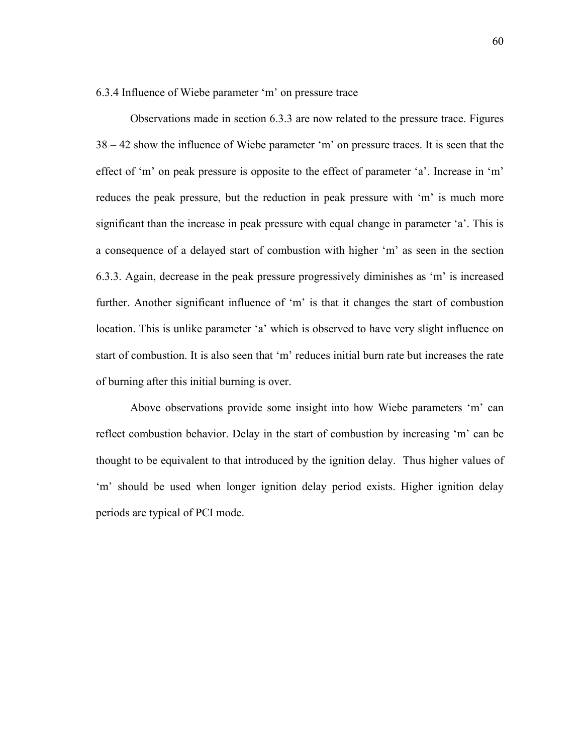### 6.3.4 Influence of Wiebe parameter 'm' on pressure trace

Observations made in section 6.3.3 are now related to the pressure trace. Figures 38 – 42 show the influence of Wiebe parameter 'm' on pressure traces. It is seen that the effect of 'm' on peak pressure is opposite to the effect of parameter 'a'. Increase in 'm' reduces the peak pressure, but the reduction in peak pressure with 'm' is much more significant than the increase in peak pressure with equal change in parameter 'a'. This is a consequence of a delayed start of combustion with higher 'm' as seen in the section 6.3.3. Again, decrease in the peak pressure progressively diminishes as 'm' is increased further. Another significant influence of 'm' is that it changes the start of combustion location. This is unlike parameter 'a' which is observed to have very slight influence on start of combustion. It is also seen that 'm' reduces initial burn rate but increases the rate of burning after this initial burning is over.

Above observations provide some insight into how Wiebe parameters 'm' can reflect combustion behavior. Delay in the start of combustion by increasing 'm' can be thought to be equivalent to that introduced by the ignition delay. Thus higher values of 'm' should be used when longer ignition delay period exists. Higher ignition delay periods are typical of PCI mode.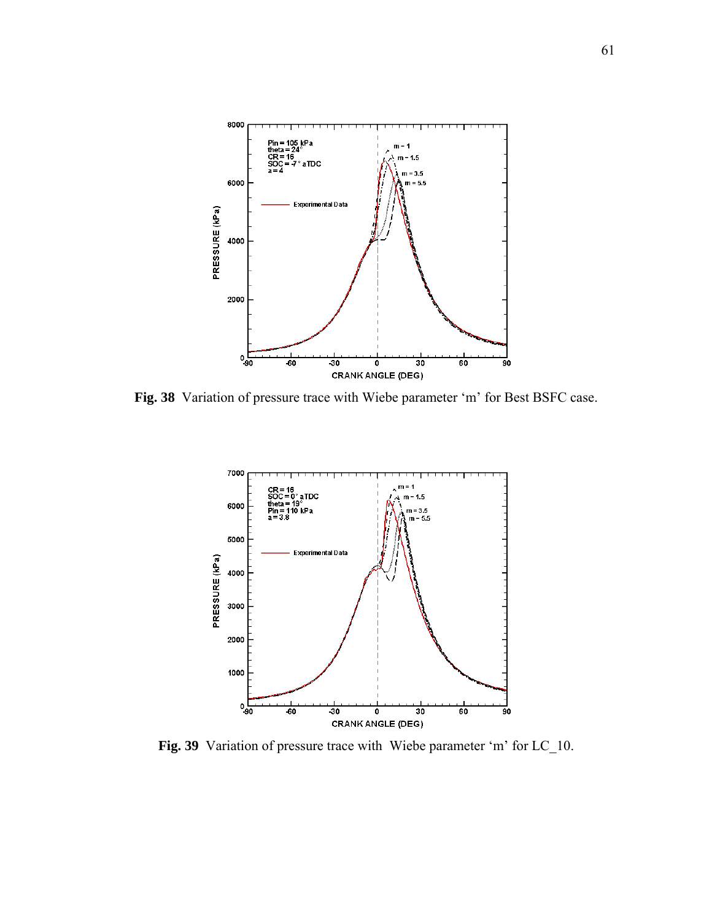**Fig. 38** Variation of pressure trace with Wiebe parameter 'm' for Best BSFC case.

**Fig. 39** Variation of pressure trace with Wiebe parameter 'm' for LC_10.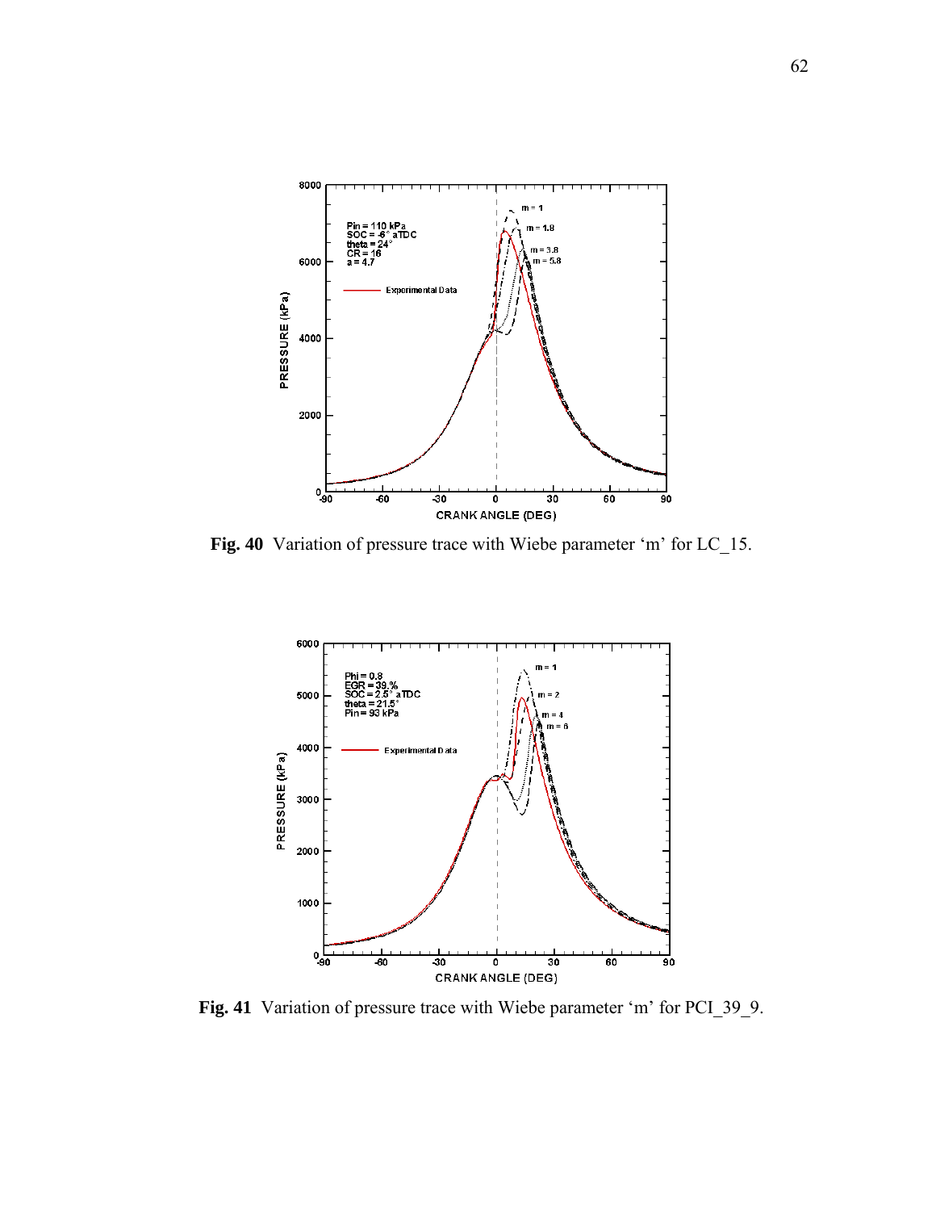**Fig. 40** Variation of pressure trace with Wiebe parameter 'm' for LC_15.

**Fig. 41** Variation of pressure trace with Wiebe parameter 'm' for PCI_39_9.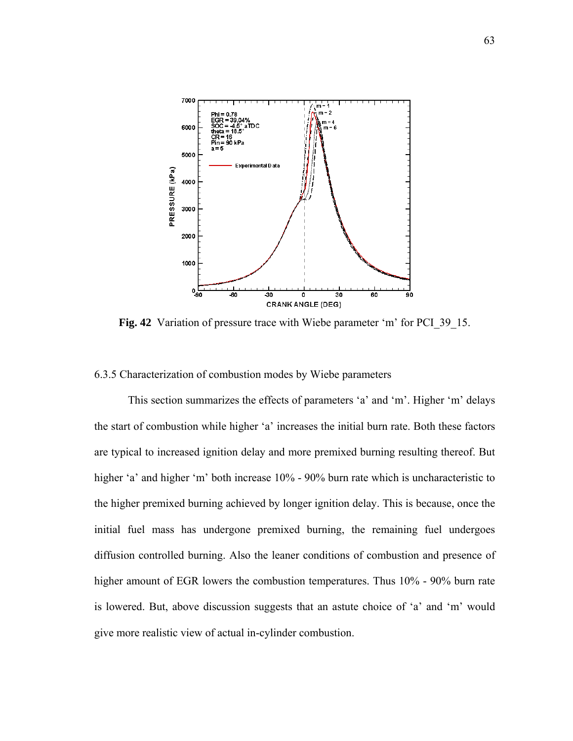**Fig. 42** Variation of pressure trace with Wiebe parameter ‘m’ for PCI_39_15.

### 6.3.5 Characterization of combustion modes by Wiebe parameters

This section summarizes the effects of parameters ‘a’ and ‘m’. Higher ‘m’ delays the start of combustion while higher ‘a’ increases the initial burn rate. Both these factors are typical to increased ignition delay and more premixed burning resulting thereof. But higher ‘a’ and higher ‘m’ both increase 10% - 90% burn rate which is uncharacteristic to the higher premixed burning achieved by longer ignition delay. This is because, once the initial fuel mass has undergone premixed burning, the remaining fuel undergoes diffusion controlled burning. Also the leaner conditions of combustion and presence of higher amount of EGR lowers the combustion temperatures. Thus 10% - 90% burn rate is lowered. But, above discussion suggests that an astute choice of ‘a’ and ‘m’ would give more realistic view of actual in-cylinder combustion.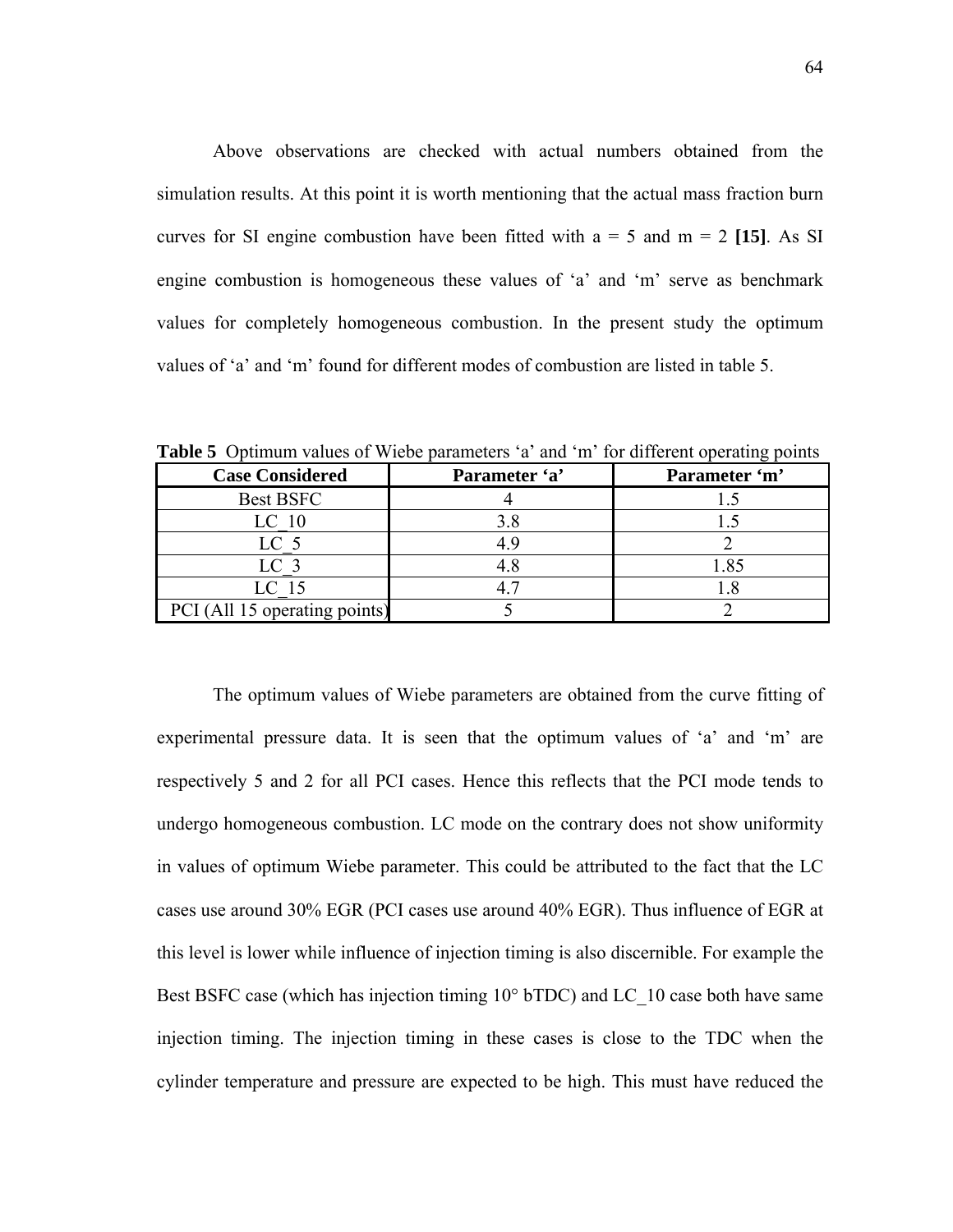Above observations are checked with actual numbers obtained from the simulation results. At this point it is worth mentioning that the actual mass fraction burn curves for SI engine combustion have been fitted with a = 5 and m = 2 **[15]**. As SI engine combustion is homogeneous these values of 'a' and 'm' serve as benchmark values for completely homogeneous combustion. In the present study the optimum values of 'a' and 'm' found for different modes of combustion are listed in table 5.

**Table 5** Optimum values of Wiebe parameters 'a' and 'm' for different operating points

| Case Considered | Parameter 'a' | Parameter 'm' |
| --- | --- | --- |
| Best BSFC | 4 | 1.5 |
| LC_10 | 3.8 | 1.5 |
| LC_5 | 4.9 | 2 |
| LC_3 | 4.8 | 1.85 |
| LC_15 | 4.7 | 1.8 |
| PCI (All 15 operating points) | 5 | 2 |

The optimum values of Wiebe parameters are obtained from the curve fitting of experimental pressure data. It is seen that the optimum values of 'a' and 'm' are respectively 5 and 2 for all PCI cases. Hence this reflects that the PCI mode tends to undergo homogeneous combustion. LC mode on the contrary does not show uniformity in values of optimum Wiebe parameter. This could be attributed to the fact that the LC cases use around 30% EGR (PCI cases use around 40% EGR). Thus influence of EGR at this level is lower while influence of injection timing is also discernible. For example the Best BSFC case (which has injection timing 10° bTDC) and LC_10 case both have same injection timing. The injection timing in these cases is close to the TDC when the cylinder temperature and pressure are expected to be high. This must have reduced the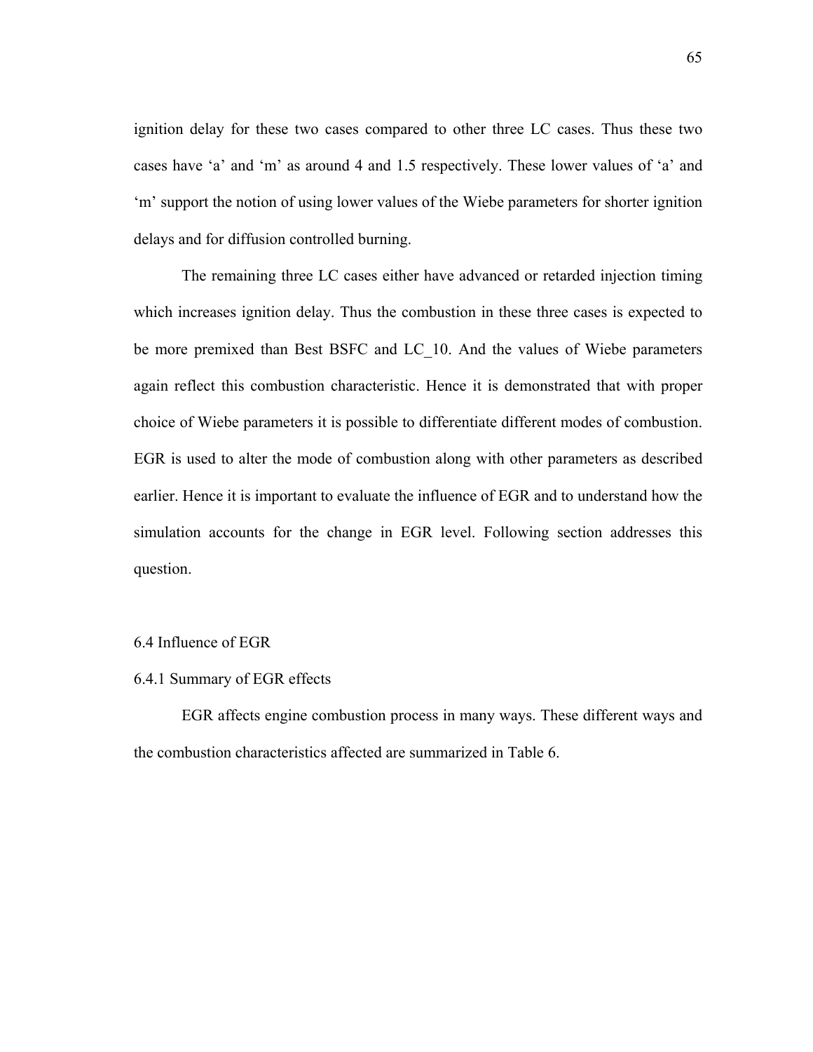ignition delay for these two cases compared to other three LC cases. Thus these two cases have 'a' and 'm' as around 4 and 1.5 respectively. These lower values of 'a' and 'm' support the notion of using lower values of the Wiebe parameters for shorter ignition delays and for diffusion controlled burning.

The remaining three LC cases either have advanced or retarded injection timing which increases ignition delay. Thus the combustion in these three cases is expected to be more premixed than Best BSFC and LC_10. And the values of Wiebe parameters again reflect this combustion characteristic. Hence it is demonstrated that with proper choice of Wiebe parameters it is possible to differentiate different modes of combustion. EGR is used to alter the mode of combustion along with other parameters as described earlier. Hence it is important to evaluate the influence of EGR and to understand how the simulation accounts for the change in EGR level. Following section addresses this question.

## 6.4 Influence of EGR

### 6.4.1 Summary of EGR effects

EGR affects engine combustion process in many ways. These different ways and the combustion characteristics affected are summarized in Table 6.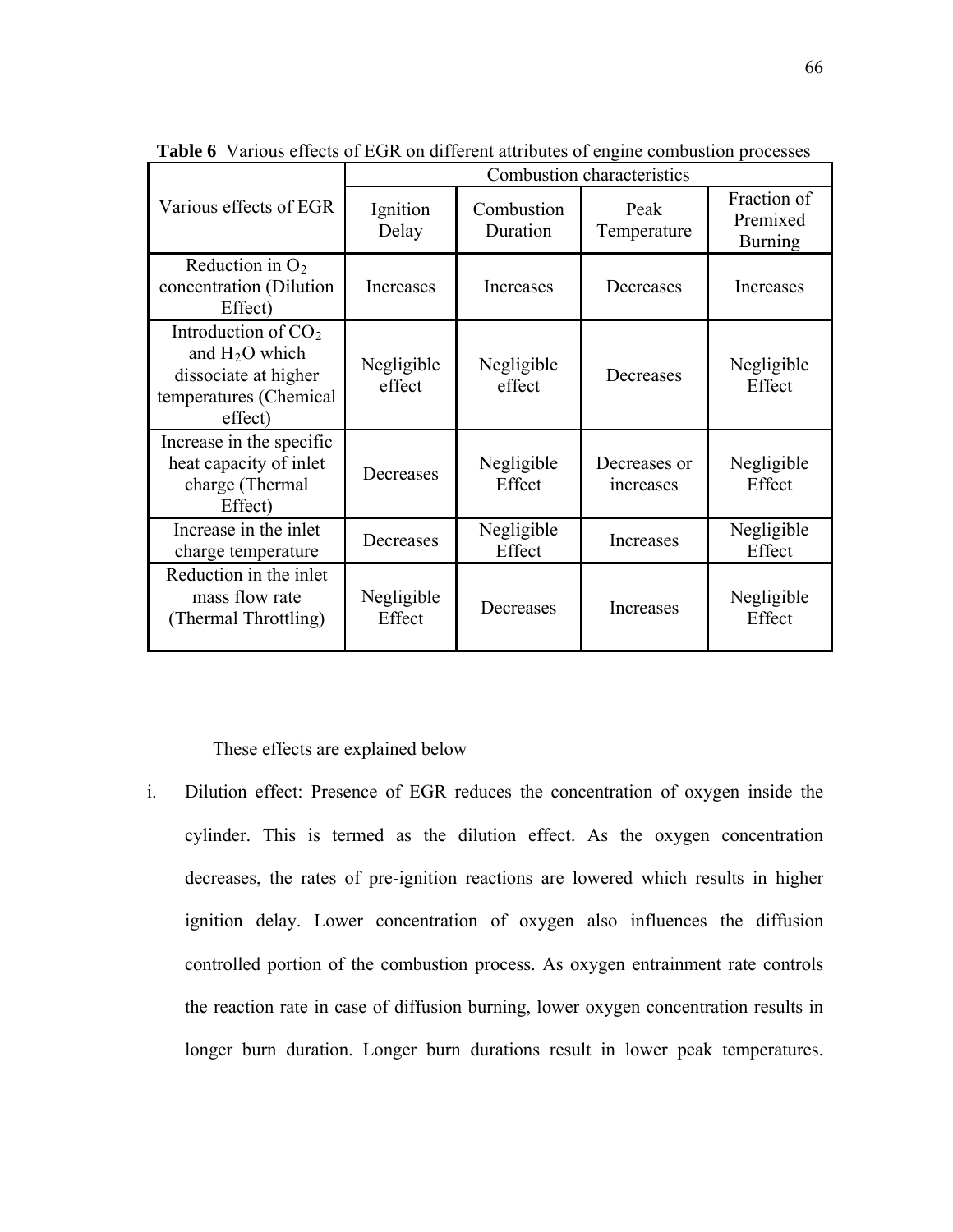**Table 6** Various effects of EGR on different attributes of engine combustion processes

| Various effects of EGR | Combustion characteristics | | | |
|---|---|---|---|---|
| | Ignition Delay | Combustion Duration | Peak Temperature | Fraction of Premixed Burning |
| Reduction in $O_2$ concentration (Dilution Effect) | Increases | Increases | Decreases | Increases |
| Introduction of $CO_2$ and $H_2O$ which dissociate at higher temperatures (Chemical effect) | Negligible effect | Negligible effect | Decreases | Negligible Effect |
| Increase in the specific heat capacity of inlet charge (Thermal Effect) | Decreases | Negligible Effect | Decreases or increases | Negligible Effect |
| Increase in the inlet charge temperature | Decreases | Negligible Effect | Increases | Negligible Effect |
| Reduction in the inlet mass flow rate (Thermal Throttling) | Negligible Effect | Decreases | Increases | Negligible Effect |

These effects are explained below

i. Dilution effect: Presence of EGR reduces the concentration of oxygen inside the cylinder. This is termed as the dilution effect. As the oxygen concentration decreases, the rates of pre-ignition reactions are lowered which results in higher ignition delay. Lower concentration of oxygen also influences the diffusion controlled portion of the combustion process. As oxygen entrainment rate controls the reaction rate in case of diffusion burning, lower oxygen concentration results in longer burn duration. Longer burn durations result in lower peak temperatures.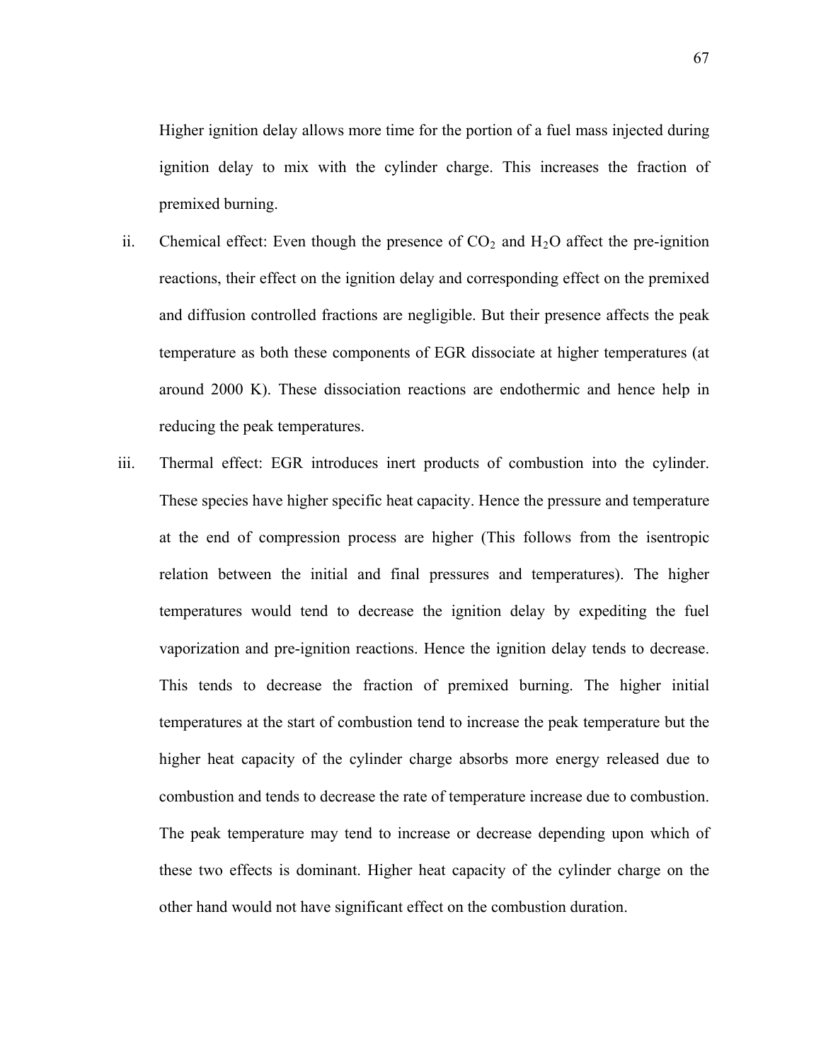Higher ignition delay allows more time for the portion of a fuel mass injected during ignition delay to mix with the cylinder charge. This increases the fraction of premixed burning.

ii. Chemical effect: Even though the presence of $CO_2$ and $H_2O$ affect the pre-ignition reactions, their effect on the ignition delay and corresponding effect on the premixed and diffusion controlled fractions are negligible. But their presence affects the peak temperature as both these components of EGR dissociate at higher temperatures (at around 2000 K). These dissociation reactions are endothermic and hence help in reducing the peak temperatures.

iii. Thermal effect: EGR introduces inert products of combustion into the cylinder. These species have higher specific heat capacity. Hence the pressure and temperature at the end of compression process are higher (This follows from the isentropic relation between the initial and final pressures and temperatures). The higher temperatures would tend to decrease the ignition delay by expediting the fuel vaporization and pre-ignition reactions. Hence the ignition delay tends to decrease. This tends to decrease the fraction of premixed burning. The higher initial temperatures at the start of combustion tend to increase the peak temperature but the higher heat capacity of the cylinder charge absorbs more energy released due to combustion and tends to decrease the rate of temperature increase due to combustion. The peak temperature may tend to increase or decrease depending upon which of these two effects is dominant. Higher heat capacity of the cylinder charge on the other hand would not have significant effect on the combustion duration.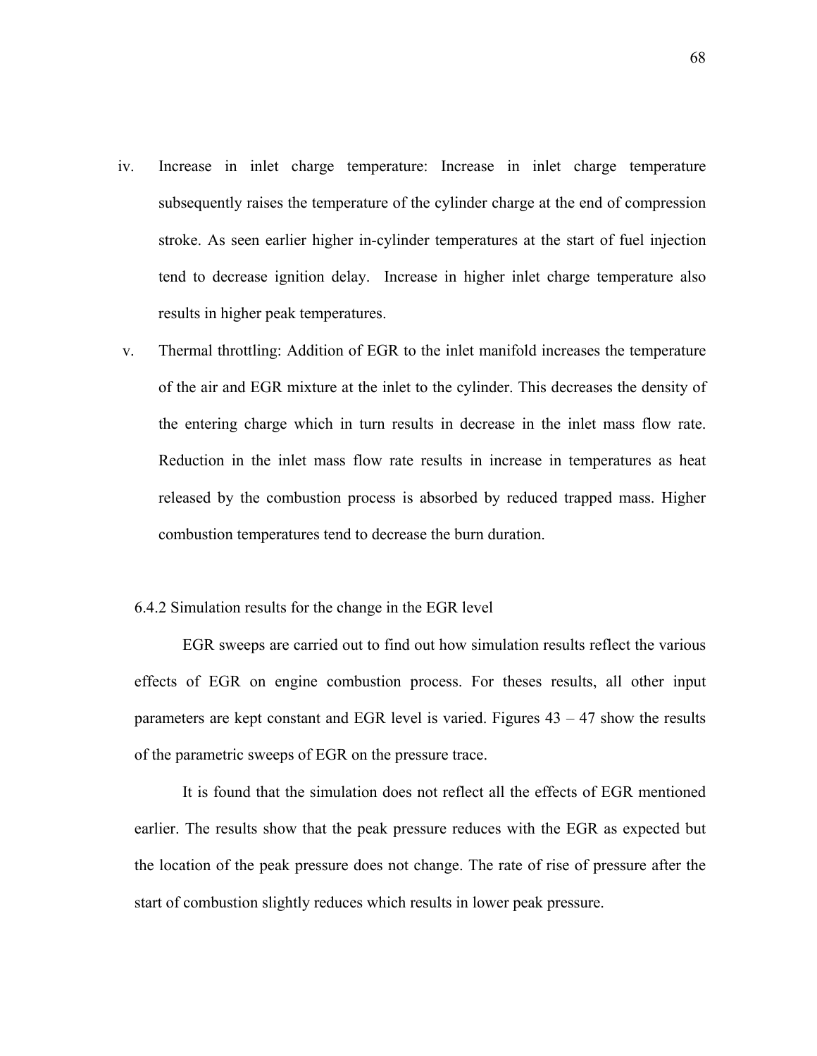iv. Increase in inlet charge temperature: Increase in inlet charge temperature subsequently raises the temperature of the cylinder charge at the end of compression stroke. As seen earlier higher in-cylinder temperatures at the start of fuel injection tend to decrease ignition delay. Increase in higher inlet charge temperature also results in higher peak temperatures.

v. Thermal throttling: Addition of EGR to the inlet manifold increases the temperature of the air and EGR mixture at the inlet to the cylinder. This decreases the density of the entering charge which in turn results in decrease in the inlet mass flow rate. Reduction in the inlet mass flow rate results in increase in temperatures as heat released by the combustion process is absorbed by reduced trapped mass. Higher combustion temperatures tend to decrease the burn duration.

### 6.4.2 Simulation results for the change in the EGR level

EGR sweeps are carried out to find out how simulation results reflect the various effects of EGR on engine combustion process. For theses results, all other input parameters are kept constant and EGR level is varied. Figures 43 – 47 show the results of the parametric sweeps of EGR on the pressure trace.

It is found that the simulation does not reflect all the effects of EGR mentioned earlier. The results show that the peak pressure reduces with the EGR as expected but the location of the peak pressure does not change. The rate of rise of pressure after the start of combustion slightly reduces which results in lower peak pressure.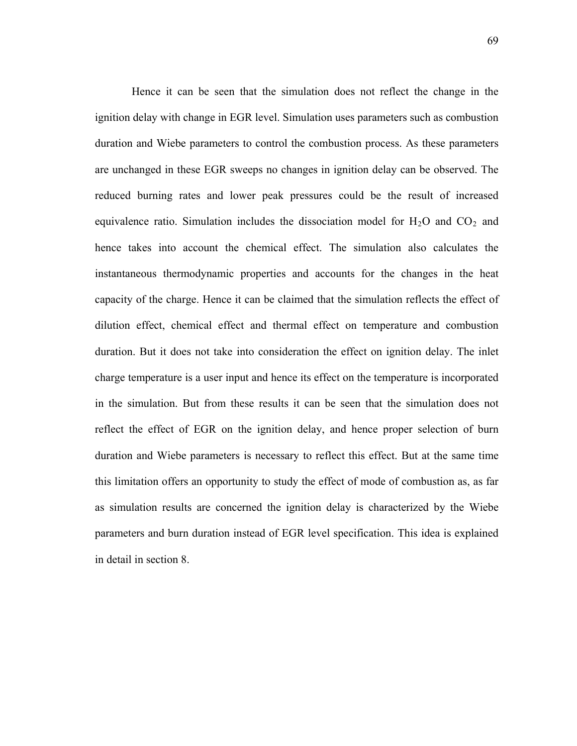Hence it can be seen that the simulation does not reflect the change in the ignition delay with change in EGR level. Simulation uses parameters such as combustion duration and Wiebe parameters to control the combustion process. As these parameters are unchanged in these EGR sweeps no changes in ignition delay can be observed. The reduced burning rates and lower peak pressures could be the result of increased equivalence ratio. Simulation includes the dissociation model for $H_2O$ and $CO_2$ and hence takes into account the chemical effect. The simulation also calculates the instantaneous thermodynamic properties and accounts for the changes in the heat capacity of the charge. Hence it can be claimed that the simulation reflects the effect of dilution effect, chemical effect and thermal effect on temperature and combustion duration. But it does not take into consideration the effect on ignition delay. The inlet charge temperature is a user input and hence its effect on the temperature is incorporated in the simulation. But from these results it can be seen that the simulation does not reflect the effect of EGR on the ignition delay, and hence proper selection of burn duration and Wiebe parameters is necessary to reflect this effect. But at the same time this limitation offers an opportunity to study the effect of mode of combustion as, as far as simulation results are concerned the ignition delay is characterized by the Wiebe parameters and burn duration instead of EGR level specification. This idea is explained in detail in section 8.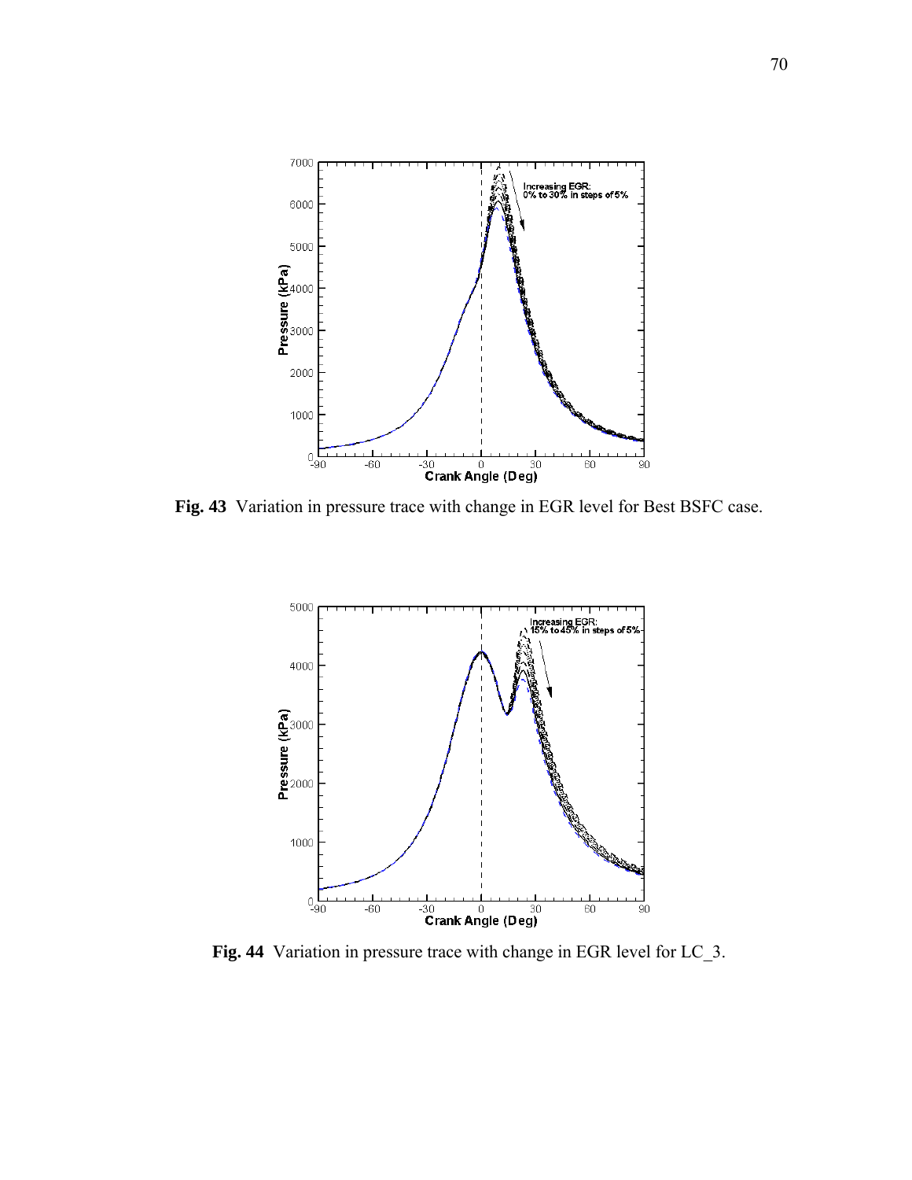**Fig. 43** Variation in pressure trace with change in EGR level for Best BSFC case.

**Fig. 44** Variation in pressure trace with change in EGR level for LC_3.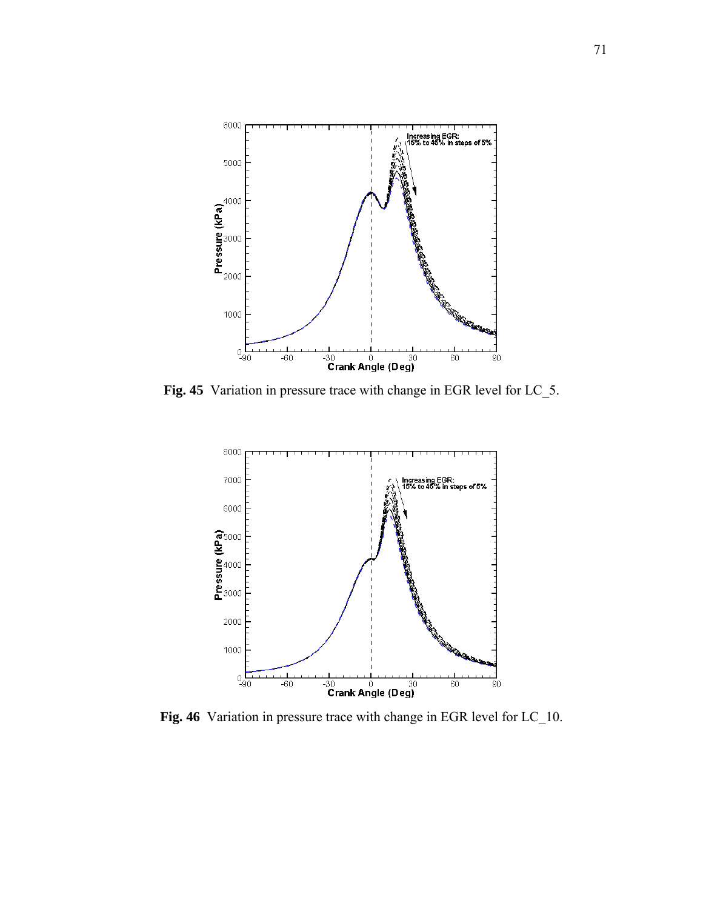**Fig. 45** Variation in pressure trace with change in EGR level for LC_5.

**Fig. 46** Variation in pressure trace with change in EGR level for LC_10.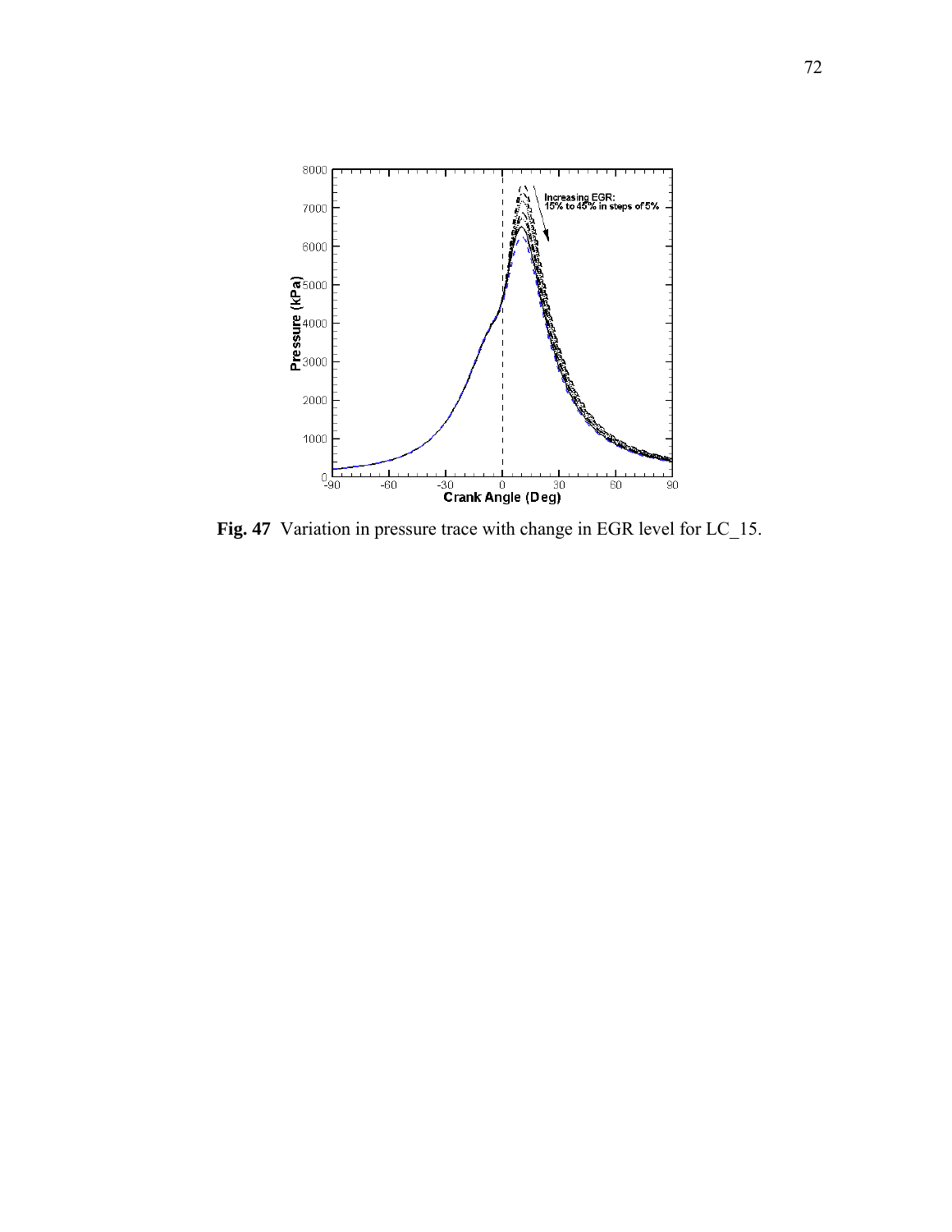**Fig. 47** Variation in pressure trace with change in EGR level for LC_15.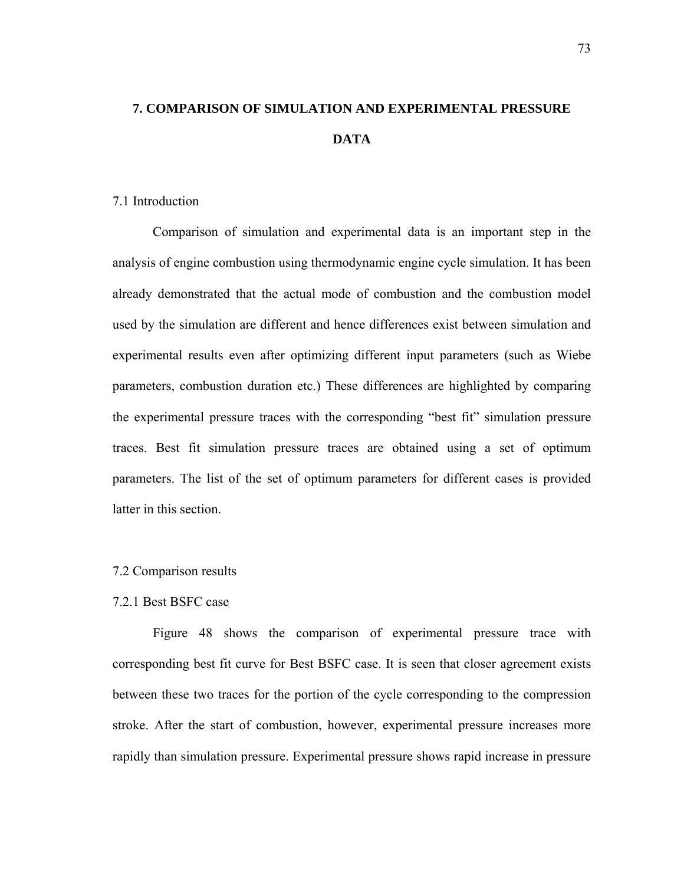# 7. COMPARISON OF SIMULATION AND EXPERIMENTAL PRESSURE DATA

## 7.1 Introduction

Comparison of simulation and experimental data is an important step in the analysis of engine combustion using thermodynamic engine cycle simulation. It has been already demonstrated that the actual mode of combustion and the combustion model used by the simulation are different and hence differences exist between simulation and experimental results even after optimizing different input parameters (such as Wiebe parameters, combustion duration etc.) These differences are highlighted by comparing the experimental pressure traces with the corresponding "best fit" simulation pressure traces. Best fit simulation pressure traces are obtained using a set of optimum parameters. The list of the set of optimum parameters for different cases is provided latter in this section.

## 7.2 Comparison results

### 7.2.1 Best BSFC case

Figure 48 shows the comparison of experimental pressure trace with corresponding best fit curve for Best BSFC case. It is seen that closer agreement exists between these two traces for the portion of the cycle corresponding to the compression stroke. After the start of combustion, however, experimental pressure increases more rapidly than simulation pressure. Experimental pressure shows rapid increase in pressure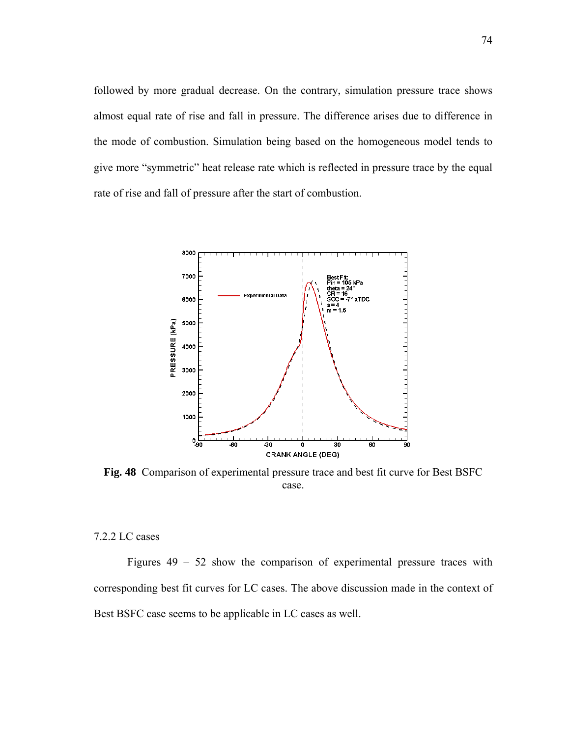followed by more gradual decrease. On the contrary, simulation pressure trace shows almost equal rate of rise and fall in pressure. The difference arises due to difference in the mode of combustion. Simulation being based on the homogeneous model tends to give more "symmetric" heat release rate which is reflected in pressure trace by the equal rate of rise and fall of pressure after the start of combustion.

**Fig. 48** Comparison of experimental pressure trace and best fit curve for Best BSFC case.

7.2.2 LC cases

Figures 49 – 52 show the comparison of experimental pressure traces with corresponding best fit curves for LC cases. The above discussion made in the context of Best BSFC case seems to be applicable in LC cases as well.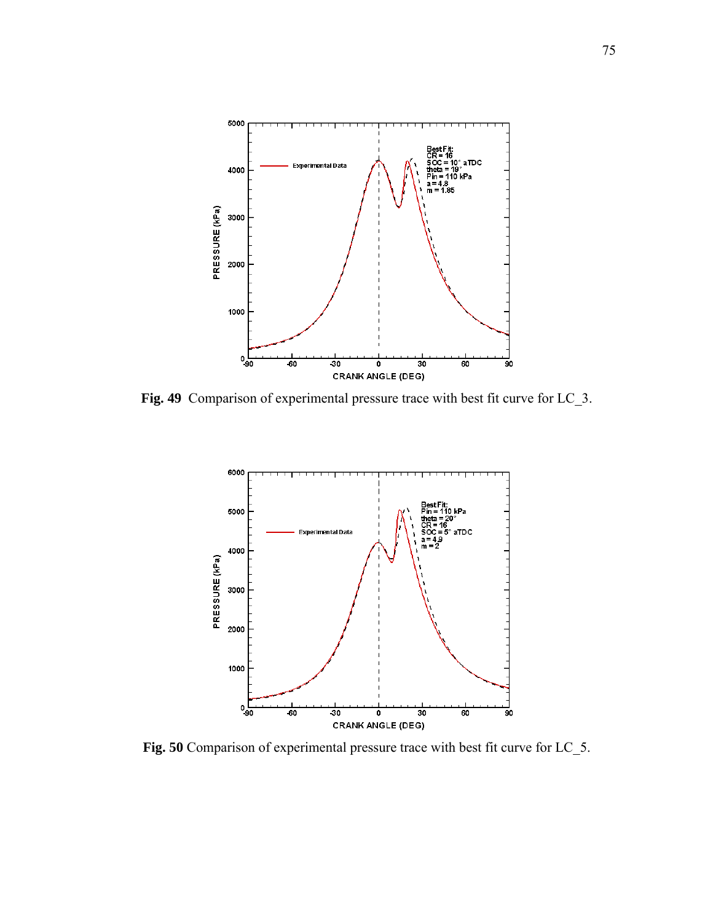**Fig. 49** Comparison of experimental pressure trace with best fit curve for LC_3.

**Fig. 50** Comparison of experimental pressure trace with best fit curve for LC_5.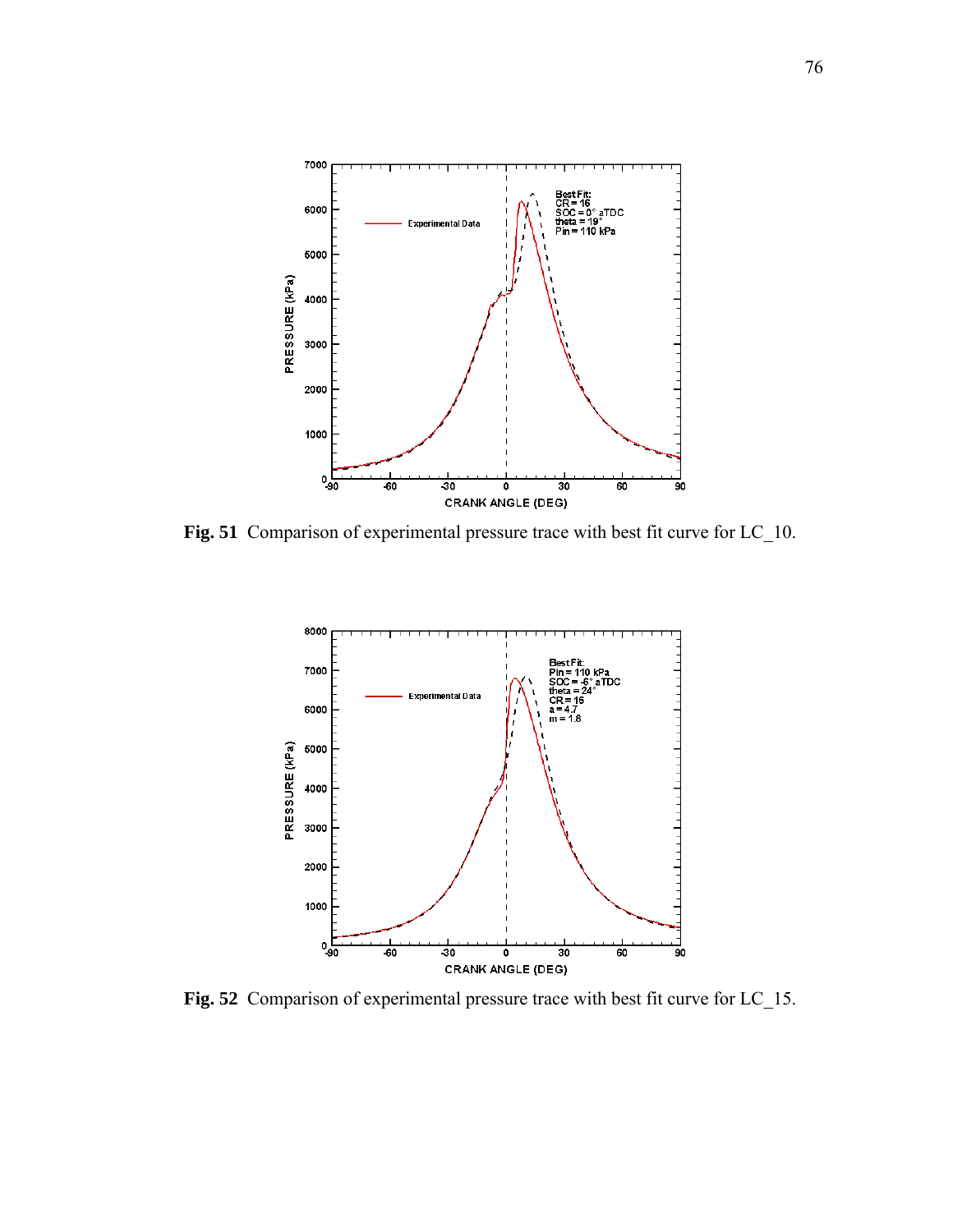**Fig. 51** Comparison of experimental pressure trace with best fit curve for LC_10.

**Fig. 52** Comparison of experimental pressure trace with best fit curve for LC_15.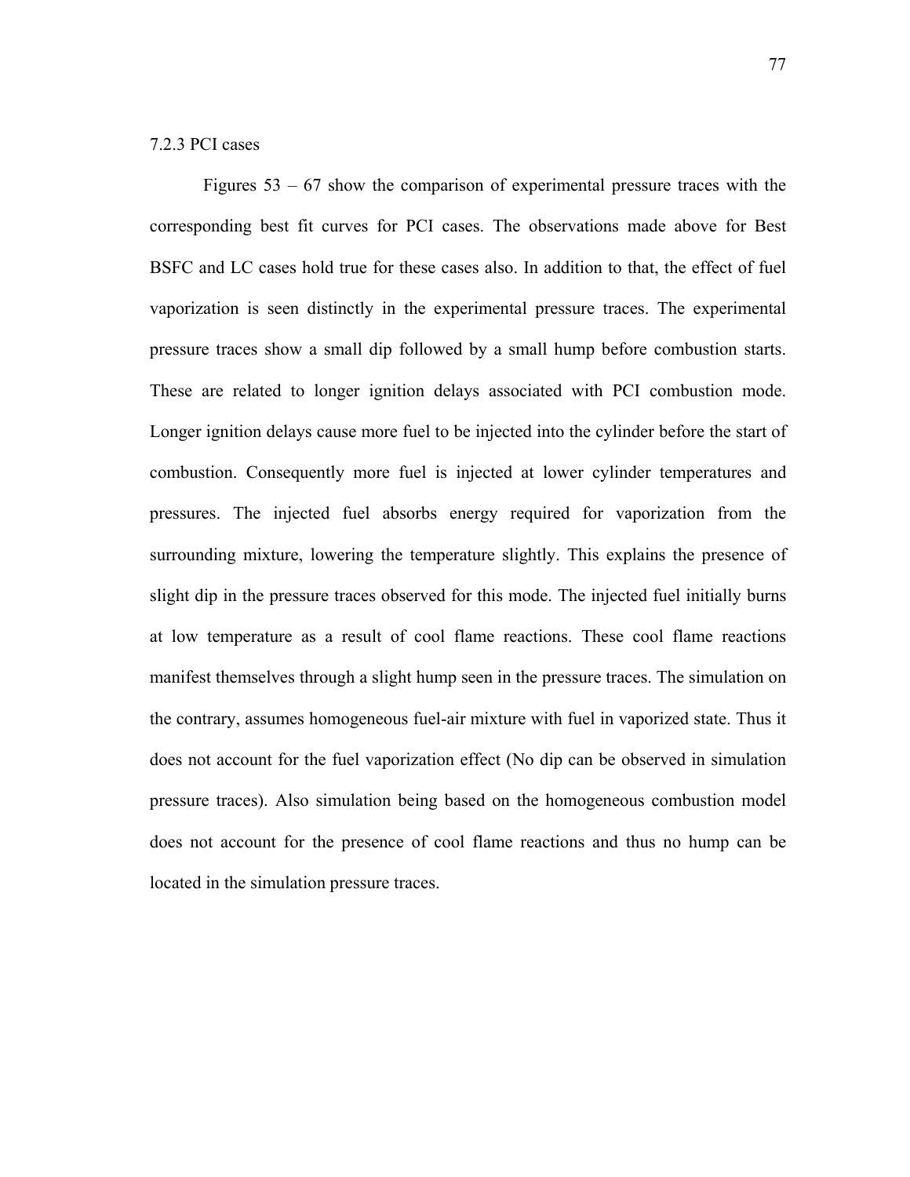### 7.2.3 PCI cases

Figures 53 – 67 show the comparison of experimental pressure traces with the corresponding best fit curves for PCI cases. The observations made above for Best BSFC and LC cases hold true for these cases also. In addition to that, the effect of fuel vaporization is seen distinctly in the experimental pressure traces. The experimental pressure traces show a small dip followed by a small hump before combustion starts. These are related to longer ignition delays associated with PCI combustion mode. Longer ignition delays cause more fuel to be injected into the cylinder before the start of combustion. Consequently more fuel is injected at lower cylinder temperatures and pressures. The injected fuel absorbs energy required for vaporization from the surrounding mixture, lowering the temperature slightly. This explains the presence of slight dip in the pressure traces observed for this mode. The injected fuel initially burns at low temperature as a result of cool flame reactions. These cool flame reactions manifest themselves through a slight hump seen in the pressure traces. The simulation on the contrary, assumes homogeneous fuel-air mixture with fuel in vaporized state. Thus it does not account for the fuel vaporization effect (No dip can be observed in simulation pressure traces). Also simulation being based on the homogeneous combustion model does not account for the presence of cool flame reactions and thus no hump can be located in the simulation pressure traces.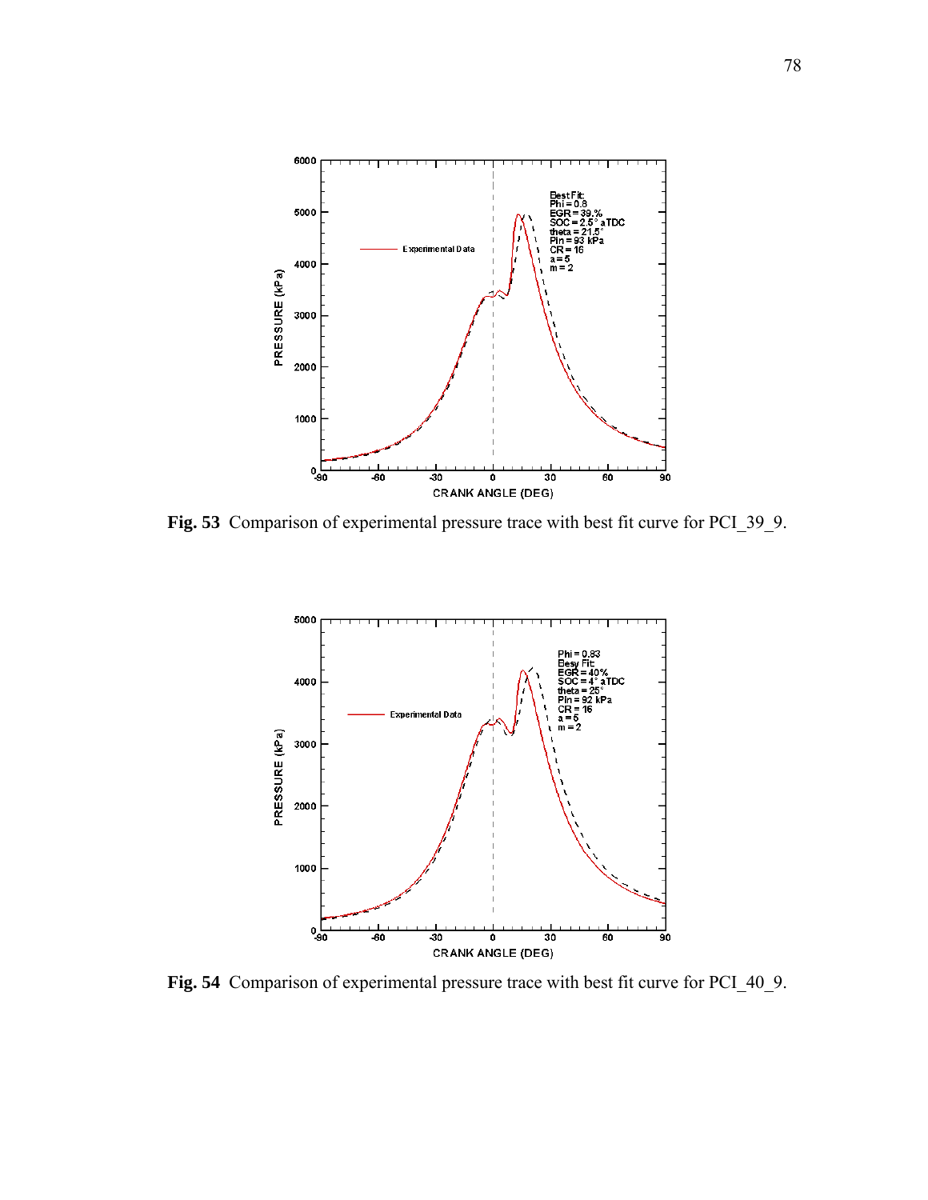**Fig. 53** Comparison of experimental pressure trace with best fit curve for PCI_39_9.

**Fig. 54** Comparison of experimental pressure trace with best fit curve for PCI_40_9.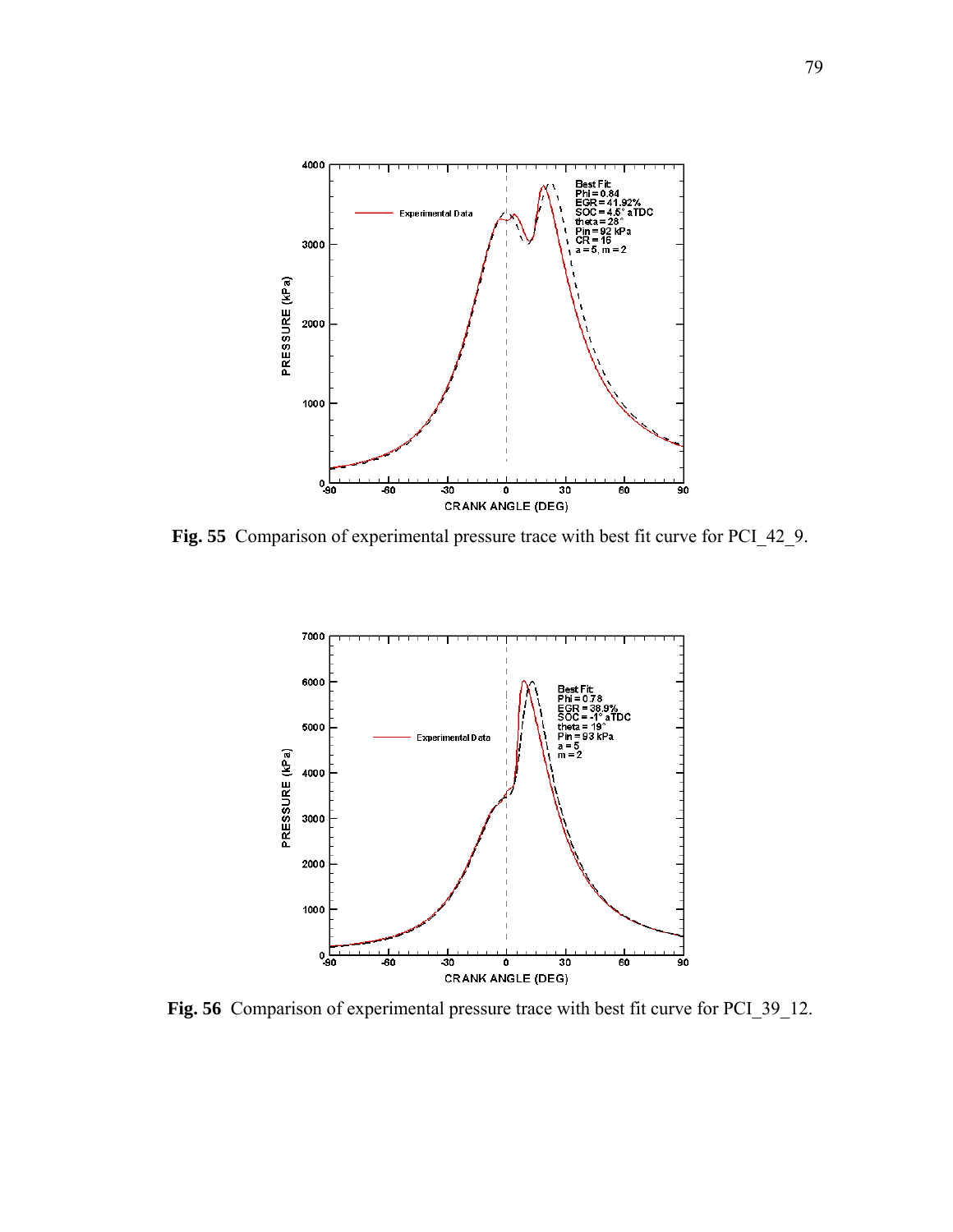**Fig. 55** Comparison of experimental pressure trace with best fit curve for PCI_42_9.

**Fig. 56** Comparison of experimental pressure trace with best fit curve for PCI_39_12.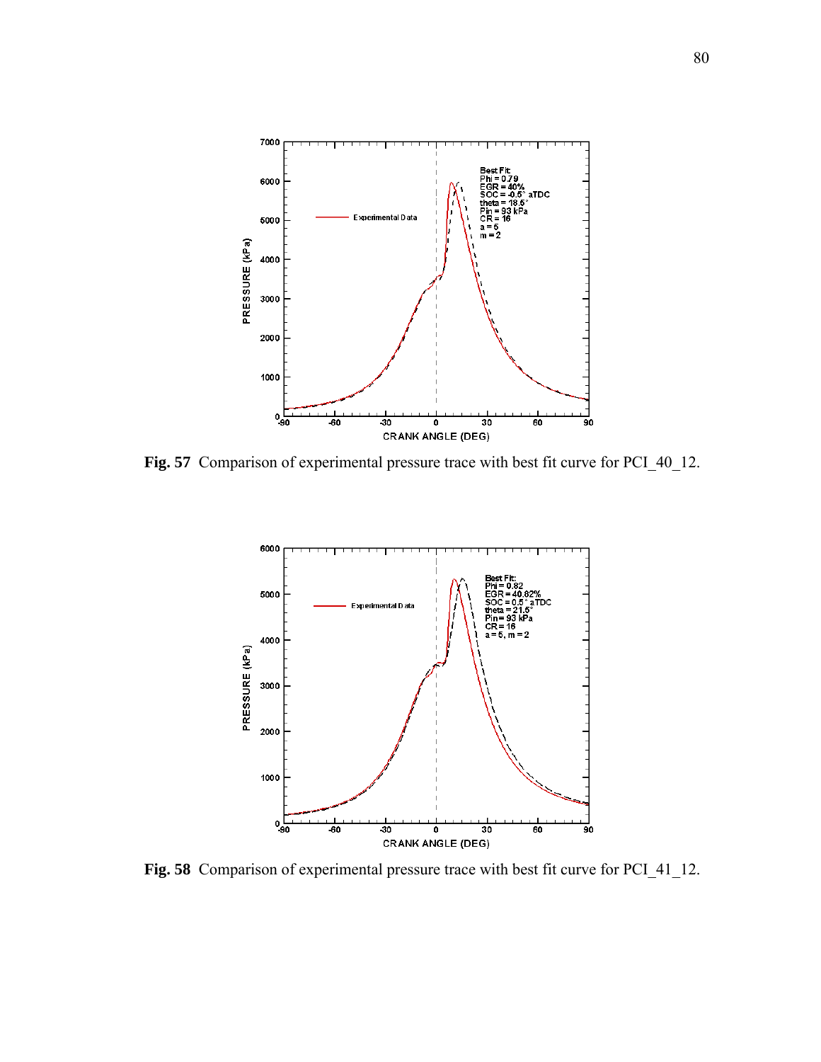**Fig. 57** Comparison of experimental pressure trace with best fit curve for PCI_40_12.

**Fig. 58** Comparison of experimental pressure trace with best fit curve for PCI_41_12.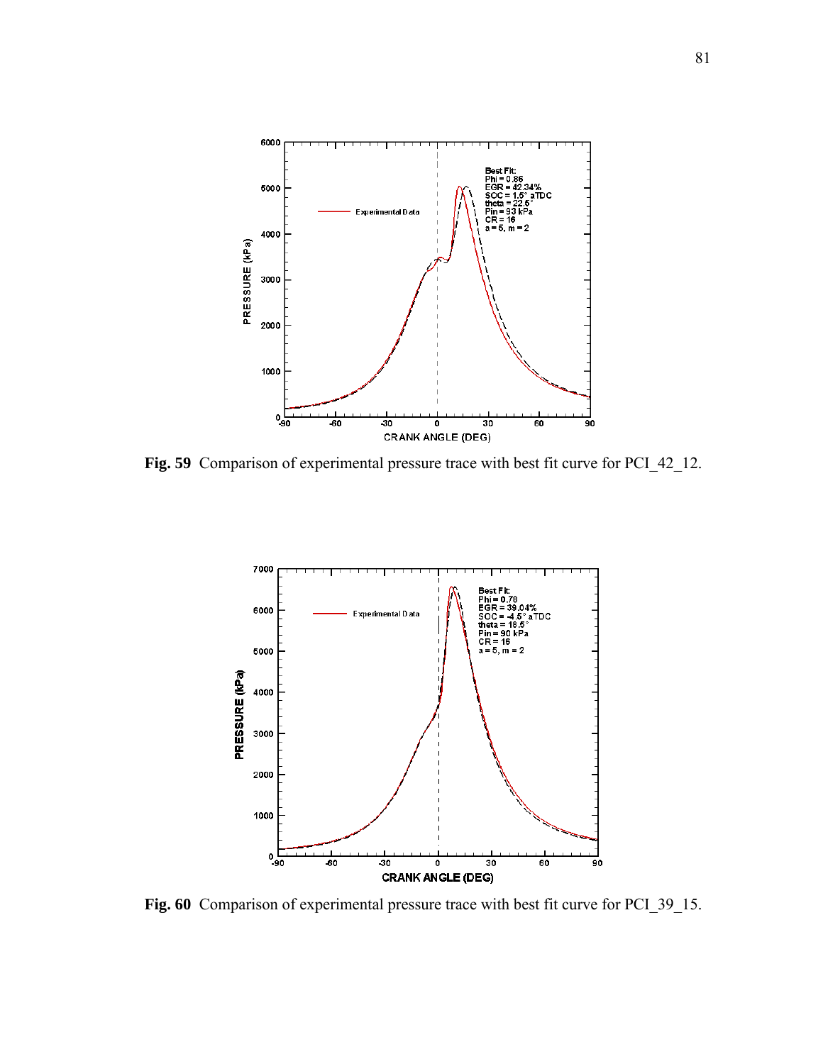**Fig. 59** Comparison of experimental pressure trace with best fit curve for PCI_42_12.

**Fig. 60** Comparison of experimental pressure trace with best fit curve for PCI_39_15.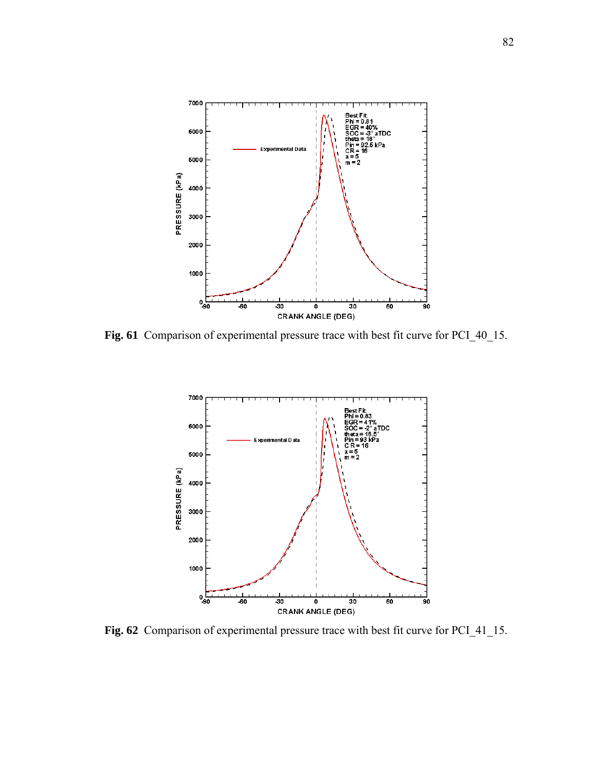**Fig. 61** Comparison of experimental pressure trace with best fit curve for PCI_40_15.

**Fig. 62** Comparison of experimental pressure trace with best fit curve for PCI_41_15.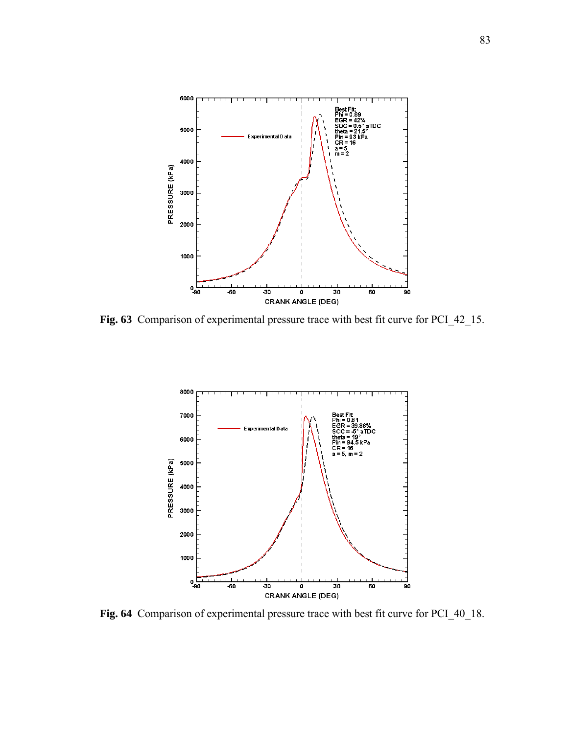**Fig. 63** Comparison of experimental pressure trace with best fit curve for PCI_42_15.

**Fig. 64** Comparison of experimental pressure trace with best fit curve for PCI_40_18.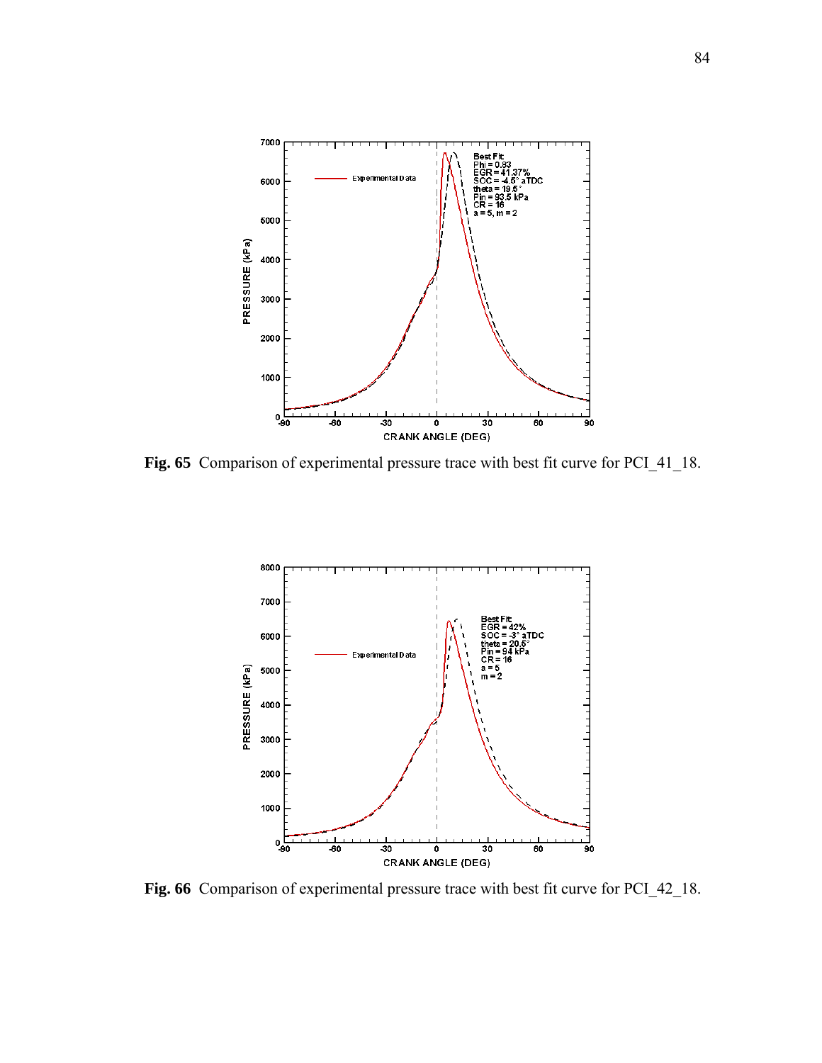**Fig. 65** Comparison of experimental pressure trace with best fit curve for PCI_41_18.

**Fig. 66** Comparison of experimental pressure trace with best fit curve for PCI_42_18.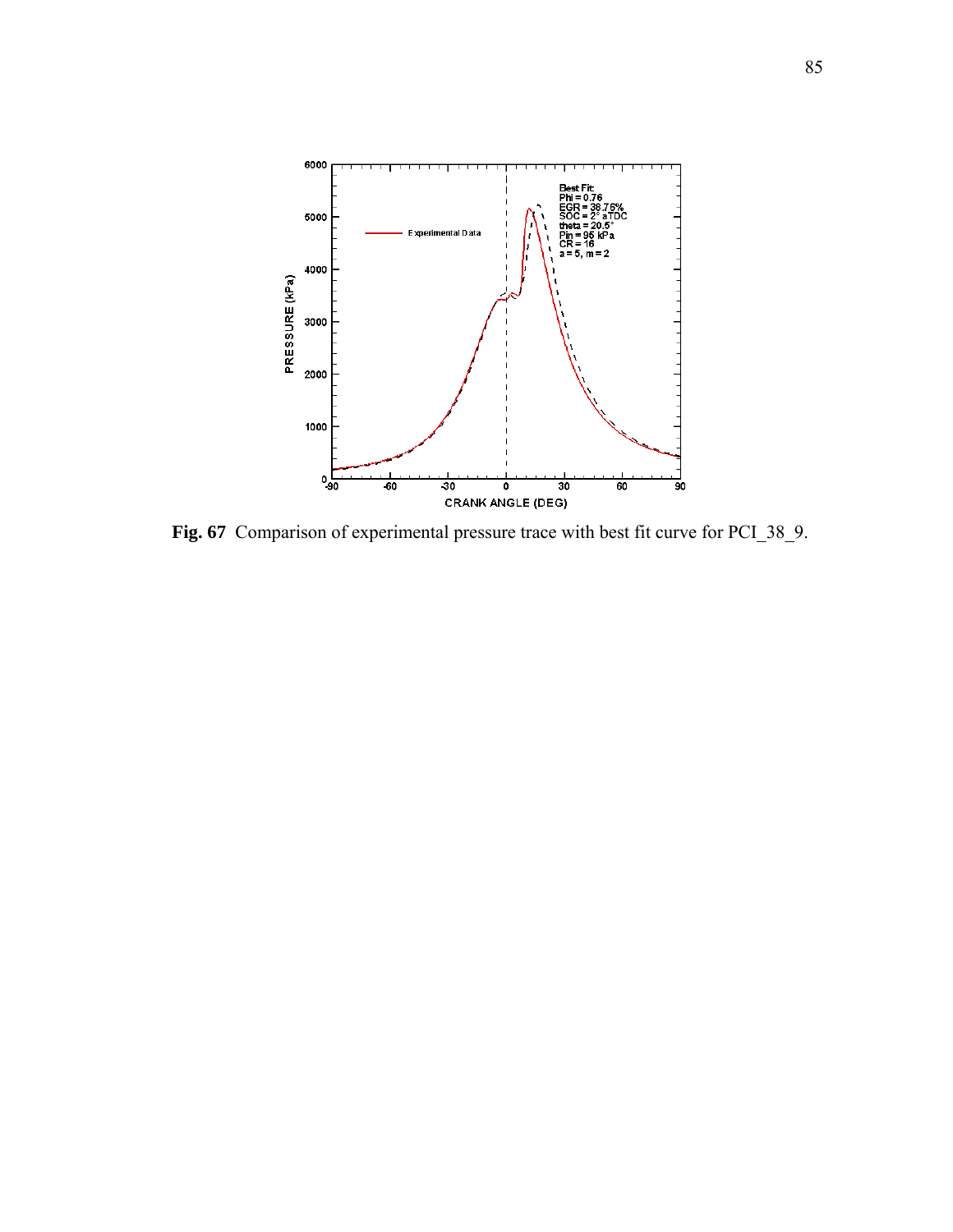**Fig. 67** Comparison of experimental pressure trace with best fit curve for PCI_38_9.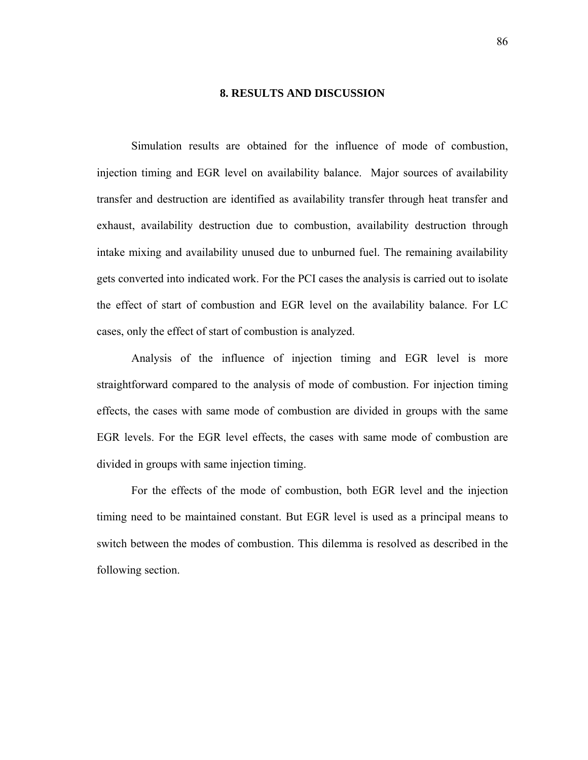# 8. RESULTS AND DISCUSSION

Simulation results are obtained for the influence of mode of combustion, injection timing and EGR level on availability balance. Major sources of availability transfer and destruction are identified as availability transfer through heat transfer and exhaust, availability destruction due to combustion, availability destruction through intake mixing and availability unused due to unburned fuel. The remaining availability gets converted into indicated work. For the PCI cases the analysis is carried out to isolate the effect of start of combustion and EGR level on the availability balance. For LC cases, only the effect of start of combustion is analyzed.

Analysis of the influence of injection timing and EGR level is more straightforward compared to the analysis of mode of combustion. For injection timing effects, the cases with same mode of combustion are divided in groups with the same EGR levels. For the EGR level effects, the cases with same mode of combustion are divided in groups with same injection timing.

For the effects of the mode of combustion, both EGR level and the injection timing need to be maintained constant. But EGR level is used as a principal means to switch between the modes of combustion. This dilemma is resolved as described in the following section.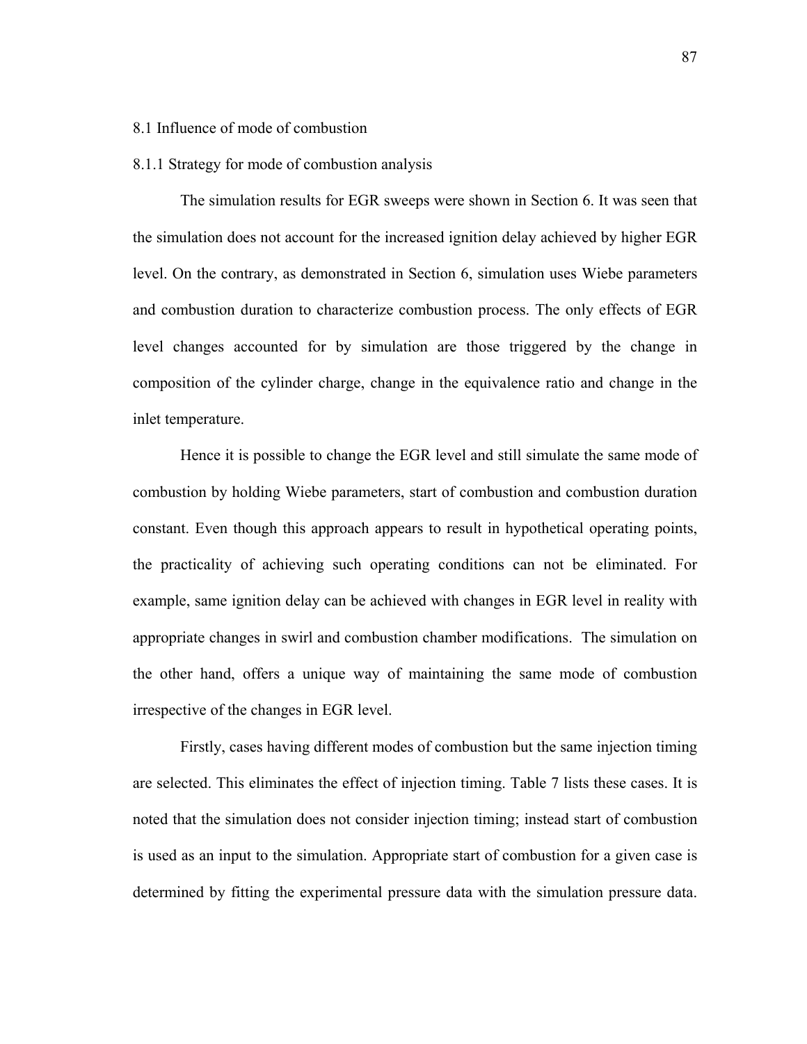## 8.1 Influence of mode of combustion

### 8.1.1 Strategy for mode of combustion analysis

The simulation results for EGR sweeps were shown in Section 6. It was seen that the simulation does not account for the increased ignition delay achieved by higher EGR level. On the contrary, as demonstrated in Section 6, simulation uses Wiebe parameters and combustion duration to characterize combustion process. The only effects of EGR level changes accounted for by simulation are those triggered by the change in composition of the cylinder charge, change in the equivalence ratio and change in the inlet temperature.

Hence it is possible to change the EGR level and still simulate the same mode of combustion by holding Wiebe parameters, start of combustion and combustion duration constant. Even though this approach appears to result in hypothetical operating points, the practicality of achieving such operating conditions can not be eliminated. For example, same ignition delay can be achieved with changes in EGR level in reality with appropriate changes in swirl and combustion chamber modifications. The simulation on the other hand, offers a unique way of maintaining the same mode of combustion irrespective of the changes in EGR level.

Firstly, cases having different modes of combustion but the same injection timing are selected. This eliminates the effect of injection timing. Table 7 lists these cases. It is noted that the simulation does not consider injection timing; instead start of combustion is used as an input to the simulation. Appropriate start of combustion for a given case is determined by fitting the experimental pressure data with the simulation pressure data.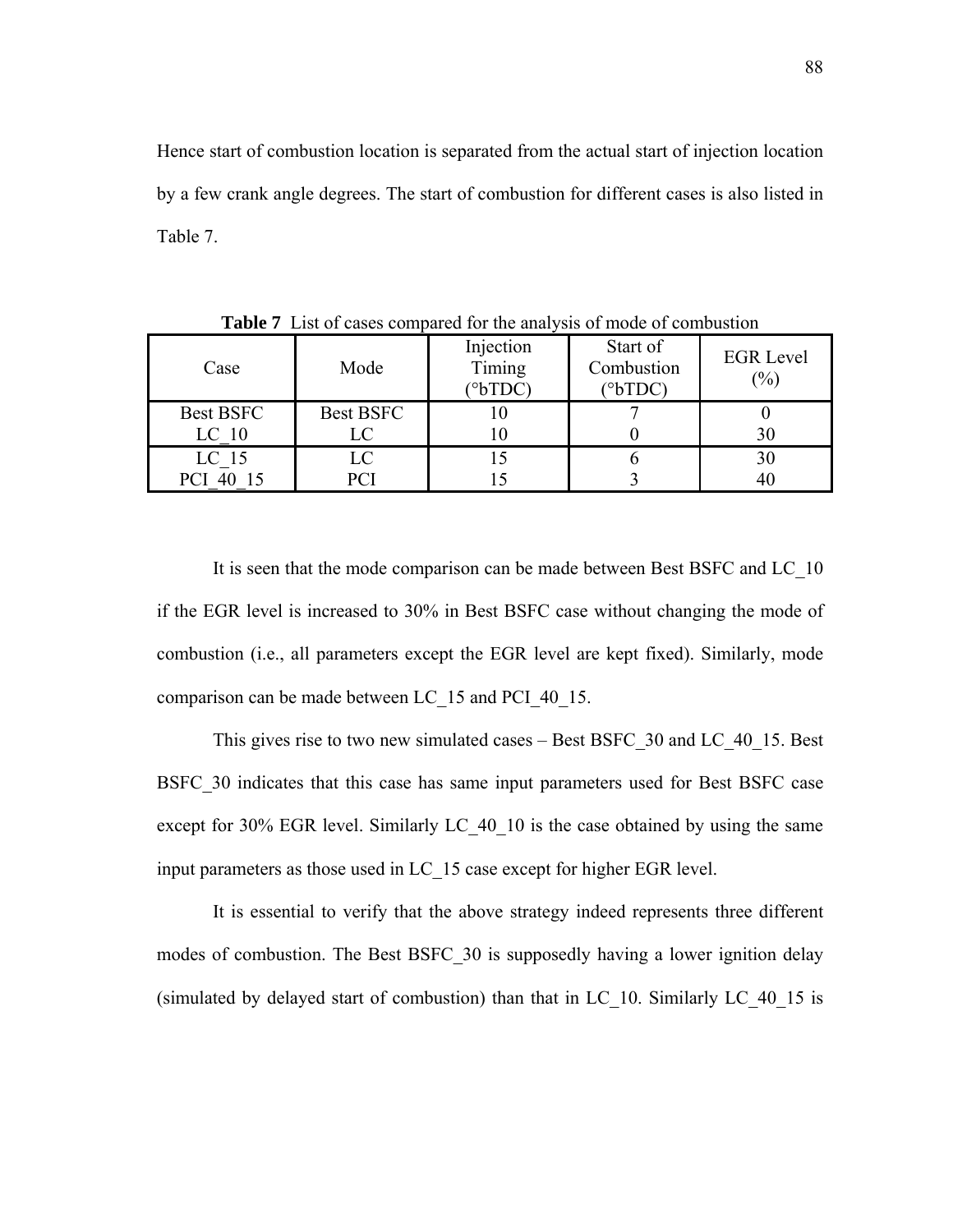Hence start of combustion location is separated from the actual start of injection location by a few crank angle degrees. The start of combustion for different cases is also listed in Table 7.

**Table 7** List of cases compared for the analysis of mode of combustion

| Case | Mode | Injection Timing (°bTDC) | Start of Combustion (°bTDC) | EGR Level (%) |
|---|---|---|---|---|
| Best BSFC | Best BSFC | 10 | 7 | 0 |
| LC_10 | LC | 10 | 0 | 30 |
| LC_15 | LC | 15 | 6 | 30 |
| PCI_40_15 | PCI | 15 | 3 | 40 |

It is seen that the mode comparison can be made between Best BSFC and LC_10 if the EGR level is increased to 30% in Best BSFC case without changing the mode of combustion (i.e., all parameters except the EGR level are kept fixed). Similarly, mode comparison can be made between LC_15 and PCI_40_15.

This gives rise to two new simulated cases – Best BSFC_30 and LC_40_15. Best BSFC_30 indicates that this case has same input parameters used for Best BSFC case except for 30% EGR level. Similarly LC_40_10 is the case obtained by using the same input parameters as those used in LC_15 case except for higher EGR level.

It is essential to verify that the above strategy indeed represents three different modes of combustion. The Best BSFC_30 is supposedly having a lower ignition delay (simulated by delayed start of combustion) than that in LC_10. Similarly LC_40_15 is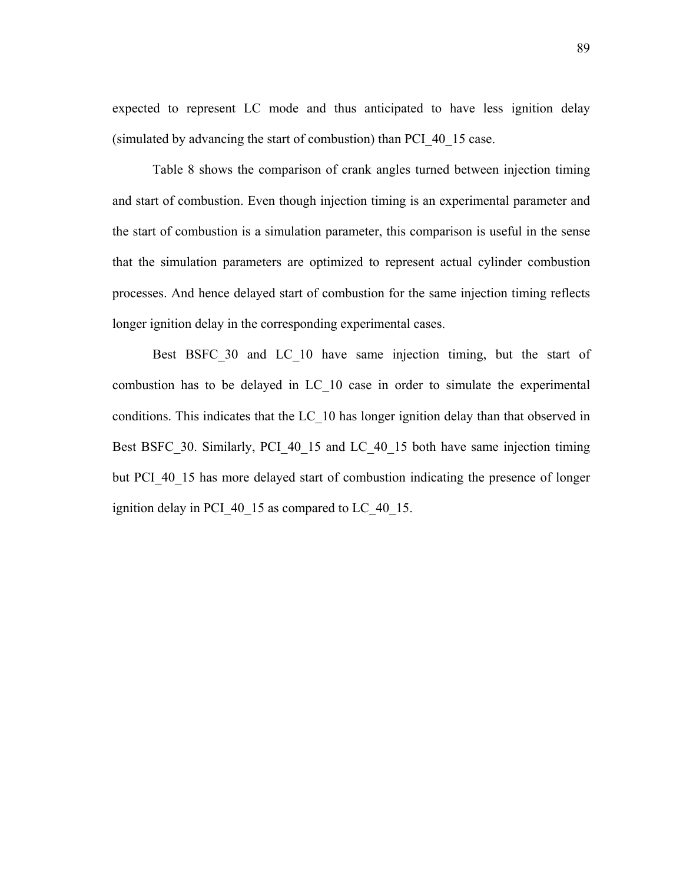expected to represent LC mode and thus anticipated to have less ignition delay (simulated by advancing the start of combustion) than PCI_40_15 case.

Table 8 shows the comparison of crank angles turned between injection timing and start of combustion. Even though injection timing is an experimental parameter and the start of combustion is a simulation parameter, this comparison is useful in the sense that the simulation parameters are optimized to represent actual cylinder combustion processes. And hence delayed start of combustion for the same injection timing reflects longer ignition delay in the corresponding experimental cases.

Best BSFC_30 and LC_10 have same injection timing, but the start of combustion has to be delayed in LC_10 case in order to simulate the experimental conditions. This indicates that the LC_10 has longer ignition delay than that observed in Best BSFC_30. Similarly, PCI_40_15 and LC_40_15 both have same injection timing but PCI_40_15 has more delayed start of combustion indicating the presence of longer ignition delay in PCI_40_15 as compared to LC_40_15.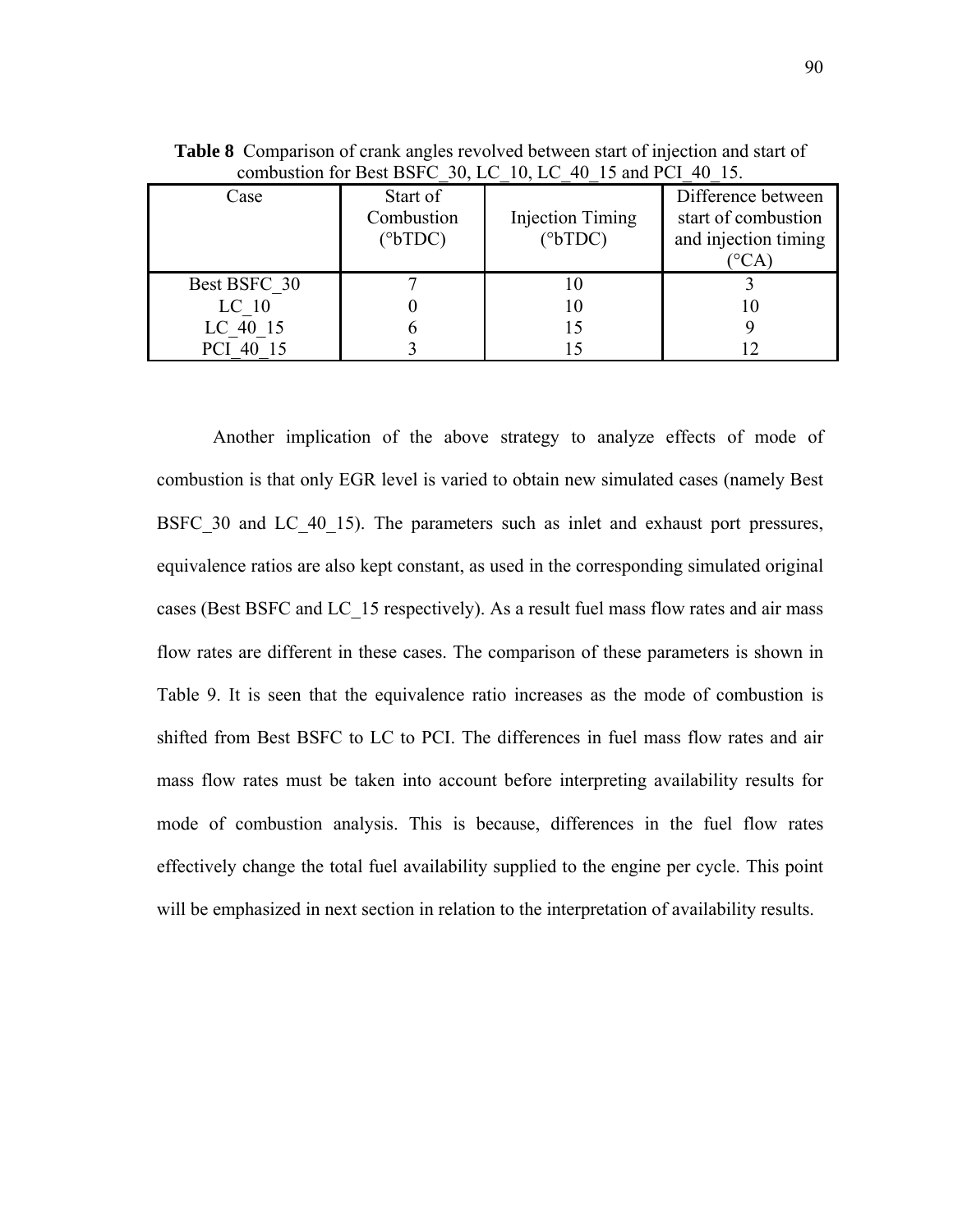**Table 8** Comparison of crank angles revolved between start of injection and start of combustion for Best BSFC_30, LC_10, LC_40_15 and PCI_40_15.

| Case | Start of Combustion (°bTDC) | Injection Timing (°bTDC) | Difference between start of combustion and injection timing (°CA) |
|---|---|---|---|
| Best BSFC_30 | 7 | 10 | 3 |
| LC_10 | 0 | 10 | 10 |
| LC_40_15 | 6 | 15 | 9 |
| PCI_40_15 | 3 | 15 | 12 |

Another implication of the above strategy to analyze effects of mode of combustion is that only EGR level is varied to obtain new simulated cases (namely Best BSFC_30 and LC_40_15). The parameters such as inlet and exhaust port pressures, equivalence ratios are also kept constant, as used in the corresponding simulated original cases (Best BSFC and LC_15 respectively). As a result fuel mass flow rates and air mass flow rates are different in these cases. The comparison of these parameters is shown in Table 9. It is seen that the equivalence ratio increases as the mode of combustion is shifted from Best BSFC to LC to PCI. The differences in fuel mass flow rates and air mass flow rates must be taken into account before interpreting availability results for mode of combustion analysis. This is because, differences in the fuel flow rates effectively change the total fuel availability supplied to the engine per cycle. This point will be emphasized in next section in relation to the interpretation of availability results.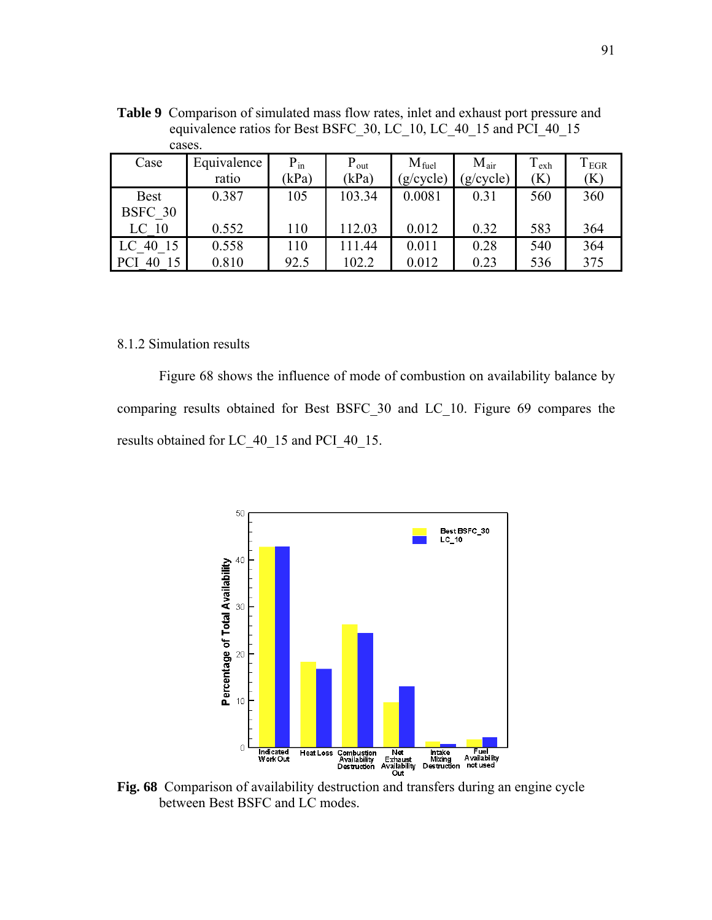**Table 9** Comparison of simulated mass flow rates, inlet and exhaust port pressure and equivalence ratios for Best BSFC_30, LC_10, LC_40_15 and PCI_40_15 cases.

| Case | Equivalence ratio | $P_{in}$ (kPa) | $P_{out}$ (kPa) | $M_{fuel}$ (g/cycle) | $M_{air}$ (g/cycle) | $T_{exh}$ (K) | $T_{EGR}$ (K) |
|---|---|---|---|---|---|---|---|
| Best BSFC_30 | 0.387 | 105 | 103.34 | 0.0081 | 0.31 | 560 | 360 |
| LC_10 | 0.552 | 110 | 112.03 | 0.012 | 0.32 | 583 | 364 |
| LC_40_15 | 0.558 | 110 | 111.44 | 0.011 | 0.28 | 540 | 364 |
| PCI_40_15 | 0.810 | 92.5 | 102.2 | 0.012 | 0.23 | 536 | 375 |

8.1.2 Simulation results

Figure 68 shows the influence of mode of combustion on availability balance by comparing results obtained for Best BSFC_30 and LC_10. Figure 69 compares the results obtained for LC_40_15 and PCI_40_15.

**Fig. 68** Comparison of availability destruction and transfers during an engine cycle between Best BSFC and LC modes.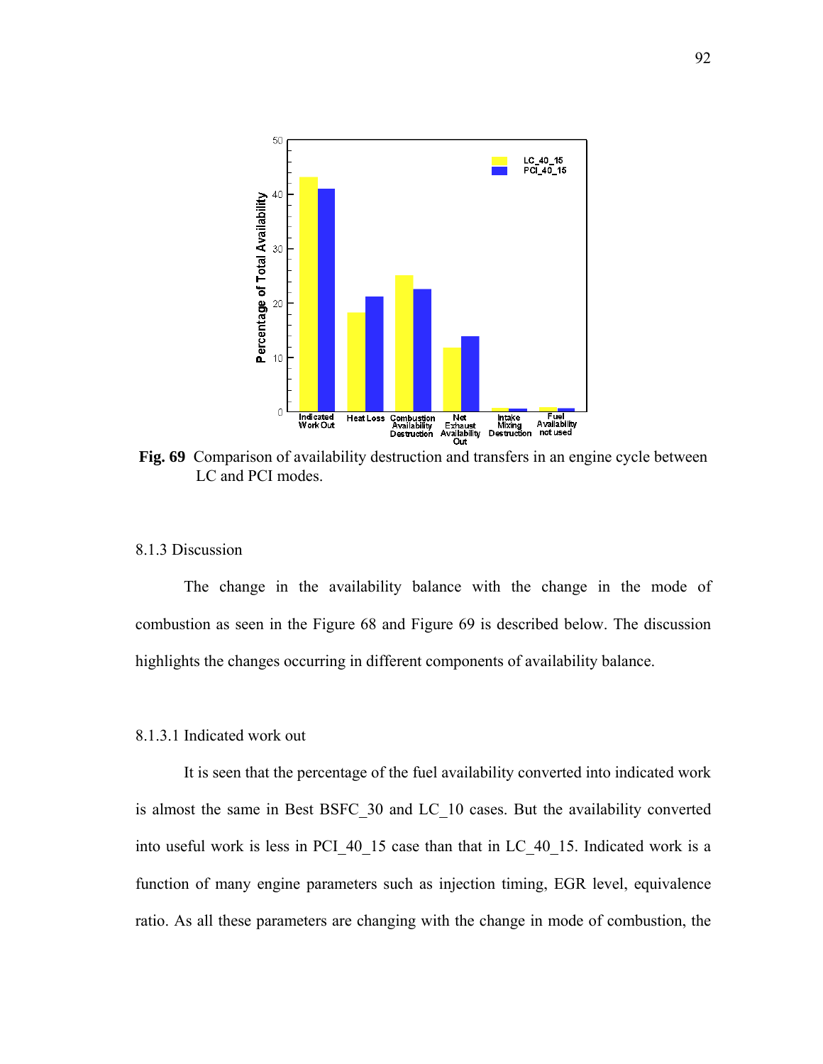**Fig. 69** Comparison of availability destruction and transfers in an engine cycle between LC and PCI modes.

### 8.1.3 Discussion

The change in the availability balance with the change in the mode of combustion as seen in the Figure 68 and Figure 69 is described below. The discussion highlights the changes occurring in different components of availability balance.

#### 8.1.3.1 Indicated work out

It is seen that the percentage of the fuel availability converted into indicated work is almost the same in Best BSFC_30 and LC_10 cases. But the availability converted into useful work is less in PCI_40_15 case than that in LC_40_15. Indicated work is a function of many engine parameters such as injection timing, EGR level, equivalence ratio. As all these parameters are changing with the change in mode of combustion, the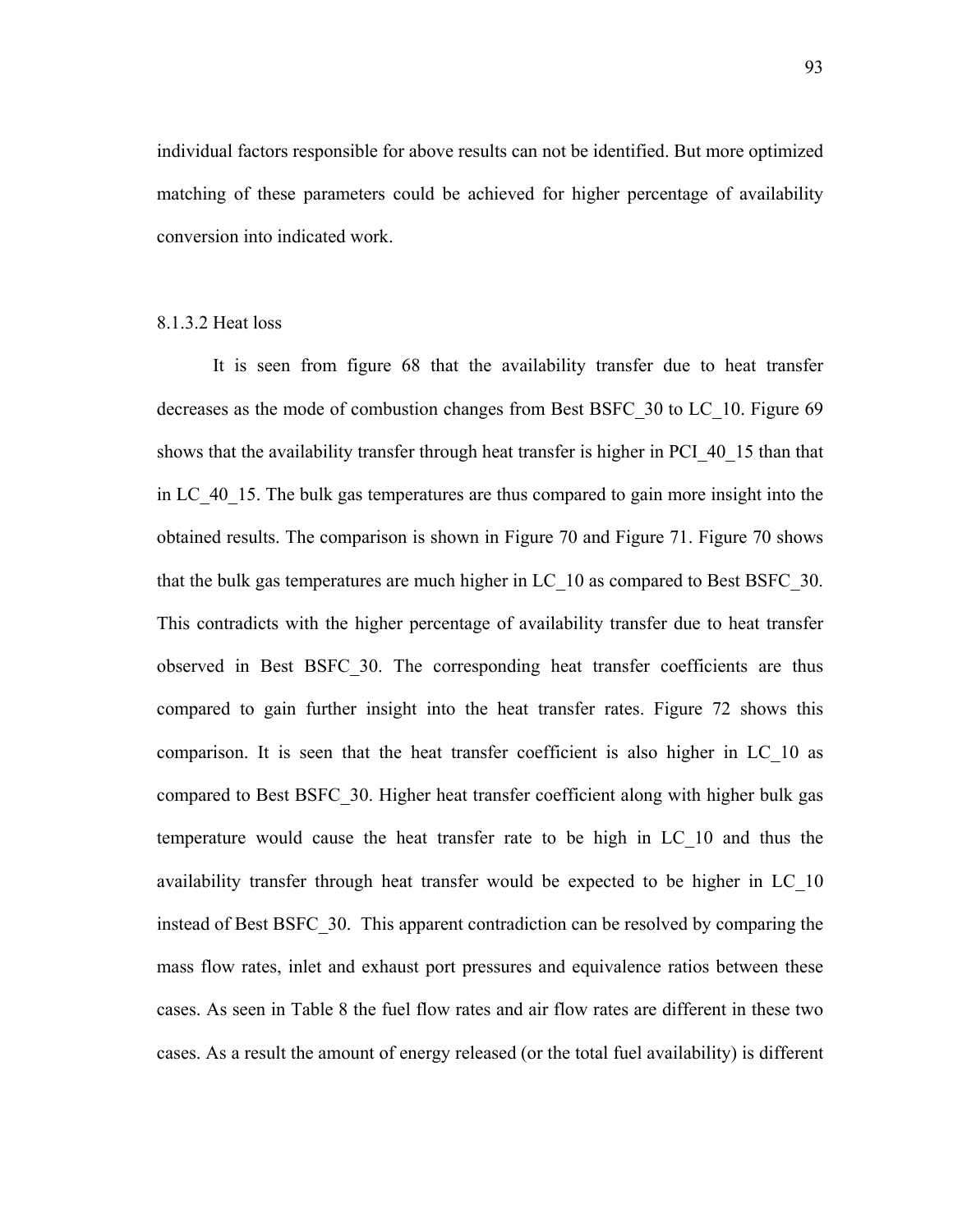individual factors responsible for above results can not be identified. But more optimized matching of these parameters could be achieved for higher percentage of availability conversion into indicated work.

#### 8.1.3.2 Heat loss

It is seen from figure 68 that the availability transfer due to heat transfer decreases as the mode of combustion changes from Best BSFC_30 to LC_10. Figure 69 shows that the availability transfer through heat transfer is higher in PCI_40_15 than that in LC_40_15. The bulk gas temperatures are thus compared to gain more insight into the obtained results. The comparison is shown in Figure 70 and Figure 71. Figure 70 shows that the bulk gas temperatures are much higher in LC_10 as compared to Best BSFC_30. This contradicts with the higher percentage of availability transfer due to heat transfer observed in Best BSFC_30. The corresponding heat transfer coefficients are thus compared to gain further insight into the heat transfer rates. Figure 72 shows this comparison. It is seen that the heat transfer coefficient is also higher in LC_10 as compared to Best BSFC_30. Higher heat transfer coefficient along with higher bulk gas temperature would cause the heat transfer rate to be high in LC_10 and thus the availability transfer through heat transfer would be expected to be higher in LC_10 instead of Best BSFC_30. This apparent contradiction can be resolved by comparing the mass flow rates, inlet and exhaust port pressures and equivalence ratios between these cases. As seen in Table 8 the fuel flow rates and air flow rates are different in these two cases. As a result the amount of energy released (or the total fuel availability) is different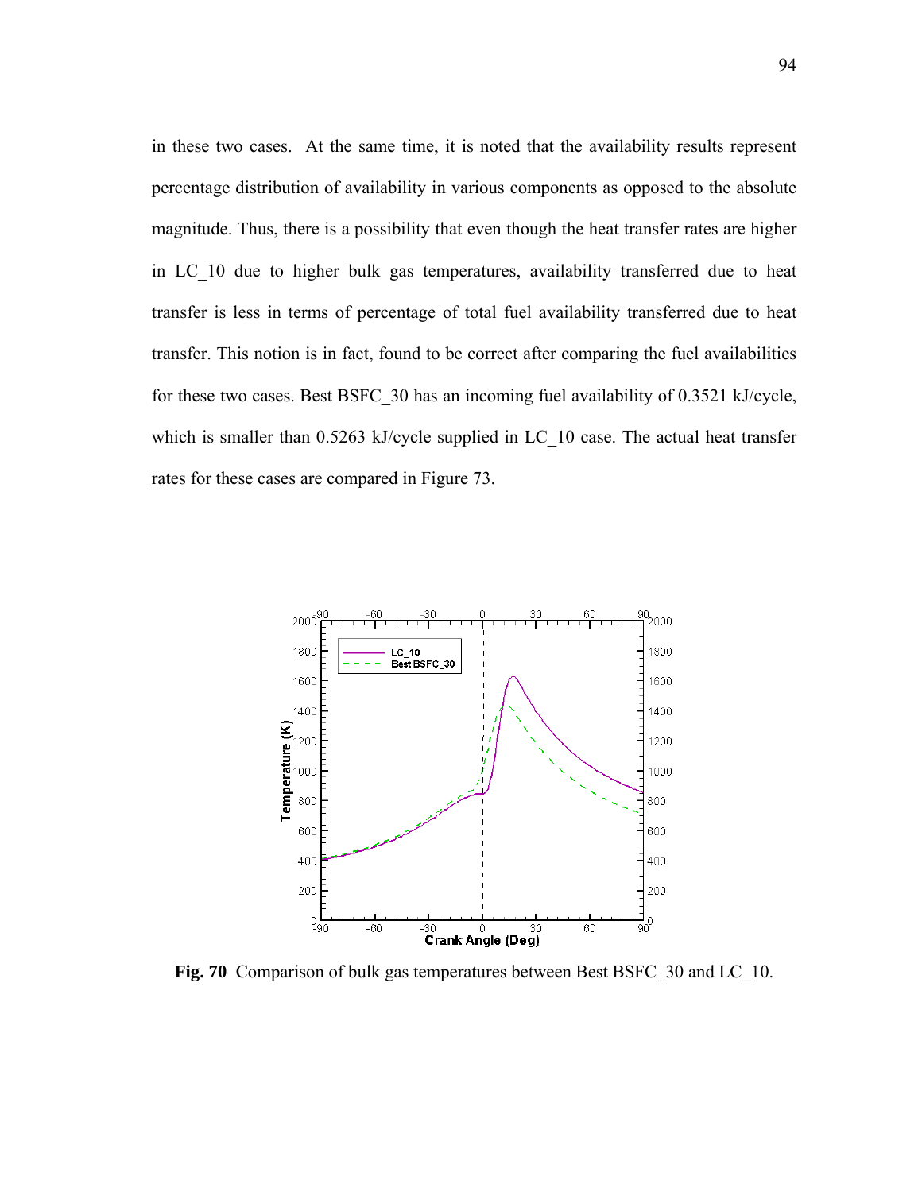in these two cases. At the same time, it is noted that the availability results represent percentage distribution of availability in various components as opposed to the absolute magnitude. Thus, there is a possibility that even though the heat transfer rates are higher in LC_10 due to higher bulk gas temperatures, availability transferred due to heat transfer is less in terms of percentage of total fuel availability transferred due to heat transfer. This notion is in fact, found to be correct after comparing the fuel availabilities for these two cases. Best BSFC_30 has an incoming fuel availability of 0.3521 kJ/cycle, which is smaller than 0.5263 kJ/cycle supplied in LC_10 case. The actual heat transfer rates for these cases are compared in Figure 73.

**Fig. 70** Comparison of bulk gas temperatures between Best BSFC_30 and LC_10.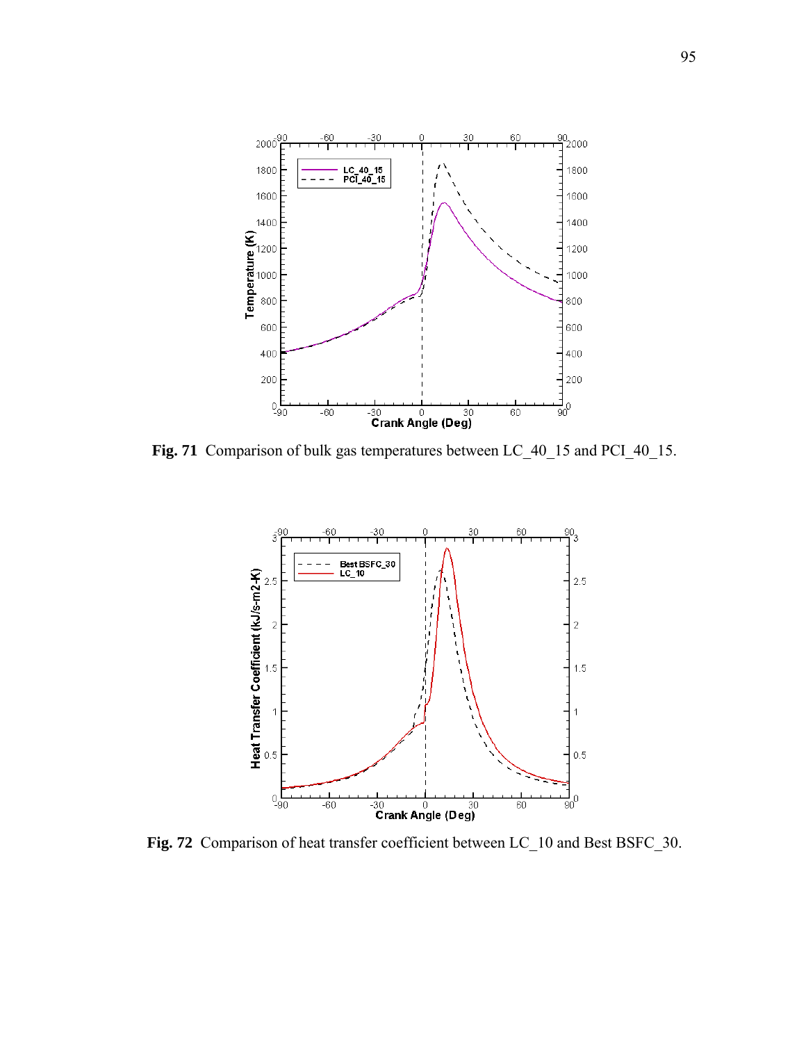**Fig. 71** Comparison of bulk gas temperatures between LC_40_15 and PCI_40_15.

**Fig. 72** Comparison of heat transfer coefficient between LC_10 and Best BSFC_30.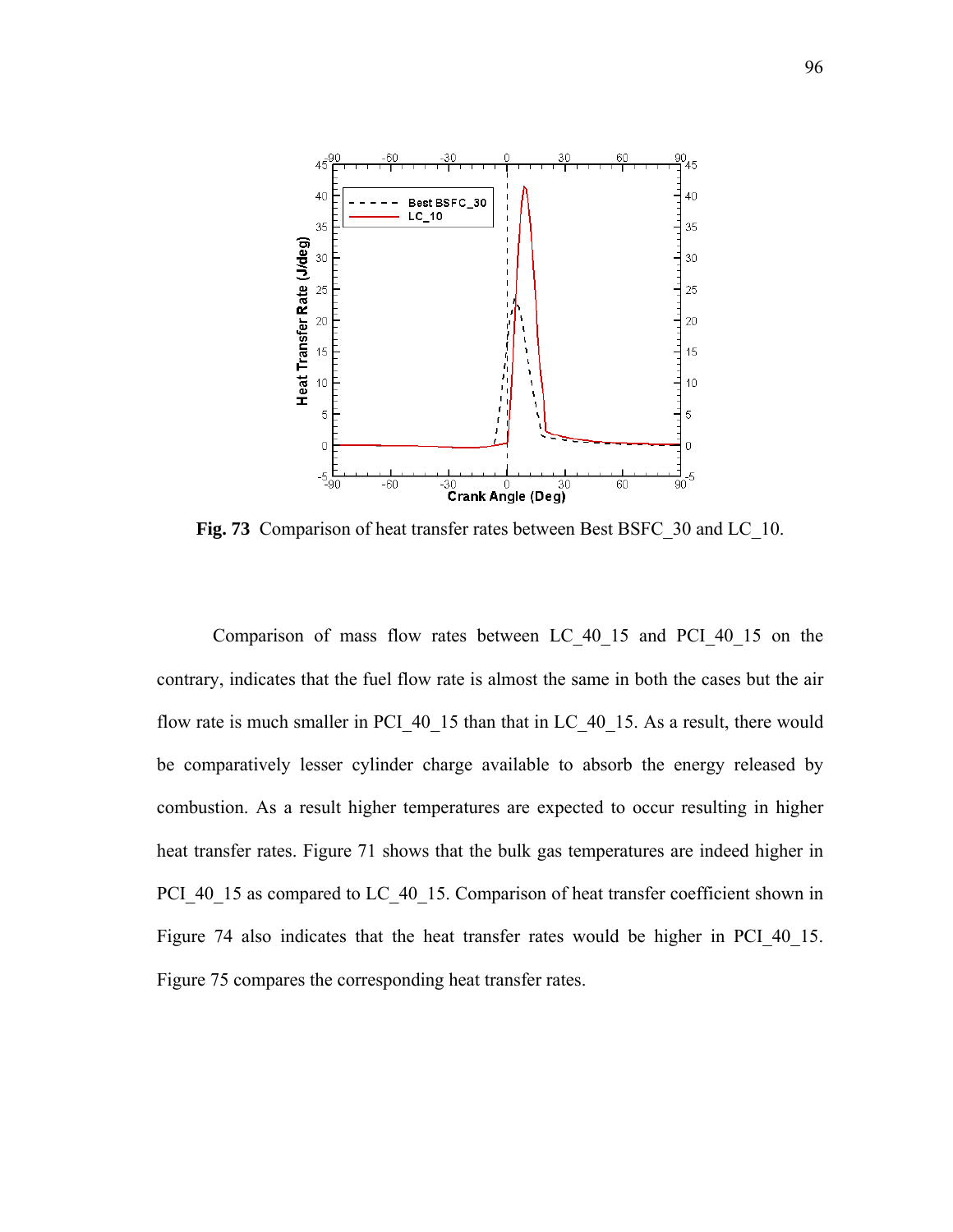**Fig. 73** Comparison of heat transfer rates between Best BSFC_30 and LC_10.

Comparison of mass flow rates between LC_40_15 and PCI_40_15 on the contrary, indicates that the fuel flow rate is almost the same in both the cases but the air flow rate is much smaller in PCI_40_15 than that in LC_40_15. As a result, there would be comparatively lesser cylinder charge available to absorb the energy released by combustion. As a result higher temperatures are expected to occur resulting in higher heat transfer rates. Figure 71 shows that the bulk gas temperatures are indeed higher in PCI_40_15 as compared to LC_40_15. Comparison of heat transfer coefficient shown in Figure 74 also indicates that the heat transfer rates would be higher in PCI_40_15. Figure 75 compares the corresponding heat transfer rates.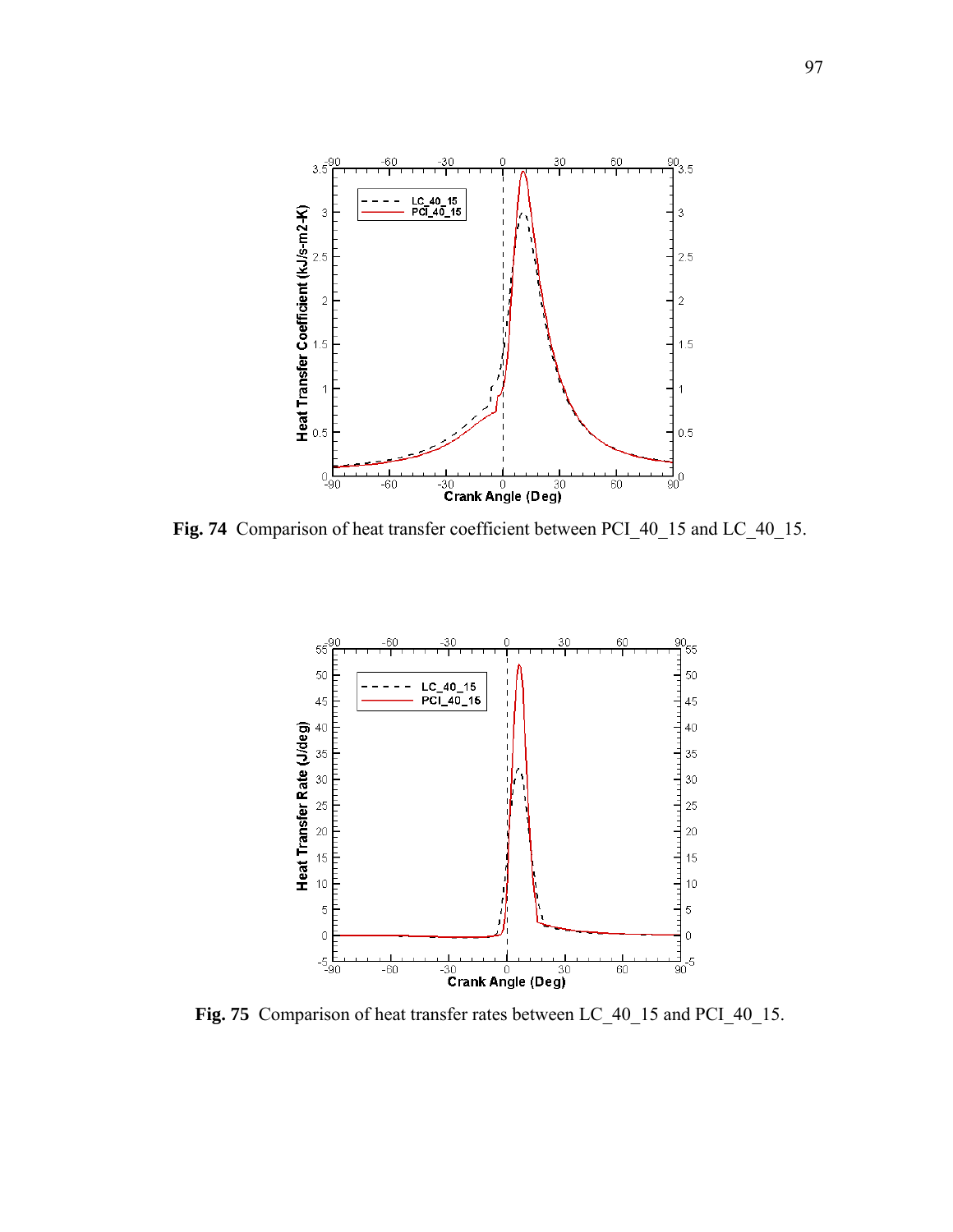**Fig. 74** Comparison of heat transfer coefficient between PCI_40_15 and LC_40_15.

**Fig. 75** Comparison of heat transfer rates between LC_40_15 and PCI_40_15.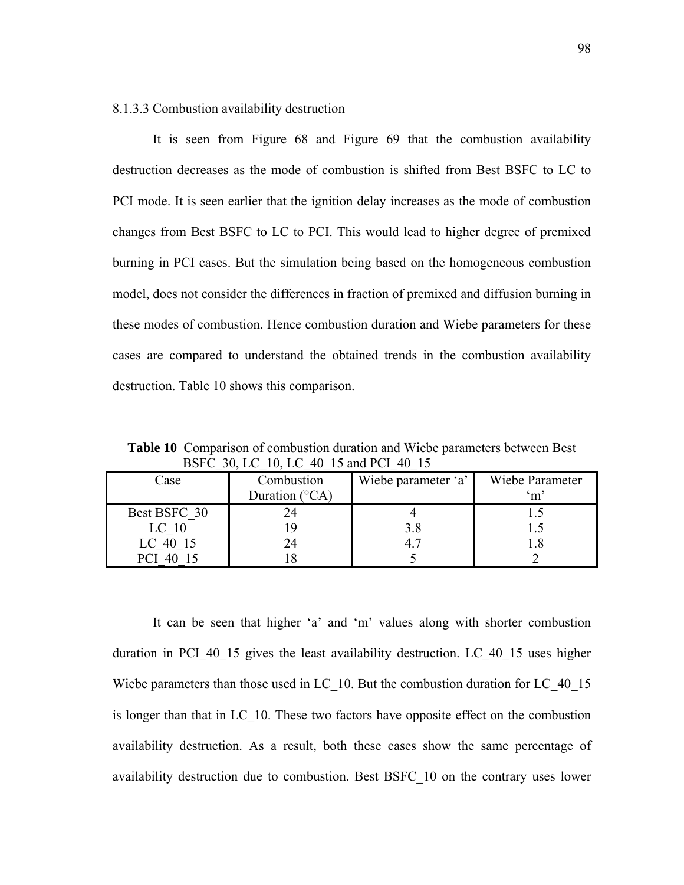#### 8.1.3.3 Combustion availability destruction

It is seen from Figure 68 and Figure 69 that the combustion availability destruction decreases as the mode of combustion is shifted from Best BSFC to LC to PCI mode. It is seen earlier that the ignition delay increases as the mode of combustion changes from Best BSFC to LC to PCI. This would lead to higher degree of premixed burning in PCI cases. But the simulation being based on the homogeneous combustion model, does not consider the differences in fraction of premixed and diffusion burning in these modes of combustion. Hence combustion duration and Wiebe parameters for these cases are compared to understand the obtained trends in the combustion availability destruction. Table 10 shows this comparison.

**Table 10** Comparison of combustion duration and Wiebe parameters between Best BSFC_30, LC_10, LC_40_15 and PCI_40_15

| Case | Combustion Duration (°CA) | Wiebe parameter 'a' | Wiebe Parameter 'm' |
|---|---|---|---|
| Best BSFC_30 | 24 | 4 | 1.5 |
| LC_10 | 19 | 3.8 | 1.5 |
| LC_40_15 | 24 | 4.7 | 1.8 |
| PCI_40_15 | 18 | 5 | 2 |

It can be seen that higher 'a' and 'm' values along with shorter combustion duration in PCI_40_15 gives the least availability destruction. LC_40_15 uses higher Wiebe parameters than those used in LC_10. But the combustion duration for LC_40_15 is longer than that in LC_10. These two factors have opposite effect on the combustion availability destruction. As a result, both these cases show the same percentage of availability destruction due to combustion. Best BSFC_10 on the contrary uses lower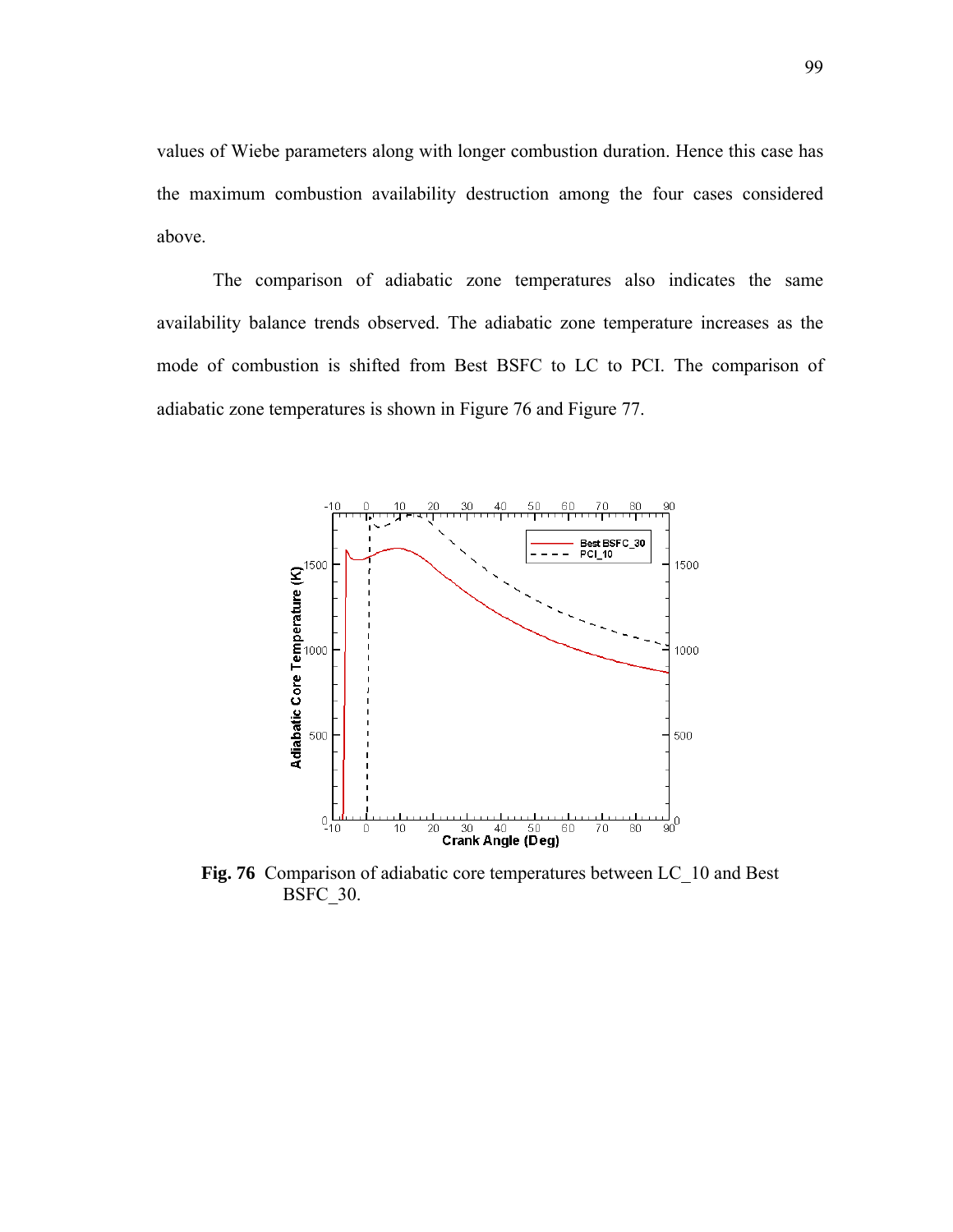values of Wiebe parameters along with longer combustion duration. Hence this case has the maximum combustion availability destruction among the four cases considered above.

The comparison of adiabatic zone temperatures also indicates the same availability balance trends observed. The adiabatic zone temperature increases as the mode of combustion is shifted from Best BSFC to LC to PCI. The comparison of adiabatic zone temperatures is shown in Figure 76 and Figure 77.

**Fig. 76** Comparison of adiabatic core temperatures between LC_10 and Best BSFC_30.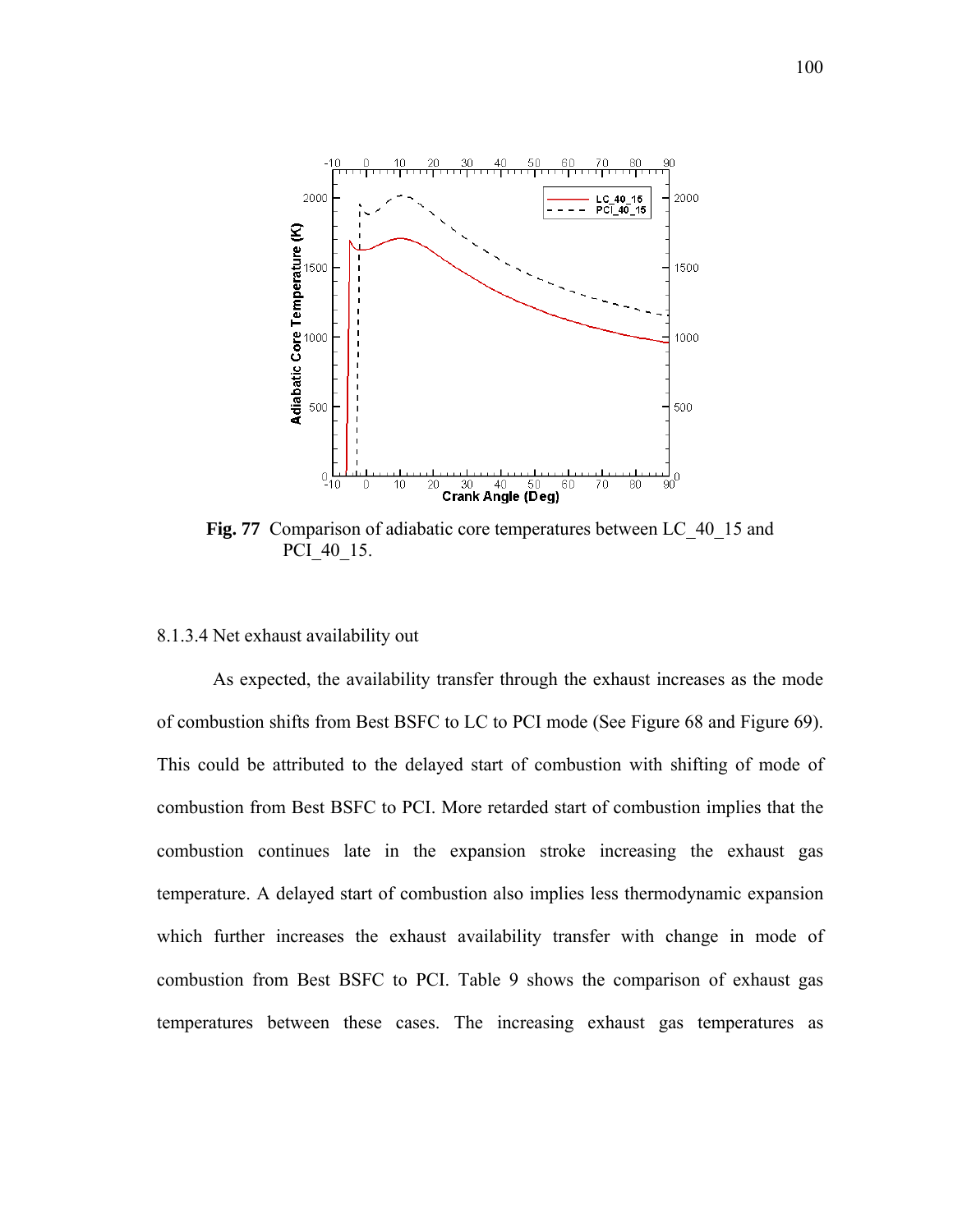**Fig. 77** Comparison of adiabatic core temperatures between LC_40_15 and PCI_40_15.

8.1.3.4 Net exhaust availability out

As expected, the availability transfer through the exhaust increases as the mode of combustion shifts from Best BSFC to LC to PCI mode (See Figure 68 and Figure 69). This could be attributed to the delayed start of combustion with shifting of mode of combustion from Best BSFC to PCI. More retarded start of combustion implies that the combustion continues late in the expansion stroke increasing the exhaust gas temperature. A delayed start of combustion also implies less thermodynamic expansion which further increases the exhaust availability transfer with change in mode of combustion from Best BSFC to PCI. Table 9 shows the comparison of exhaust gas temperatures between these cases. The increasing exhaust gas temperatures as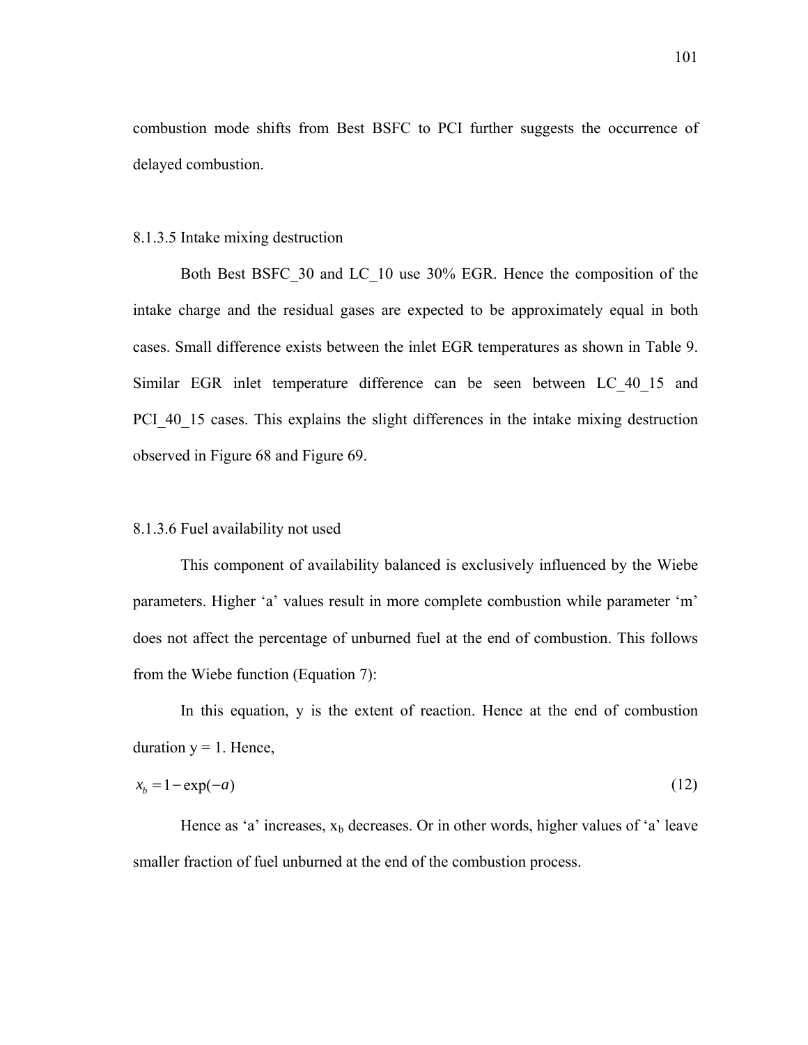combustion mode shifts from Best BSFC to PCI further suggests the occurrence of delayed combustion.

8.1.3.5 Intake mixing destruction

Both Best BSFC_30 and LC_10 use 30% EGR. Hence the composition of the intake charge and the residual gases are expected to be approximately equal in both cases. Small difference exists between the inlet EGR temperatures as shown in Table 9. Similar EGR inlet temperature difference can be seen between LC_40_15 and PCI_40_15 cases. This explains the slight differences in the intake mixing destruction observed in Figure 68 and Figure 69.

8.1.3.6 Fuel availability not used

This component of availability balanced is exclusively influenced by the Wiebe parameters. Higher 'a' values result in more complete combustion while parameter 'm' does not affect the percentage of unburned fuel at the end of combustion. This follows from the Wiebe function (Equation 7):

In this equation, y is the extent of reaction. Hence at the end of combustion duration y = 1. Hence,

$$x_b = 1 - \exp(-a) \tag{12}$$

Hence as 'a' increases, $x_b$ decreases. Or in other words, higher values of 'a' leave smaller fraction of fuel unburned at the end of the combustion process.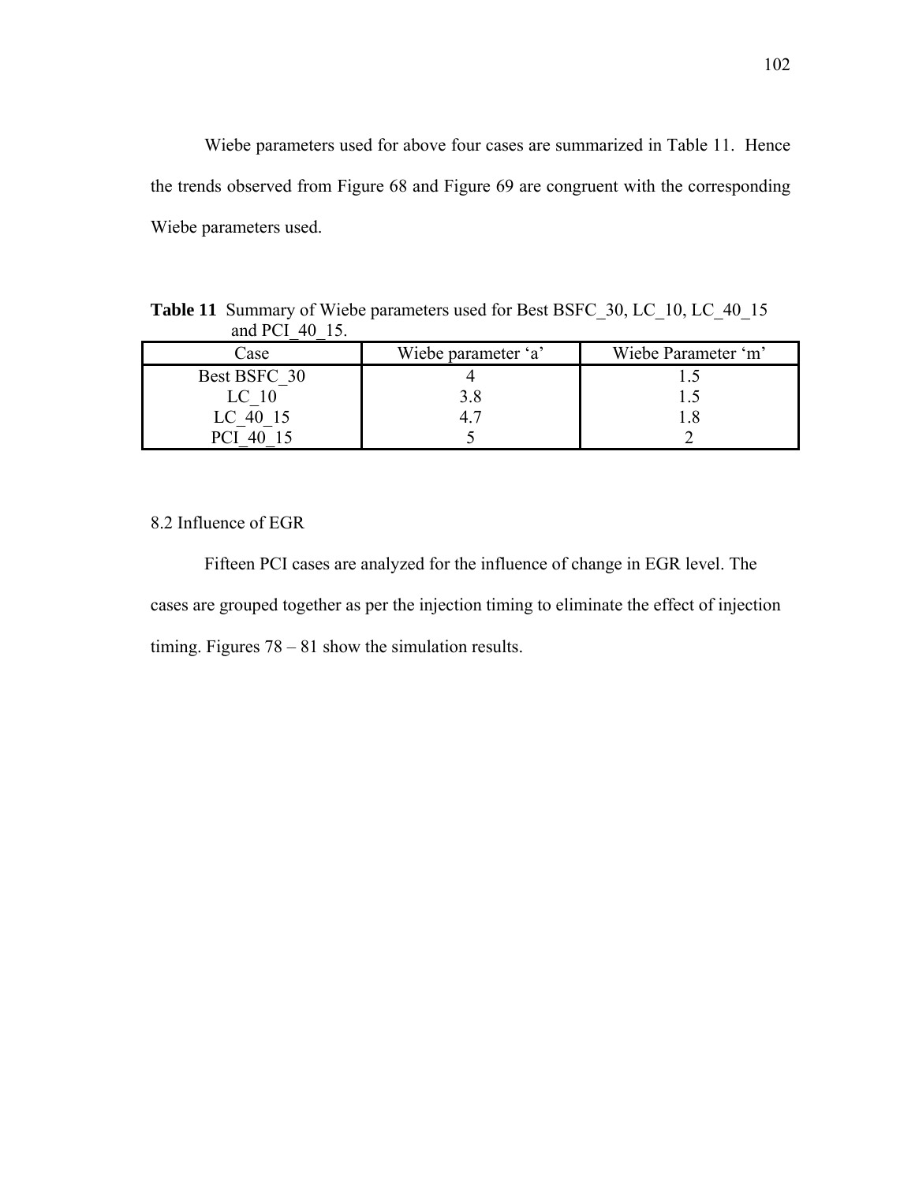Wiebe parameters used for above four cases are summarized in Table 11. Hence the trends observed from Figure 68 and Figure 69 are congruent with the corresponding Wiebe parameters used.

**Table 11** Summary of Wiebe parameters used for Best BSFC_30, LC_10, LC_40_15 and PCI_40_15.

| Case | Wiebe parameter 'a' | Wiebe Parameter 'm' |
|---|---|---|
| Best BSFC_30 | 4 | 1.5 |
| LC_10 | 3.8 | 1.5 |
| LC_40_15 | 4.7 | 1.8 |
| PCI_40_15 | 5 | 2 |

## 8.2 Influence of EGR

Fifteen PCI cases are analyzed for the influence of change in EGR level. The cases are grouped together as per the injection timing to eliminate the effect of injection timing. Figures 78 – 81 show the simulation results.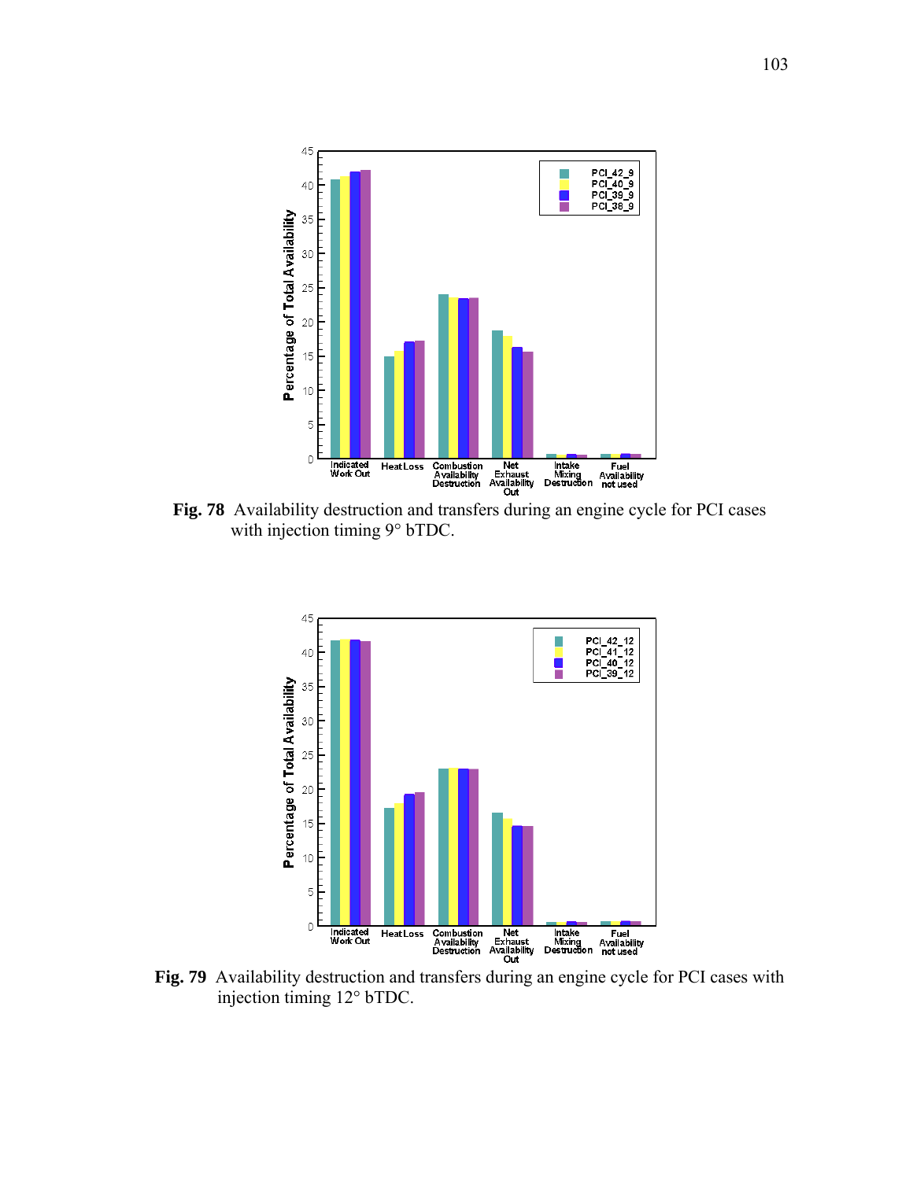**Fig. 78** Availability destruction and transfers during an engine cycle for PCI cases with injection timing 9° bTDC.

**Fig. 79** Availability destruction and transfers during an engine cycle for PCI cases with injection timing 12° bTDC.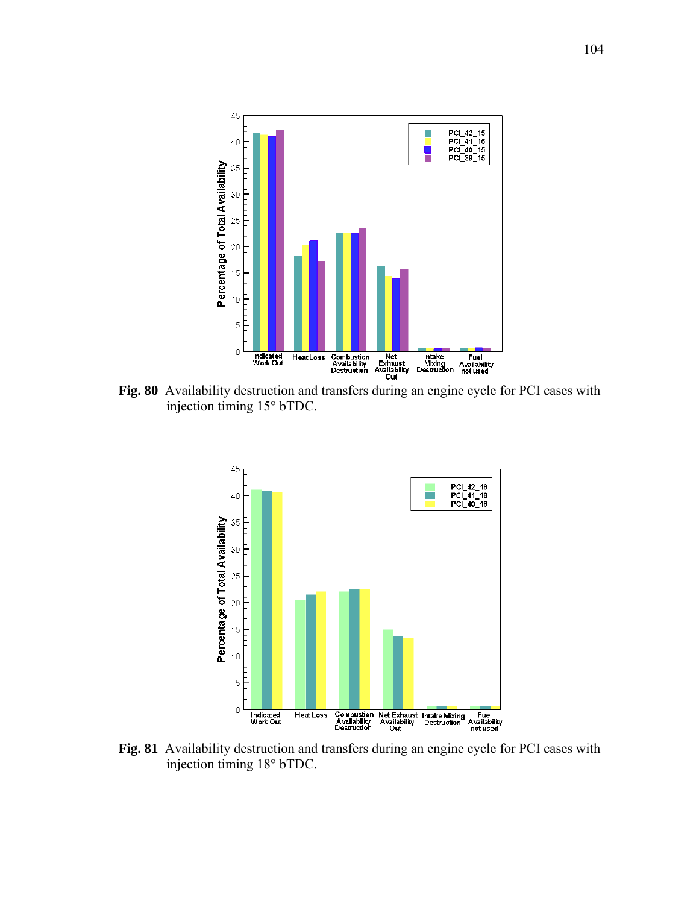**Fig. 80** Availability destruction and transfers during an engine cycle for PCI cases with injection timing 15° bTDC.

**Fig. 81** Availability destruction and transfers during an engine cycle for PCI cases with injection timing 18° bTDC.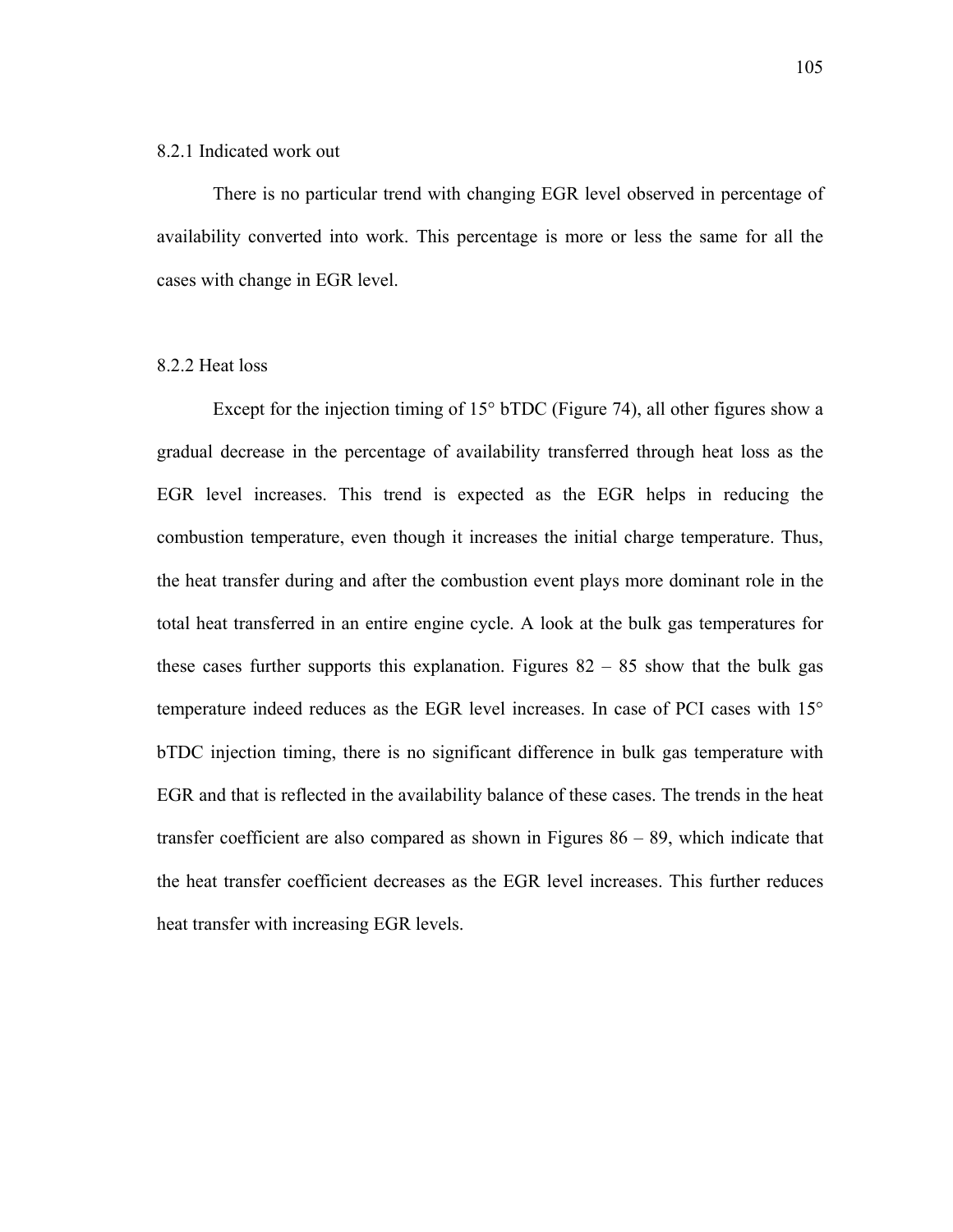### 8.2.1 Indicated work out

There is no particular trend with changing EGR level observed in percentage of availability converted into work. This percentage is more or less the same for all the cases with change in EGR level.

### 8.2.2 Heat loss

Except for the injection timing of 15° bTDC (Figure 74), all other figures show a gradual decrease in the percentage of availability transferred through heat loss as the EGR level increases. This trend is expected as the EGR helps in reducing the combustion temperature, even though it increases the initial charge temperature. Thus, the heat transfer during and after the combustion event plays more dominant role in the total heat transferred in an entire engine cycle. A look at the bulk gas temperatures for these cases further supports this explanation. Figures 82 – 85 show that the bulk gas temperature indeed reduces as the EGR level increases. In case of PCI cases with 15° bTDC injection timing, there is no significant difference in bulk gas temperature with EGR and that is reflected in the availability balance of these cases. The trends in the heat transfer coefficient are also compared as shown in Figures 86 – 89, which indicate that the heat transfer coefficient decreases as the EGR level increases. This further reduces heat transfer with increasing EGR levels.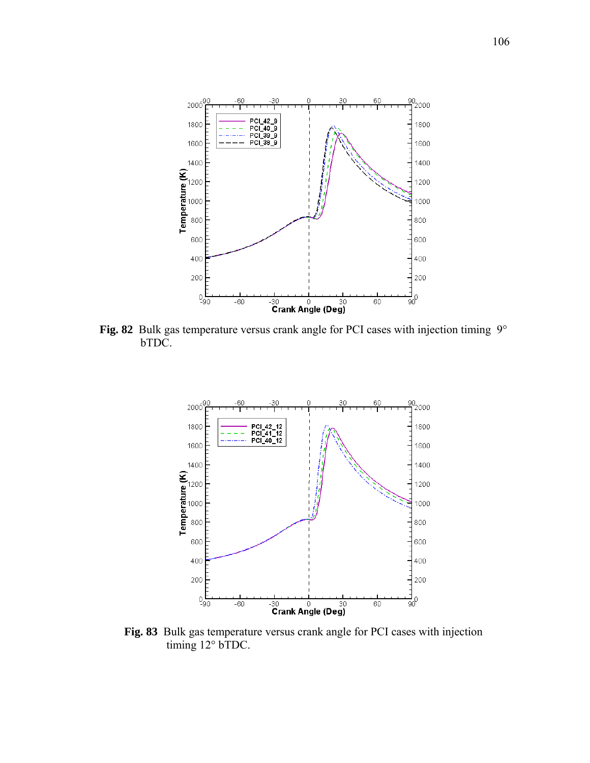**Fig. 82** Bulk gas temperature versus crank angle for PCI cases with injection timing 9° bTDC.

**Fig. 83** Bulk gas temperature versus crank angle for PCI cases with injection timing 12° bTDC.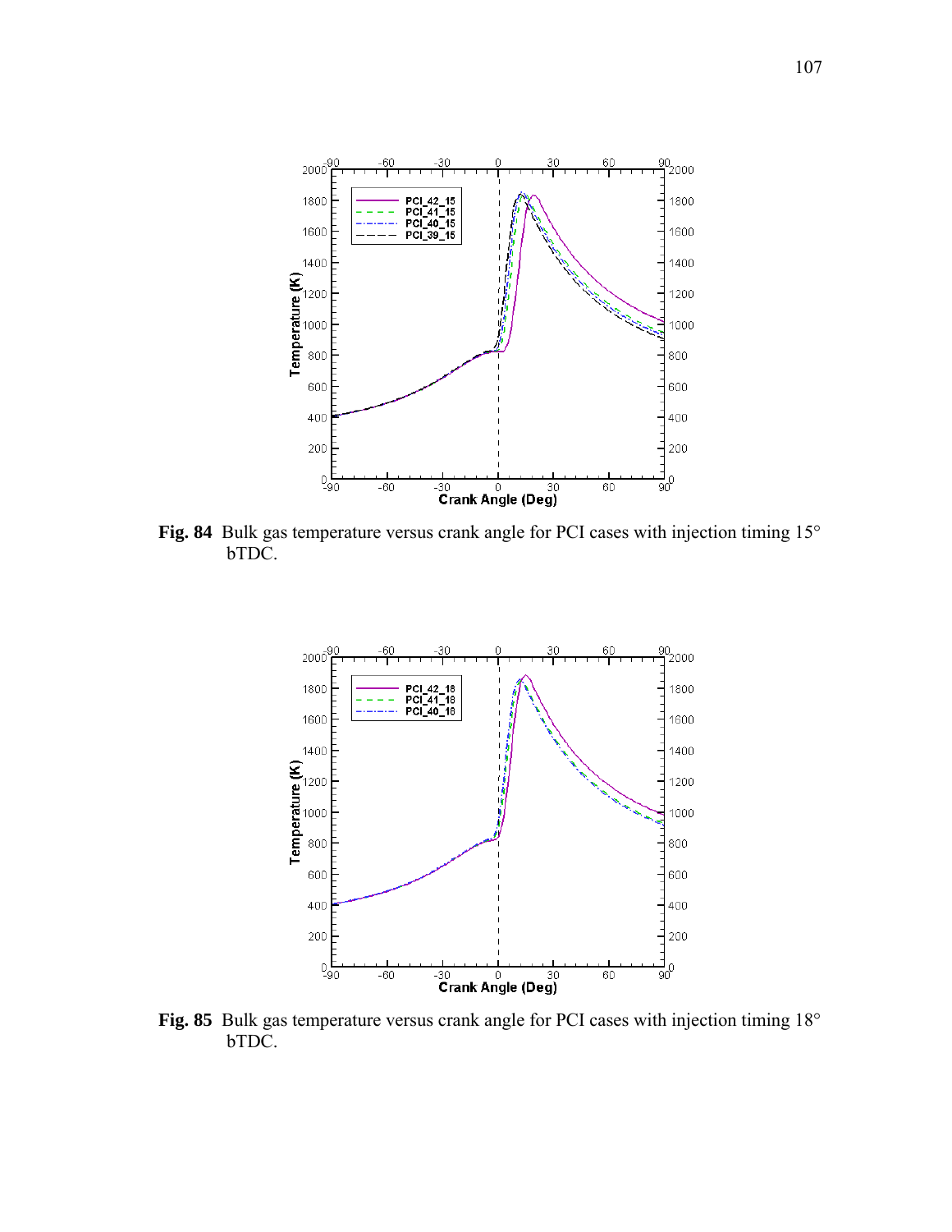**Fig. 84** Bulk gas temperature versus crank angle for PCI cases with injection timing 15° bTDC.

**Fig. 85** Bulk gas temperature versus crank angle for PCI cases with injection timing 18° bTDC.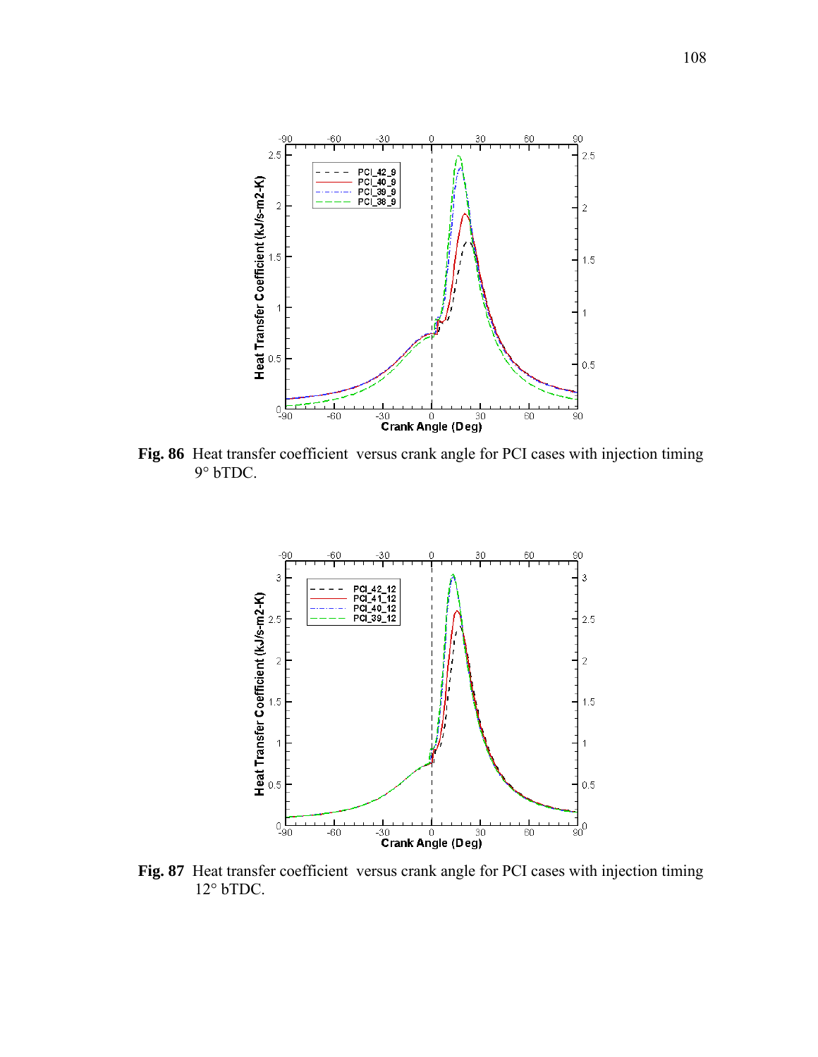**Fig. 86** Heat transfer coefficient versus crank angle for PCI cases with injection timing 9° bTDC.

**Fig. 87** Heat transfer coefficient versus crank angle for PCI cases with injection timing 12° bTDC.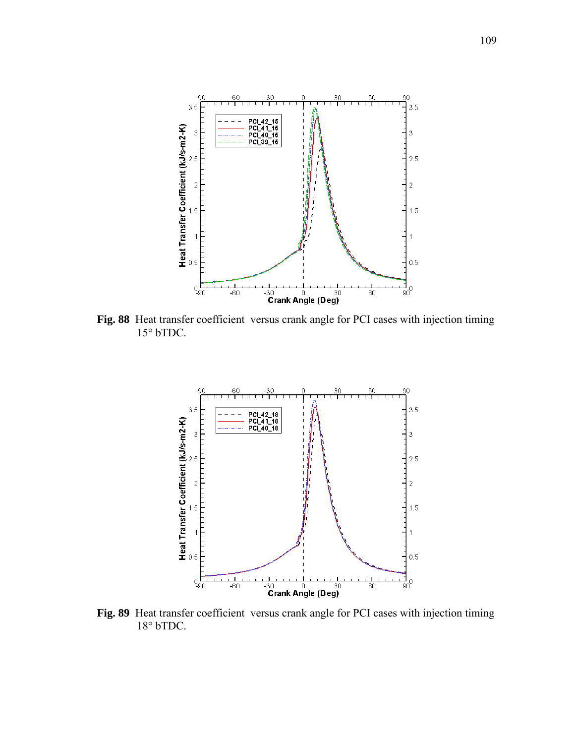**Fig. 88** Heat transfer coefficient versus crank angle for PCI cases with injection timing 15° bTDC.

**Fig. 89** Heat transfer coefficient versus crank angle for PCI cases with injection timing 18° bTDC.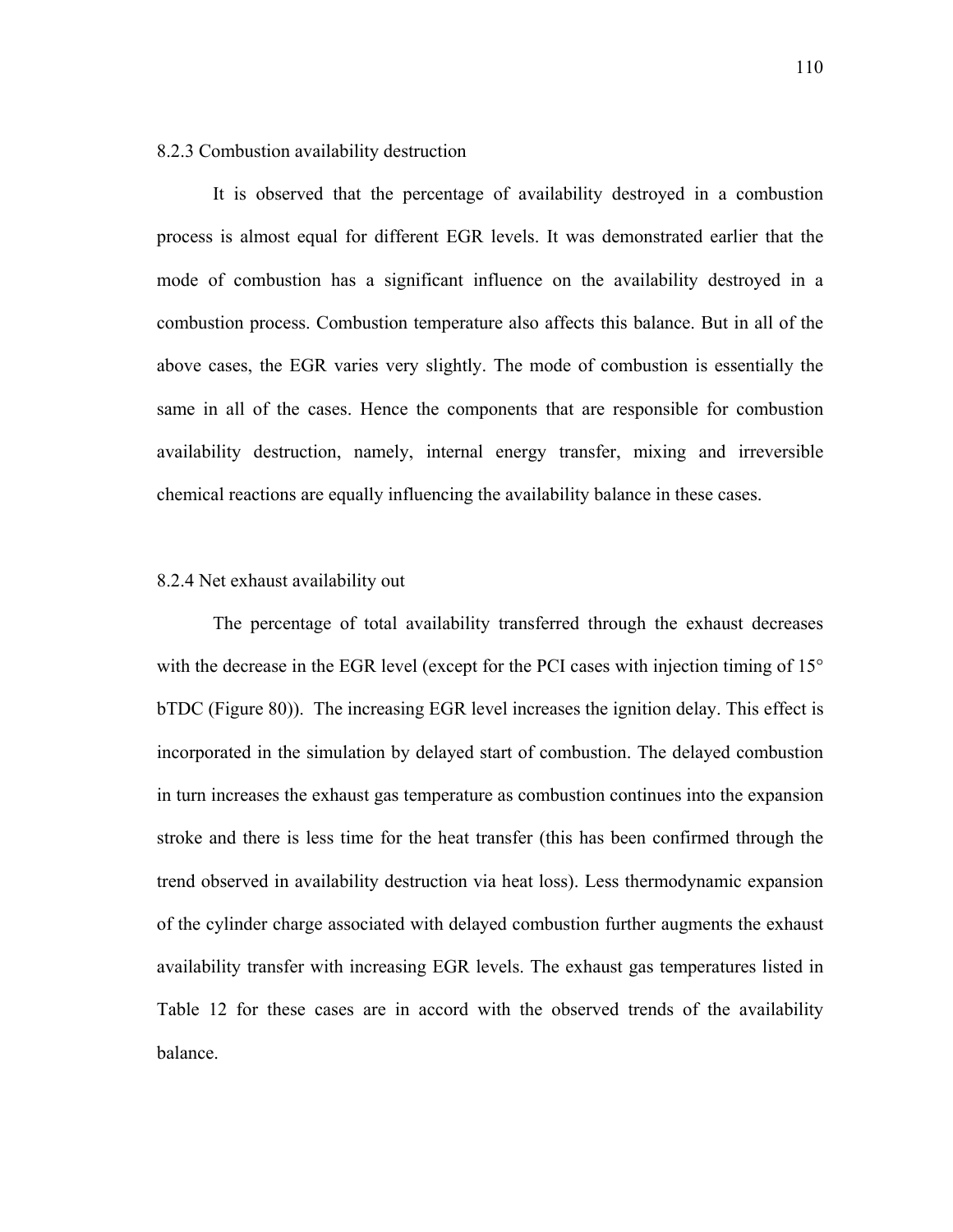### 8.2.3 Combustion availability destruction

It is observed that the percentage of availability destroyed in a combustion process is almost equal for different EGR levels. It was demonstrated earlier that the mode of combustion has a significant influence on the availability destroyed in a combustion process. Combustion temperature also affects this balance. But in all of the above cases, the EGR varies very slightly. The mode of combustion is essentially the same in all of the cases. Hence the components that are responsible for combustion availability destruction, namely, internal energy transfer, mixing and irreversible chemical reactions are equally influencing the availability balance in these cases.

### 8.2.4 Net exhaust availability out

The percentage of total availability transferred through the exhaust decreases with the decrease in the EGR level (except for the PCI cases with injection timing of 15° bTDC (Figure 80)). The increasing EGR level increases the ignition delay. This effect is incorporated in the simulation by delayed start of combustion. The delayed combustion in turn increases the exhaust gas temperature as combustion continues into the expansion stroke and there is less time for the heat transfer (this has been confirmed through the trend observed in availability destruction via heat loss). Less thermodynamic expansion of the cylinder charge associated with delayed combustion further augments the exhaust availability transfer with increasing EGR levels. The exhaust gas temperatures listed in Table 12 for these cases are in accord with the observed trends of the availability balance.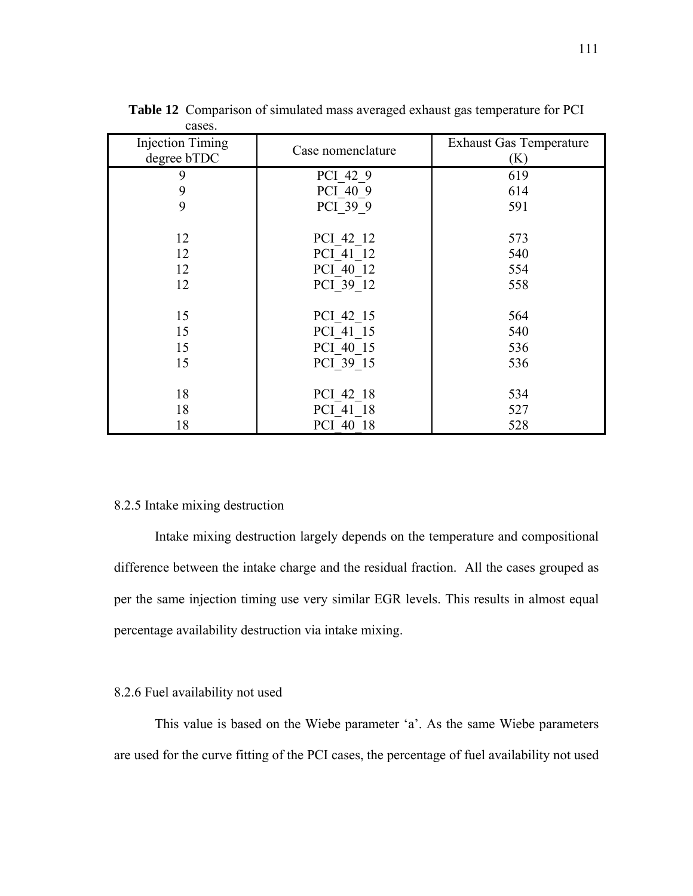**Table 12** Comparison of simulated mass averaged exhaust gas temperature for PCI cases.

| Injection Timing degree bTDC | Case nomenclature | Exhaust Gas Temperature (K) |
| --- | --- | --- |
| 9 | PCI_42_9 | 619 |
| 9 | PCI_40_9 | 614 |
| 9 | PCI_39_9 | 591 |
| | | |
| 12 | PCI_42_12 | 573 |
| 12 | PCI_41_12 | 540 |
| 12 | PCI_40_12 | 554 |
| 12 | PCI_39_12 | 558 |
| | | |
| 15 | PCI_42_15 | 564 |
| 15 | PCI_41_15 | 540 |
| 15 | PCI_40_15 | 536 |
| 15 | PCI_39_15 | 536 |
| | | |
| 18 | PCI_42_18 | 534 |
| 18 | PCI_41_18 | 527 |
| 18 | PCI_40_18 | 528 |

8.2.5 Intake mixing destruction

Intake mixing destruction largely depends on the temperature and compositional difference between the intake charge and the residual fraction. All the cases grouped as per the same injection timing use very similar EGR levels. This results in almost equal percentage availability destruction via intake mixing.

8.2.6 Fuel availability not used

This value is based on the Wiebe parameter 'a'. As the same Wiebe parameters are used for the curve fitting of the PCI cases, the percentage of fuel availability not used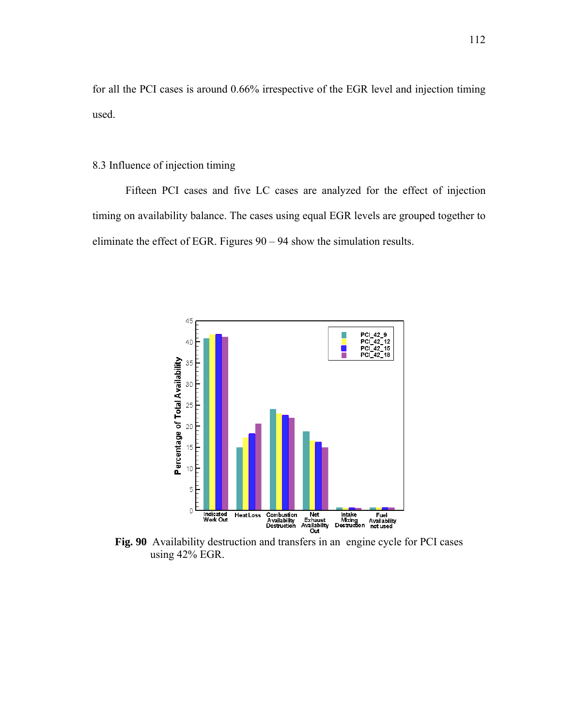for all the PCI cases is around 0.66% irrespective of the EGR level and injection timing used.

## 8.3 Influence of injection timing

Fifteen PCI cases and five LC cases are analyzed for the effect of injection timing on availability balance. The cases using equal EGR levels are grouped together to eliminate the effect of EGR. Figures 90 – 94 show the simulation results.

**Fig. 90** Availability destruction and transfers in an engine cycle for PCI cases using 42% EGR.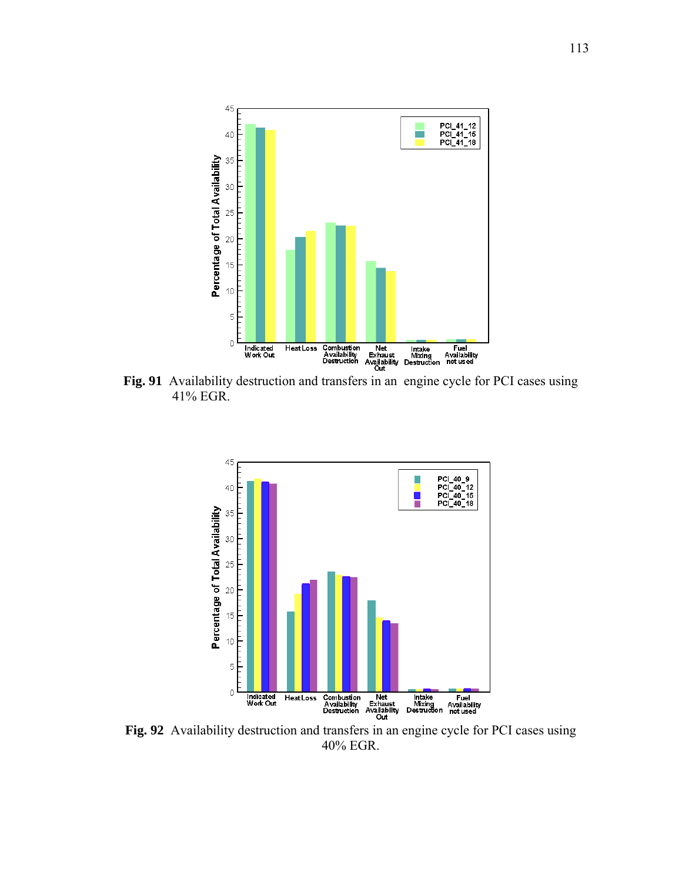**Fig. 91** Availability destruction and transfers in an engine cycle for PCI cases using 41% EGR.

**Fig. 92** Availability destruction and transfers in an engine cycle for PCI cases using 40% EGR.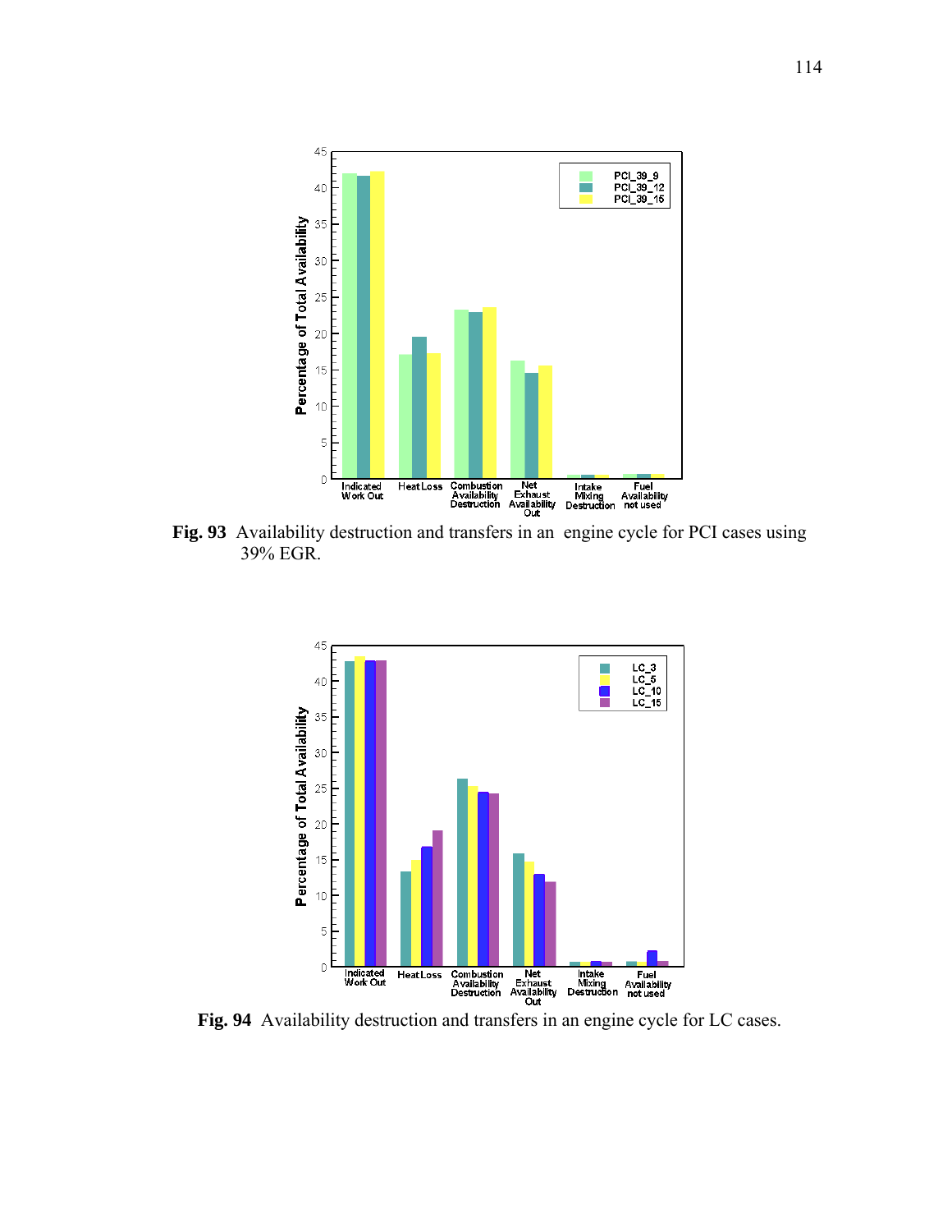**Fig. 93** Availability destruction and transfers in an engine cycle for PCI cases using 39% EGR.

**Fig. 94** Availability destruction and transfers in an engine cycle for LC cases.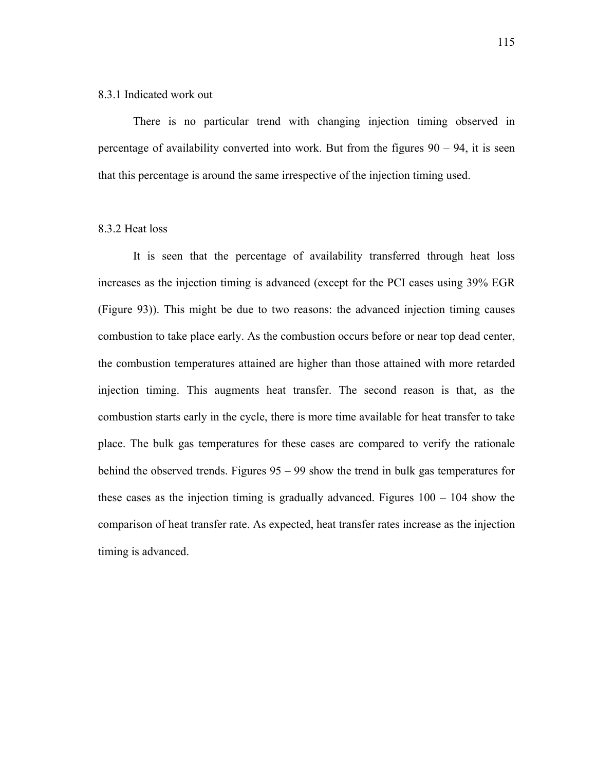### 8.3.1 Indicated work out

There is no particular trend with changing injection timing observed in percentage of availability converted into work. But from the figures 90 – 94, it is seen that this percentage is around the same irrespective of the injection timing used.

### 8.3.2 Heat loss

It is seen that the percentage of availability transferred through heat loss increases as the injection timing is advanced (except for the PCI cases using 39% EGR (Figure 93)). This might be due to two reasons: the advanced injection timing causes combustion to take place early. As the combustion occurs before or near top dead center, the combustion temperatures attained are higher than those attained with more retarded injection timing. This augments heat transfer. The second reason is that, as the combustion starts early in the cycle, there is more time available for heat transfer to take place. The bulk gas temperatures for these cases are compared to verify the rationale behind the observed trends. Figures 95 – 99 show the trend in bulk gas temperatures for these cases as the injection timing is gradually advanced. Figures 100 – 104 show the comparison of heat transfer rate. As expected, heat transfer rates increase as the injection timing is advanced.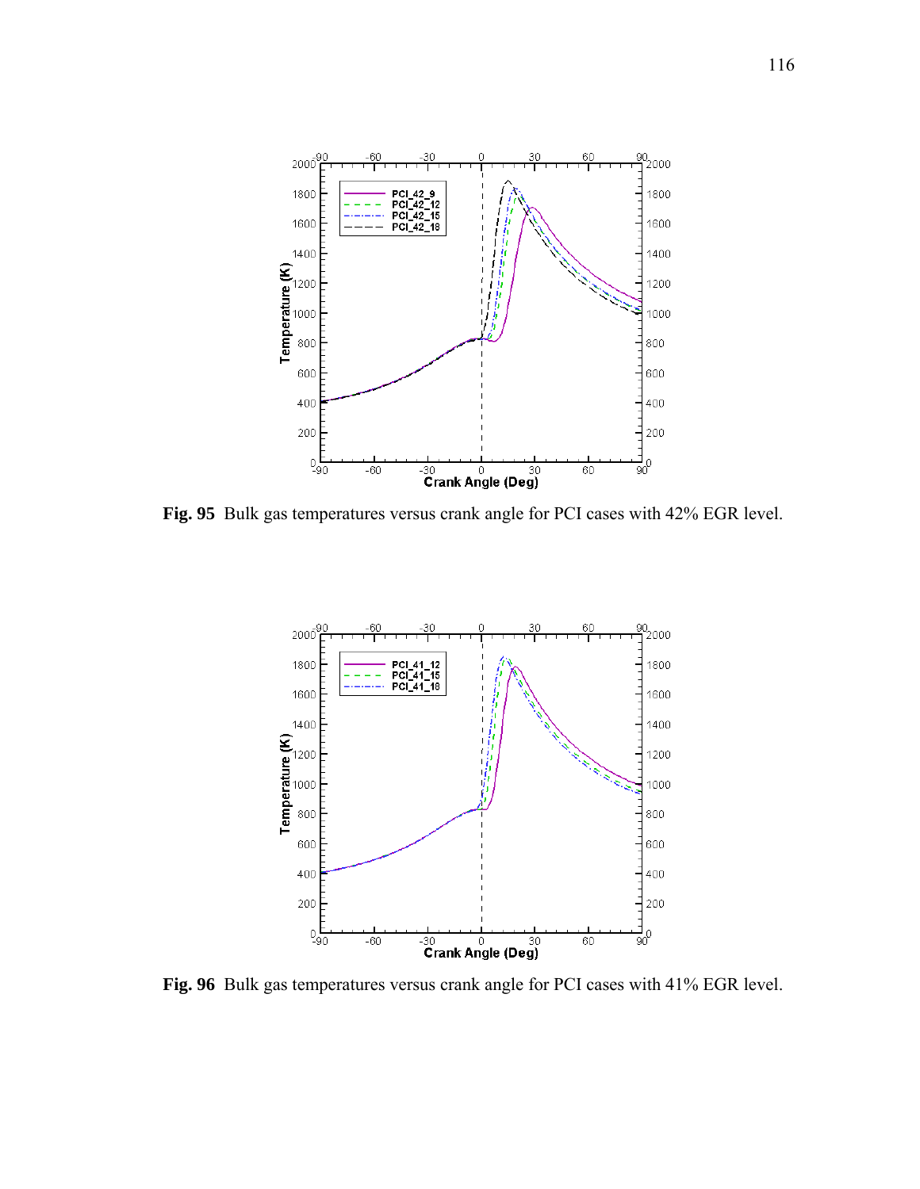**Fig. 95** Bulk gas temperatures versus crank angle for PCI cases with 42% EGR level.

**Fig. 96** Bulk gas temperatures versus crank angle for PCI cases with 41% EGR level.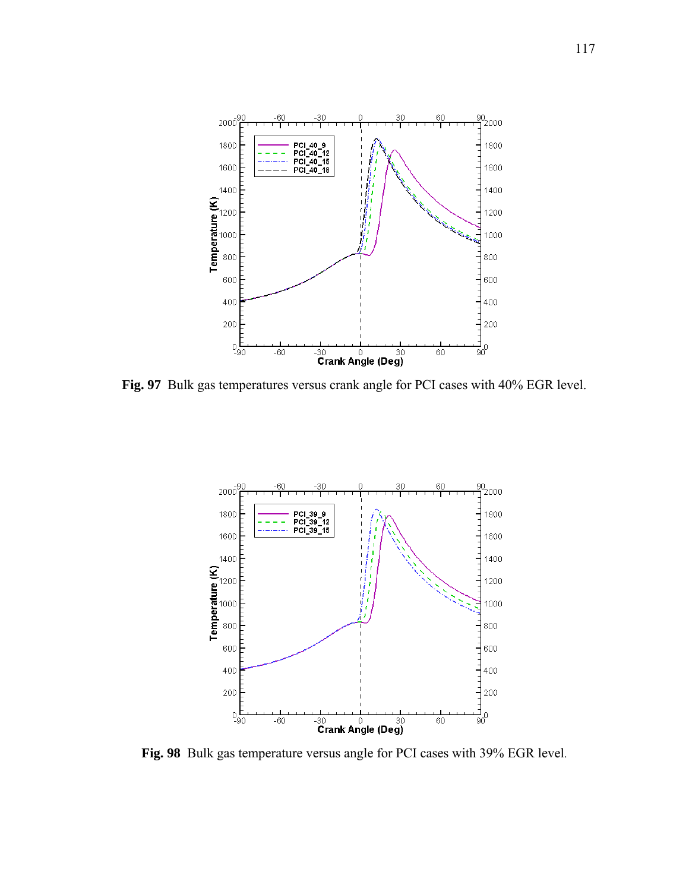**Fig. 97** Bulk gas temperatures versus crank angle for PCI cases with 40% EGR level.

**Fig. 98** Bulk gas temperature versus angle for PCI cases with 39% EGR level.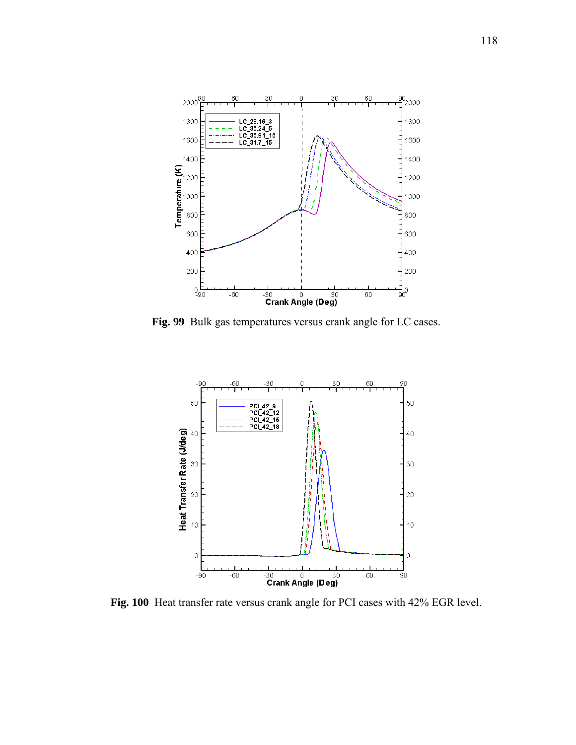**Fig. 99** Bulk gas temperatures versus crank angle for LC cases.

**Fig. 100** Heat transfer rate versus crank angle for PCI cases with 42% EGR level.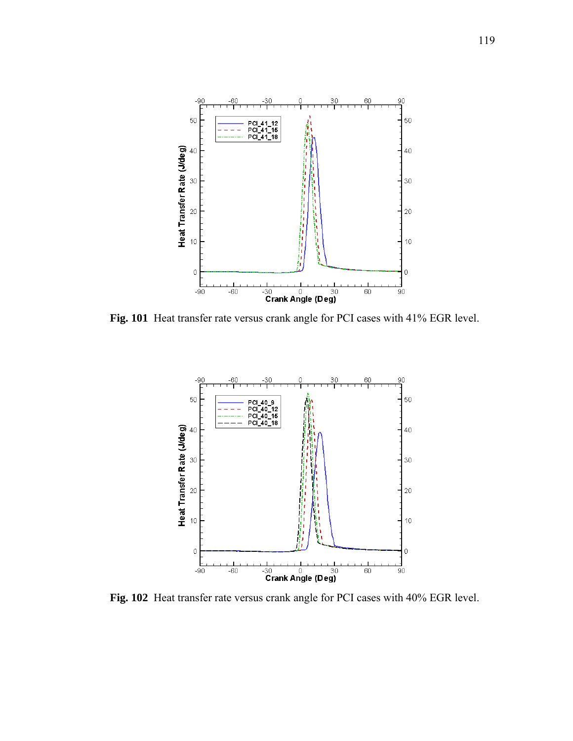**Fig. 101** Heat transfer rate versus crank angle for PCI cases with 41% EGR level.

**Fig. 102** Heat transfer rate versus crank angle for PCI cases with 40% EGR level.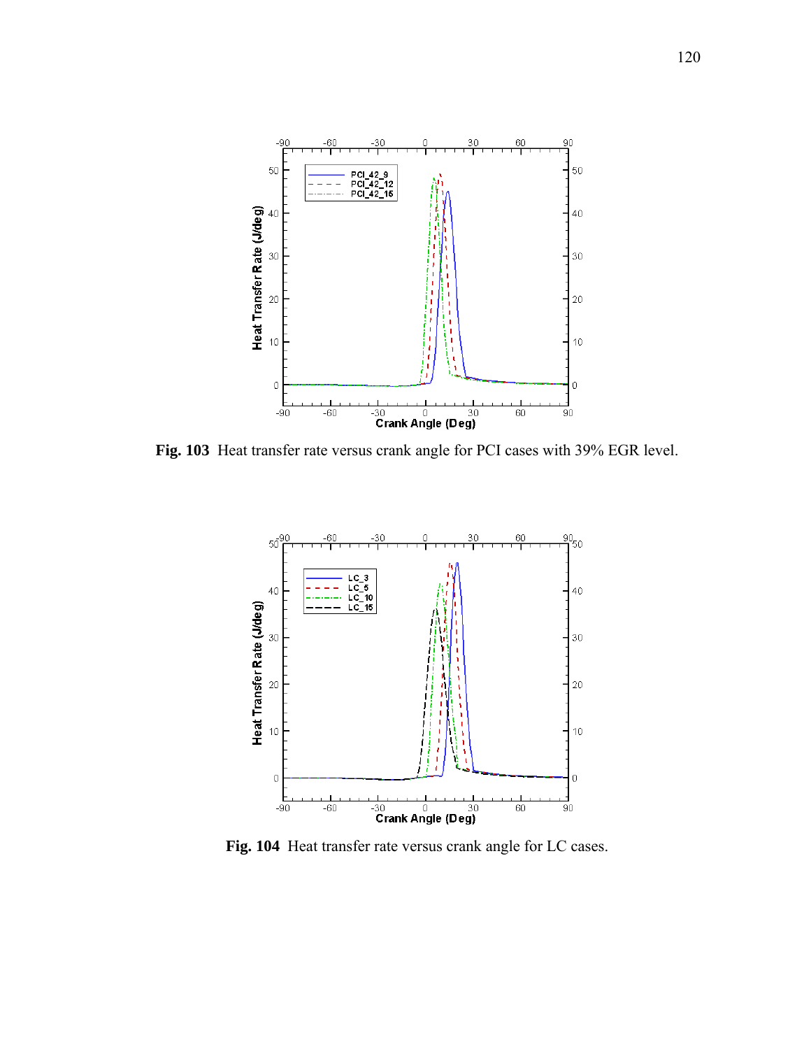**Fig. 103** Heat transfer rate versus crank angle for PCI cases with 39% EGR level.

**Fig. 104** Heat transfer rate versus crank angle for LC cases.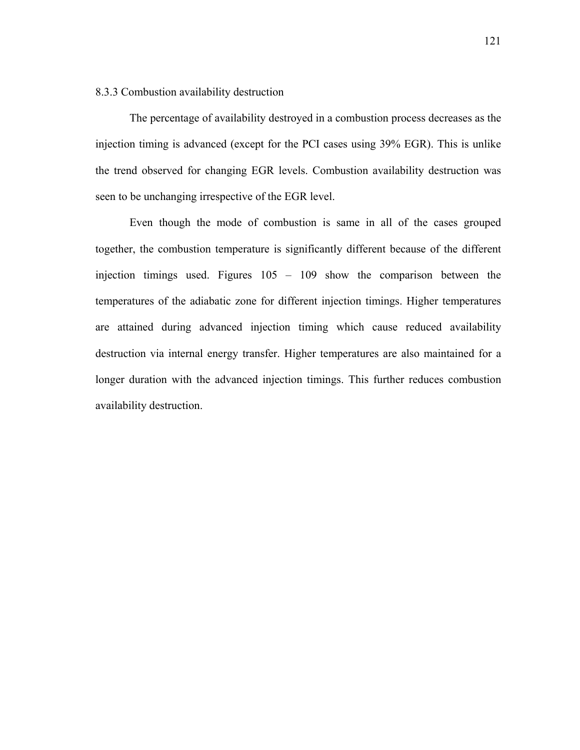### 8.3.3 Combustion availability destruction

The percentage of availability destroyed in a combustion process decreases as the injection timing is advanced (except for the PCI cases using 39% EGR). This is unlike the trend observed for changing EGR levels. Combustion availability destruction was seen to be unchanging irrespective of the EGR level.

Even though the mode of combustion is same in all of the cases grouped together, the combustion temperature is significantly different because of the different injection timings used. Figures 105 – 109 show the comparison between the temperatures of the adiabatic zone for different injection timings. Higher temperatures are attained during advanced injection timing which cause reduced availability destruction via internal energy transfer. Higher temperatures are also maintained for a longer duration with the advanced injection timings. This further reduces combustion availability destruction.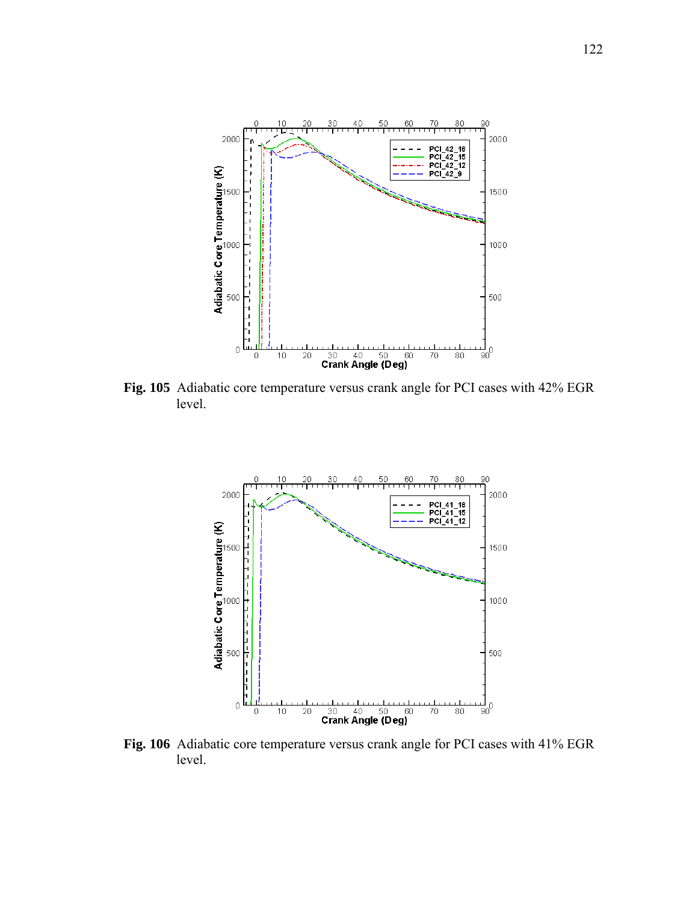**Fig. 105** Adiabatic core temperature versus crank angle for PCI cases with 42% EGR level.

**Fig. 106** Adiabatic core temperature versus crank angle for PCI cases with 41% EGR level.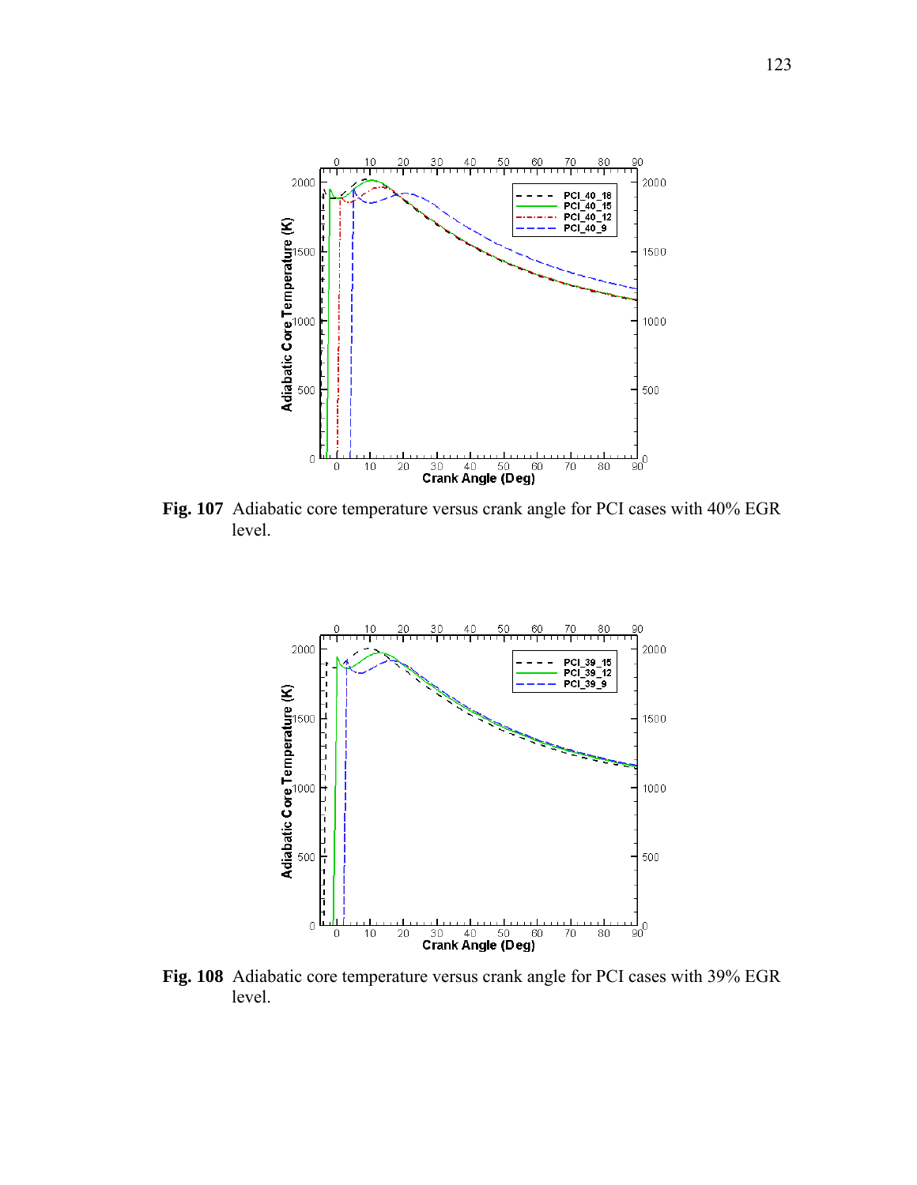**Fig. 107** Adiabatic core temperature versus crank angle for PCI cases with 40% EGR level.

**Fig. 108** Adiabatic core temperature versus crank angle for PCI cases with 39% EGR level.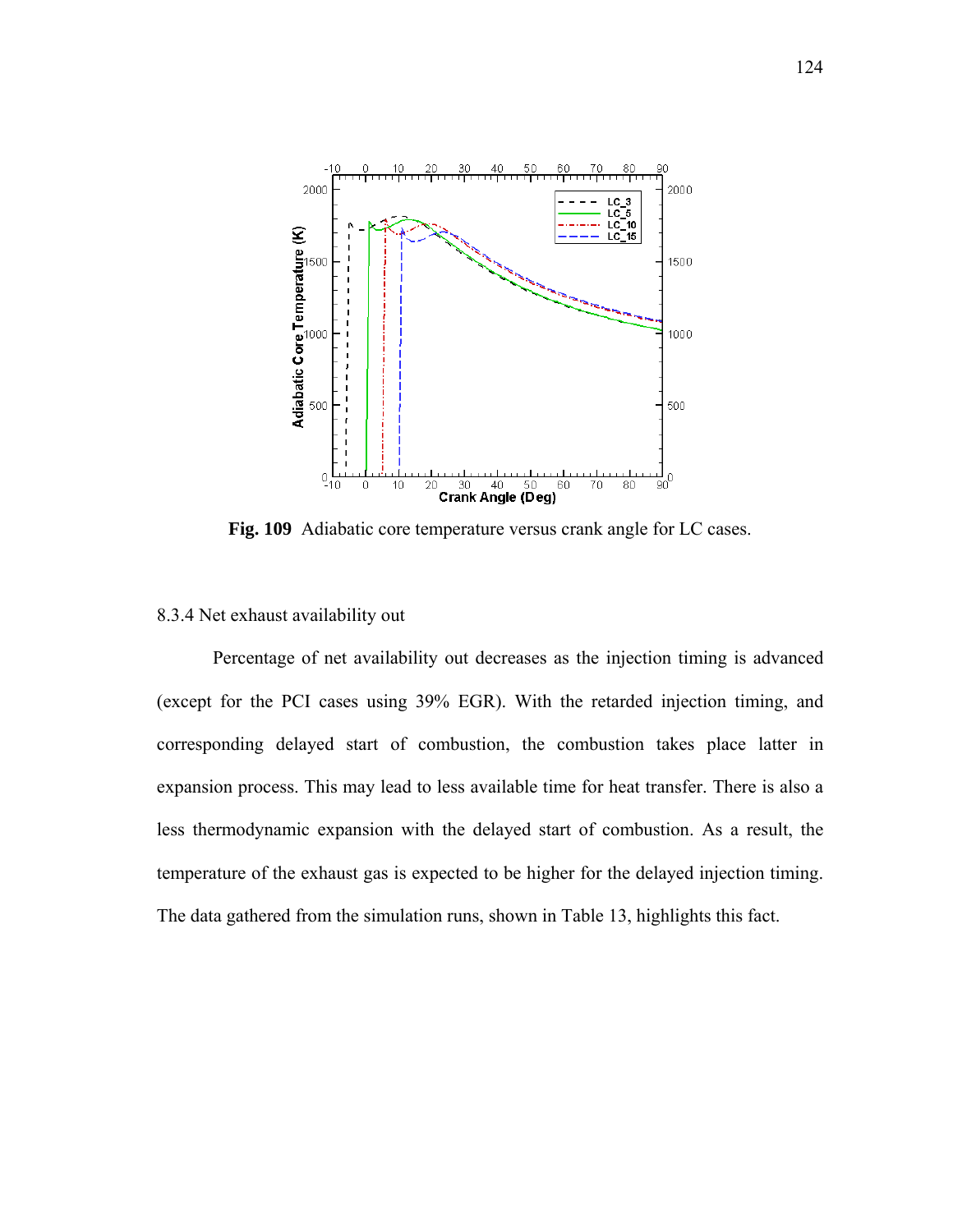**Fig. 109** Adiabatic core temperature versus crank angle for LC cases.

### 8.3.4 Net exhaust availability out

Percentage of net availability out decreases as the injection timing is advanced (except for the PCI cases using 39% EGR). With the retarded injection timing, and corresponding delayed start of combustion, the combustion takes place latter in expansion process. This may lead to less available time for heat transfer. There is also a less thermodynamic expansion with the delayed start of combustion. As a result, the temperature of the exhaust gas is expected to be higher for the delayed injection timing. The data gathered from the simulation runs, shown in Table 13, highlights this fact.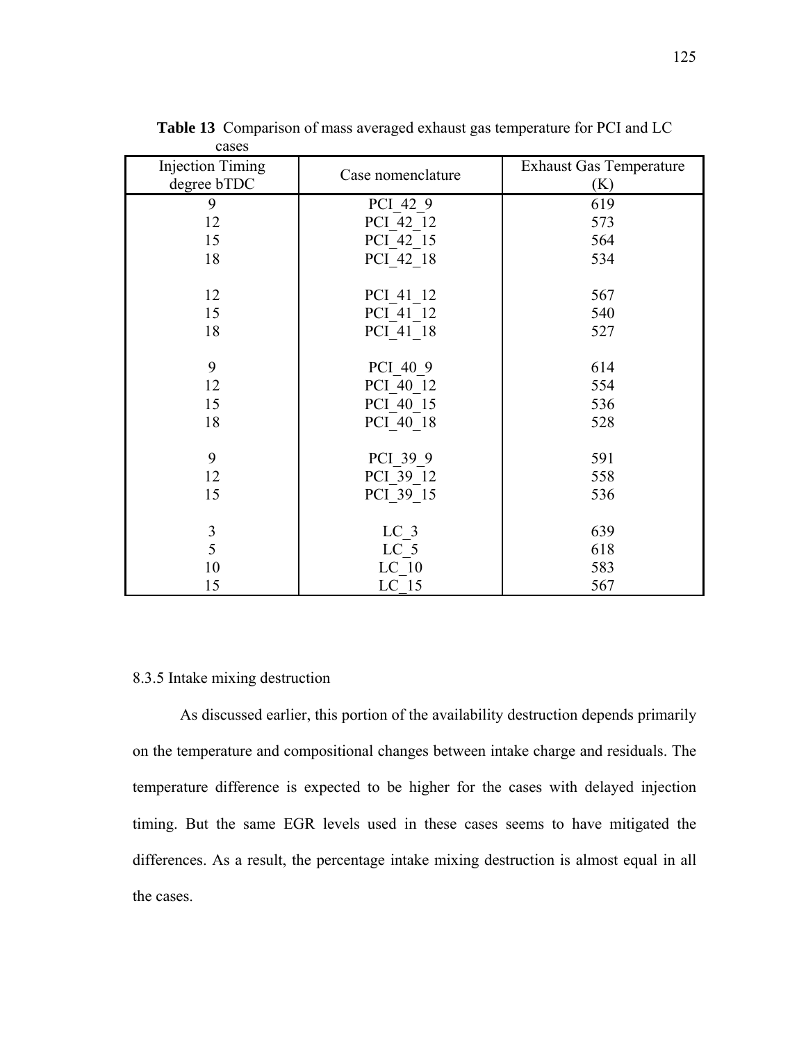**Table 13** Comparison of mass averaged exhaust gas temperature for PCI and LC cases

| Injection Timing degree bTDC | Case nomenclature | Exhaust Gas Temperature (K) |
|---|---|---|
| 9 | PCI_42_9 | 619 |
| 12 | PCI_42_12 | 573 |
| 15 | PCI_42_15 | 564 |
| 18 | PCI_42_18 | 534 |
| | | |
| 12 | PCI_41_12 | 567 |
| 15 | PCI_41_12 | 540 |
| 18 | PCI_41_18 | 527 |
| | | |
| 9 | PCI_40_9 | 614 |
| 12 | PCI_40_12 | 554 |
| 15 | PCI_40_15 | 536 |
| 18 | PCI_40_18 | 528 |
| | | |
| 9 | PCI_39_9 | 591 |
| 12 | PCI_39_12 | 558 |
| 15 | PCI_39_15 | 536 |
| | | |
| 3 | LC_3 | 639 |
| 5 | LC_5 | 618 |
| 10 | LC_10 | 583 |
| 15 | LC_15 | 567 |

8.3.5 Intake mixing destruction

As discussed earlier, this portion of the availability destruction depends primarily on the temperature and compositional changes between intake charge and residuals. The temperature difference is expected to be higher for the cases with delayed injection timing. But the same EGR levels used in these cases seems to have mitigated the differences. As a result, the percentage intake mixing destruction is almost equal in all the cases.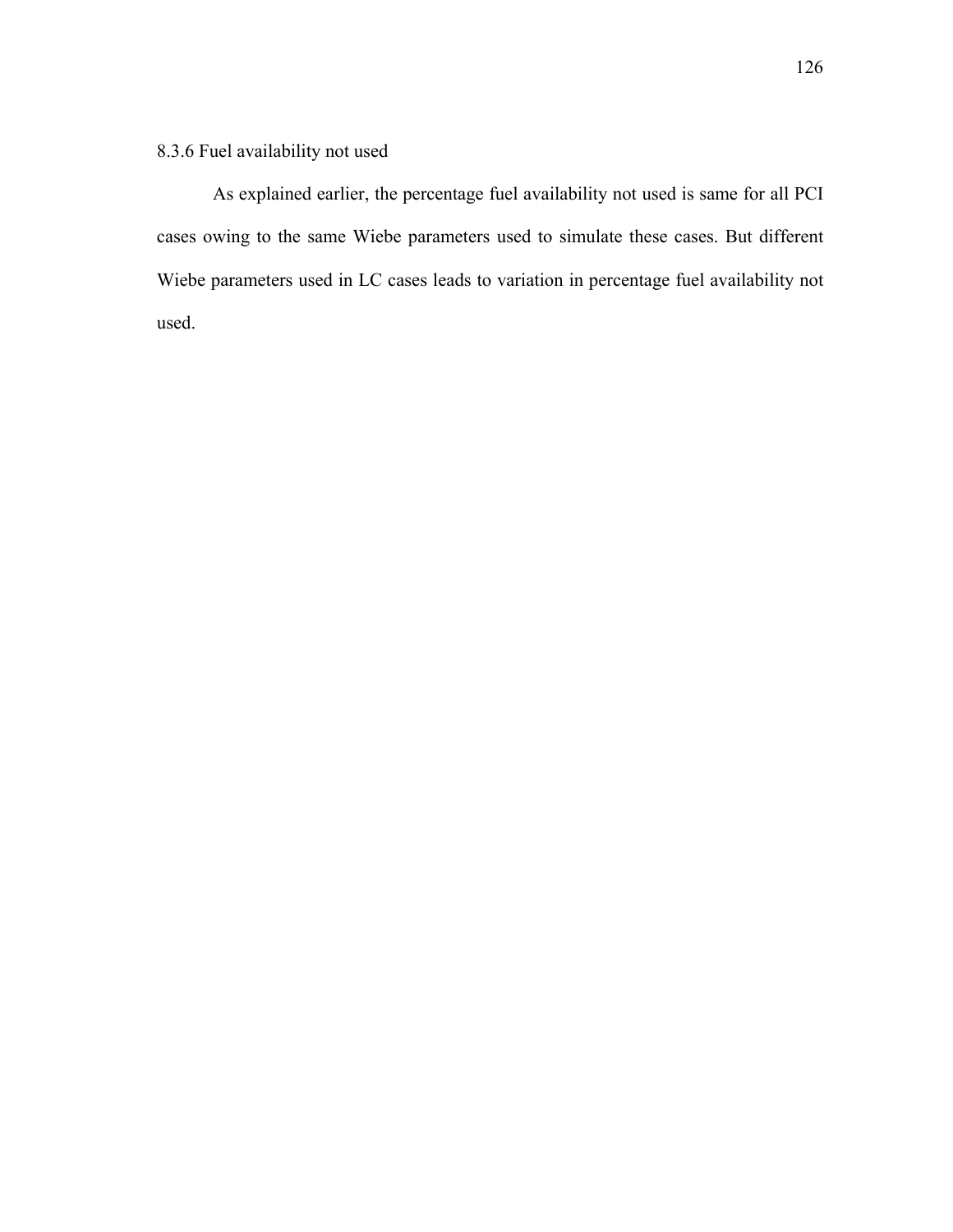### 8.3.6 Fuel availability not used

As explained earlier, the percentage fuel availability not used is same for all PCI cases owing to the same Wiebe parameters used to simulate these cases. But different Wiebe parameters used in LC cases leads to variation in percentage fuel availability not used.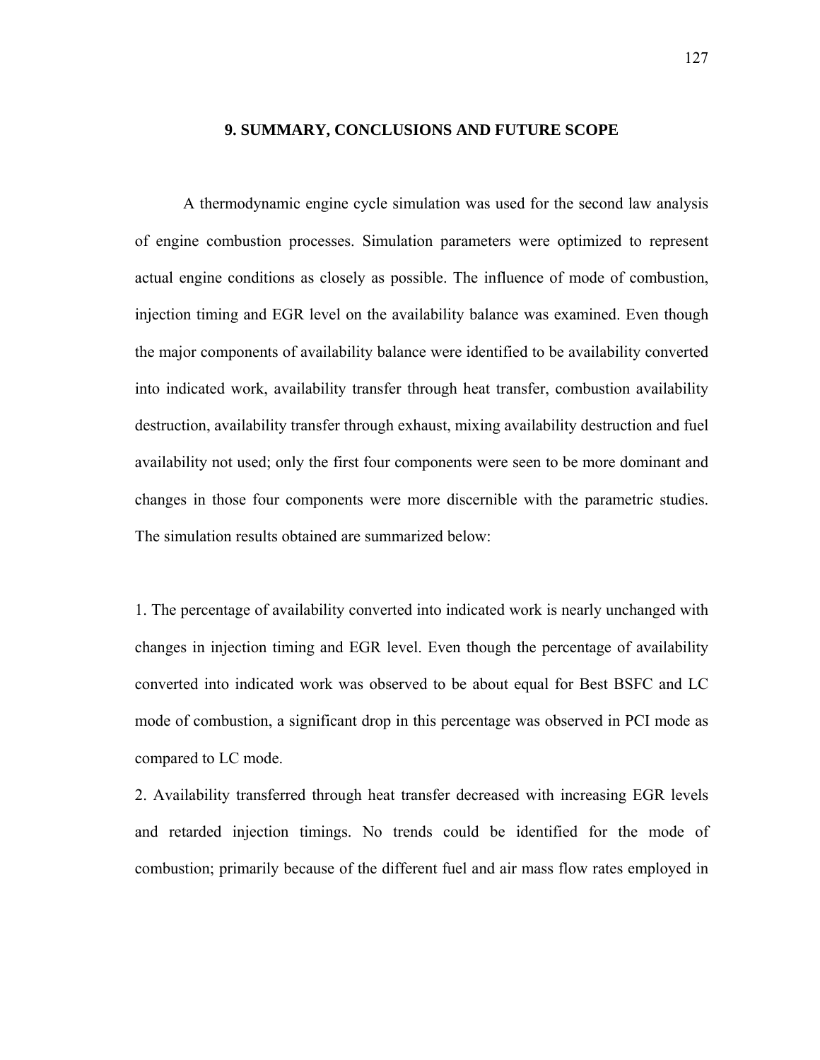# 9. SUMMARY, CONCLUSIONS AND FUTURE SCOPE

A thermodynamic engine cycle simulation was used for the second law analysis of engine combustion processes. Simulation parameters were optimized to represent actual engine conditions as closely as possible. The influence of mode of combustion, injection timing and EGR level on the availability balance was examined. Even though the major components of availability balance were identified to be availability converted into indicated work, availability transfer through heat transfer, combustion availability destruction, availability transfer through exhaust, mixing availability destruction and fuel availability not used; only the first four components were seen to be more dominant and changes in those four components were more discernible with the parametric studies. The simulation results obtained are summarized below:

1. The percentage of availability converted into indicated work is nearly unchanged with changes in injection timing and EGR level. Even though the percentage of availability converted into indicated work was observed to be about equal for Best BSFC and LC mode of combustion, a significant drop in this percentage was observed in PCI mode as compared to LC mode.
2. Availability transferred through heat transfer decreased with increasing EGR levels and retarded injection timings. No trends could be identified for the mode of combustion; primarily because of the different fuel and air mass flow rates employed in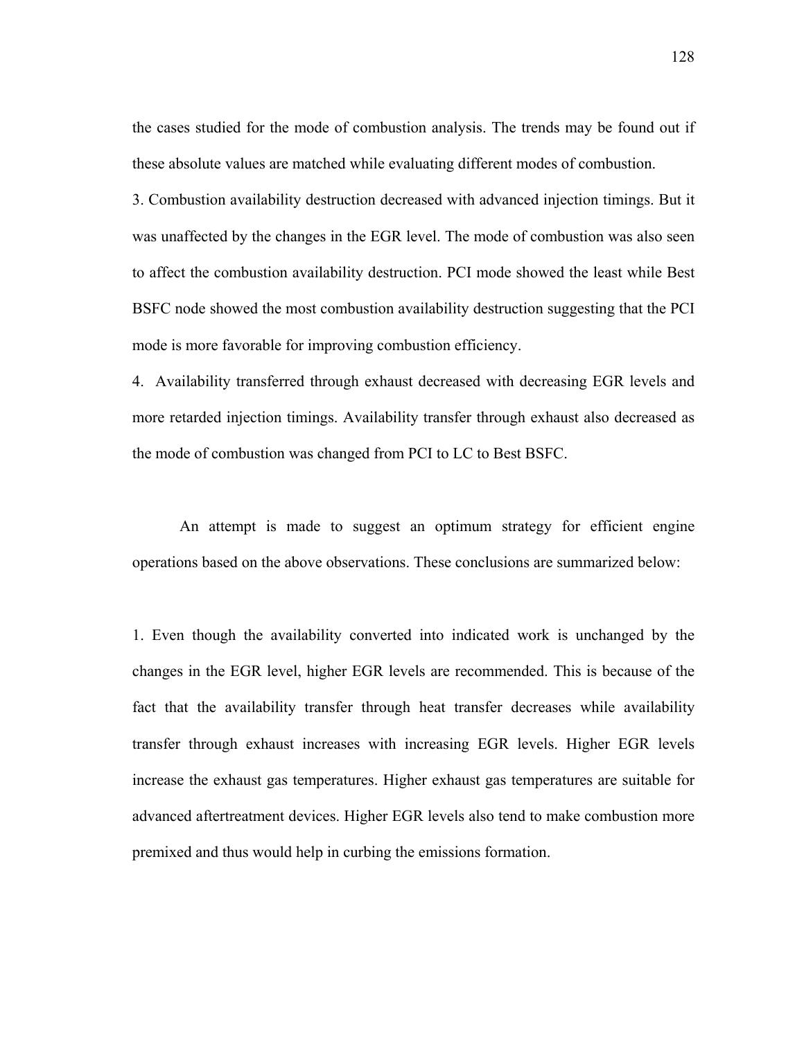the cases studied for the mode of combustion analysis. The trends may be found out if these absolute values are matched while evaluating different modes of combustion.

3. Combustion availability destruction decreased with advanced injection timings. But it was unaffected by the changes in the EGR level. The mode of combustion was also seen to affect the combustion availability destruction. PCI mode showed the least while Best BSFC node showed the most combustion availability destruction suggesting that the PCI mode is more favorable for improving combustion efficiency.

4. Availability transferred through exhaust decreased with decreasing EGR levels and more retarded injection timings. Availability transfer through exhaust also decreased as the mode of combustion was changed from PCI to LC to Best BSFC.

An attempt is made to suggest an optimum strategy for efficient engine operations based on the above observations. These conclusions are summarized below:

1. Even though the availability converted into indicated work is unchanged by the changes in the EGR level, higher EGR levels are recommended. This is because of the fact that the availability transfer through heat transfer decreases while availability transfer through exhaust increases with increasing EGR levels. Higher EGR levels increase the exhaust gas temperatures. Higher exhaust gas temperatures are suitable for advanced aftertreatment devices. Higher EGR levels also tend to make combustion more premixed and thus would help in curbing the emissions formation.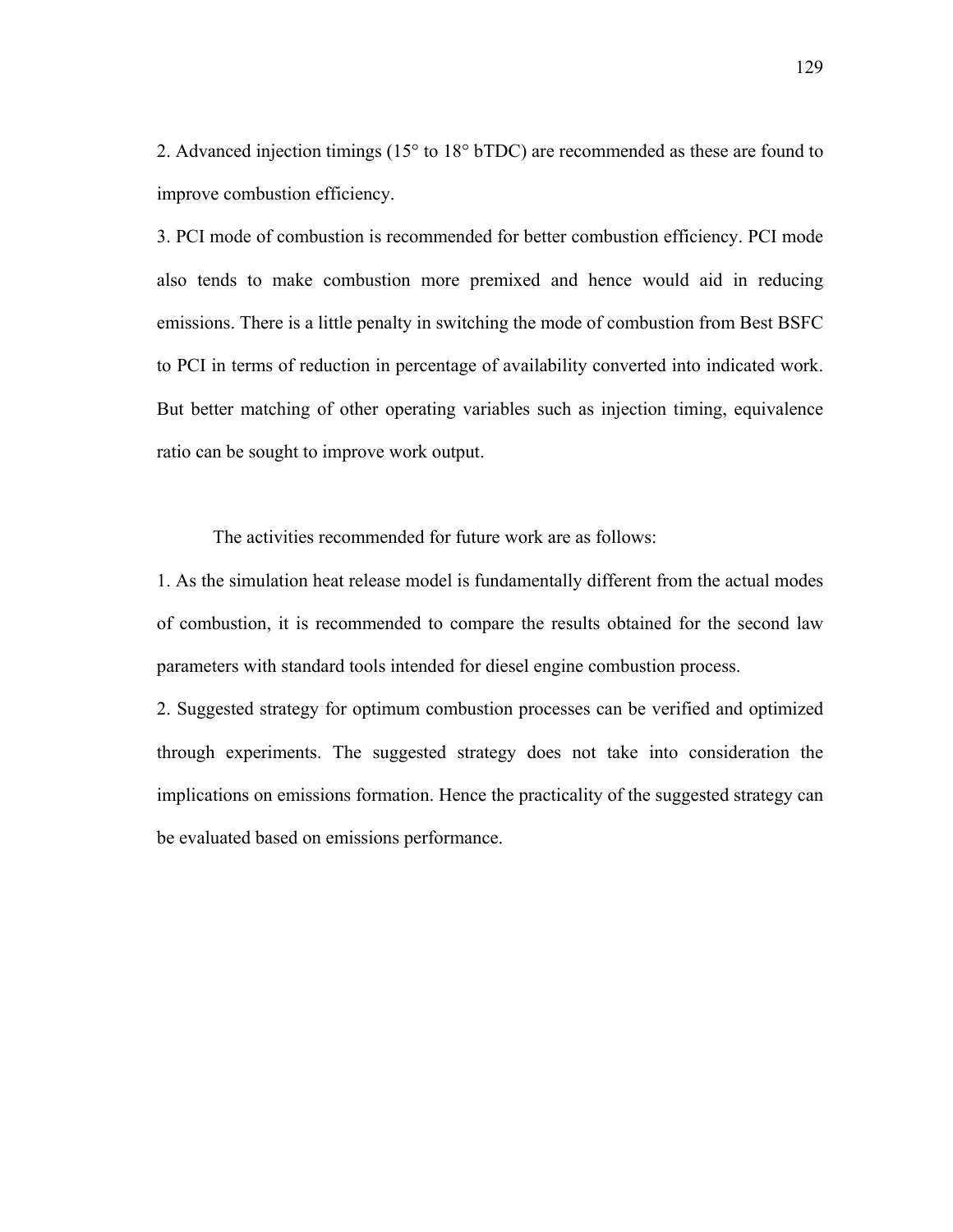2. Advanced injection timings (15° to 18° bTDC) are recommended as these are found to improve combustion efficiency.

3. PCI mode of combustion is recommended for better combustion efficiency. PCI mode also tends to make combustion more premixed and hence would aid in reducing emissions. There is a little penalty in switching the mode of combustion from Best BSFC to PCI in terms of reduction in percentage of availability converted into indicated work. But better matching of other operating variables such as injection timing, equivalence ratio can be sought to improve work output.

The activities recommended for future work are as follows:

1. As the simulation heat release model is fundamentally different from the actual modes of combustion, it is recommended to compare the results obtained for the second law parameters with standard tools intended for diesel engine combustion process.

2. Suggested strategy for optimum combustion processes can be verified and optimized through experiments. The suggested strategy does not take into consideration the implications on emissions formation. Hence the practicality of the suggested strategy can be evaluated based on emissions performance.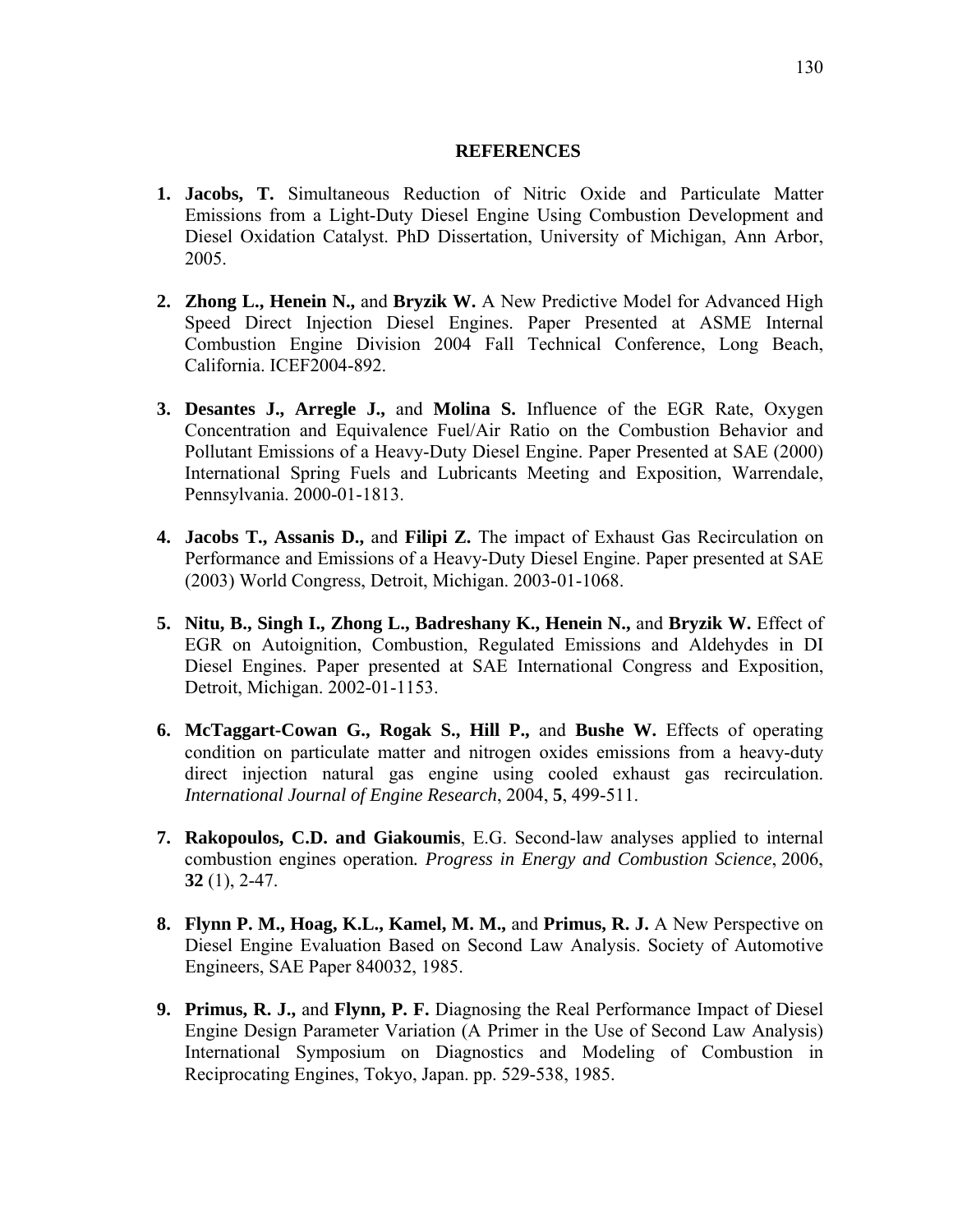## REFERENCES

1. **Jacobs, T.** Simultaneous Reduction of Nitric Oxide and Particulate Matter Emissions from a Light-Duty Diesel Engine Using Combustion Development and Diesel Oxidation Catalyst. PhD Dissertation, University of Michigan, Ann Arbor, 2005.

2. **Zhong L., Henein N.,** and **Bryzik W.** A New Predictive Model for Advanced High Speed Direct Injection Diesel Engines. Paper Presented at ASME Internal Combustion Engine Division 2004 Fall Technical Conference, Long Beach, California. ICEF2004-892.

3. **Desantes J., Arregle J.,** and **Molina S.** Influence of the EGR Rate, Oxygen Concentration and Equivalence Fuel/Air Ratio on the Combustion Behavior and Pollutant Emissions of a Heavy-Duty Diesel Engine. Paper Presented at SAE (2000) International Spring Fuels and Lubricants Meeting and Exposition, Warrendale, Pennsylvania. 2000-01-1813.

4. **Jacobs T., Assanis D.,** and **Filipi Z.** The impact of Exhaust Gas Recirculation on Performance and Emissions of a Heavy-Duty Diesel Engine. Paper presented at SAE (2003) World Congress, Detroit, Michigan. 2003-01-1068.

5. **Nitu, B., Singh I., Zhong L., Badreshany K., Henein N.,** and **Bryzik W.** Effect of EGR on Autoignition, Combustion, Regulated Emissions and Aldehydes in DI Diesel Engines. Paper presented at SAE International Congress and Exposition, Detroit, Michigan. 2002-01-1153.

6. **McTaggart-Cowan G., Rogak S., Hill P.,** and **Bushe W.** Effects of operating condition on particulate matter and nitrogen oxides emissions from a heavy-duty direct injection natural gas engine using cooled exhaust gas recirculation. *International Journal of Engine Research*, 2004, **5**, 499-511.

7. **Rakopoulos, C.D. and Giakoumis**, E.G. Second-law analyses applied to internal combustion engines operation*. Progress in Energy and Combustion Science*, 2006, **32** (1), 2-47.

8. **Flynn P. M., Hoag, K.L., Kamel, M. M.,** and **Primus, R. J.** A New Perspective on Diesel Engine Evaluation Based on Second Law Analysis. Society of Automotive Engineers, SAE Paper 840032, 1985.

9. **Primus, R. J.,** and **Flynn, P. F.** Diagnosing the Real Performance Impact of Diesel Engine Design Parameter Variation (A Primer in the Use of Second Law Analysis) International Symposium on Diagnostics and Modeling of Combustion in Reciprocating Engines, Tokyo, Japan. pp. 529-538, 1985.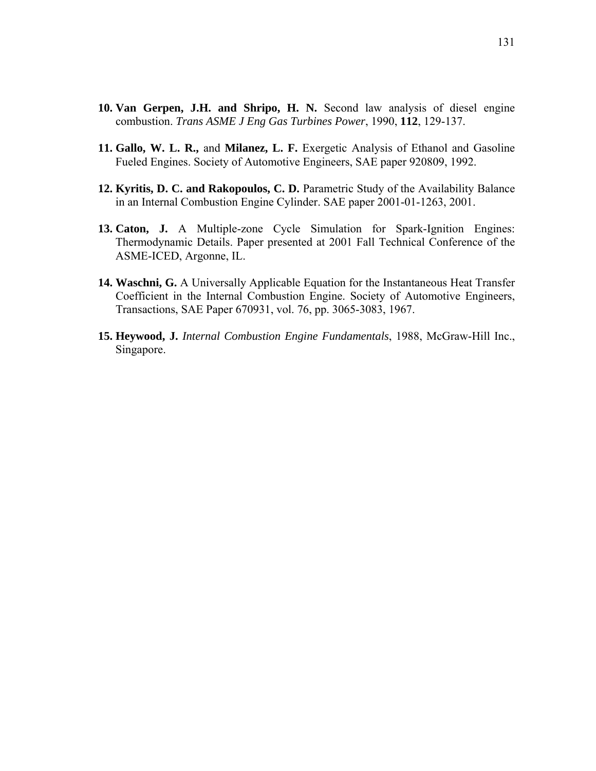10. **Van Gerpen, J.H. and Shripo, H. N.** Second law analysis of diesel engine combustion. *Trans ASME J Eng Gas Turbines Power*, 1990, **112**, 129-137.

11. **Gallo, W. L. R.,** and **Milanez, L. F.** Exergetic Analysis of Ethanol and Gasoline Fueled Engines. Society of Automotive Engineers, SAE paper 920809, 1992.

12. **Kyritis, D. C. and Rakopoulos, C. D.** Parametric Study of the Availability Balance in an Internal Combustion Engine Cylinder. SAE paper 2001-01-1263, 2001.

13. **Caton, J.** A Multiple-zone Cycle Simulation for Spark-Ignition Engines: Thermodynamic Details. Paper presented at 2001 Fall Technical Conference of the ASME-ICED, Argonne, IL.

14. **Waschni, G.** A Universally Applicable Equation for the Instantaneous Heat Transfer Coefficient in the Internal Combustion Engine. Society of Automotive Engineers, Transactions, SAE Paper 670931, vol. 76, pp. 3065-3083, 1967.

15. **Heywood, J.** *Internal Combustion Engine Fundamentals*, 1988, McGraw-Hill Inc., Singapore.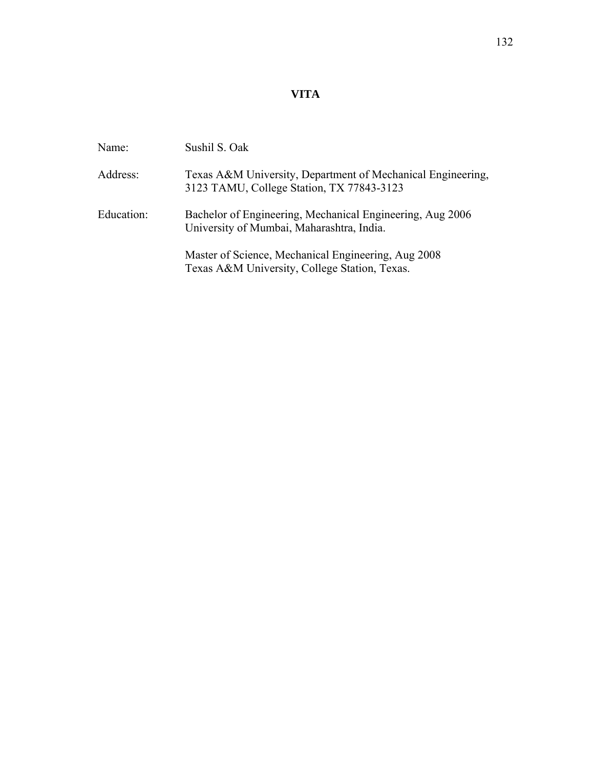# VITA

Name: Sushil S. Oak

Address: Texas A&M University, Department of Mechanical Engineering,
3123 TAMU, College Station, TX 77843-3123

Education: Bachelor of Engineering, Mechanical Engineering, Aug 2006
University of Mumbai, Maharashtra, India.

Master of Science, Mechanical Engineering, Aug 2008
Texas A&M University, College Station, Texas.